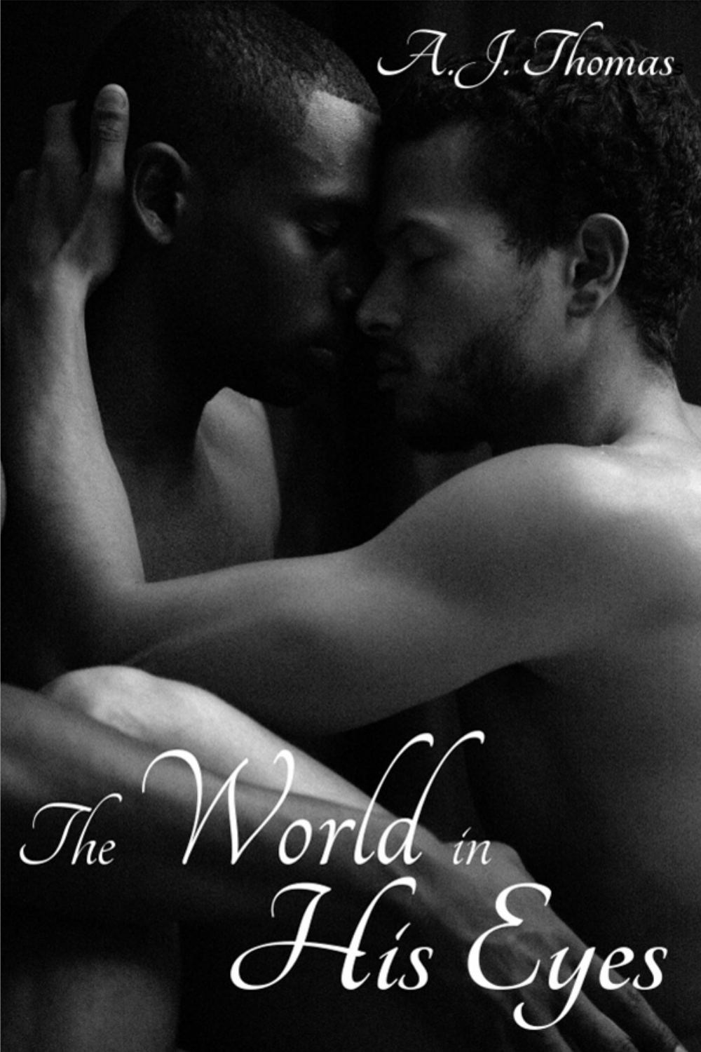A.J. Thomas

# The World in His Eyes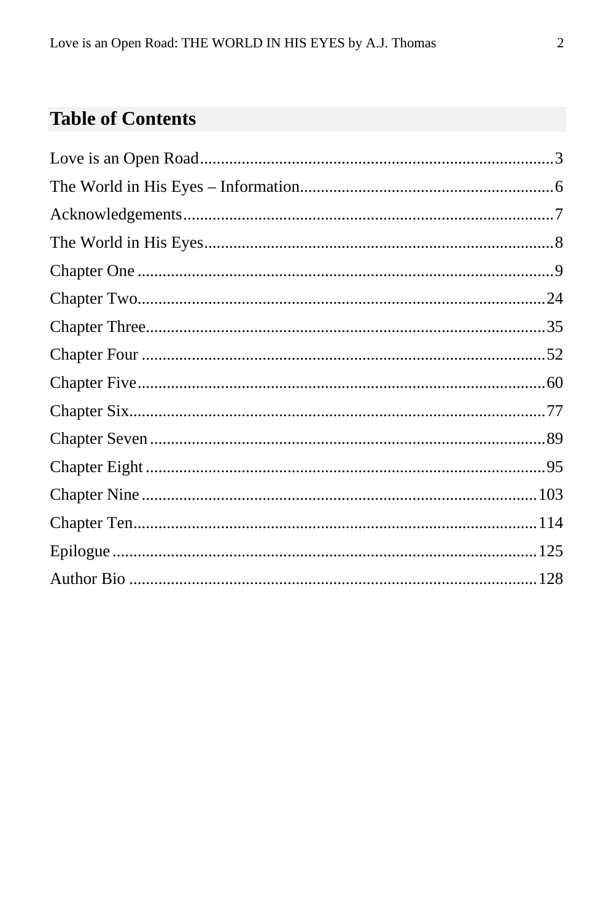## Table of Contents

Love is an Open Road....................................................................................3
The World in His Eyes – Information............................................................6
Acknowledgements........................................................................................7
The World in His Eyes...................................................................................8
Chapter One ...................................................................................................9
Chapter Two.................................................................................................24
Chapter Three...............................................................................................35
Chapter Four ................................................................................................52
Chapter Five.................................................................................................60
Chapter Six...................................................................................................77
Chapter Seven ..............................................................................................89
Chapter Eight ...............................................................................................95
Chapter Nine ..............................................................................................103
Chapter Ten.................................................................................................114
Epilogue .....................................................................................................125
Author Bio .................................................................................................128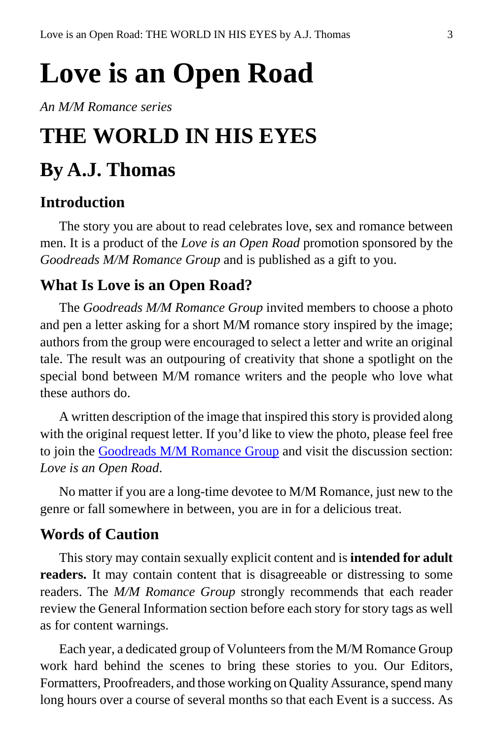# Love is an Open Road

*An M/M Romance series*

# THE WORLD IN HIS EYES

## By A.J. Thomas

### Introduction

The story you are about to read celebrates love, sex and romance between men. It is a product of the *Love is an Open Road* promotion sponsored by the *Goodreads M/M Romance Group* and is published as a gift to you.

### What Is Love is an Open Road?

The *Goodreads M/M Romance Group* invited members to choose a photo and pen a letter asking for a short M/M romance story inspired by the image; authors from the group were encouraged to select a letter and write an original tale. The result was an outpouring of creativity that shone a spotlight on the special bond between M/M romance writers and the people who love what these authors do.

A written description of the image that inspired this story is provided along with the original request letter. If you'd like to view the photo, please feel free to join the Goodreads M/M Romance Group and visit the discussion section: *Love is an Open Road*.

No matter if you are a long-time devotee to M/M Romance, just new to the genre or fall somewhere in between, you are in for a delicious treat.

### Words of Caution

This story may contain sexually explicit content and is **intended for adult readers.** It may contain content that is disagreeable or distressing to some readers. The *M/M Romance Group* strongly recommends that each reader review the General Information section before each story for story tags as well as for content warnings.

Each year, a dedicated group of Volunteers from the M/M Romance Group work hard behind the scenes to bring these stories to you. Our Editors, Formatters, Proofreaders, and those working on Quality Assurance, spend many long hours over a course of several months so that each Event is a success. As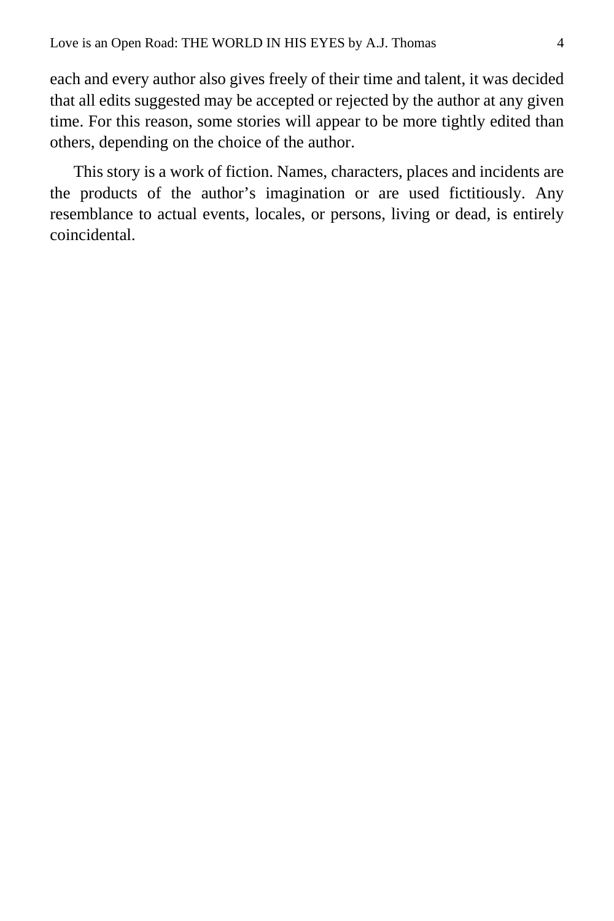each and every author also gives freely of their time and talent, it was decided that all edits suggested may be accepted or rejected by the author at any given time. For this reason, some stories will appear to be more tightly edited than others, depending on the choice of the author.

This story is a work of fiction. Names, characters, places and incidents are the products of the author's imagination or are used fictitiously. Any resemblance to actual events, locales, or persons, living or dead, is entirely coincidental.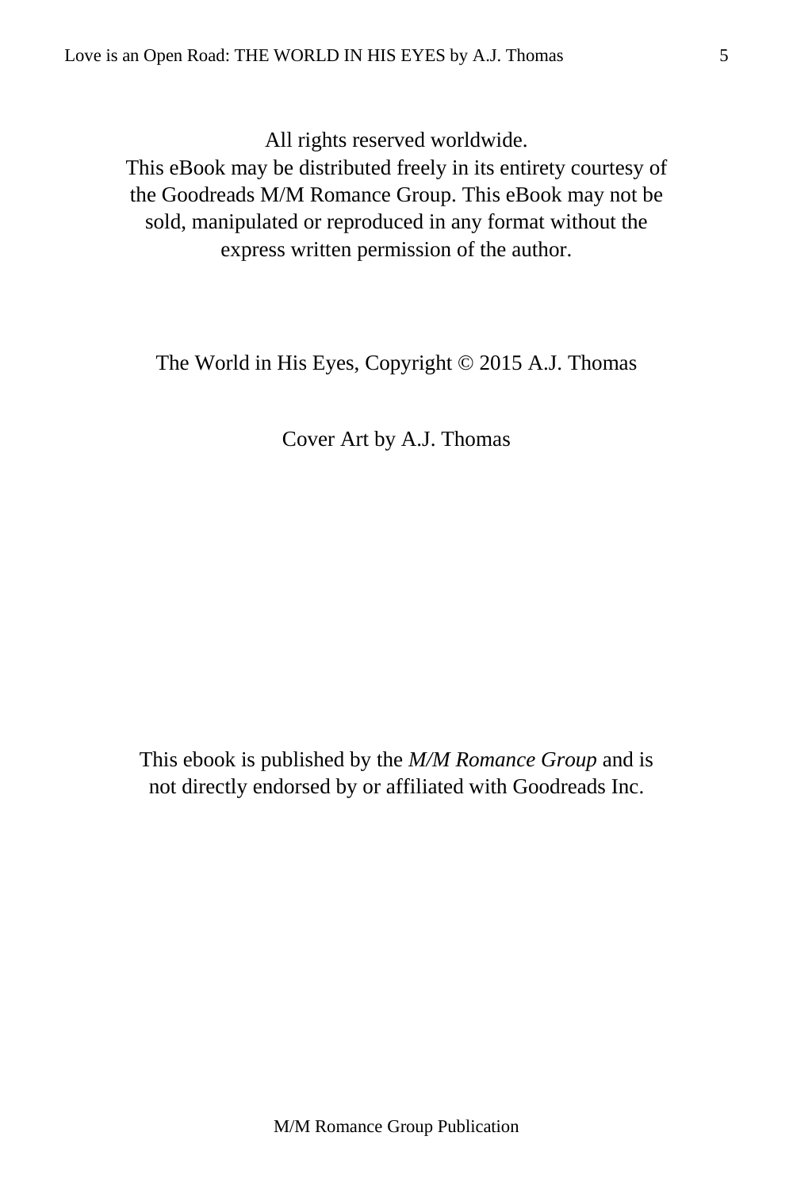All rights reserved worldwide.
This eBook may be distributed freely in its entirety courtesy of the Goodreads M/M Romance Group. This eBook may not be sold, manipulated or reproduced in any format without the express written permission of the author.

The World in His Eyes, Copyright © 2015 A.J. Thomas

Cover Art by A.J. Thomas

This ebook is published by the *M/M Romance Group* and is not directly endorsed by or affiliated with Goodreads Inc.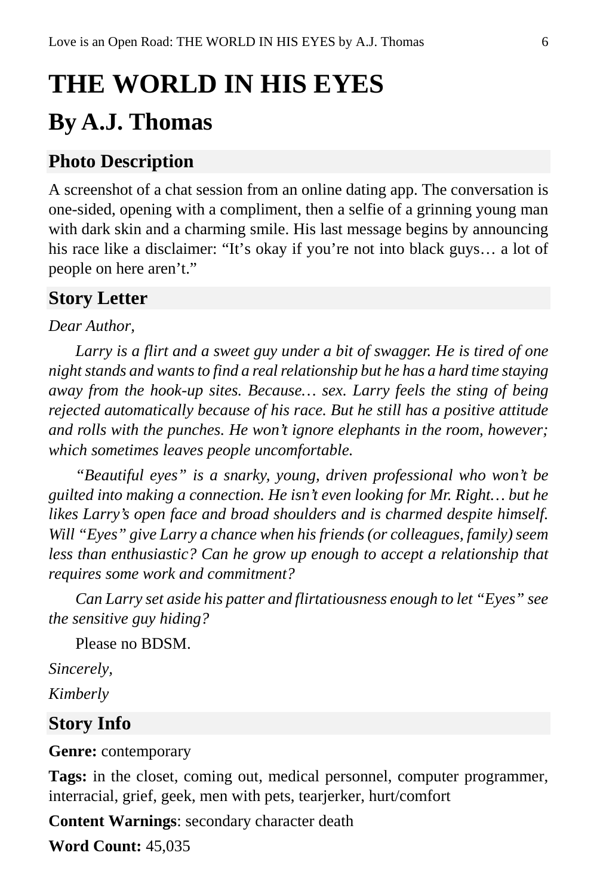# THE WORLD IN HIS EYES

## By A.J. Thomas

### Photo Description

A screenshot of a chat session from an online dating app. The conversation is one-sided, opening with a compliment, then a selfie of a grinning young man with dark skin and a charming smile. His last message begins by announcing his race like a disclaimer: "It's okay if you're not into black guys… a lot of people on here aren't."

### Story Letter

*Dear Author,*

*Larry is a flirt and a sweet guy under a bit of swagger. He is tired of one night stands and wants to find a real relationship but he has a hard time staying away from the hook-up sites. Because… sex. Larry feels the sting of being rejected automatically because of his race. But he still has a positive attitude and rolls with the punches. He won't ignore elephants in the room, however; which sometimes leaves people uncomfortable.*

*"Beautiful eyes" is a snarky, young, driven professional who won't be guilted into making a connection. He isn't even looking for Mr. Right… but he likes Larry's open face and broad shoulders and is charmed despite himself. Will "Eyes" give Larry a chance when his friends (or colleagues, family) seem less than enthusiastic? Can he grow up enough to accept a relationship that requires some work and commitment?*

*Can Larry set aside his patter and flirtatiousness enough to let "Eyes" see the sensitive guy hiding?*

Please no BDSM.

*Sincerely,*

*Kimberly*

### Story Info

**Genre:** contemporary

**Tags:** in the closet, coming out, medical personnel, computer programmer, interracial, grief, geek, men with pets, tearjerker, hurt/comfort

**Content Warnings**: secondary character death

**Word Count:** 45,035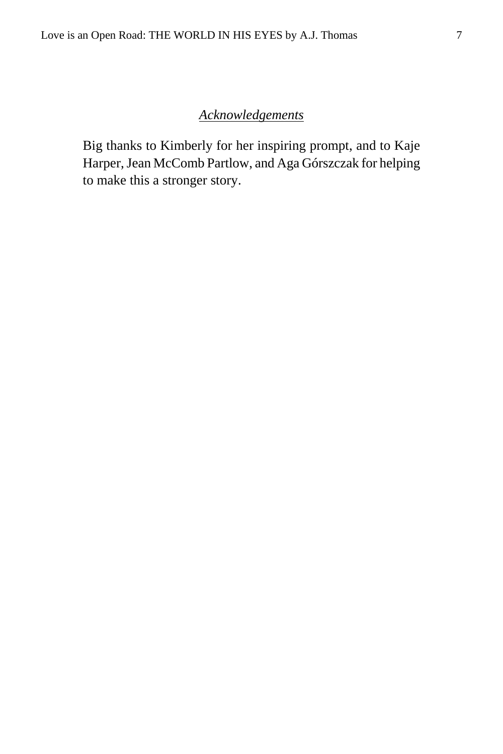## *Acknowledgements*

Big thanks to Kimberly for her inspiring prompt, and to Kaje Harper, Jean McComb Partlow, and Aga Górszczak for helping to make this a stronger story.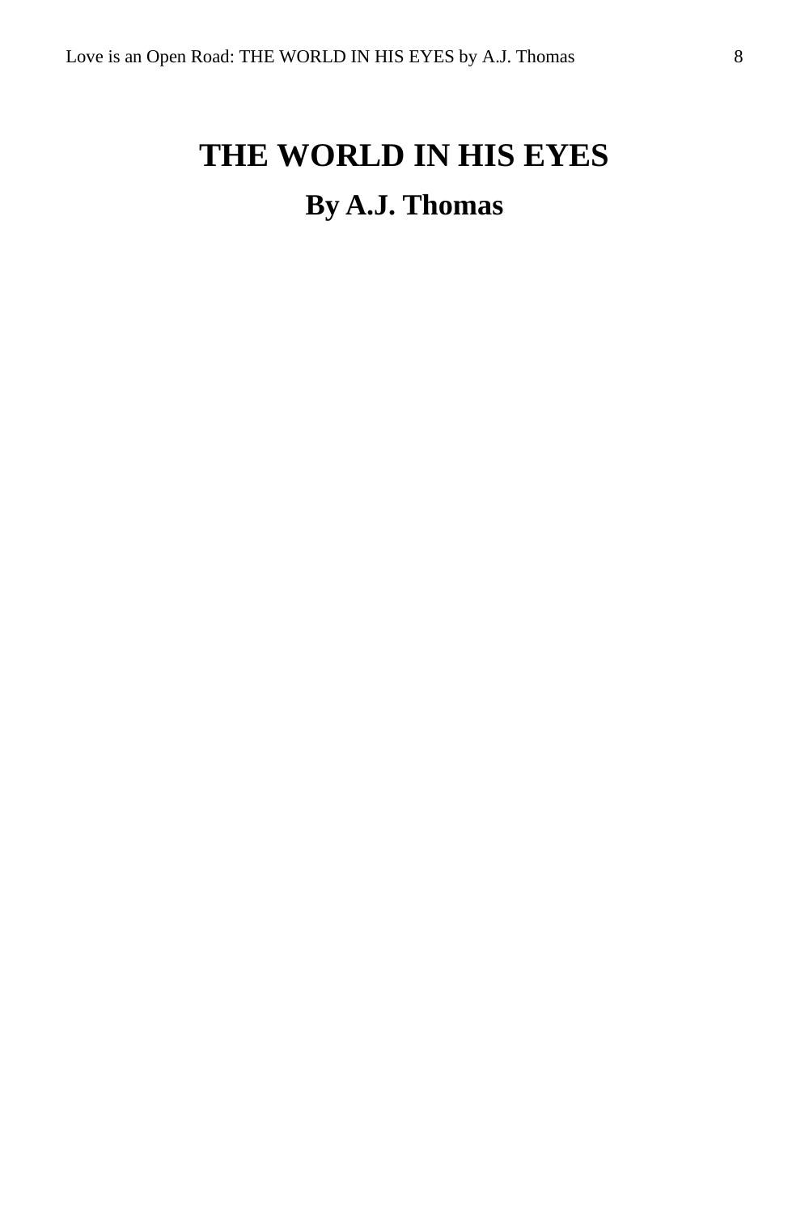# THE WORLD IN HIS EYES

## By A.J. Thomas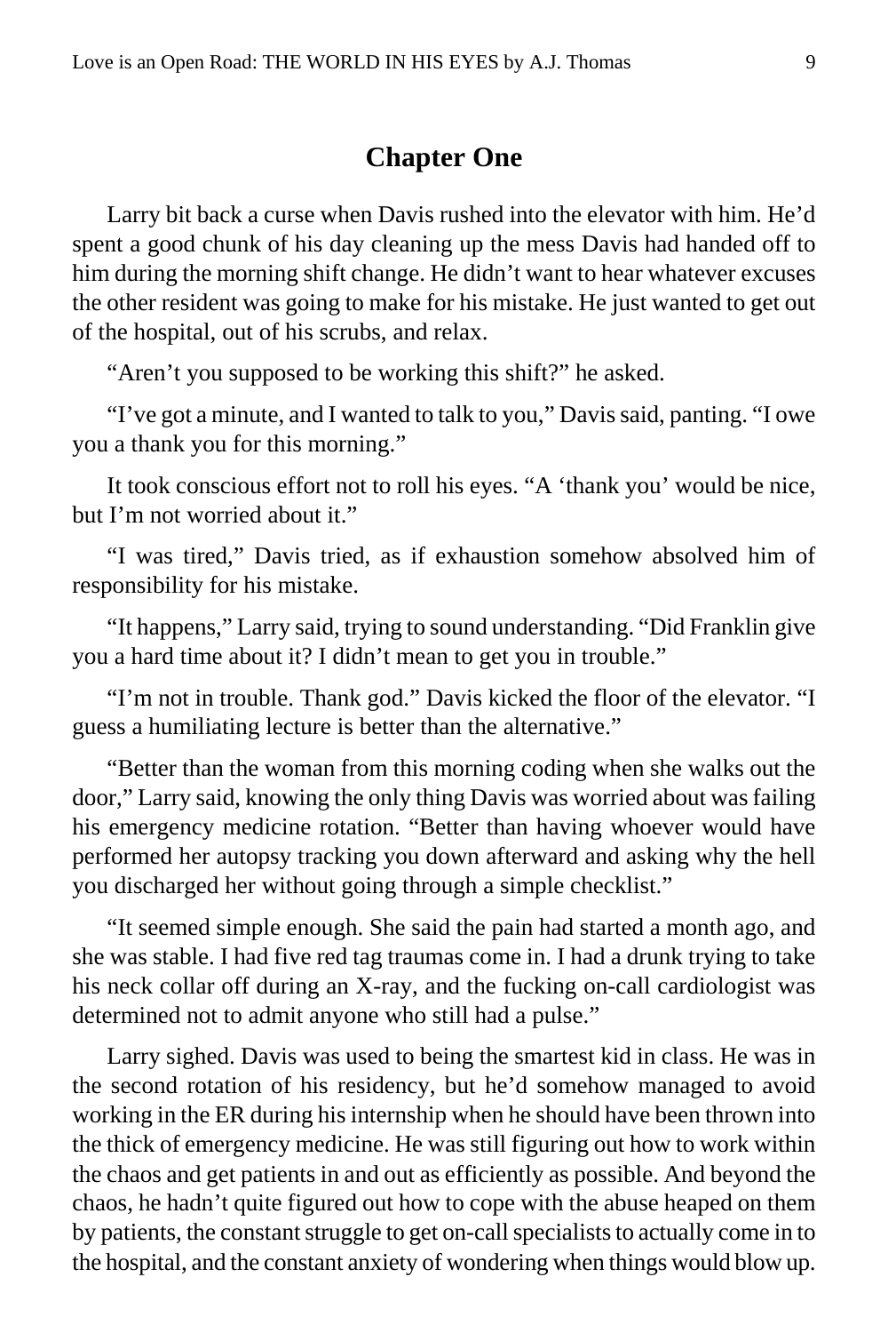## Chapter One

Larry bit back a curse when Davis rushed into the elevator with him. He'd spent a good chunk of his day cleaning up the mess Davis had handed off to him during the morning shift change. He didn't want to hear whatever excuses the other resident was going to make for his mistake. He just wanted to get out of the hospital, out of his scrubs, and relax.

"Aren't you supposed to be working this shift?" he asked.

"I've got a minute, and I wanted to talk to you," Davis said, panting. "I owe you a thank you for this morning."

It took conscious effort not to roll his eyes. "A 'thank you' would be nice, but I'm not worried about it."

"I was tired," Davis tried, as if exhaustion somehow absolved him of responsibility for his mistake.

"It happens," Larry said, trying to sound understanding. "Did Franklin give you a hard time about it? I didn't mean to get you in trouble."

"I'm not in trouble. Thank god." Davis kicked the floor of the elevator. "I guess a humiliating lecture is better than the alternative."

"Better than the woman from this morning coding when she walks out the door," Larry said, knowing the only thing Davis was worried about was failing his emergency medicine rotation. "Better than having whoever would have performed her autopsy tracking you down afterward and asking why the hell you discharged her without going through a simple checklist."

"It seemed simple enough. She said the pain had started a month ago, and she was stable. I had five red tag traumas come in. I had a drunk trying to take his neck collar off during an X-ray, and the fucking on-call cardiologist was determined not to admit anyone who still had a pulse."

Larry sighed. Davis was used to being the smartest kid in class. He was in the second rotation of his residency, but he'd somehow managed to avoid working in the ER during his internship when he should have been thrown into the thick of emergency medicine. He was still figuring out how to work within the chaos and get patients in and out as efficiently as possible. And beyond the chaos, he hadn't quite figured out how to cope with the abuse heaped on them by patients, the constant struggle to get on-call specialists to actually come in to the hospital, and the constant anxiety of wondering when things would blow up.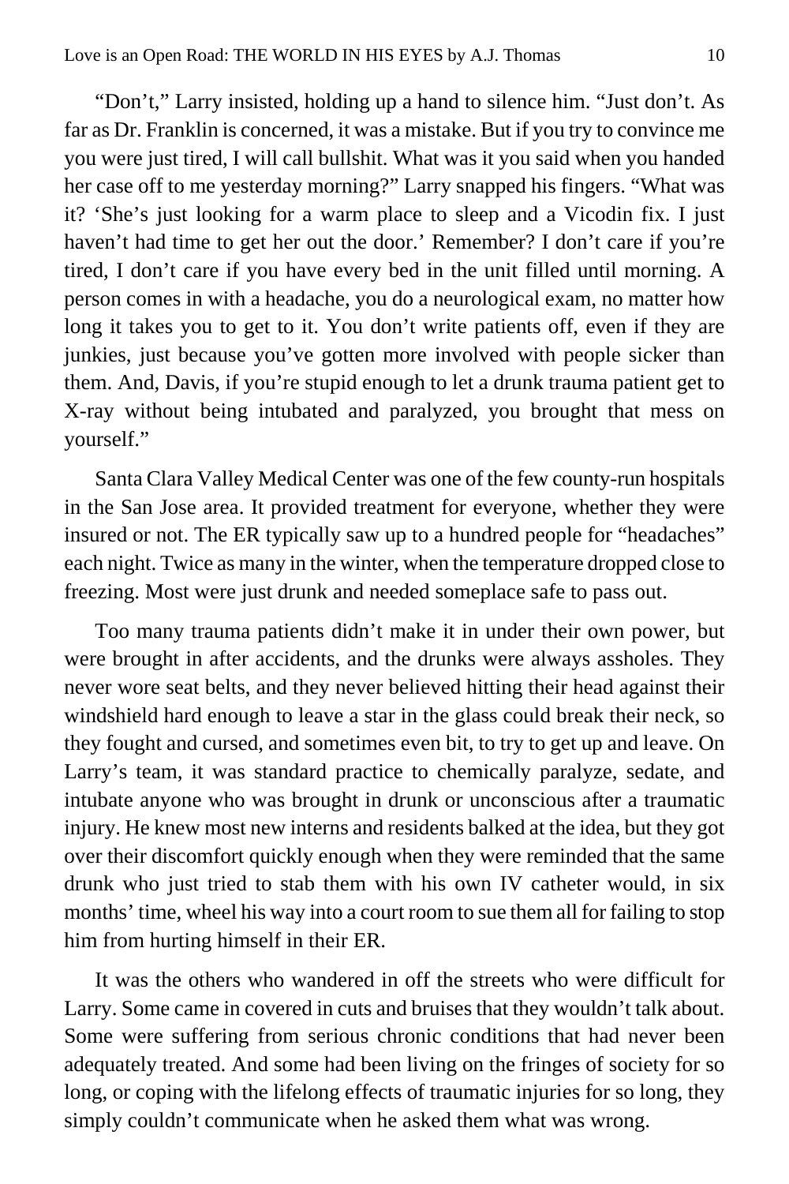"Don't," Larry insisted, holding up a hand to silence him. "Just don't. As far as Dr. Franklin is concerned, it was a mistake. But if you try to convince me you were just tired, I will call bullshit. What was it you said when you handed her case off to me yesterday morning?" Larry snapped his fingers. "What was it? 'She's just looking for a warm place to sleep and a Vicodin fix. I just haven't had time to get her out the door.' Remember? I don't care if you're tired, I don't care if you have every bed in the unit filled until morning. A person comes in with a headache, you do a neurological exam, no matter how long it takes you to get to it. You don't write patients off, even if they are junkies, just because you've gotten more involved with people sicker than them. And, Davis, if you're stupid enough to let a drunk trauma patient get to X-ray without being intubated and paralyzed, you brought that mess on yourself."

Santa Clara Valley Medical Center was one of the few county-run hospitals in the San Jose area. It provided treatment for everyone, whether they were insured or not. The ER typically saw up to a hundred people for "headaches" each night. Twice as many in the winter, when the temperature dropped close to freezing. Most were just drunk and needed someplace safe to pass out.

Too many trauma patients didn't make it in under their own power, but were brought in after accidents, and the drunks were always assholes. They never wore seat belts, and they never believed hitting their head against their windshield hard enough to leave a star in the glass could break their neck, so they fought and cursed, and sometimes even bit, to try to get up and leave. On Larry's team, it was standard practice to chemically paralyze, sedate, and intubate anyone who was brought in drunk or unconscious after a traumatic injury. He knew most new interns and residents balked at the idea, but they got over their discomfort quickly enough when they were reminded that the same drunk who just tried to stab them with his own IV catheter would, in six months' time, wheel his way into a court room to sue them all for failing to stop him from hurting himself in their ER.

It was the others who wandered in off the streets who were difficult for Larry. Some came in covered in cuts and bruises that they wouldn't talk about. Some were suffering from serious chronic conditions that had never been adequately treated. And some had been living on the fringes of society for so long, or coping with the lifelong effects of traumatic injuries for so long, they simply couldn't communicate when he asked them what was wrong.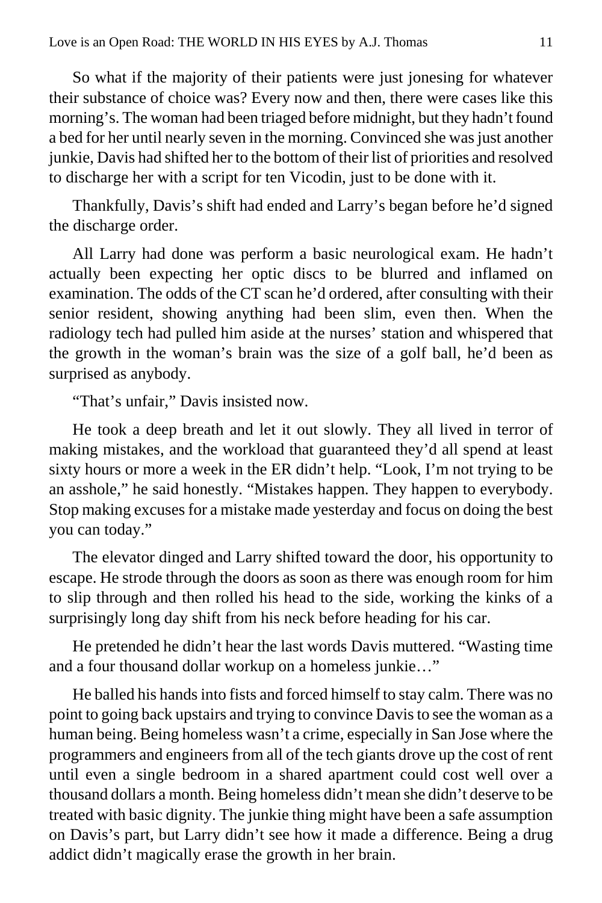So what if the majority of their patients were just jonesing for whatever their substance of choice was? Every now and then, there were cases like this morning's. The woman had been triaged before midnight, but they hadn't found a bed for her until nearly seven in the morning. Convinced she was just another junkie, Davis had shifted her to the bottom of their list of priorities and resolved to discharge her with a script for ten Vicodin, just to be done with it.

Thankfully, Davis's shift had ended and Larry's began before he'd signed the discharge order.

All Larry had done was perform a basic neurological exam. He hadn't actually been expecting her optic discs to be blurred and inflamed on examination. The odds of the CT scan he'd ordered, after consulting with their senior resident, showing anything had been slim, even then. When the radiology tech had pulled him aside at the nurses' station and whispered that the growth in the woman's brain was the size of a golf ball, he'd been as surprised as anybody.

"That's unfair," Davis insisted now.

He took a deep breath and let it out slowly. They all lived in terror of making mistakes, and the workload that guaranteed they'd all spend at least sixty hours or more a week in the ER didn't help. "Look, I'm not trying to be an asshole," he said honestly. "Mistakes happen. They happen to everybody. Stop making excuses for a mistake made yesterday and focus on doing the best you can today."

The elevator dinged and Larry shifted toward the door, his opportunity to escape. He strode through the doors as soon as there was enough room for him to slip through and then rolled his head to the side, working the kinks of a surprisingly long day shift from his neck before heading for his car.

He pretended he didn't hear the last words Davis muttered. "Wasting time and a four thousand dollar workup on a homeless junkie…"

He balled his hands into fists and forced himself to stay calm. There was no point to going back upstairs and trying to convince Davis to see the woman as a human being. Being homeless wasn't a crime, especially in San Jose where the programmers and engineers from all of the tech giants drove up the cost of rent until even a single bedroom in a shared apartment could cost well over a thousand dollars a month. Being homeless didn't mean she didn't deserve to be treated with basic dignity. The junkie thing might have been a safe assumption on Davis's part, but Larry didn't see how it made a difference. Being a drug addict didn't magically erase the growth in her brain.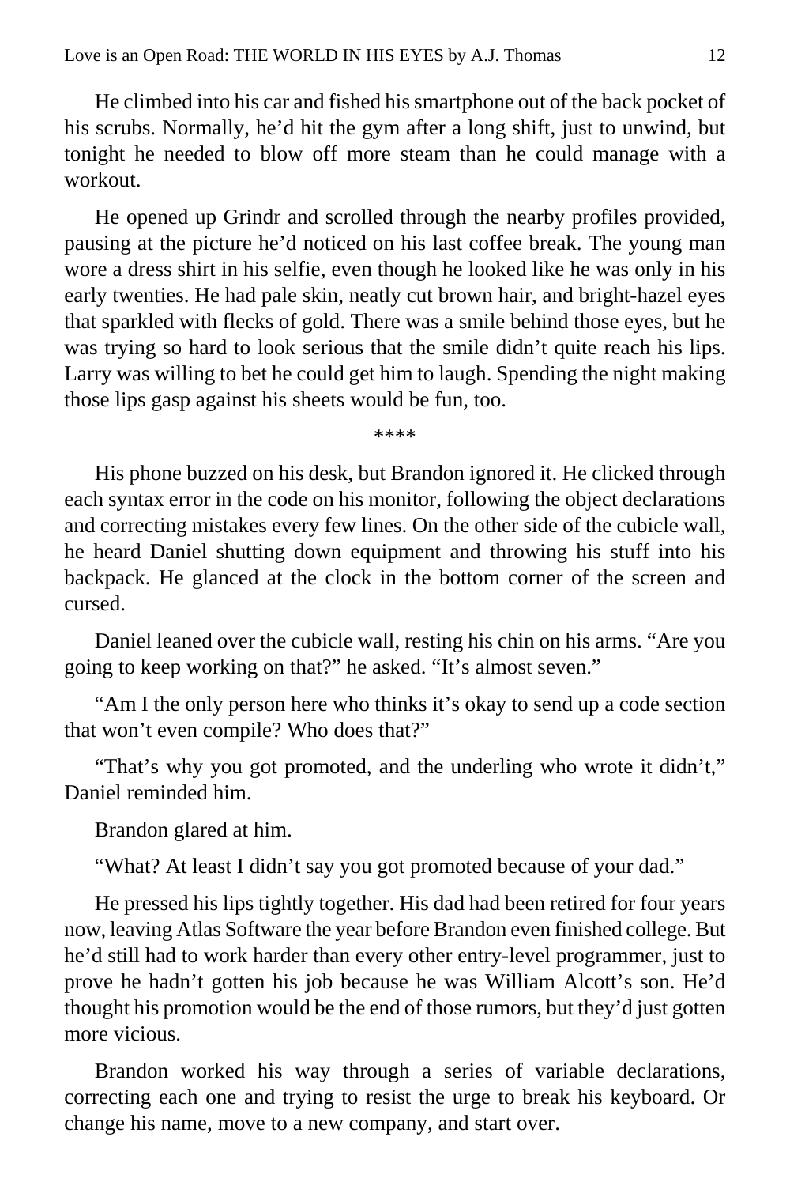He climbed into his car and fished his smartphone out of the back pocket of his scrubs. Normally, he'd hit the gym after a long shift, just to unwind, but tonight he needed to blow off more steam than he could manage with a workout.

He opened up Grindr and scrolled through the nearby profiles provided, pausing at the picture he'd noticed on his last coffee break. The young man wore a dress shirt in his selfie, even though he looked like he was only in his early twenties. He had pale skin, neatly cut brown hair, and bright-hazel eyes that sparkled with flecks of gold. There was a smile behind those eyes, but he was trying so hard to look serious that the smile didn't quite reach his lips. Larry was willing to bet he could get him to laugh. Spending the night making those lips gasp against his sheets would be fun, too.

****

His phone buzzed on his desk, but Brandon ignored it. He clicked through each syntax error in the code on his monitor, following the object declarations and correcting mistakes every few lines. On the other side of the cubicle wall, he heard Daniel shutting down equipment and throwing his stuff into his backpack. He glanced at the clock in the bottom corner of the screen and cursed.

Daniel leaned over the cubicle wall, resting his chin on his arms. "Are you going to keep working on that?" he asked. "It's almost seven."

"Am I the only person here who thinks it's okay to send up a code section that won't even compile? Who does that?"

"That's why you got promoted, and the underling who wrote it didn't," Daniel reminded him.

Brandon glared at him.

"What? At least I didn't say you got promoted because of your dad."

He pressed his lips tightly together. His dad had been retired for four years now, leaving Atlas Software the year before Brandon even finished college. But he'd still had to work harder than every other entry-level programmer, just to prove he hadn't gotten his job because he was William Alcott's son. He'd thought his promotion would be the end of those rumors, but they'd just gotten more vicious.

Brandon worked his way through a series of variable declarations, correcting each one and trying to resist the urge to break his keyboard. Or change his name, move to a new company, and start over.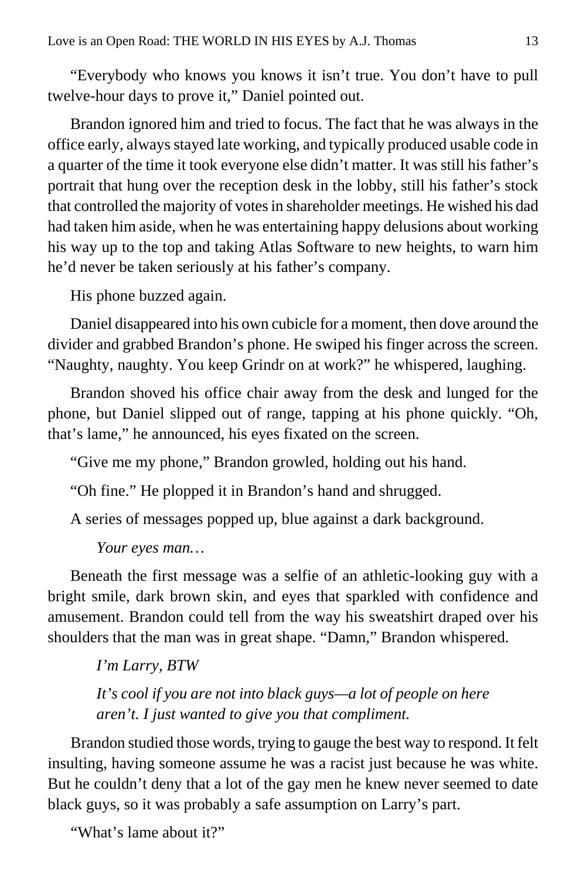"Everybody who knows you knows it isn't true. You don't have to pull twelve-hour days to prove it," Daniel pointed out.

Brandon ignored him and tried to focus. The fact that he was always in the office early, always stayed late working, and typically produced usable code in a quarter of the time it took everyone else didn't matter. It was still his father's portrait that hung over the reception desk in the lobby, still his father's stock that controlled the majority of votes in shareholder meetings. He wished his dad had taken him aside, when he was entertaining happy delusions about working his way up to the top and taking Atlas Software to new heights, to warn him he'd never be taken seriously at his father's company.

His phone buzzed again.

Daniel disappeared into his own cubicle for a moment, then dove around the divider and grabbed Brandon's phone. He swiped his finger across the screen. "Naughty, naughty. You keep Grindr on at work?" he whispered, laughing.

Brandon shoved his office chair away from the desk and lunged for the phone, but Daniel slipped out of range, tapping at his phone quickly. "Oh, that's lame," he announced, his eyes fixated on the screen.

"Give me my phone," Brandon growled, holding out his hand.

"Oh fine." He plopped it in Brandon's hand and shrugged.

A series of messages popped up, blue against a dark background.

> *Your eyes man…*

Beneath the first message was a selfie of an athletic-looking guy with a bright smile, dark brown skin, and eyes that sparkled with confidence and amusement. Brandon could tell from the way his sweatshirt draped over his shoulders that the man was in great shape. "Damn," Brandon whispered.

> *I'm Larry, BTW*
>
> *It's cool if you are not into black guys—a lot of people on here aren't. I just wanted to give you that compliment.*

Brandon studied those words, trying to gauge the best way to respond. It felt insulting, having someone assume he was a racist just because he was white. But he couldn't deny that a lot of the gay men he knew never seemed to date black guys, so it was probably a safe assumption on Larry's part.

"What's lame about it?"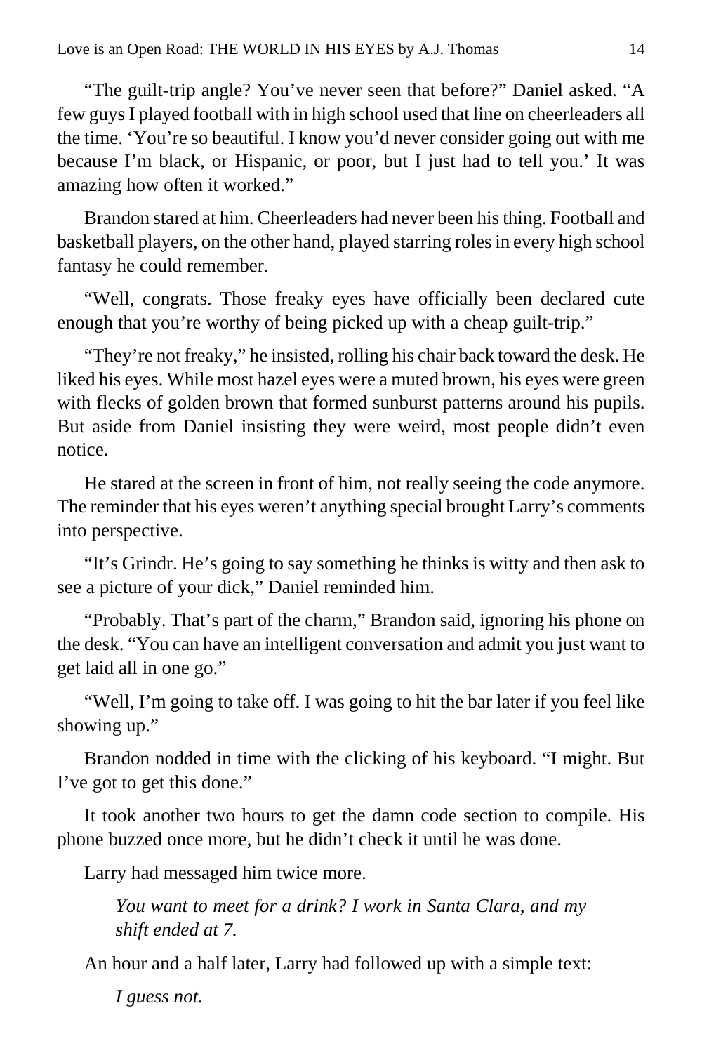"The guilt-trip angle? You've never seen that before?" Daniel asked. "A few guys I played football with in high school used that line on cheerleaders all the time. 'You're so beautiful. I know you'd never consider going out with me because I'm black, or Hispanic, or poor, but I just had to tell you.' It was amazing how often it worked."

Brandon stared at him. Cheerleaders had never been his thing. Football and basketball players, on the other hand, played starring roles in every high school fantasy he could remember.

"Well, congrats. Those freaky eyes have officially been declared cute enough that you're worthy of being picked up with a cheap guilt-trip."

"They're not freaky," he insisted, rolling his chair back toward the desk. He liked his eyes. While most hazel eyes were a muted brown, his eyes were green with flecks of golden brown that formed sunburst patterns around his pupils. But aside from Daniel insisting they were weird, most people didn't even notice.

He stared at the screen in front of him, not really seeing the code anymore. The reminder that his eyes weren't anything special brought Larry's comments into perspective.

"It's Grindr. He's going to say something he thinks is witty and then ask to see a picture of your dick," Daniel reminded him.

"Probably. That's part of the charm," Brandon said, ignoring his phone on the desk. "You can have an intelligent conversation and admit you just want to get laid all in one go."

"Well, I'm going to take off. I was going to hit the bar later if you feel like showing up."

Brandon nodded in time with the clicking of his keyboard. "I might. But I've got to get this done."

It took another two hours to get the damn code section to compile. His phone buzzed once more, but he didn't check it until he was done.

Larry had messaged him twice more.

> *You want to meet for a drink? I work in Santa Clara, and my shift ended at 7.*

An hour and a half later, Larry had followed up with a simple text:

> *I guess not.*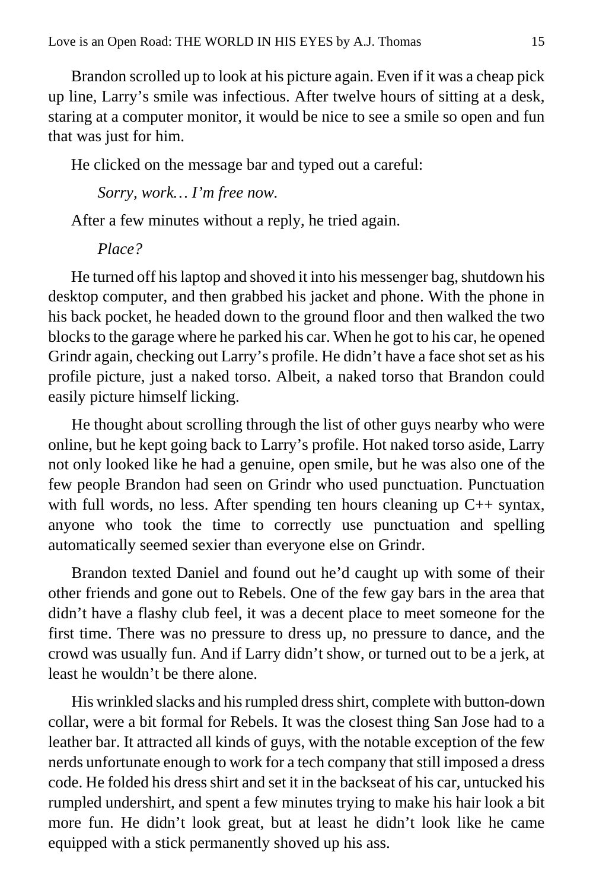Brandon scrolled up to look at his picture again. Even if it was a cheap pick up line, Larry's smile was infectious. After twelve hours of sitting at a desk, staring at a computer monitor, it would be nice to see a smile so open and fun that was just for him.

He clicked on the message bar and typed out a careful:

*Sorry, work… I'm free now.*

After a few minutes without a reply, he tried again.

*Place?*

He turned off his laptop and shoved it into his messenger bag, shutdown his desktop computer, and then grabbed his jacket and phone. With the phone in his back pocket, he headed down to the ground floor and then walked the two blocks to the garage where he parked his car. When he got to his car, he opened Grindr again, checking out Larry's profile. He didn't have a face shot set as his profile picture, just a naked torso. Albeit, a naked torso that Brandon could easily picture himself licking.

He thought about scrolling through the list of other guys nearby who were online, but he kept going back to Larry's profile. Hot naked torso aside, Larry not only looked like he had a genuine, open smile, but he was also one of the few people Brandon had seen on Grindr who used punctuation. Punctuation with full words, no less. After spending ten hours cleaning up C++ syntax, anyone who took the time to correctly use punctuation and spelling automatically seemed sexier than everyone else on Grindr.

Brandon texted Daniel and found out he'd caught up with some of their other friends and gone out to Rebels. One of the few gay bars in the area that didn't have a flashy club feel, it was a decent place to meet someone for the first time. There was no pressure to dress up, no pressure to dance, and the crowd was usually fun. And if Larry didn't show, or turned out to be a jerk, at least he wouldn't be there alone.

His wrinkled slacks and his rumpled dress shirt, complete with button-down collar, were a bit formal for Rebels. It was the closest thing San Jose had to a leather bar. It attracted all kinds of guys, with the notable exception of the few nerds unfortunate enough to work for a tech company that still imposed a dress code. He folded his dress shirt and set it in the backseat of his car, untucked his rumpled undershirt, and spent a few minutes trying to make his hair look a bit more fun. He didn't look great, but at least he didn't look like he came equipped with a stick permanently shoved up his ass.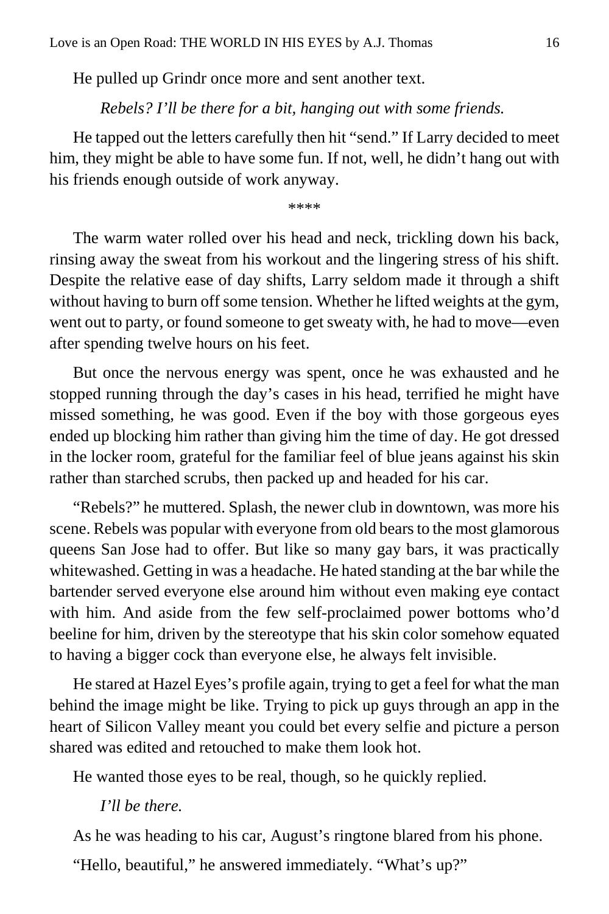He pulled up Grindr once more and sent another text.

*Rebels? I'll be there for a bit, hanging out with some friends.*

He tapped out the letters carefully then hit "send." If Larry decided to meet him, they might be able to have some fun. If not, well, he didn't hang out with his friends enough outside of work anyway.

****

The warm water rolled over his head and neck, trickling down his back, rinsing away the sweat from his workout and the lingering stress of his shift. Despite the relative ease of day shifts, Larry seldom made it through a shift without having to burn off some tension. Whether he lifted weights at the gym, went out to party, or found someone to get sweaty with, he had to move—even after spending twelve hours on his feet.

But once the nervous energy was spent, once he was exhausted and he stopped running through the day's cases in his head, terrified he might have missed something, he was good. Even if the boy with those gorgeous eyes ended up blocking him rather than giving him the time of day. He got dressed in the locker room, grateful for the familiar feel of blue jeans against his skin rather than starched scrubs, then packed up and headed for his car.

"Rebels?" he muttered. Splash, the newer club in downtown, was more his scene. Rebels was popular with everyone from old bears to the most glamorous queens San Jose had to offer. But like so many gay bars, it was practically whitewashed. Getting in was a headache. He hated standing at the bar while the bartender served everyone else around him without even making eye contact with him. And aside from the few self-proclaimed power bottoms who'd beeline for him, driven by the stereotype that his skin color somehow equated to having a bigger cock than everyone else, he always felt invisible.

He stared at Hazel Eyes's profile again, trying to get a feel for what the man behind the image might be like. Trying to pick up guys through an app in the heart of Silicon Valley meant you could bet every selfie and picture a person shared was edited and retouched to make them look hot.

He wanted those eyes to be real, though, so he quickly replied.

*I'll be there.*

As he was heading to his car, August's ringtone blared from his phone.

"Hello, beautiful," he answered immediately. "What's up?"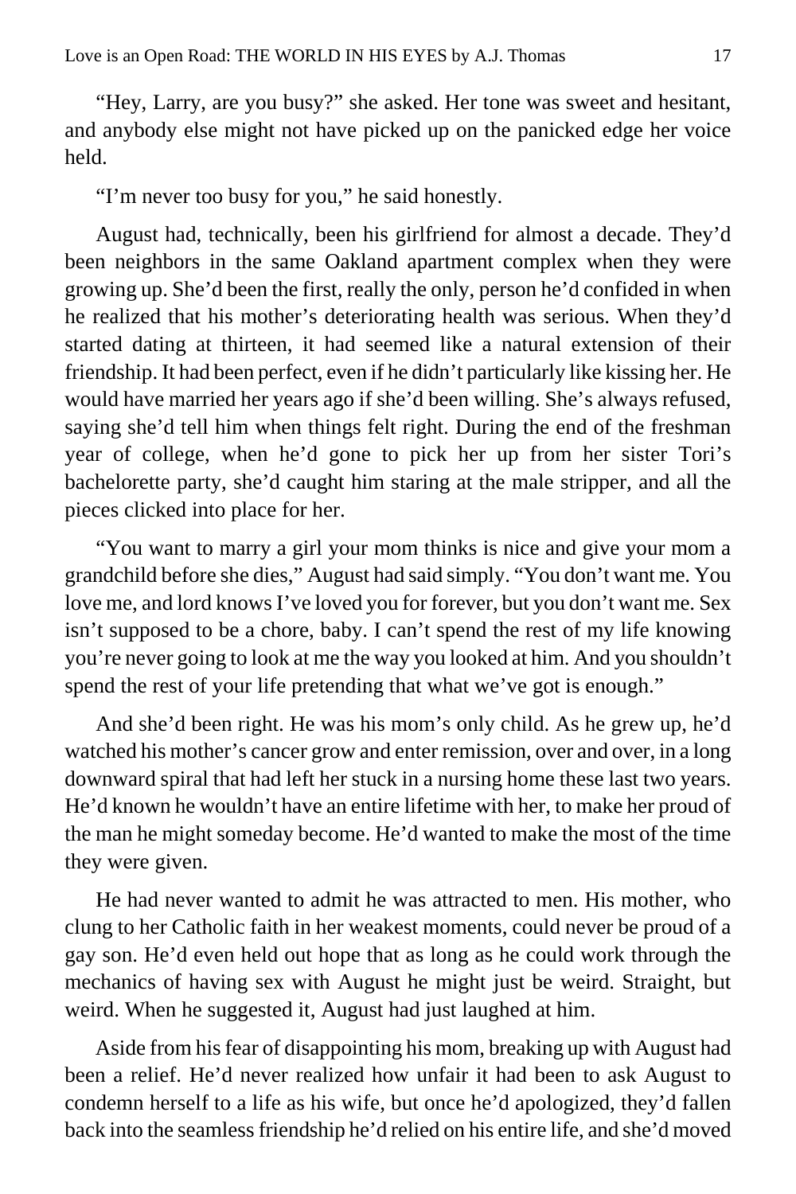"Hey, Larry, are you busy?" she asked. Her tone was sweet and hesitant, and anybody else might not have picked up on the panicked edge her voice held.

"I'm never too busy for you," he said honestly.

August had, technically, been his girlfriend for almost a decade. They'd been neighbors in the same Oakland apartment complex when they were growing up. She'd been the first, really the only, person he'd confided in when he realized that his mother's deteriorating health was serious. When they'd started dating at thirteen, it had seemed like a natural extension of their friendship. It had been perfect, even if he didn't particularly like kissing her. He would have married her years ago if she'd been willing. She's always refused, saying she'd tell him when things felt right. During the end of the freshman year of college, when he'd gone to pick her up from her sister Tori's bachelorette party, she'd caught him staring at the male stripper, and all the pieces clicked into place for her.

"You want to marry a girl your mom thinks is nice and give your mom a grandchild before she dies," August had said simply. "You don't want me. You love me, and lord knows I've loved you for forever, but you don't want me. Sex isn't supposed to be a chore, baby. I can't spend the rest of my life knowing you're never going to look at me the way you looked at him. And you shouldn't spend the rest of your life pretending that what we've got is enough."

And she'd been right. He was his mom's only child. As he grew up, he'd watched his mother's cancer grow and enter remission, over and over, in a long downward spiral that had left her stuck in a nursing home these last two years. He'd known he wouldn't have an entire lifetime with her, to make her proud of the man he might someday become. He'd wanted to make the most of the time they were given.

He had never wanted to admit he was attracted to men. His mother, who clung to her Catholic faith in her weakest moments, could never be proud of a gay son. He'd even held out hope that as long as he could work through the mechanics of having sex with August he might just be weird. Straight, but weird. When he suggested it, August had just laughed at him.

Aside from his fear of disappointing his mom, breaking up with August had been a relief. He'd never realized how unfair it had been to ask August to condemn herself to a life as his wife, but once he'd apologized, they'd fallen back into the seamless friendship he'd relied on his entire life, and she'd moved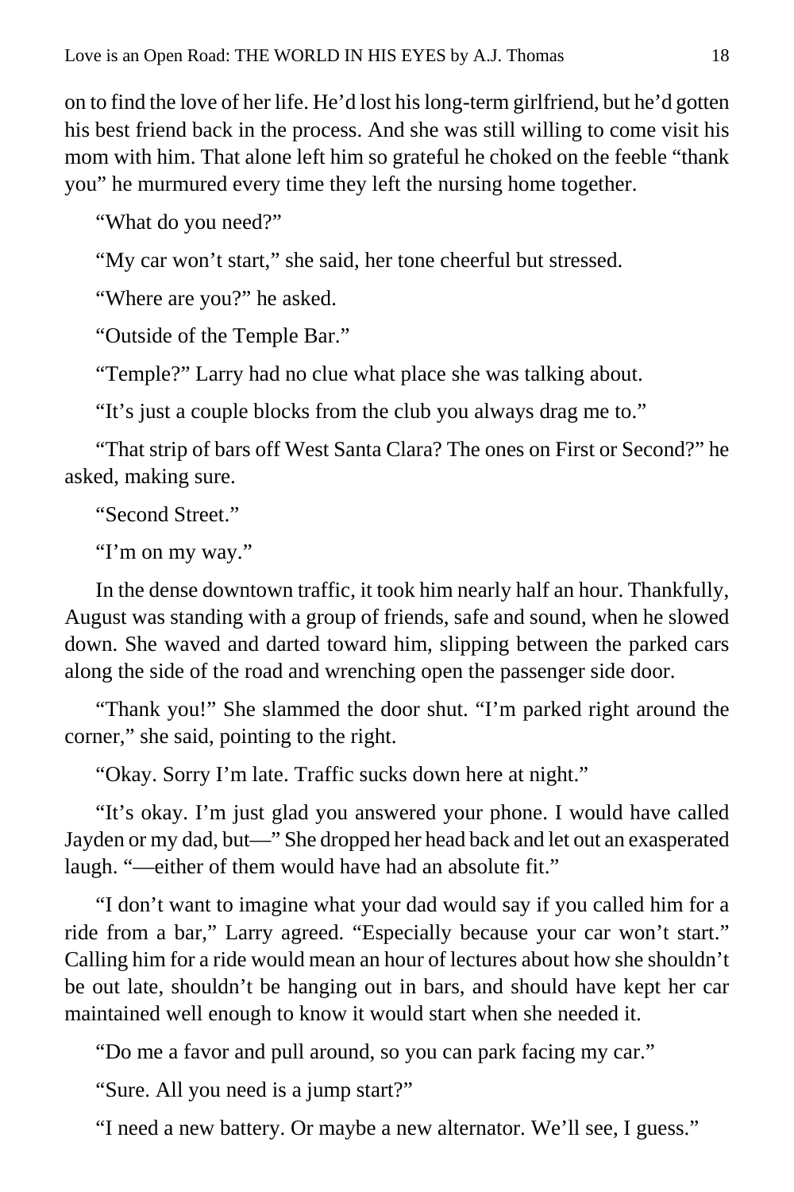on to find the love of her life. He'd lost his long-term girlfriend, but he'd gotten his best friend back in the process. And she was still willing to come visit his mom with him. That alone left him so grateful he choked on the feeble "thank you" he murmured every time they left the nursing home together.

"What do you need?"

"My car won't start," she said, her tone cheerful but stressed.

"Where are you?" he asked.

"Outside of the Temple Bar."

"Temple?" Larry had no clue what place she was talking about.

"It's just a couple blocks from the club you always drag me to."

"That strip of bars off West Santa Clara? The ones on First or Second?" he asked, making sure.

"Second Street."

"I'm on my way."

In the dense downtown traffic, it took him nearly half an hour. Thankfully, August was standing with a group of friends, safe and sound, when he slowed down. She waved and darted toward him, slipping between the parked cars along the side of the road and wrenching open the passenger side door.

"Thank you!" She slammed the door shut. "I'm parked right around the corner," she said, pointing to the right.

"Okay. Sorry I'm late. Traffic sucks down here at night."

"It's okay. I'm just glad you answered your phone. I would have called Jayden or my dad, but—" She dropped her head back and let out an exasperated laugh. "—either of them would have had an absolute fit."

"I don't want to imagine what your dad would say if you called him for a ride from a bar," Larry agreed. "Especially because your car won't start." Calling him for a ride would mean an hour of lectures about how she shouldn't be out late, shouldn't be hanging out in bars, and should have kept her car maintained well enough to know it would start when she needed it.

"Do me a favor and pull around, so you can park facing my car."

"Sure. All you need is a jump start?"

"I need a new battery. Or maybe a new alternator. We'll see, I guess."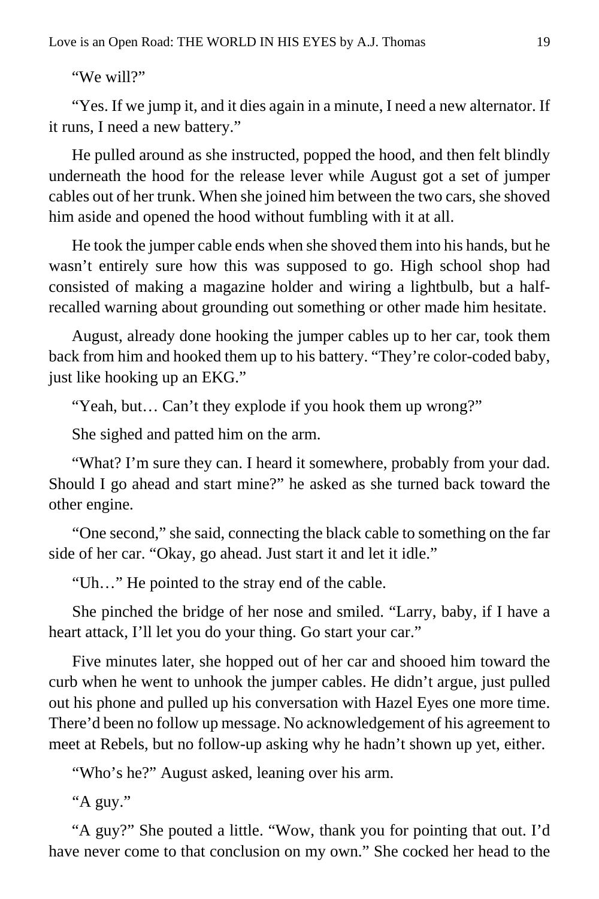"We will?"

"Yes. If we jump it, and it dies again in a minute, I need a new alternator. If it runs, I need a new battery."

He pulled around as she instructed, popped the hood, and then felt blindly underneath the hood for the release lever while August got a set of jumper cables out of her trunk. When she joined him between the two cars, she shoved him aside and opened the hood without fumbling with it at all.

He took the jumper cable ends when she shoved them into his hands, but he wasn't entirely sure how this was supposed to go. High school shop had consisted of making a magazine holder and wiring a lightbulb, but a half-recalled warning about grounding out something or other made him hesitate.

August, already done hooking the jumper cables up to her car, took them back from him and hooked them up to his battery. "They're color-coded baby, just like hooking up an EKG."

"Yeah, but… Can't they explode if you hook them up wrong?"

She sighed and patted him on the arm.

"What? I'm sure they can. I heard it somewhere, probably from your dad. Should I go ahead and start mine?" he asked as she turned back toward the other engine.

"One second," she said, connecting the black cable to something on the far side of her car. "Okay, go ahead. Just start it and let it idle."

"Uh…" He pointed to the stray end of the cable.

She pinched the bridge of her nose and smiled. "Larry, baby, if I have a heart attack, I'll let you do your thing. Go start your car."

Five minutes later, she hopped out of her car and shooed him toward the curb when he went to unhook the jumper cables. He didn't argue, just pulled out his phone and pulled up his conversation with Hazel Eyes one more time. There'd been no follow up message. No acknowledgement of his agreement to meet at Rebels, but no follow-up asking why he hadn't shown up yet, either.

"Who's he?" August asked, leaning over his arm.

"A guy."

"A guy?" She pouted a little. "Wow, thank you for pointing that out. I'd have never come to that conclusion on my own." She cocked her head to the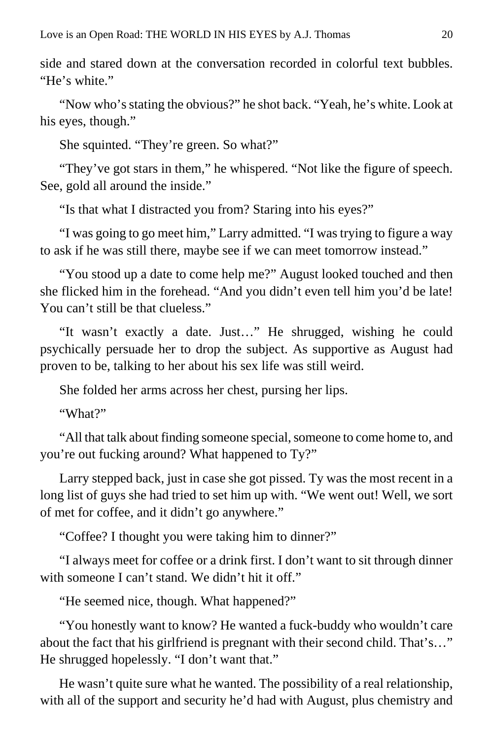side and stared down at the conversation recorded in colorful text bubbles. "He's white."

"Now who's stating the obvious?" he shot back. "Yeah, he's white. Look at his eyes, though."

She squinted. "They're green. So what?"

"They've got stars in them," he whispered. "Not like the figure of speech. See, gold all around the inside."

"Is that what I distracted you from? Staring into his eyes?"

"I was going to go meet him," Larry admitted. "I was trying to figure a way to ask if he was still there, maybe see if we can meet tomorrow instead."

"You stood up a date to come help me?" August looked touched and then she flicked him in the forehead. "And you didn't even tell him you'd be late! You can't still be that clueless."

"It wasn't exactly a date. Just…" He shrugged, wishing he could psychically persuade her to drop the subject. As supportive as August had proven to be, talking to her about his sex life was still weird.

She folded her arms across her chest, pursing her lips.

"What?"

"All that talk about finding someone special, someone to come home to, and you're out fucking around? What happened to Ty?"

Larry stepped back, just in case she got pissed. Ty was the most recent in a long list of guys she had tried to set him up with. "We went out! Well, we sort of met for coffee, and it didn't go anywhere."

"Coffee? I thought you were taking him to dinner?"

"I always meet for coffee or a drink first. I don't want to sit through dinner with someone I can't stand. We didn't hit it off."

"He seemed nice, though. What happened?"

"You honestly want to know? He wanted a fuck-buddy who wouldn't care about the fact that his girlfriend is pregnant with their second child. That's…" He shrugged hopelessly. "I don't want that."

He wasn't quite sure what he wanted. The possibility of a real relationship, with all of the support and security he'd had with August, plus chemistry and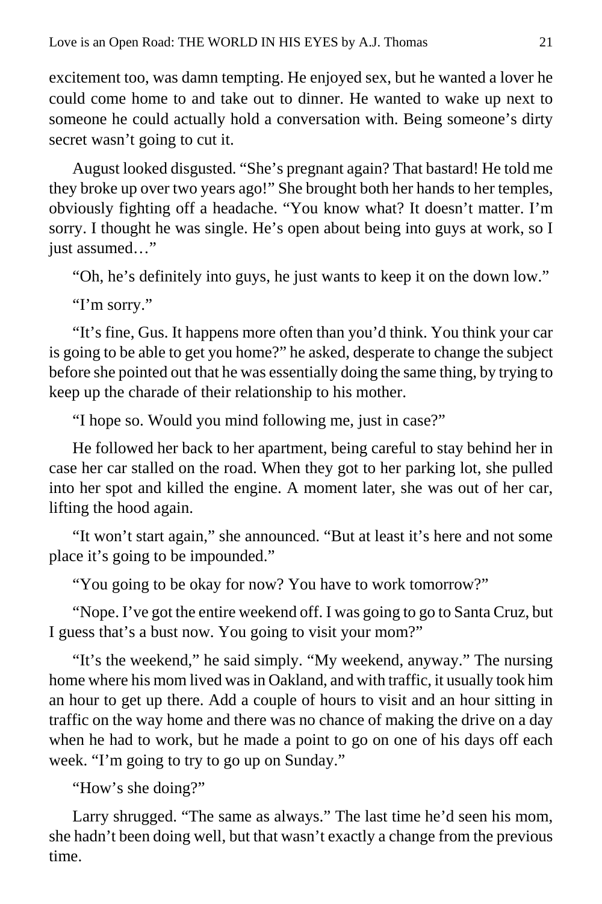excitement too, was damn tempting. He enjoyed sex, but he wanted a lover he could come home to and take out to dinner. He wanted to wake up next to someone he could actually hold a conversation with. Being someone's dirty secret wasn't going to cut it.

August looked disgusted. "She's pregnant again? That bastard! He told me they broke up over two years ago!" She brought both her hands to her temples, obviously fighting off a headache. "You know what? It doesn't matter. I'm sorry. I thought he was single. He's open about being into guys at work, so I just assumed…"

"Oh, he's definitely into guys, he just wants to keep it on the down low."

"I'm sorry."

"It's fine, Gus. It happens more often than you'd think. You think your car is going to be able to get you home?" he asked, desperate to change the subject before she pointed out that he was essentially doing the same thing, by trying to keep up the charade of their relationship to his mother.

"I hope so. Would you mind following me, just in case?"

He followed her back to her apartment, being careful to stay behind her in case her car stalled on the road. When they got to her parking lot, she pulled into her spot and killed the engine. A moment later, she was out of her car, lifting the hood again.

"It won't start again," she announced. "But at least it's here and not some place it's going to be impounded."

"You going to be okay for now? You have to work tomorrow?"

"Nope. I've got the entire weekend off. I was going to go to Santa Cruz, but I guess that's a bust now. You going to visit your mom?"

"It's the weekend," he said simply. "My weekend, anyway." The nursing home where his mom lived was in Oakland, and with traffic, it usually took him an hour to get up there. Add a couple of hours to visit and an hour sitting in traffic on the way home and there was no chance of making the drive on a day when he had to work, but he made a point to go on one of his days off each week. "I'm going to try to go up on Sunday."

"How's she doing?"

Larry shrugged. "The same as always." The last time he'd seen his mom, she hadn't been doing well, but that wasn't exactly a change from the previous time.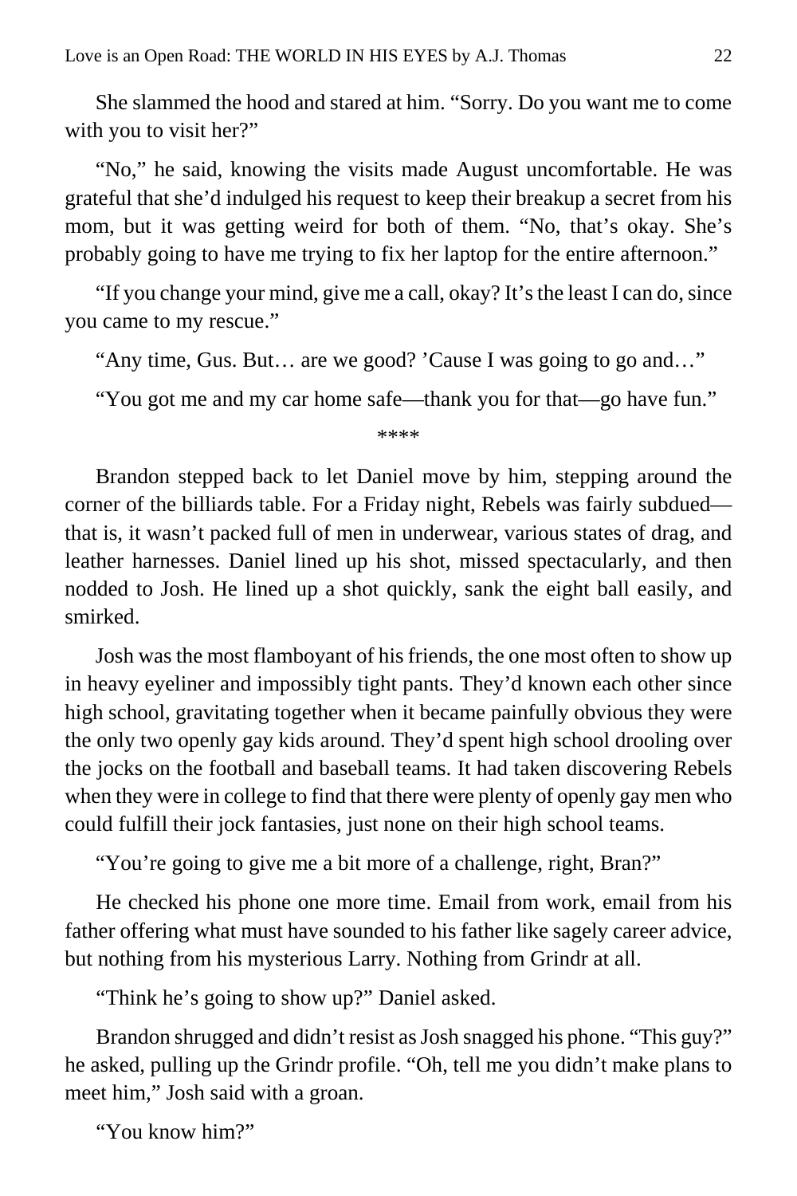She slammed the hood and stared at him. "Sorry. Do you want me to come with you to visit her?"

"No," he said, knowing the visits made August uncomfortable. He was grateful that she'd indulged his request to keep their breakup a secret from his mom, but it was getting weird for both of them. "No, that's okay. She's probably going to have me trying to fix her laptop for the entire afternoon."

"If you change your mind, give me a call, okay? It's the least I can do, since you came to my rescue."

"Any time, Gus. But… are we good? 'Cause I was going to go and…"

"You got me and my car home safe—thank you for that—go have fun."

\*\*\*\*

Brandon stepped back to let Daniel move by him, stepping around the corner of the billiards table. For a Friday night, Rebels was fairly subdued—that is, it wasn't packed full of men in underwear, various states of drag, and leather harnesses. Daniel lined up his shot, missed spectacularly, and then nodded to Josh. He lined up a shot quickly, sank the eight ball easily, and smirked.

Josh was the most flamboyant of his friends, the one most often to show up in heavy eyeliner and impossibly tight pants. They'd known each other since high school, gravitating together when it became painfully obvious they were the only two openly gay kids around. They'd spent high school drooling over the jocks on the football and baseball teams. It had taken discovering Rebels when they were in college to find that there were plenty of openly gay men who could fulfill their jock fantasies, just none on their high school teams.

"You're going to give me a bit more of a challenge, right, Bran?"

He checked his phone one more time. Email from work, email from his father offering what must have sounded to his father like sagely career advice, but nothing from his mysterious Larry. Nothing from Grindr at all.

"Think he's going to show up?" Daniel asked.

Brandon shrugged and didn't resist as Josh snagged his phone. "This guy?" he asked, pulling up the Grindr profile. "Oh, tell me you didn't make plans to meet him," Josh said with a groan.

"You know him?"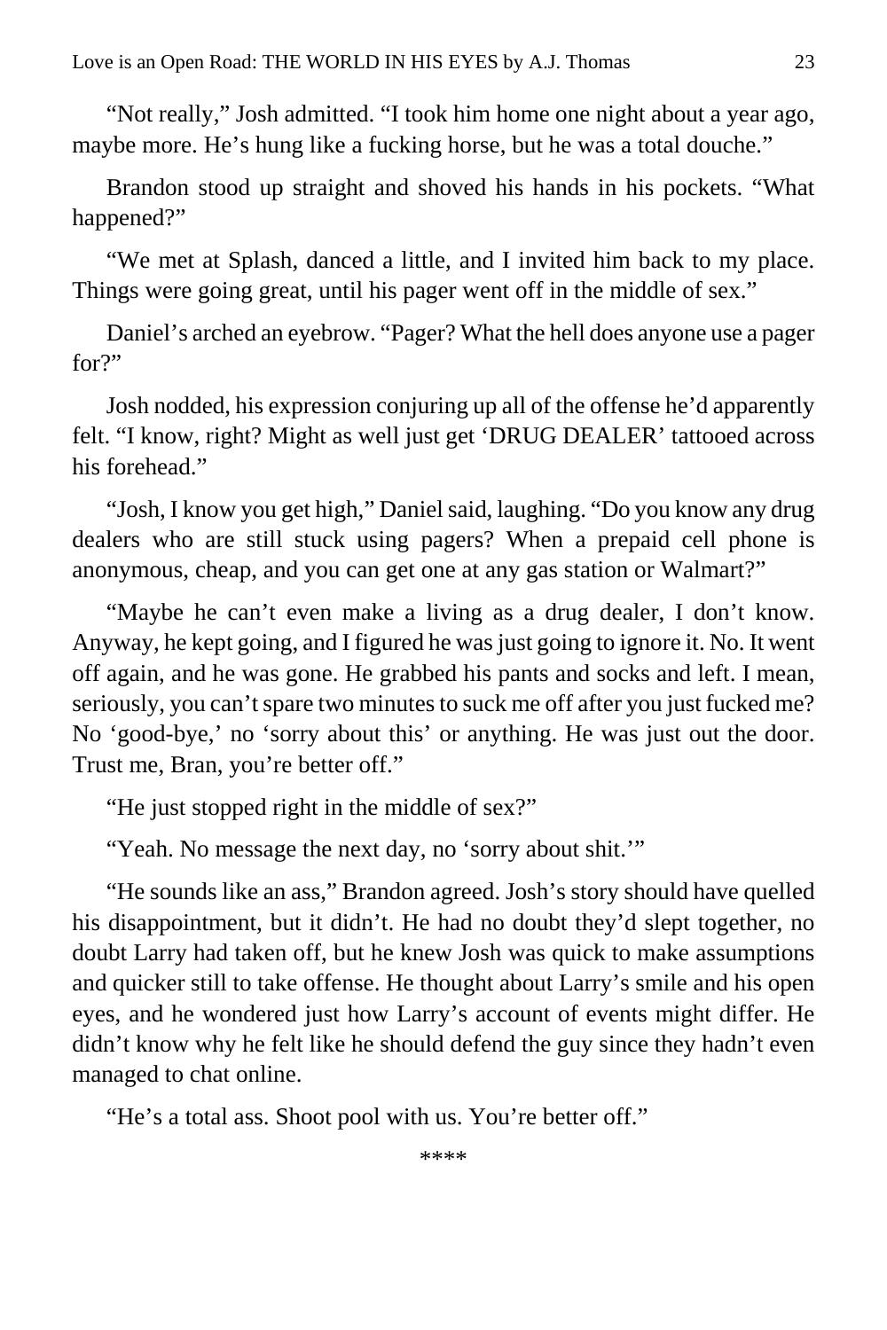"Not really," Josh admitted. "I took him home one night about a year ago, maybe more. He's hung like a fucking horse, but he was a total douche."

Brandon stood up straight and shoved his hands in his pockets. "What happened?"

"We met at Splash, danced a little, and I invited him back to my place. Things were going great, until his pager went off in the middle of sex."

Daniel's arched an eyebrow. "Pager? What the hell does anyone use a pager for?"

Josh nodded, his expression conjuring up all of the offense he'd apparently felt. "I know, right? Might as well just get 'DRUG DEALER' tattooed across his forehead."

"Josh, I know you get high," Daniel said, laughing. "Do you know any drug dealers who are still stuck using pagers? When a prepaid cell phone is anonymous, cheap, and you can get one at any gas station or Walmart?"

"Maybe he can't even make a living as a drug dealer, I don't know. Anyway, he kept going, and I figured he was just going to ignore it. No. It went off again, and he was gone. He grabbed his pants and socks and left. I mean, seriously, you can't spare two minutes to suck me off after you just fucked me? No 'good-bye,' no 'sorry about this' or anything. He was just out the door. Trust me, Bran, you're better off."

"He just stopped right in the middle of sex?"

"Yeah. No message the next day, no 'sorry about shit.'"

"He sounds like an ass," Brandon agreed. Josh's story should have quelled his disappointment, but it didn't. He had no doubt they'd slept together, no doubt Larry had taken off, but he knew Josh was quick to make assumptions and quicker still to take offense. He thought about Larry's smile and his open eyes, and he wondered just how Larry's account of events might differ. He didn't know why he felt like he should defend the guy since they hadn't even managed to chat online.

"He's a total ass. Shoot pool with us. You're better off."

\*\*\*\*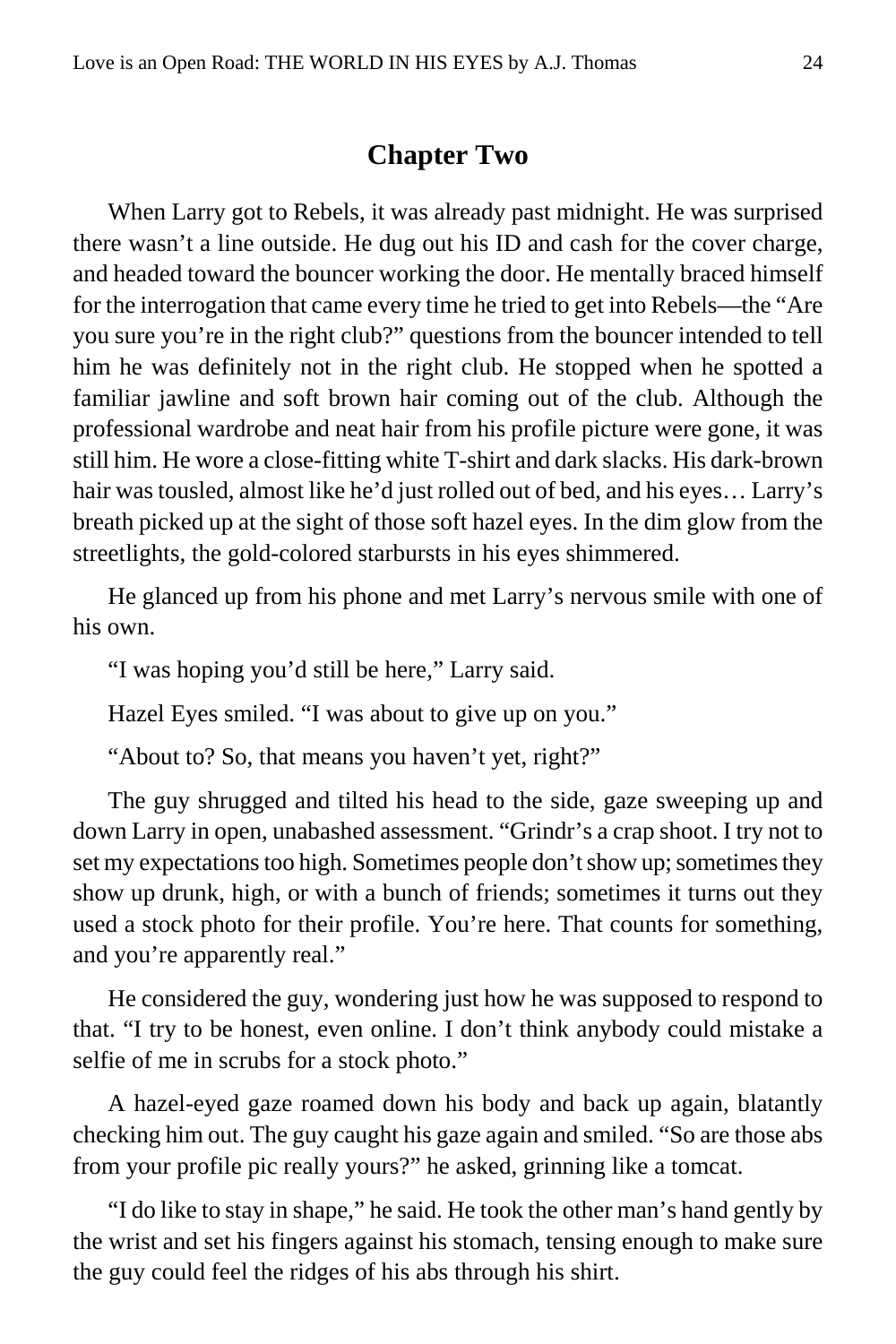## Chapter Two

When Larry got to Rebels, it was already past midnight. He was surprised there wasn't a line outside. He dug out his ID and cash for the cover charge, and headed toward the bouncer working the door. He mentally braced himself for the interrogation that came every time he tried to get into Rebels—the "Are you sure you're in the right club?" questions from the bouncer intended to tell him he was definitely not in the right club. He stopped when he spotted a familiar jawline and soft brown hair coming out of the club. Although the professional wardrobe and neat hair from his profile picture were gone, it was still him. He wore a close-fitting white T-shirt and dark slacks. His dark-brown hair was tousled, almost like he'd just rolled out of bed, and his eyes… Larry's breath picked up at the sight of those soft hazel eyes. In the dim glow from the streetlights, the gold-colored starbursts in his eyes shimmered.

He glanced up from his phone and met Larry's nervous smile with one of his own.

"I was hoping you'd still be here," Larry said.

Hazel Eyes smiled. "I was about to give up on you."

"About to? So, that means you haven't yet, right?"

The guy shrugged and tilted his head to the side, gaze sweeping up and down Larry in open, unabashed assessment. "Grindr's a crap shoot. I try not to set my expectations too high. Sometimes people don't show up; sometimes they show up drunk, high, or with a bunch of friends; sometimes it turns out they used a stock photo for their profile. You're here. That counts for something, and you're apparently real."

He considered the guy, wondering just how he was supposed to respond to that. "I try to be honest, even online. I don't think anybody could mistake a selfie of me in scrubs for a stock photo."

A hazel-eyed gaze roamed down his body and back up again, blatantly checking him out. The guy caught his gaze again and smiled. "So are those abs from your profile pic really yours?" he asked, grinning like a tomcat.

"I do like to stay in shape," he said. He took the other man's hand gently by the wrist and set his fingers against his stomach, tensing enough to make sure the guy could feel the ridges of his abs through his shirt.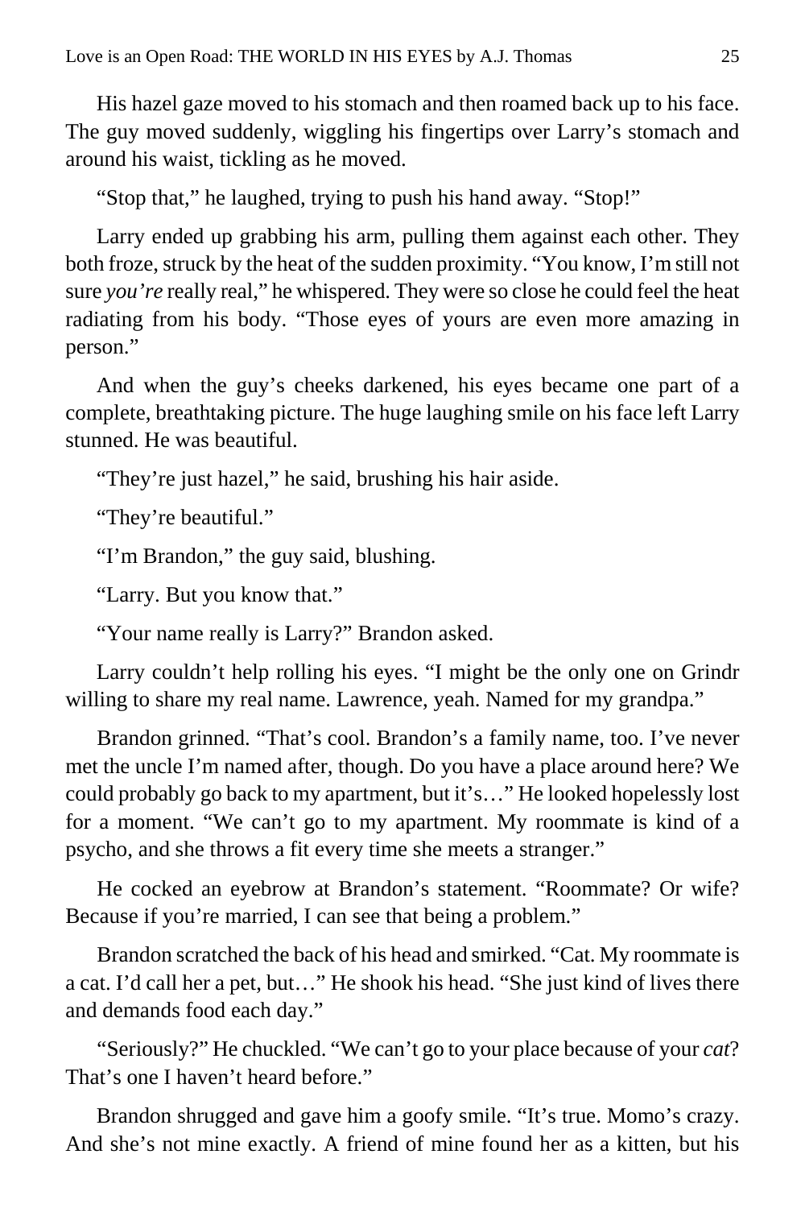His hazel gaze moved to his stomach and then roamed back up to his face. The guy moved suddenly, wiggling his fingertips over Larry's stomach and around his waist, tickling as he moved.

"Stop that," he laughed, trying to push his hand away. "Stop!"

Larry ended up grabbing his arm, pulling them against each other. They both froze, struck by the heat of the sudden proximity. "You know, I'm still not sure *you're* really real," he whispered. They were so close he could feel the heat radiating from his body. "Those eyes of yours are even more amazing in person."

And when the guy's cheeks darkened, his eyes became one part of a complete, breathtaking picture. The huge laughing smile on his face left Larry stunned. He was beautiful.

"They're just hazel," he said, brushing his hair aside.

"They're beautiful."

"I'm Brandon," the guy said, blushing.

"Larry. But you know that."

"Your name really is Larry?" Brandon asked.

Larry couldn't help rolling his eyes. "I might be the only one on Grindr willing to share my real name. Lawrence, yeah. Named for my grandpa."

Brandon grinned. "That's cool. Brandon's a family name, too. I've never met the uncle I'm named after, though. Do you have a place around here? We could probably go back to my apartment, but it's…" He looked hopelessly lost for a moment. "We can't go to my apartment. My roommate is kind of a psycho, and she throws a fit every time she meets a stranger."

He cocked an eyebrow at Brandon's statement. "Roommate? Or wife? Because if you're married, I can see that being a problem."

Brandon scratched the back of his head and smirked. "Cat. My roommate is a cat. I'd call her a pet, but…" He shook his head. "She just kind of lives there and demands food each day."

"Seriously?" He chuckled. "We can't go to your place because of your *cat*? That's one I haven't heard before."

Brandon shrugged and gave him a goofy smile. "It's true. Momo's crazy. And she's not mine exactly. A friend of mine found her as a kitten, but his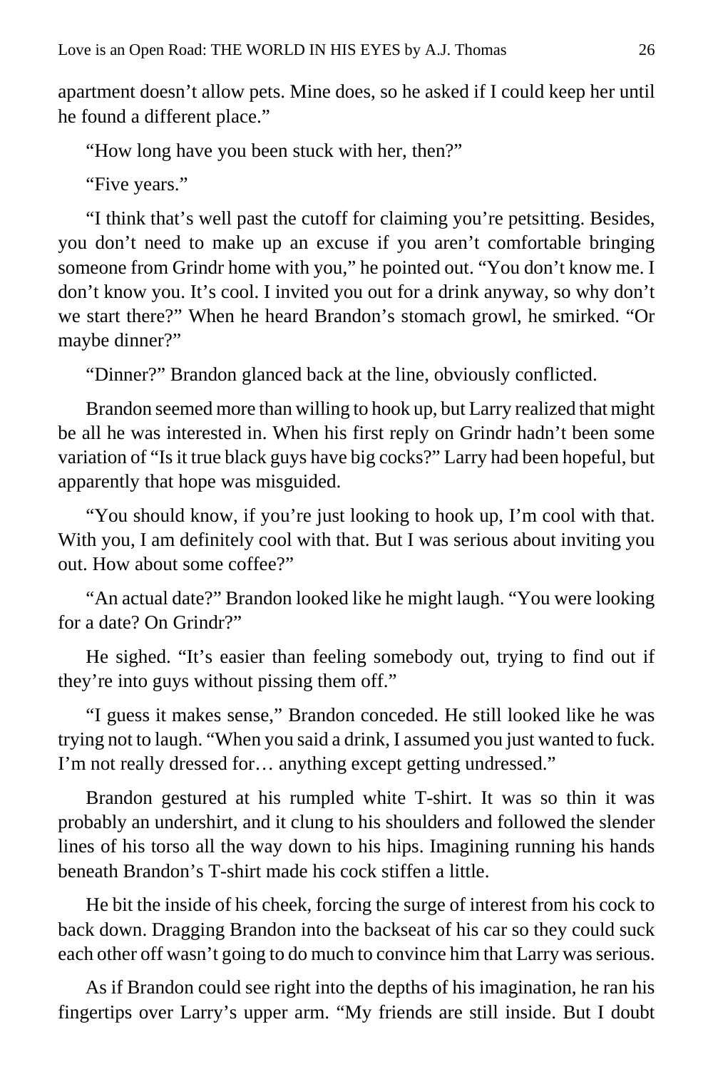apartment doesn't allow pets. Mine does, so he asked if I could keep her until he found a different place."

"How long have you been stuck with her, then?"

"Five years."

"I think that's well past the cutoff for claiming you're petsitting. Besides, you don't need to make up an excuse if you aren't comfortable bringing someone from Grindr home with you," he pointed out. "You don't know me. I don't know you. It's cool. I invited you out for a drink anyway, so why don't we start there?" When he heard Brandon's stomach growl, he smirked. "Or maybe dinner?"

"Dinner?" Brandon glanced back at the line, obviously conflicted.

Brandon seemed more than willing to hook up, but Larry realized that might be all he was interested in. When his first reply on Grindr hadn't been some variation of "Is it true black guys have big cocks?" Larry had been hopeful, but apparently that hope was misguided.

"You should know, if you're just looking to hook up, I'm cool with that. With you, I am definitely cool with that. But I was serious about inviting you out. How about some coffee?"

"An actual date?" Brandon looked like he might laugh. "You were looking for a date? On Grindr?"

He sighed. "It's easier than feeling somebody out, trying to find out if they're into guys without pissing them off."

"I guess it makes sense," Brandon conceded. He still looked like he was trying not to laugh. "When you said a drink, I assumed you just wanted to fuck. I'm not really dressed for… anything except getting undressed."

Brandon gestured at his rumpled white T-shirt. It was so thin it was probably an undershirt, and it clung to his shoulders and followed the slender lines of his torso all the way down to his hips. Imagining running his hands beneath Brandon's T-shirt made his cock stiffen a little.

He bit the inside of his cheek, forcing the surge of interest from his cock to back down. Dragging Brandon into the backseat of his car so they could suck each other off wasn't going to do much to convince him that Larry was serious.

As if Brandon could see right into the depths of his imagination, he ran his fingertips over Larry's upper arm. "My friends are still inside. But I doubt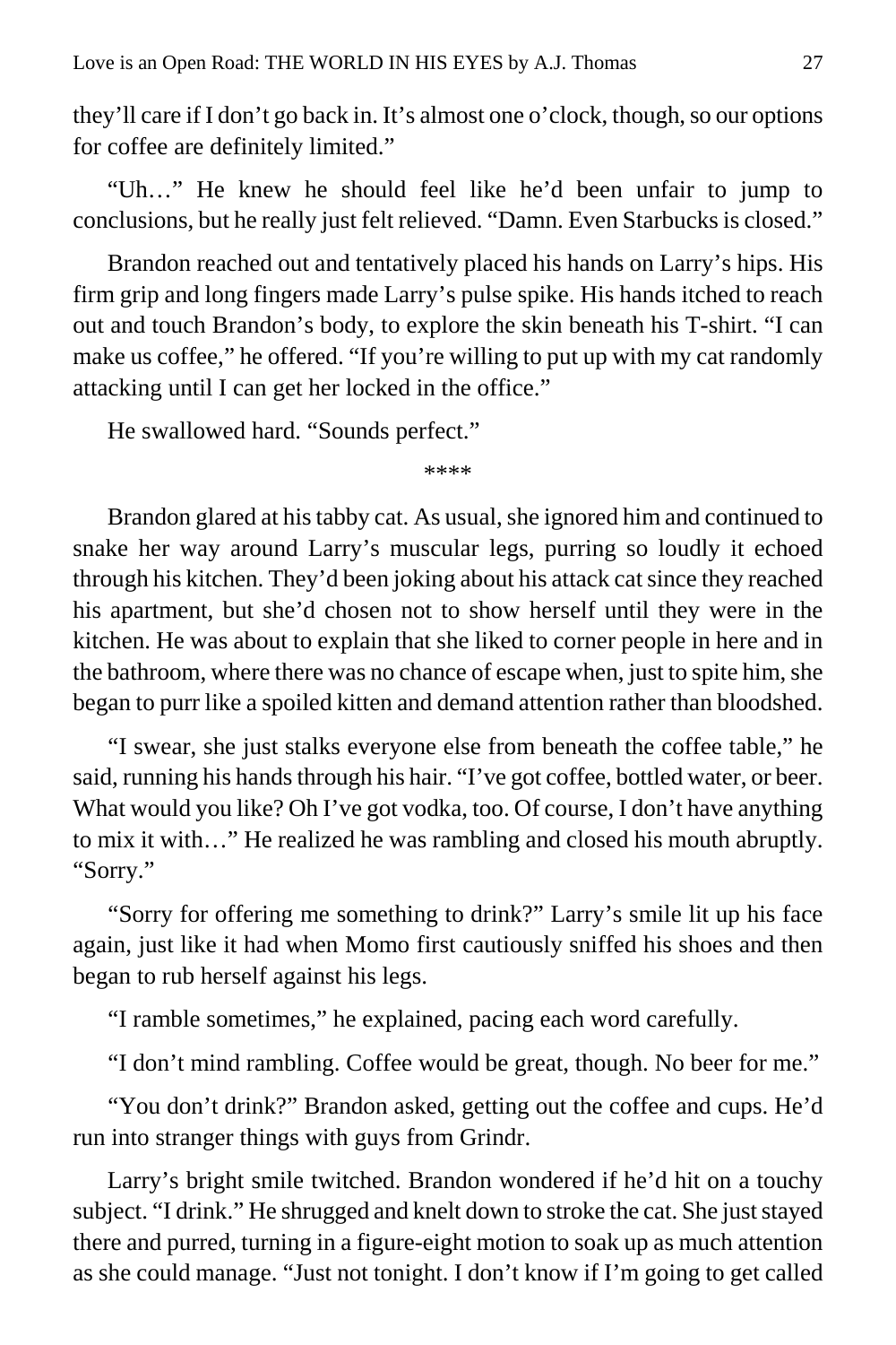they'll care if I don't go back in. It's almost one o'clock, though, so our options for coffee are definitely limited."

"Uh…" He knew he should feel like he'd been unfair to jump to conclusions, but he really just felt relieved. "Damn. Even Starbucks is closed."

Brandon reached out and tentatively placed his hands on Larry's hips. His firm grip and long fingers made Larry's pulse spike. His hands itched to reach out and touch Brandon's body, to explore the skin beneath his T-shirt. "I can make us coffee," he offered. "If you're willing to put up with my cat randomly attacking until I can get her locked in the office."

He swallowed hard. "Sounds perfect."

****

Brandon glared at his tabby cat. As usual, she ignored him and continued to snake her way around Larry's muscular legs, purring so loudly it echoed through his kitchen. They'd been joking about his attack cat since they reached his apartment, but she'd chosen not to show herself until they were in the kitchen. He was about to explain that she liked to corner people in here and in the bathroom, where there was no chance of escape when, just to spite him, she began to purr like a spoiled kitten and demand attention rather than bloodshed.

"I swear, she just stalks everyone else from beneath the coffee table," he said, running his hands through his hair. "I've got coffee, bottled water, or beer. What would you like? Oh I've got vodka, too. Of course, I don't have anything to mix it with…" He realized he was rambling and closed his mouth abruptly. "Sorry."

"Sorry for offering me something to drink?" Larry's smile lit up his face again, just like it had when Momo first cautiously sniffed his shoes and then began to rub herself against his legs.

"I ramble sometimes," he explained, pacing each word carefully.

"I don't mind rambling. Coffee would be great, though. No beer for me."

"You don't drink?" Brandon asked, getting out the coffee and cups. He'd run into stranger things with guys from Grindr.

Larry's bright smile twitched. Brandon wondered if he'd hit on a touchy subject. "I drink." He shrugged and knelt down to stroke the cat. She just stayed there and purred, turning in a figure-eight motion to soak up as much attention as she could manage. "Just not tonight. I don't know if I'm going to get called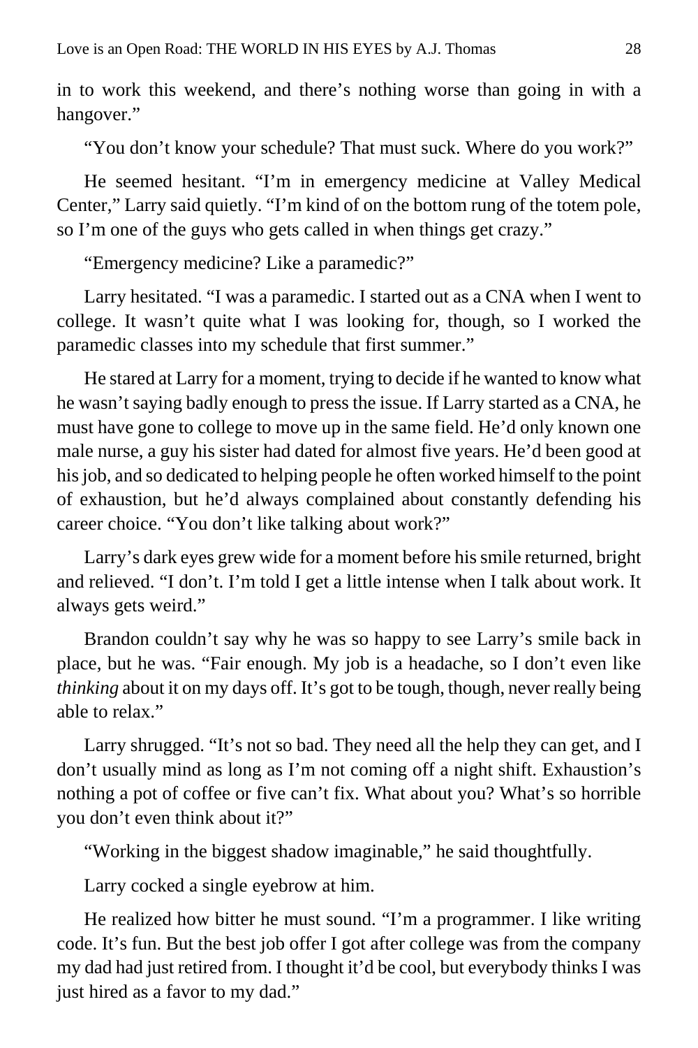in to work this weekend, and there's nothing worse than going in with a hangover."

"You don't know your schedule? That must suck. Where do you work?"

He seemed hesitant. "I'm in emergency medicine at Valley Medical Center," Larry said quietly. "I'm kind of on the bottom rung of the totem pole, so I'm one of the guys who gets called in when things get crazy."

"Emergency medicine? Like a paramedic?"

Larry hesitated. "I was a paramedic. I started out as a CNA when I went to college. It wasn't quite what I was looking for, though, so I worked the paramedic classes into my schedule that first summer."

He stared at Larry for a moment, trying to decide if he wanted to know what he wasn't saying badly enough to press the issue. If Larry started as a CNA, he must have gone to college to move up in the same field. He'd only known one male nurse, a guy his sister had dated for almost five years. He'd been good at his job, and so dedicated to helping people he often worked himself to the point of exhaustion, but he'd always complained about constantly defending his career choice. "You don't like talking about work?"

Larry's dark eyes grew wide for a moment before his smile returned, bright and relieved. "I don't. I'm told I get a little intense when I talk about work. It always gets weird."

Brandon couldn't say why he was so happy to see Larry's smile back in place, but he was. "Fair enough. My job is a headache, so I don't even like *thinking* about it on my days off. It's got to be tough, though, never really being able to relax."

Larry shrugged. "It's not so bad. They need all the help they can get, and I don't usually mind as long as I'm not coming off a night shift. Exhaustion's nothing a pot of coffee or five can't fix. What about you? What's so horrible you don't even think about it?"

"Working in the biggest shadow imaginable," he said thoughtfully.

Larry cocked a single eyebrow at him.

He realized how bitter he must sound. "I'm a programmer. I like writing code. It's fun. But the best job offer I got after college was from the company my dad had just retired from. I thought it'd be cool, but everybody thinks I was just hired as a favor to my dad."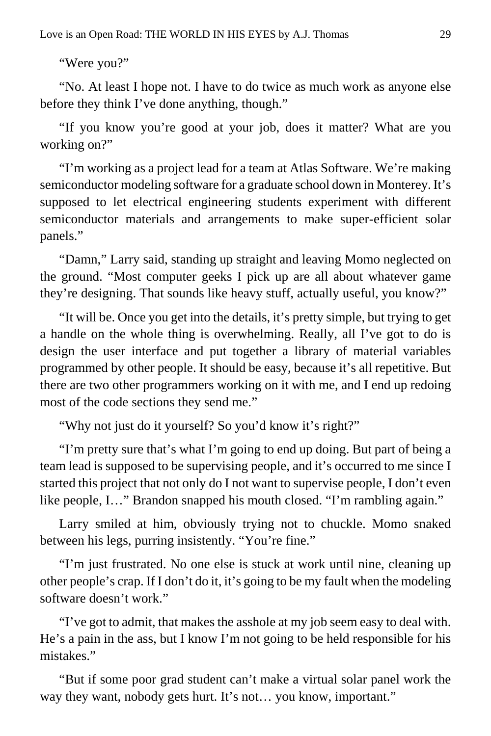"Were you?"

"No. At least I hope not. I have to do twice as much work as anyone else before they think I've done anything, though."

"If you know you're good at your job, does it matter? What are you working on?"

"I'm working as a project lead for a team at Atlas Software. We're making semiconductor modeling software for a graduate school down in Monterey. It's supposed to let electrical engineering students experiment with different semiconductor materials and arrangements to make super-efficient solar panels."

"Damn," Larry said, standing up straight and leaving Momo neglected on the ground. "Most computer geeks I pick up are all about whatever game they're designing. That sounds like heavy stuff, actually useful, you know?"

"It will be. Once you get into the details, it's pretty simple, but trying to get a handle on the whole thing is overwhelming. Really, all I've got to do is design the user interface and put together a library of material variables programmed by other people. It should be easy, because it's all repetitive. But there are two other programmers working on it with me, and I end up redoing most of the code sections they send me."

"Why not just do it yourself? So you'd know it's right?"

"I'm pretty sure that's what I'm going to end up doing. But part of being a team lead is supposed to be supervising people, and it's occurred to me since I started this project that not only do I not want to supervise people, I don't even like people, I…" Brandon snapped his mouth closed. "I'm rambling again."

Larry smiled at him, obviously trying not to chuckle. Momo snaked between his legs, purring insistently. "You're fine."

"I'm just frustrated. No one else is stuck at work until nine, cleaning up other people's crap. If I don't do it, it's going to be my fault when the modeling software doesn't work."

"I've got to admit, that makes the asshole at my job seem easy to deal with. He's a pain in the ass, but I know I'm not going to be held responsible for his mistakes."

"But if some poor grad student can't make a virtual solar panel work the way they want, nobody gets hurt. It's not… you know, important."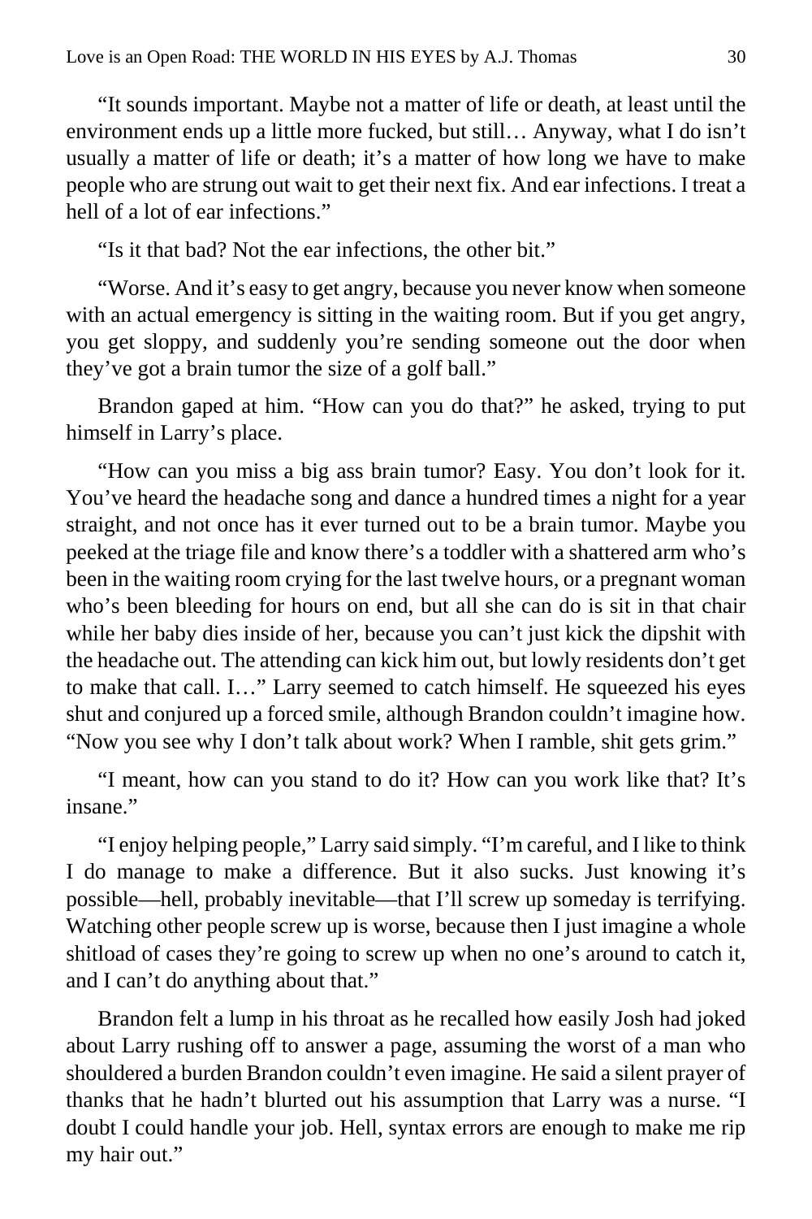"It sounds important. Maybe not a matter of life or death, at least until the environment ends up a little more fucked, but still… Anyway, what I do isn't usually a matter of life or death; it's a matter of how long we have to make people who are strung out wait to get their next fix. And ear infections. I treat a hell of a lot of ear infections."

"Is it that bad? Not the ear infections, the other bit."

"Worse. And it's easy to get angry, because you never know when someone with an actual emergency is sitting in the waiting room. But if you get angry, you get sloppy, and suddenly you're sending someone out the door when they've got a brain tumor the size of a golf ball."

Brandon gaped at him. "How can you do that?" he asked, trying to put himself in Larry's place.

"How can you miss a big ass brain tumor? Easy. You don't look for it. You've heard the headache song and dance a hundred times a night for a year straight, and not once has it ever turned out to be a brain tumor. Maybe you peeked at the triage file and know there's a toddler with a shattered arm who's been in the waiting room crying for the last twelve hours, or a pregnant woman who's been bleeding for hours on end, but all she can do is sit in that chair while her baby dies inside of her, because you can't just kick the dipshit with the headache out. The attending can kick him out, but lowly residents don't get to make that call. I…" Larry seemed to catch himself. He squeezed his eyes shut and conjured up a forced smile, although Brandon couldn't imagine how. "Now you see why I don't talk about work? When I ramble, shit gets grim."

"I meant, how can you stand to do it? How can you work like that? It's insane."

"I enjoy helping people," Larry said simply. "I'm careful, and I like to think I do manage to make a difference. But it also sucks. Just knowing it's possible—hell, probably inevitable—that I'll screw up someday is terrifying. Watching other people screw up is worse, because then I just imagine a whole shitload of cases they're going to screw up when no one's around to catch it, and I can't do anything about that."

Brandon felt a lump in his throat as he recalled how easily Josh had joked about Larry rushing off to answer a page, assuming the worst of a man who shouldered a burden Brandon couldn't even imagine. He said a silent prayer of thanks that he hadn't blurted out his assumption that Larry was a nurse. "I doubt I could handle your job. Hell, syntax errors are enough to make me rip my hair out."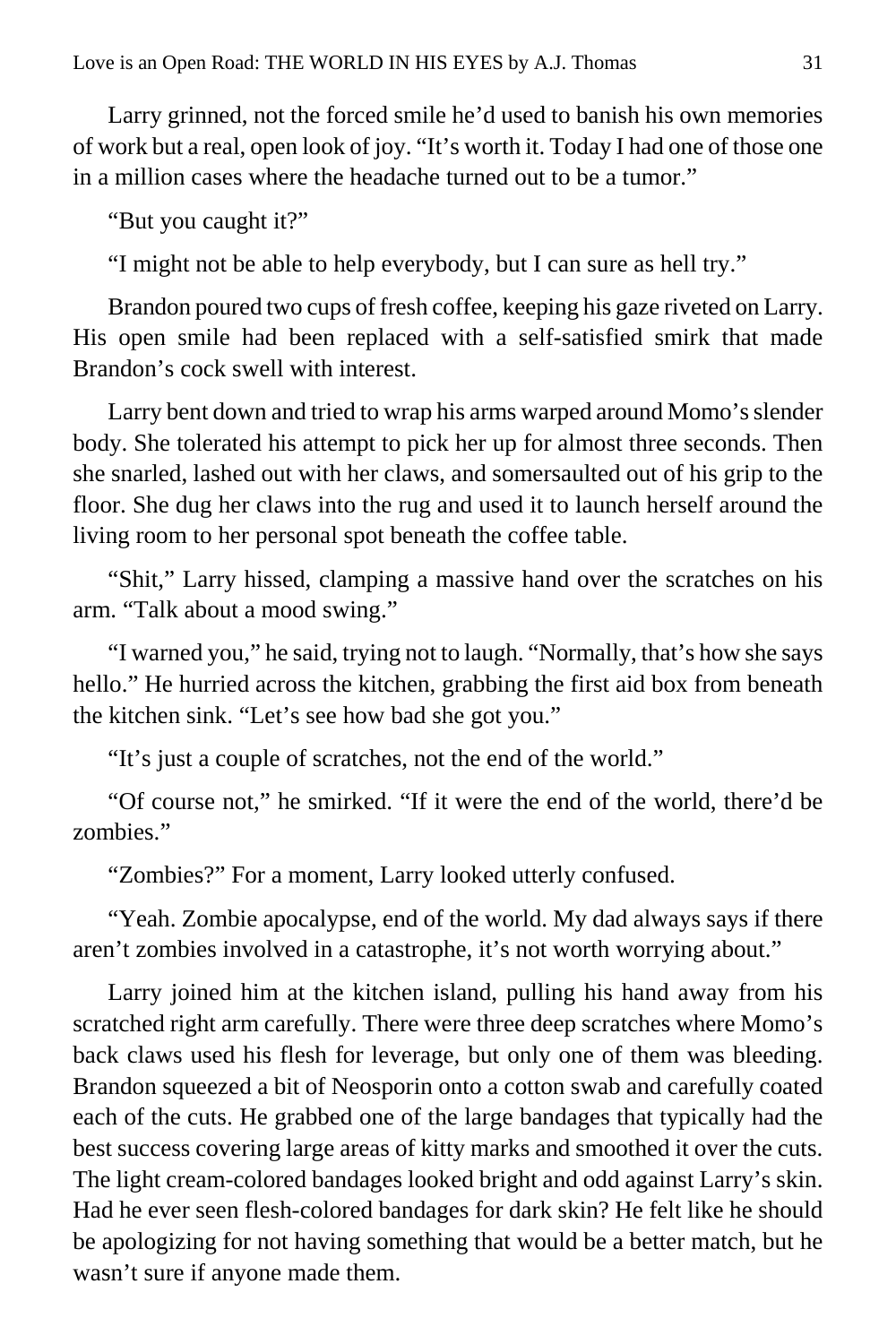Larry grinned, not the forced smile he'd used to banish his own memories of work but a real, open look of joy. "It's worth it. Today I had one of those one in a million cases where the headache turned out to be a tumor."

"But you caught it?"

"I might not be able to help everybody, but I can sure as hell try."

Brandon poured two cups of fresh coffee, keeping his gaze riveted on Larry. His open smile had been replaced with a self-satisfied smirk that made Brandon's cock swell with interest.

Larry bent down and tried to wrap his arms warped around Momo's slender body. She tolerated his attempt to pick her up for almost three seconds. Then she snarled, lashed out with her claws, and somersaulted out of his grip to the floor. She dug her claws into the rug and used it to launch herself around the living room to her personal spot beneath the coffee table.

"Shit," Larry hissed, clamping a massive hand over the scratches on his arm. "Talk about a mood swing."

"I warned you," he said, trying not to laugh. "Normally, that's how she says hello." He hurried across the kitchen, grabbing the first aid box from beneath the kitchen sink. "Let's see how bad she got you."

"It's just a couple of scratches, not the end of the world."

"Of course not," he smirked. "If it were the end of the world, there'd be zombies."

"Zombies?" For a moment, Larry looked utterly confused.

"Yeah. Zombie apocalypse, end of the world. My dad always says if there aren't zombies involved in a catastrophe, it's not worth worrying about."

Larry joined him at the kitchen island, pulling his hand away from his scratched right arm carefully. There were three deep scratches where Momo's back claws used his flesh for leverage, but only one of them was bleeding. Brandon squeezed a bit of Neosporin onto a cotton swab and carefully coated each of the cuts. He grabbed one of the large bandages that typically had the best success covering large areas of kitty marks and smoothed it over the cuts. The light cream-colored bandages looked bright and odd against Larry's skin. Had he ever seen flesh-colored bandages for dark skin? He felt like he should be apologizing for not having something that would be a better match, but he wasn't sure if anyone made them.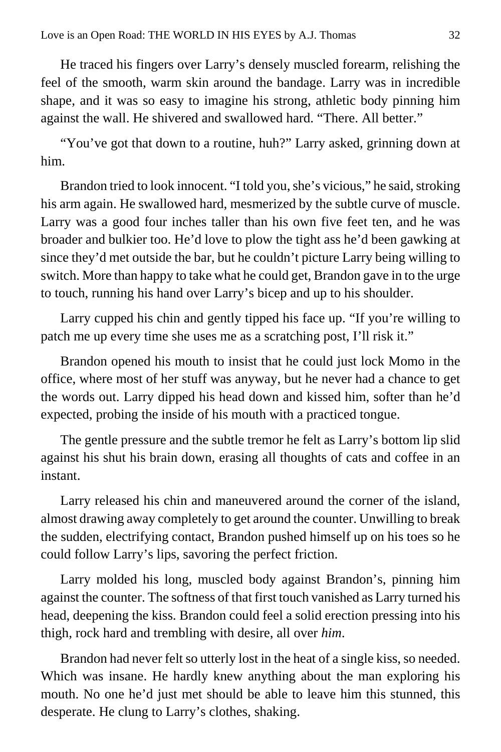He traced his fingers over Larry's densely muscled forearm, relishing the feel of the smooth, warm skin around the bandage. Larry was in incredible shape, and it was so easy to imagine his strong, athletic body pinning him against the wall. He shivered and swallowed hard. "There. All better."

"You've got that down to a routine, huh?" Larry asked, grinning down at him.

Brandon tried to look innocent. "I told you, she's vicious," he said, stroking his arm again. He swallowed hard, mesmerized by the subtle curve of muscle. Larry was a good four inches taller than his own five feet ten, and he was broader and bulkier too. He'd love to plow the tight ass he'd been gawking at since they'd met outside the bar, but he couldn't picture Larry being willing to switch. More than happy to take what he could get, Brandon gave in to the urge to touch, running his hand over Larry's bicep and up to his shoulder.

Larry cupped his chin and gently tipped his face up. "If you're willing to patch me up every time she uses me as a scratching post, I'll risk it."

Brandon opened his mouth to insist that he could just lock Momo in the office, where most of her stuff was anyway, but he never had a chance to get the words out. Larry dipped his head down and kissed him, softer than he'd expected, probing the inside of his mouth with a practiced tongue.

The gentle pressure and the subtle tremor he felt as Larry's bottom lip slid against his shut his brain down, erasing all thoughts of cats and coffee in an instant.

Larry released his chin and maneuvered around the corner of the island, almost drawing away completely to get around the counter. Unwilling to break the sudden, electrifying contact, Brandon pushed himself up on his toes so he could follow Larry's lips, savoring the perfect friction.

Larry molded his long, muscled body against Brandon's, pinning him against the counter. The softness of that first touch vanished as Larry turned his head, deepening the kiss. Brandon could feel a solid erection pressing into his thigh, rock hard and trembling with desire, all over *him*.

Brandon had never felt so utterly lost in the heat of a single kiss, so needed. Which was insane. He hardly knew anything about the man exploring his mouth. No one he'd just met should be able to leave him this stunned, this desperate. He clung to Larry's clothes, shaking.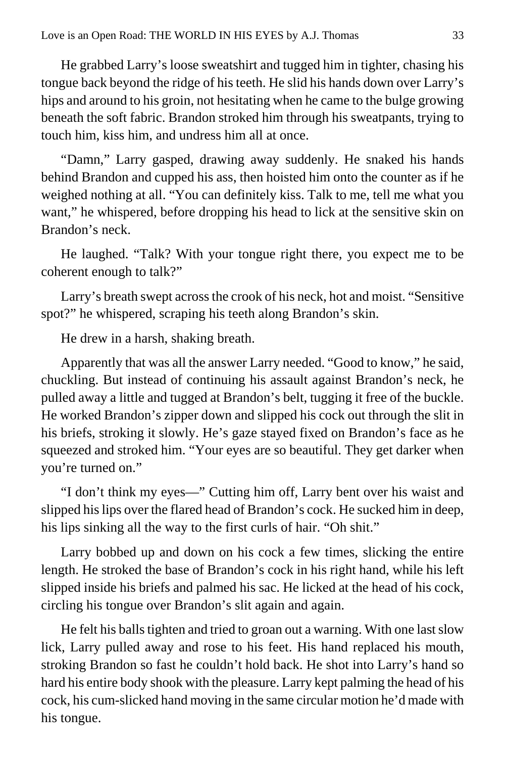He grabbed Larry's loose sweatshirt and tugged him in tighter, chasing his tongue back beyond the ridge of his teeth. He slid his hands down over Larry's hips and around to his groin, not hesitating when he came to the bulge growing beneath the soft fabric. Brandon stroked him through his sweatpants, trying to touch him, kiss him, and undress him all at once.

"Damn," Larry gasped, drawing away suddenly. He snaked his hands behind Brandon and cupped his ass, then hoisted him onto the counter as if he weighed nothing at all. "You can definitely kiss. Talk to me, tell me what you want," he whispered, before dropping his head to lick at the sensitive skin on Brandon's neck.

He laughed. "Talk? With your tongue right there, you expect me to be coherent enough to talk?"

Larry's breath swept across the crook of his neck, hot and moist. "Sensitive spot?" he whispered, scraping his teeth along Brandon's skin.

He drew in a harsh, shaking breath.

Apparently that was all the answer Larry needed. "Good to know," he said, chuckling. But instead of continuing his assault against Brandon's neck, he pulled away a little and tugged at Brandon's belt, tugging it free of the buckle. He worked Brandon's zipper down and slipped his cock out through the slit in his briefs, stroking it slowly. He's gaze stayed fixed on Brandon's face as he squeezed and stroked him. "Your eyes are so beautiful. They get darker when you're turned on."

"I don't think my eyes—" Cutting him off, Larry bent over his waist and slipped his lips over the flared head of Brandon's cock. He sucked him in deep, his lips sinking all the way to the first curls of hair. "Oh shit."

Larry bobbed up and down on his cock a few times, slicking the entire length. He stroked the base of Brandon's cock in his right hand, while his left slipped inside his briefs and palmed his sac. He licked at the head of his cock, circling his tongue over Brandon's slit again and again.

He felt his balls tighten and tried to groan out a warning. With one last slow lick, Larry pulled away and rose to his feet. His hand replaced his mouth, stroking Brandon so fast he couldn't hold back. He shot into Larry's hand so hard his entire body shook with the pleasure. Larry kept palming the head of his cock, his cum-slicked hand moving in the same circular motion he'd made with his tongue.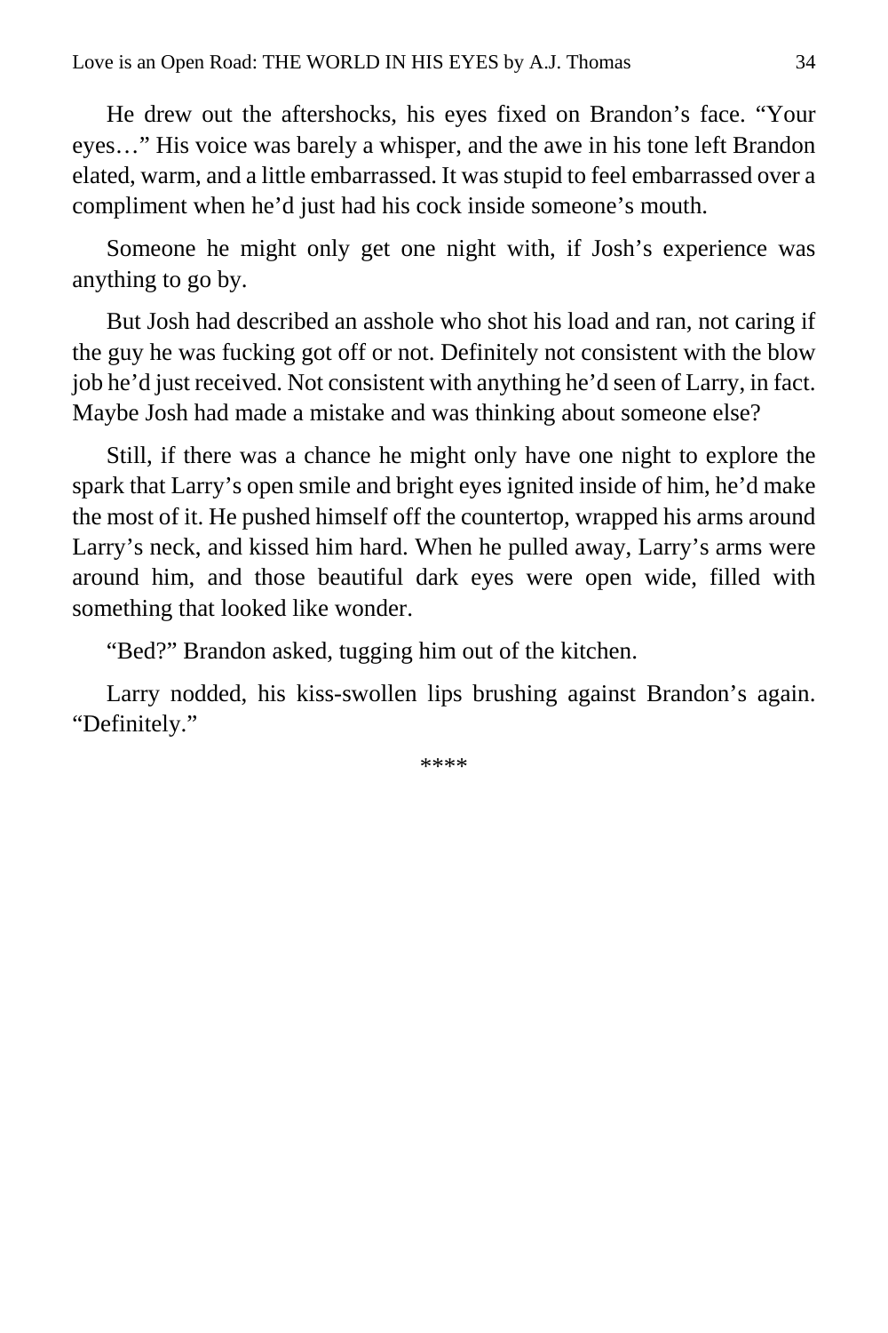He drew out the aftershocks, his eyes fixed on Brandon's face. "Your eyes…" His voice was barely a whisper, and the awe in his tone left Brandon elated, warm, and a little embarrassed. It was stupid to feel embarrassed over a compliment when he'd just had his cock inside someone's mouth.

Someone he might only get one night with, if Josh's experience was anything to go by.

But Josh had described an asshole who shot his load and ran, not caring if the guy he was fucking got off or not. Definitely not consistent with the blow job he'd just received. Not consistent with anything he'd seen of Larry, in fact. Maybe Josh had made a mistake and was thinking about someone else?

Still, if there was a chance he might only have one night to explore the spark that Larry's open smile and bright eyes ignited inside of him, he'd make the most of it. He pushed himself off the countertop, wrapped his arms around Larry's neck, and kissed him hard. When he pulled away, Larry's arms were around him, and those beautiful dark eyes were open wide, filled with something that looked like wonder.

"Bed?" Brandon asked, tugging him out of the kitchen.

Larry nodded, his kiss-swollen lips brushing against Brandon's again. "Definitely."

****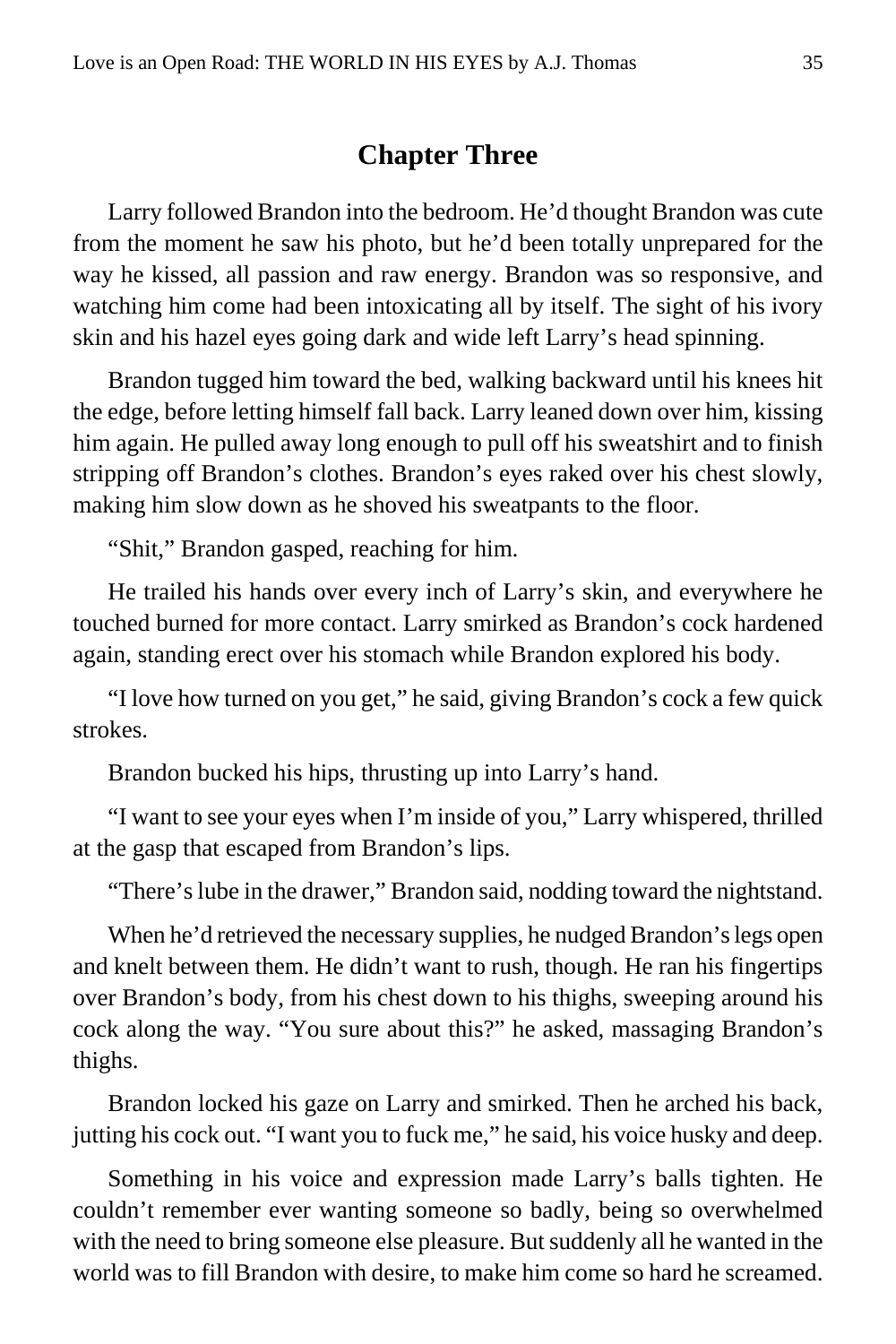## Chapter Three

Larry followed Brandon into the bedroom. He'd thought Brandon was cute from the moment he saw his photo, but he'd been totally unprepared for the way he kissed, all passion and raw energy. Brandon was so responsive, and watching him come had been intoxicating all by itself. The sight of his ivory skin and his hazel eyes going dark and wide left Larry's head spinning.

Brandon tugged him toward the bed, walking backward until his knees hit the edge, before letting himself fall back. Larry leaned down over him, kissing him again. He pulled away long enough to pull off his sweatshirt and to finish stripping off Brandon's clothes. Brandon's eyes raked over his chest slowly, making him slow down as he shoved his sweatpants to the floor.

"Shit," Brandon gasped, reaching for him.

He trailed his hands over every inch of Larry's skin, and everywhere he touched burned for more contact. Larry smirked as Brandon's cock hardened again, standing erect over his stomach while Brandon explored his body.

"I love how turned on you get," he said, giving Brandon's cock a few quick strokes.

Brandon bucked his hips, thrusting up into Larry's hand.

"I want to see your eyes when I'm inside of you," Larry whispered, thrilled at the gasp that escaped from Brandon's lips.

"There's lube in the drawer," Brandon said, nodding toward the nightstand.

When he'd retrieved the necessary supplies, he nudged Brandon's legs open and knelt between them. He didn't want to rush, though. He ran his fingertips over Brandon's body, from his chest down to his thighs, sweeping around his cock along the way. "You sure about this?" he asked, massaging Brandon's thighs.

Brandon locked his gaze on Larry and smirked. Then he arched his back, jutting his cock out. "I want you to fuck me," he said, his voice husky and deep.

Something in his voice and expression made Larry's balls tighten. He couldn't remember ever wanting someone so badly, being so overwhelmed with the need to bring someone else pleasure. But suddenly all he wanted in the world was to fill Brandon with desire, to make him come so hard he screamed.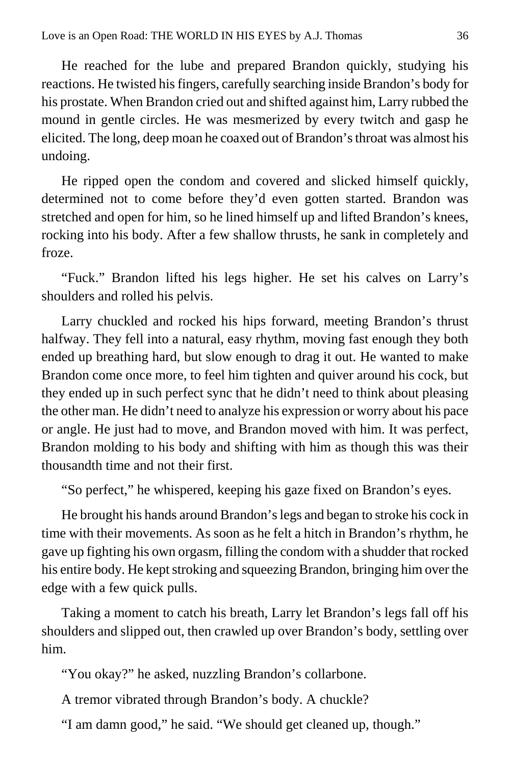He reached for the lube and prepared Brandon quickly, studying his reactions. He twisted his fingers, carefully searching inside Brandon's body for his prostate. When Brandon cried out and shifted against him, Larry rubbed the mound in gentle circles. He was mesmerized by every twitch and gasp he elicited. The long, deep moan he coaxed out of Brandon's throat was almost his undoing.

He ripped open the condom and covered and slicked himself quickly, determined not to come before they'd even gotten started. Brandon was stretched and open for him, so he lined himself up and lifted Brandon's knees, rocking into his body. After a few shallow thrusts, he sank in completely and froze.

"Fuck." Brandon lifted his legs higher. He set his calves on Larry's shoulders and rolled his pelvis.

Larry chuckled and rocked his hips forward, meeting Brandon's thrust halfway. They fell into a natural, easy rhythm, moving fast enough they both ended up breathing hard, but slow enough to drag it out. He wanted to make Brandon come once more, to feel him tighten and quiver around his cock, but they ended up in such perfect sync that he didn't need to think about pleasing the other man. He didn't need to analyze his expression or worry about his pace or angle. He just had to move, and Brandon moved with him. It was perfect, Brandon molding to his body and shifting with him as though this was their thousandth time and not their first.

"So perfect," he whispered, keeping his gaze fixed on Brandon's eyes.

He brought his hands around Brandon's legs and began to stroke his cock in time with their movements. As soon as he felt a hitch in Brandon's rhythm, he gave up fighting his own orgasm, filling the condom with a shudder that rocked his entire body. He kept stroking and squeezing Brandon, bringing him over the edge with a few quick pulls.

Taking a moment to catch his breath, Larry let Brandon's legs fall off his shoulders and slipped out, then crawled up over Brandon's body, settling over him.

"You okay?" he asked, nuzzling Brandon's collarbone.

A tremor vibrated through Brandon's body. A chuckle?

"I am damn good," he said. "We should get cleaned up, though."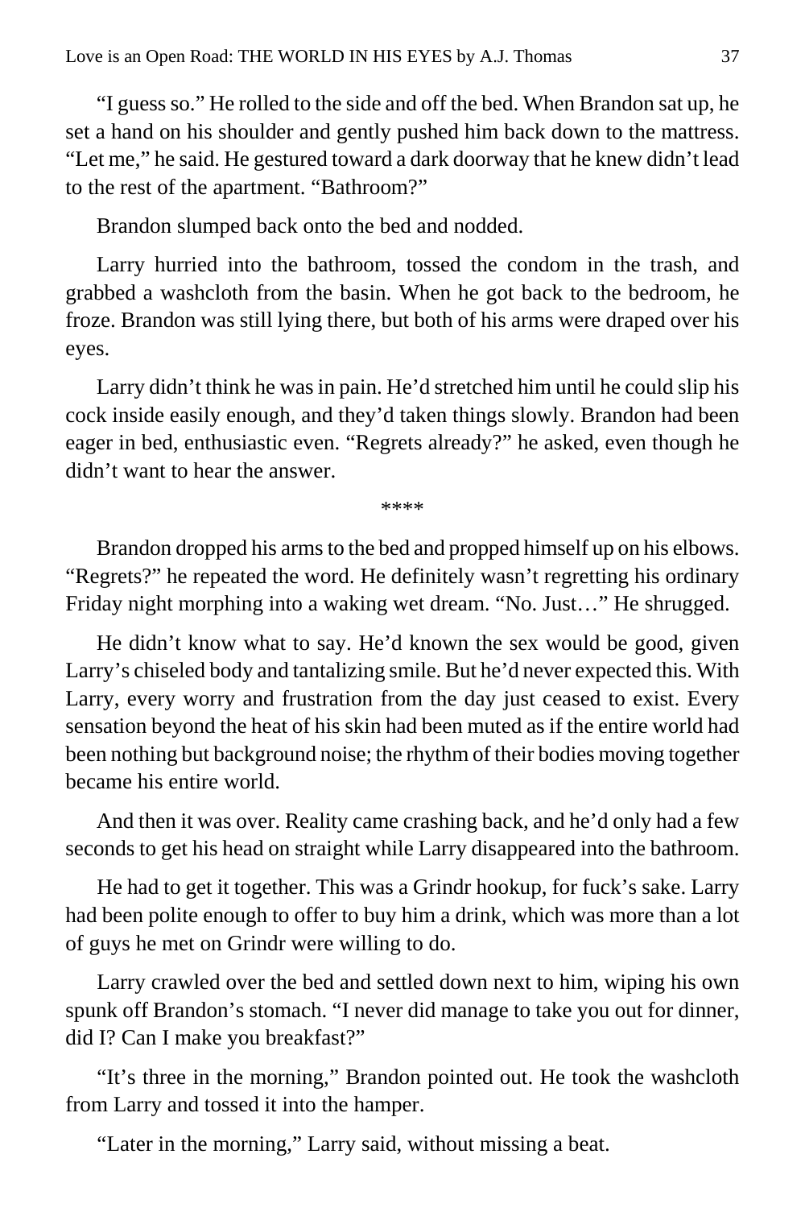"I guess so." He rolled to the side and off the bed. When Brandon sat up, he set a hand on his shoulder and gently pushed him back down to the mattress. "Let me," he said. He gestured toward a dark doorway that he knew didn't lead to the rest of the apartment. "Bathroom?"

Brandon slumped back onto the bed and nodded.

Larry hurried into the bathroom, tossed the condom in the trash, and grabbed a washcloth from the basin. When he got back to the bedroom, he froze. Brandon was still lying there, but both of his arms were draped over his eyes.

Larry didn't think he was in pain. He'd stretched him until he could slip his cock inside easily enough, and they'd taken things slowly. Brandon had been eager in bed, enthusiastic even. "Regrets already?" he asked, even though he didn't want to hear the answer.

****

Brandon dropped his arms to the bed and propped himself up on his elbows. "Regrets?" he repeated the word. He definitely wasn't regretting his ordinary Friday night morphing into a waking wet dream. "No. Just…" He shrugged.

He didn't know what to say. He'd known the sex would be good, given Larry's chiseled body and tantalizing smile. But he'd never expected this. With Larry, every worry and frustration from the day just ceased to exist. Every sensation beyond the heat of his skin had been muted as if the entire world had been nothing but background noise; the rhythm of their bodies moving together became his entire world.

And then it was over. Reality came crashing back, and he'd only had a few seconds to get his head on straight while Larry disappeared into the bathroom.

He had to get it together. This was a Grindr hookup, for fuck's sake. Larry had been polite enough to offer to buy him a drink, which was more than a lot of guys he met on Grindr were willing to do.

Larry crawled over the bed and settled down next to him, wiping his own spunk off Brandon's stomach. "I never did manage to take you out for dinner, did I? Can I make you breakfast?"

"It's three in the morning," Brandon pointed out. He took the washcloth from Larry and tossed it into the hamper.

"Later in the morning," Larry said, without missing a beat.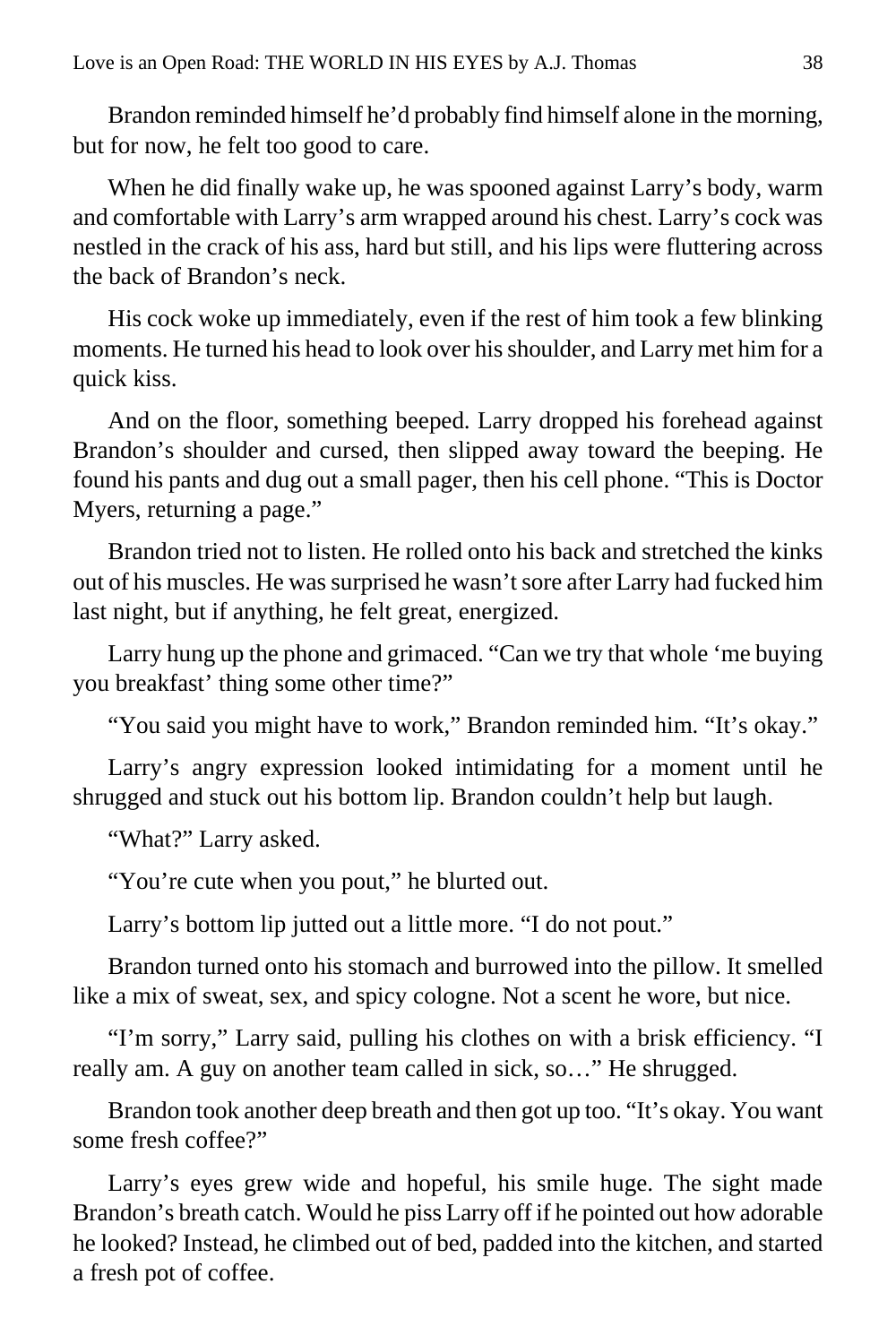Brandon reminded himself he'd probably find himself alone in the morning, but for now, he felt too good to care.

When he did finally wake up, he was spooned against Larry's body, warm and comfortable with Larry's arm wrapped around his chest. Larry's cock was nestled in the crack of his ass, hard but still, and his lips were fluttering across the back of Brandon's neck.

His cock woke up immediately, even if the rest of him took a few blinking moments. He turned his head to look over his shoulder, and Larry met him for a quick kiss.

And on the floor, something beeped. Larry dropped his forehead against Brandon's shoulder and cursed, then slipped away toward the beeping. He found his pants and dug out a small pager, then his cell phone. "This is Doctor Myers, returning a page."

Brandon tried not to listen. He rolled onto his back and stretched the kinks out of his muscles. He was surprised he wasn't sore after Larry had fucked him last night, but if anything, he felt great, energized.

Larry hung up the phone and grimaced. "Can we try that whole 'me buying you breakfast' thing some other time?"

"You said you might have to work," Brandon reminded him. "It's okay."

Larry's angry expression looked intimidating for a moment until he shrugged and stuck out his bottom lip. Brandon couldn't help but laugh.

"What?" Larry asked.

"You're cute when you pout," he blurted out.

Larry's bottom lip jutted out a little more. "I do not pout."

Brandon turned onto his stomach and burrowed into the pillow. It smelled like a mix of sweat, sex, and spicy cologne. Not a scent he wore, but nice.

"I'm sorry," Larry said, pulling his clothes on with a brisk efficiency. "I really am. A guy on another team called in sick, so…" He shrugged.

Brandon took another deep breath and then got up too. "It's okay. You want some fresh coffee?"

Larry's eyes grew wide and hopeful, his smile huge. The sight made Brandon's breath catch. Would he piss Larry off if he pointed out how adorable he looked? Instead, he climbed out of bed, padded into the kitchen, and started a fresh pot of coffee.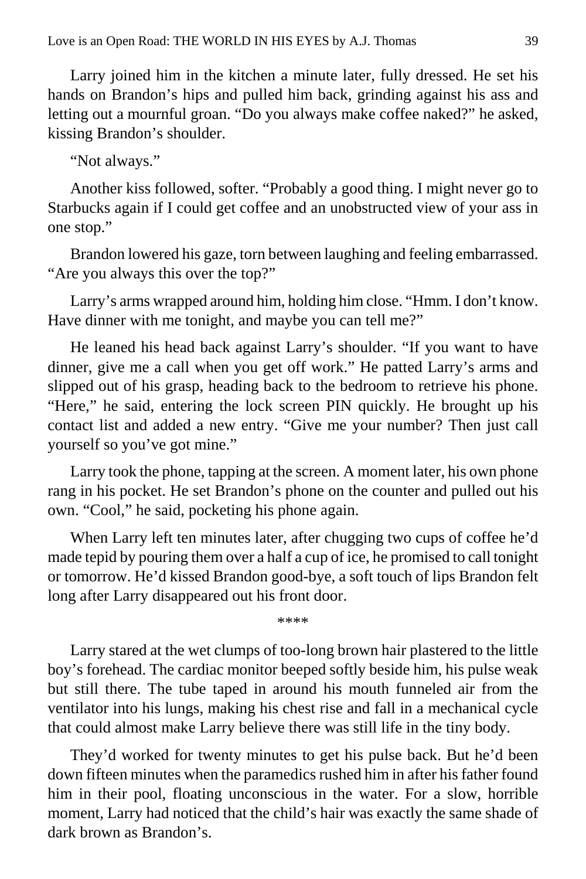Larry joined him in the kitchen a minute later, fully dressed. He set his hands on Brandon's hips and pulled him back, grinding against his ass and letting out a mournful groan. "Do you always make coffee naked?" he asked, kissing Brandon's shoulder.

"Not always."

Another kiss followed, softer. "Probably a good thing. I might never go to Starbucks again if I could get coffee and an unobstructed view of your ass in one stop."

Brandon lowered his gaze, torn between laughing and feeling embarrassed. "Are you always this over the top?"

Larry's arms wrapped around him, holding him close. "Hmm. I don't know. Have dinner with me tonight, and maybe you can tell me?"

He leaned his head back against Larry's shoulder. "If you want to have dinner, give me a call when you get off work." He patted Larry's arms and slipped out of his grasp, heading back to the bedroom to retrieve his phone. "Here," he said, entering the lock screen PIN quickly. He brought up his contact list and added a new entry. "Give me your number? Then just call yourself so you've got mine."

Larry took the phone, tapping at the screen. A moment later, his own phone rang in his pocket. He set Brandon's phone on the counter and pulled out his own. "Cool," he said, pocketing his phone again.

When Larry left ten minutes later, after chugging two cups of coffee he'd made tepid by pouring them over a half a cup of ice, he promised to call tonight or tomorrow. He'd kissed Brandon good-bye, a soft touch of lips Brandon felt long after Larry disappeared out his front door.

****

Larry stared at the wet clumps of too-long brown hair plastered to the little boy's forehead. The cardiac monitor beeped softly beside him, his pulse weak but still there. The tube taped in around his mouth funneled air from the ventilator into his lungs, making his chest rise and fall in a mechanical cycle that could almost make Larry believe there was still life in the tiny body.

They'd worked for twenty minutes to get his pulse back. But he'd been down fifteen minutes when the paramedics rushed him in after his father found him in their pool, floating unconscious in the water. For a slow, horrible moment, Larry had noticed that the child's hair was exactly the same shade of dark brown as Brandon's.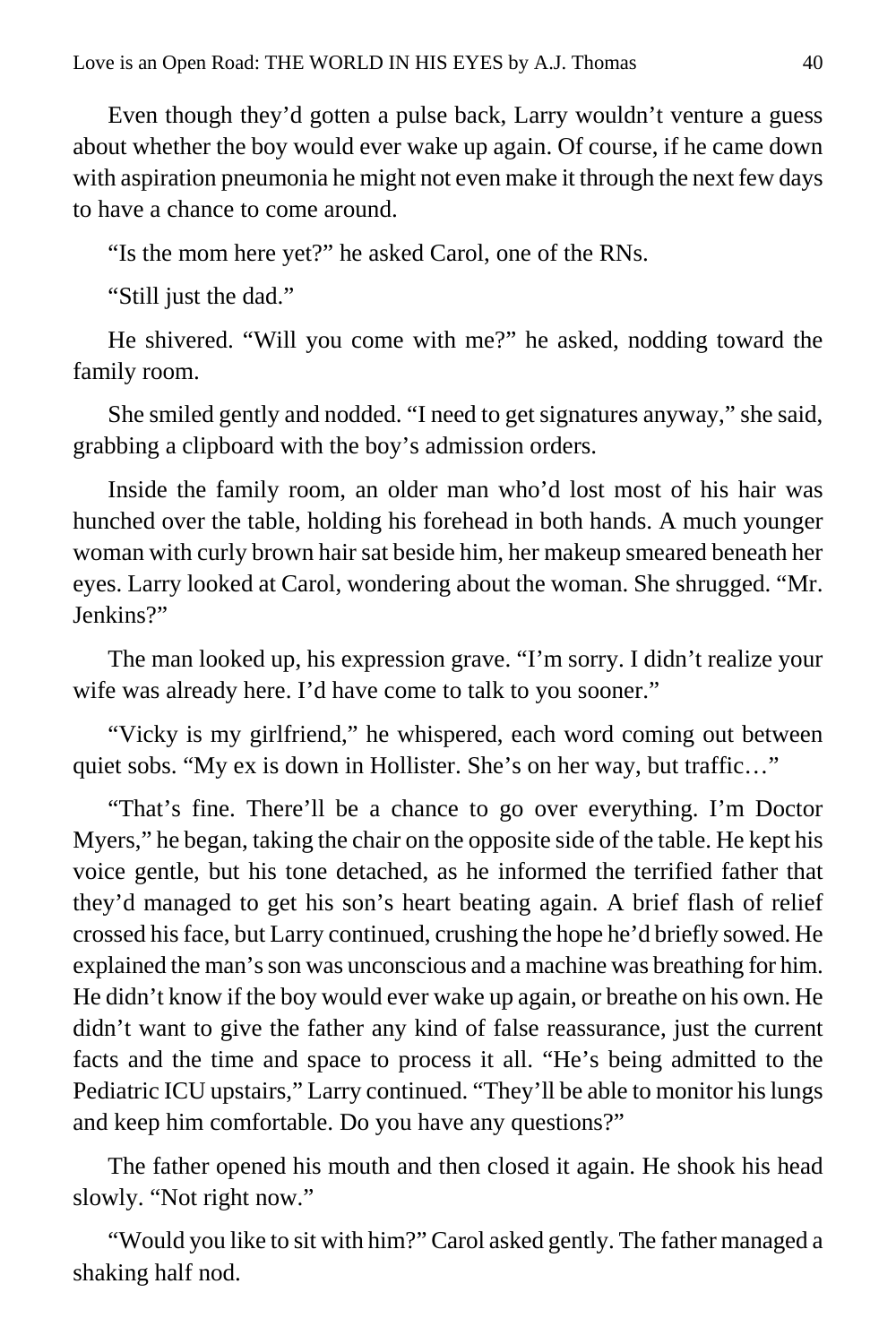Even though they'd gotten a pulse back, Larry wouldn't venture a guess about whether the boy would ever wake up again. Of course, if he came down with aspiration pneumonia he might not even make it through the next few days to have a chance to come around.

"Is the mom here yet?" he asked Carol, one of the RNs.

"Still just the dad."

He shivered. "Will you come with me?" he asked, nodding toward the family room.

She smiled gently and nodded. "I need to get signatures anyway," she said, grabbing a clipboard with the boy's admission orders.

Inside the family room, an older man who'd lost most of his hair was hunched over the table, holding his forehead in both hands. A much younger woman with curly brown hair sat beside him, her makeup smeared beneath her eyes. Larry looked at Carol, wondering about the woman. She shrugged. "Mr. Jenkins?"

The man looked up, his expression grave. "I'm sorry. I didn't realize your wife was already here. I'd have come to talk to you sooner."

"Vicky is my girlfriend," he whispered, each word coming out between quiet sobs. "My ex is down in Hollister. She's on her way, but traffic…"

"That's fine. There'll be a chance to go over everything. I'm Doctor Myers," he began, taking the chair on the opposite side of the table. He kept his voice gentle, but his tone detached, as he informed the terrified father that they'd managed to get his son's heart beating again. A brief flash of relief crossed his face, but Larry continued, crushing the hope he'd briefly sowed. He explained the man's son was unconscious and a machine was breathing for him. He didn't know if the boy would ever wake up again, or breathe on his own. He didn't want to give the father any kind of false reassurance, just the current facts and the time and space to process it all. "He's being admitted to the Pediatric ICU upstairs," Larry continued. "They'll be able to monitor his lungs and keep him comfortable. Do you have any questions?"

The father opened his mouth and then closed it again. He shook his head slowly. "Not right now."

"Would you like to sit with him?" Carol asked gently. The father managed a shaking half nod.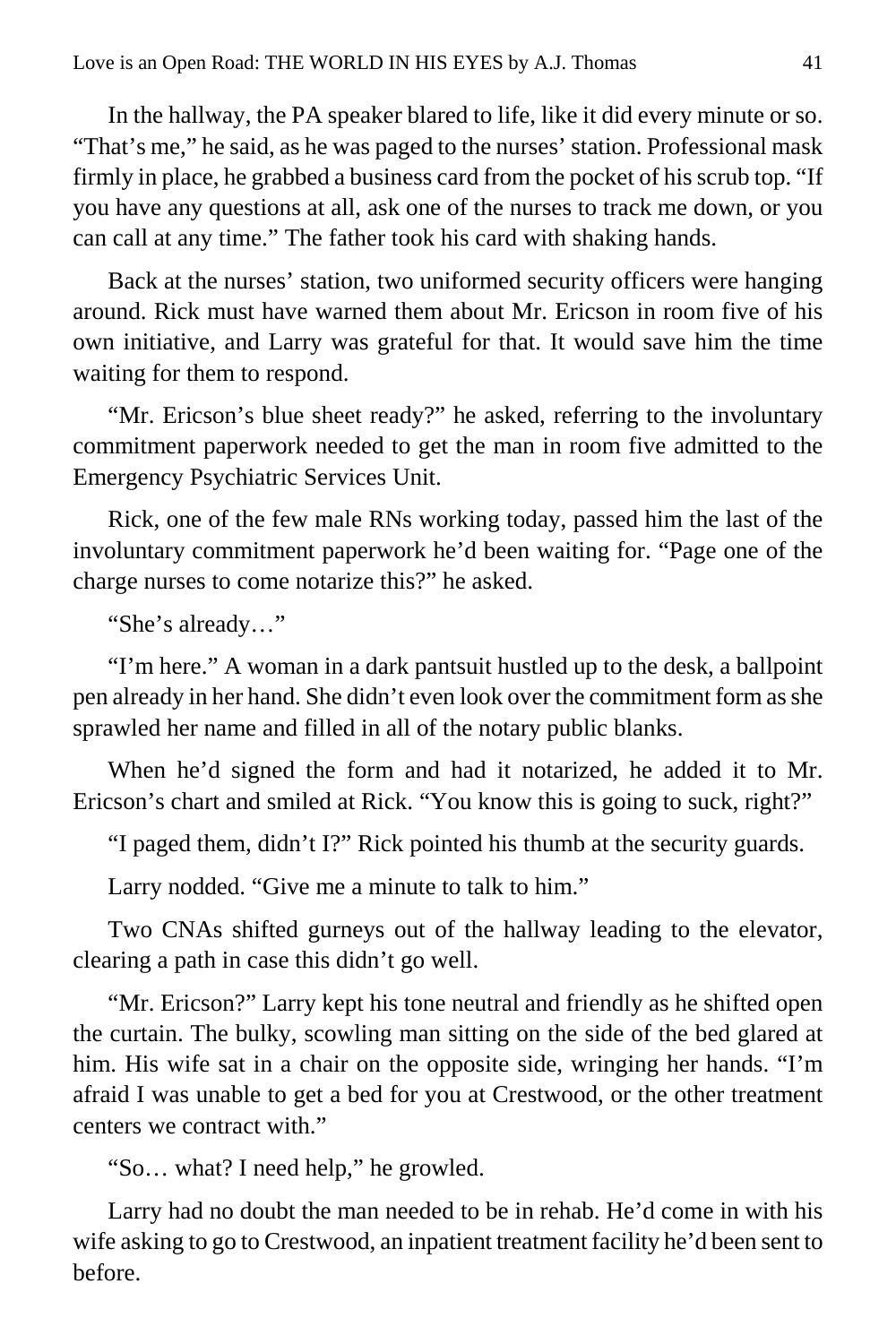In the hallway, the PA speaker blared to life, like it did every minute or so. "That's me," he said, as he was paged to the nurses' station. Professional mask firmly in place, he grabbed a business card from the pocket of his scrub top. "If you have any questions at all, ask one of the nurses to track me down, or you can call at any time." The father took his card with shaking hands.

Back at the nurses' station, two uniformed security officers were hanging around. Rick must have warned them about Mr. Ericson in room five of his own initiative, and Larry was grateful for that. It would save him the time waiting for them to respond.

"Mr. Ericson's blue sheet ready?" he asked, referring to the involuntary commitment paperwork needed to get the man in room five admitted to the Emergency Psychiatric Services Unit.

Rick, one of the few male RNs working today, passed him the last of the involuntary commitment paperwork he'd been waiting for. "Page one of the charge nurses to come notarize this?" he asked.

"She's already…"

"I'm here." A woman in a dark pantsuit hustled up to the desk, a ballpoint pen already in her hand. She didn't even look over the commitment form as she sprawled her name and filled in all of the notary public blanks.

When he'd signed the form and had it notarized, he added it to Mr. Ericson's chart and smiled at Rick. "You know this is going to suck, right?"

"I paged them, didn't I?" Rick pointed his thumb at the security guards.

Larry nodded. "Give me a minute to talk to him."

Two CNAs shifted gurneys out of the hallway leading to the elevator, clearing a path in case this didn't go well.

"Mr. Ericson?" Larry kept his tone neutral and friendly as he shifted open the curtain. The bulky, scowling man sitting on the side of the bed glared at him. His wife sat in a chair on the opposite side, wringing her hands. "I'm afraid I was unable to get a bed for you at Crestwood, or the other treatment centers we contract with."

"So… what? I need help," he growled.

Larry had no doubt the man needed to be in rehab. He'd come in with his wife asking to go to Crestwood, an inpatient treatment facility he'd been sent to before.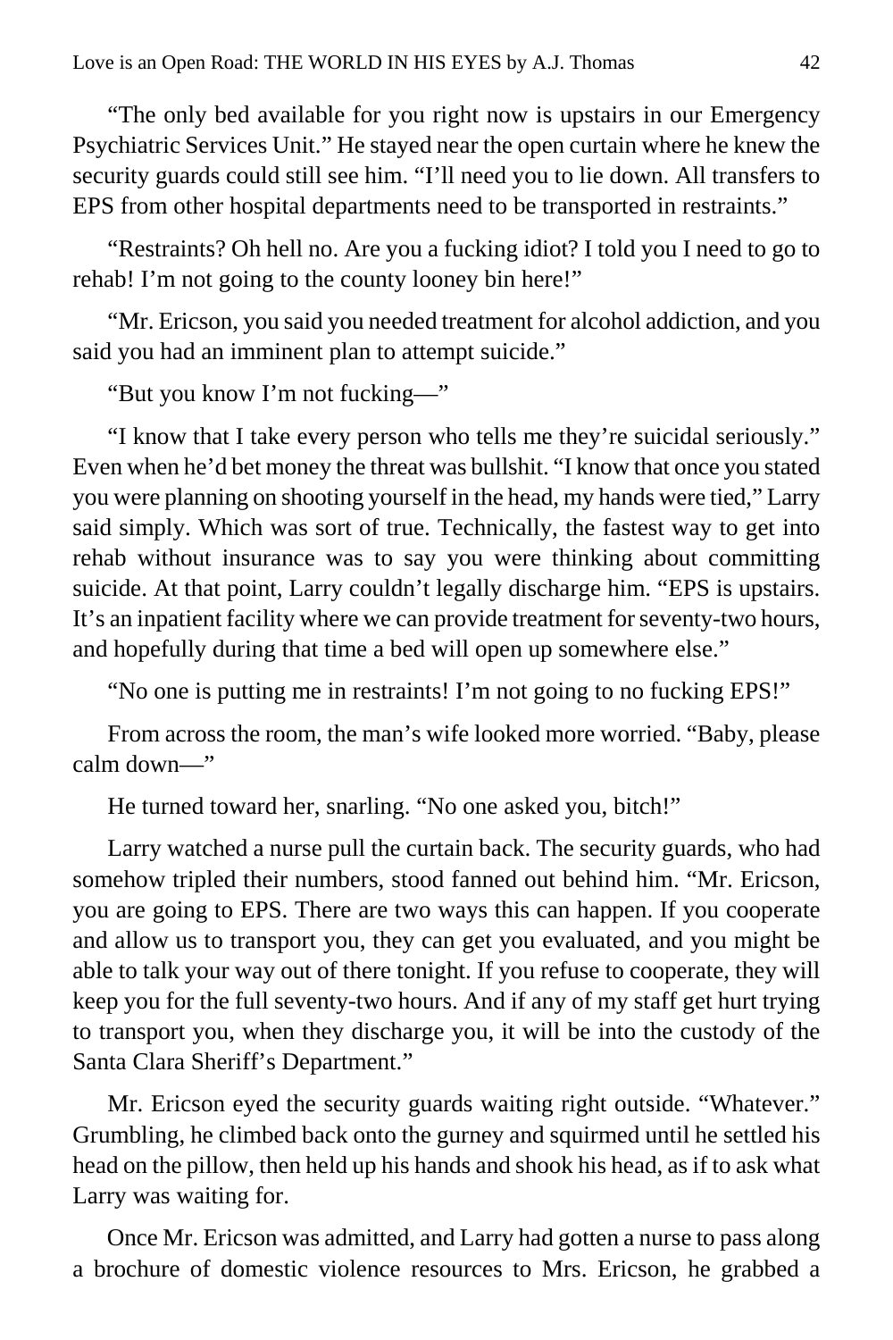"The only bed available for you right now is upstairs in our Emergency Psychiatric Services Unit." He stayed near the open curtain where he knew the security guards could still see him. "I'll need you to lie down. All transfers to EPS from other hospital departments need to be transported in restraints."

"Restraints? Oh hell no. Are you a fucking idiot? I told you I need to go to rehab! I'm not going to the county looney bin here!"

"Mr. Ericson, you said you needed treatment for alcohol addiction, and you said you had an imminent plan to attempt suicide."

"But you know I'm not fucking—"

"I know that I take every person who tells me they're suicidal seriously." Even when he'd bet money the threat was bullshit. "I know that once you stated you were planning on shooting yourself in the head, my hands were tied," Larry said simply. Which was sort of true. Technically, the fastest way to get into rehab without insurance was to say you were thinking about committing suicide. At that point, Larry couldn't legally discharge him. "EPS is upstairs. It's an inpatient facility where we can provide treatment for seventy-two hours, and hopefully during that time a bed will open up somewhere else."

"No one is putting me in restraints! I'm not going to no fucking EPS!"

From across the room, the man's wife looked more worried. "Baby, please calm down—"

He turned toward her, snarling. "No one asked you, bitch!"

Larry watched a nurse pull the curtain back. The security guards, who had somehow tripled their numbers, stood fanned out behind him. "Mr. Ericson, you are going to EPS. There are two ways this can happen. If you cooperate and allow us to transport you, they can get you evaluated, and you might be able to talk your way out of there tonight. If you refuse to cooperate, they will keep you for the full seventy-two hours. And if any of my staff get hurt trying to transport you, when they discharge you, it will be into the custody of the Santa Clara Sheriff's Department."

Mr. Ericson eyed the security guards waiting right outside. "Whatever." Grumbling, he climbed back onto the gurney and squirmed until he settled his head on the pillow, then held up his hands and shook his head, as if to ask what Larry was waiting for.

Once Mr. Ericson was admitted, and Larry had gotten a nurse to pass along a brochure of domestic violence resources to Mrs. Ericson, he grabbed a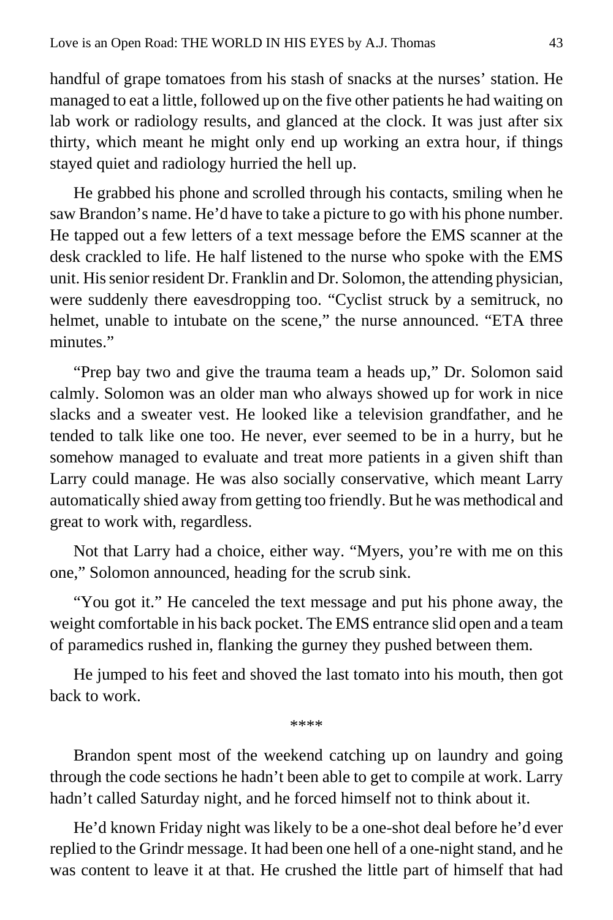handful of grape tomatoes from his stash of snacks at the nurses' station. He managed to eat a little, followed up on the five other patients he had waiting on lab work or radiology results, and glanced at the clock. It was just after six thirty, which meant he might only end up working an extra hour, if things stayed quiet and radiology hurried the hell up.

He grabbed his phone and scrolled through his contacts, smiling when he saw Brandon's name. He'd have to take a picture to go with his phone number. He tapped out a few letters of a text message before the EMS scanner at the desk crackled to life. He half listened to the nurse who spoke with the EMS unit. His senior resident Dr. Franklin and Dr. Solomon, the attending physician, were suddenly there eavesdropping too. "Cyclist struck by a semitruck, no helmet, unable to intubate on the scene," the nurse announced. "ETA three minutes."

"Prep bay two and give the trauma team a heads up," Dr. Solomon said calmly. Solomon was an older man who always showed up for work in nice slacks and a sweater vest. He looked like a television grandfather, and he tended to talk like one too. He never, ever seemed to be in a hurry, but he somehow managed to evaluate and treat more patients in a given shift than Larry could manage. He was also socially conservative, which meant Larry automatically shied away from getting too friendly. But he was methodical and great to work with, regardless.

Not that Larry had a choice, either way. "Myers, you're with me on this one," Solomon announced, heading for the scrub sink.

"You got it." He canceled the text message and put his phone away, the weight comfortable in his back pocket. The EMS entrance slid open and a team of paramedics rushed in, flanking the gurney they pushed between them.

He jumped to his feet and shoved the last tomato into his mouth, then got back to work.

****

Brandon spent most of the weekend catching up on laundry and going through the code sections he hadn't been able to get to compile at work. Larry hadn't called Saturday night, and he forced himself not to think about it.

He'd known Friday night was likely to be a one-shot deal before he'd ever replied to the Grindr message. It had been one hell of a one-night stand, and he was content to leave it at that. He crushed the little part of himself that had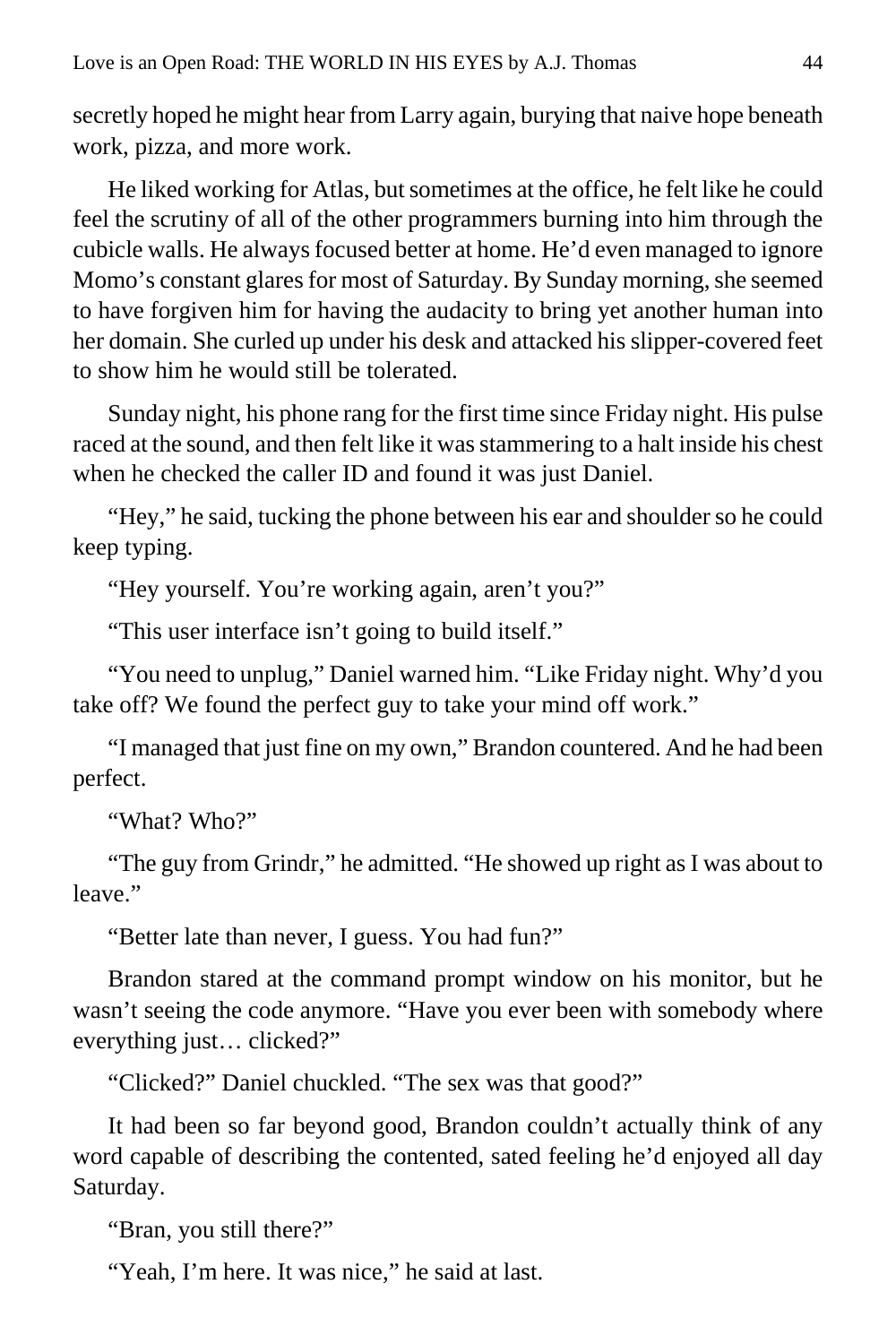secretly hoped he might hear from Larry again, burying that naive hope beneath work, pizza, and more work.

He liked working for Atlas, but sometimes at the office, he felt like he could feel the scrutiny of all of the other programmers burning into him through the cubicle walls. He always focused better at home. He'd even managed to ignore Momo's constant glares for most of Saturday. By Sunday morning, she seemed to have forgiven him for having the audacity to bring yet another human into her domain. She curled up under his desk and attacked his slipper-covered feet to show him he would still be tolerated.

Sunday night, his phone rang for the first time since Friday night. His pulse raced at the sound, and then felt like it was stammering to a halt inside his chest when he checked the caller ID and found it was just Daniel.

"Hey," he said, tucking the phone between his ear and shoulder so he could keep typing.

"Hey yourself. You're working again, aren't you?"

"This user interface isn't going to build itself."

"You need to unplug," Daniel warned him. "Like Friday night. Why'd you take off? We found the perfect guy to take your mind off work."

"I managed that just fine on my own," Brandon countered. And he had been perfect.

"What? Who?"

"The guy from Grindr," he admitted. "He showed up right as I was about to leave."

"Better late than never, I guess. You had fun?"

Brandon stared at the command prompt window on his monitor, but he wasn't seeing the code anymore. "Have you ever been with somebody where everything just… clicked?"

"Clicked?" Daniel chuckled. "The sex was that good?"

It had been so far beyond good, Brandon couldn't actually think of any word capable of describing the contented, sated feeling he'd enjoyed all day Saturday.

"Bran, you still there?"

"Yeah, I'm here. It was nice," he said at last.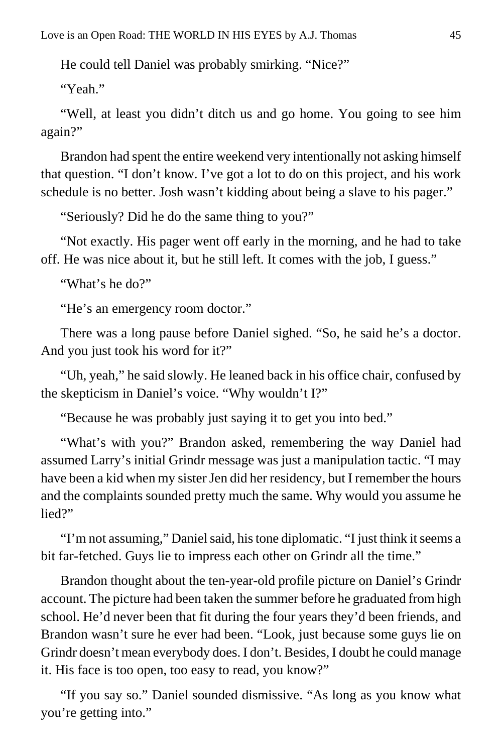He could tell Daniel was probably smirking. "Nice?"

"Yeah."

"Well, at least you didn't ditch us and go home. You going to see him again?"

Brandon had spent the entire weekend very intentionally not asking himself that question. "I don't know. I've got a lot to do on this project, and his work schedule is no better. Josh wasn't kidding about being a slave to his pager."

"Seriously? Did he do the same thing to you?"

"Not exactly. His pager went off early in the morning, and he had to take off. He was nice about it, but he still left. It comes with the job, I guess."

"What's he do?"

"He's an emergency room doctor."

There was a long pause before Daniel sighed. "So, he said he's a doctor. And you just took his word for it?"

"Uh, yeah," he said slowly. He leaned back in his office chair, confused by the skepticism in Daniel's voice. "Why wouldn't I?"

"Because he was probably just saying it to get you into bed."

"What's with you?" Brandon asked, remembering the way Daniel had assumed Larry's initial Grindr message was just a manipulation tactic. "I may have been a kid when my sister Jen did her residency, but I remember the hours and the complaints sounded pretty much the same. Why would you assume he lied?"

"I'm not assuming," Daniel said, his tone diplomatic. "I just think it seems a bit far-fetched. Guys lie to impress each other on Grindr all the time."

Brandon thought about the ten-year-old profile picture on Daniel's Grindr account. The picture had been taken the summer before he graduated from high school. He'd never been that fit during the four years they'd been friends, and Brandon wasn't sure he ever had been. "Look, just because some guys lie on Grindr doesn't mean everybody does. I don't. Besides, I doubt he could manage it. His face is too open, too easy to read, you know?"

"If you say so." Daniel sounded dismissive. "As long as you know what you're getting into."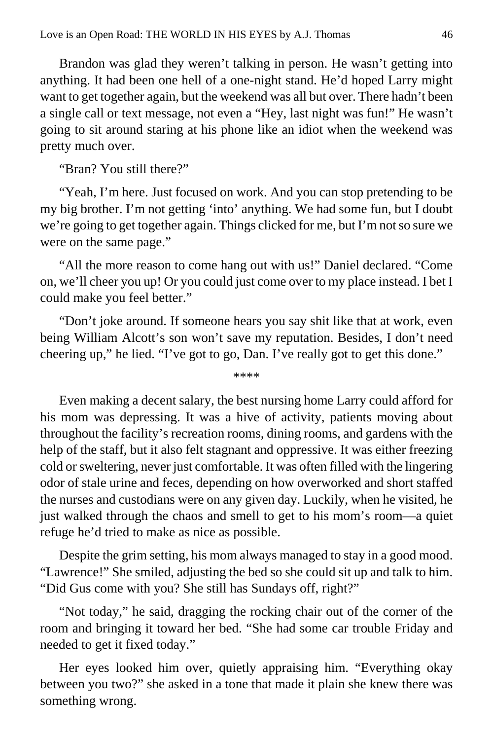Brandon was glad they weren't talking in person. He wasn't getting into anything. It had been one hell of a one-night stand. He'd hoped Larry might want to get together again, but the weekend was all but over. There hadn't been a single call or text message, not even a "Hey, last night was fun!" He wasn't going to sit around staring at his phone like an idiot when the weekend was pretty much over.

"Bran? You still there?"

"Yeah, I'm here. Just focused on work. And you can stop pretending to be my big brother. I'm not getting 'into' anything. We had some fun, but I doubt we're going to get together again. Things clicked for me, but I'm not so sure we were on the same page."

"All the more reason to come hang out with us!" Daniel declared. "Come on, we'll cheer you up! Or you could just come over to my place instead. I bet I could make you feel better."

"Don't joke around. If someone hears you say shit like that at work, even being William Alcott's son won't save my reputation. Besides, I don't need cheering up," he lied. "I've got to go, Dan. I've really got to get this done."

\*\*\*\*

Even making a decent salary, the best nursing home Larry could afford for his mom was depressing. It was a hive of activity, patients moving about throughout the facility's recreation rooms, dining rooms, and gardens with the help of the staff, but it also felt stagnant and oppressive. It was either freezing cold or sweltering, never just comfortable. It was often filled with the lingering odor of stale urine and feces, depending on how overworked and short staffed the nurses and custodians were on any given day. Luckily, when he visited, he just walked through the chaos and smell to get to his mom's room—a quiet refuge he'd tried to make as nice as possible.

Despite the grim setting, his mom always managed to stay in a good mood. "Lawrence!" She smiled, adjusting the bed so she could sit up and talk to him. "Did Gus come with you? She still has Sundays off, right?"

"Not today," he said, dragging the rocking chair out of the corner of the room and bringing it toward her bed. "She had some car trouble Friday and needed to get it fixed today."

Her eyes looked him over, quietly appraising him. "Everything okay between you two?" she asked in a tone that made it plain she knew there was something wrong.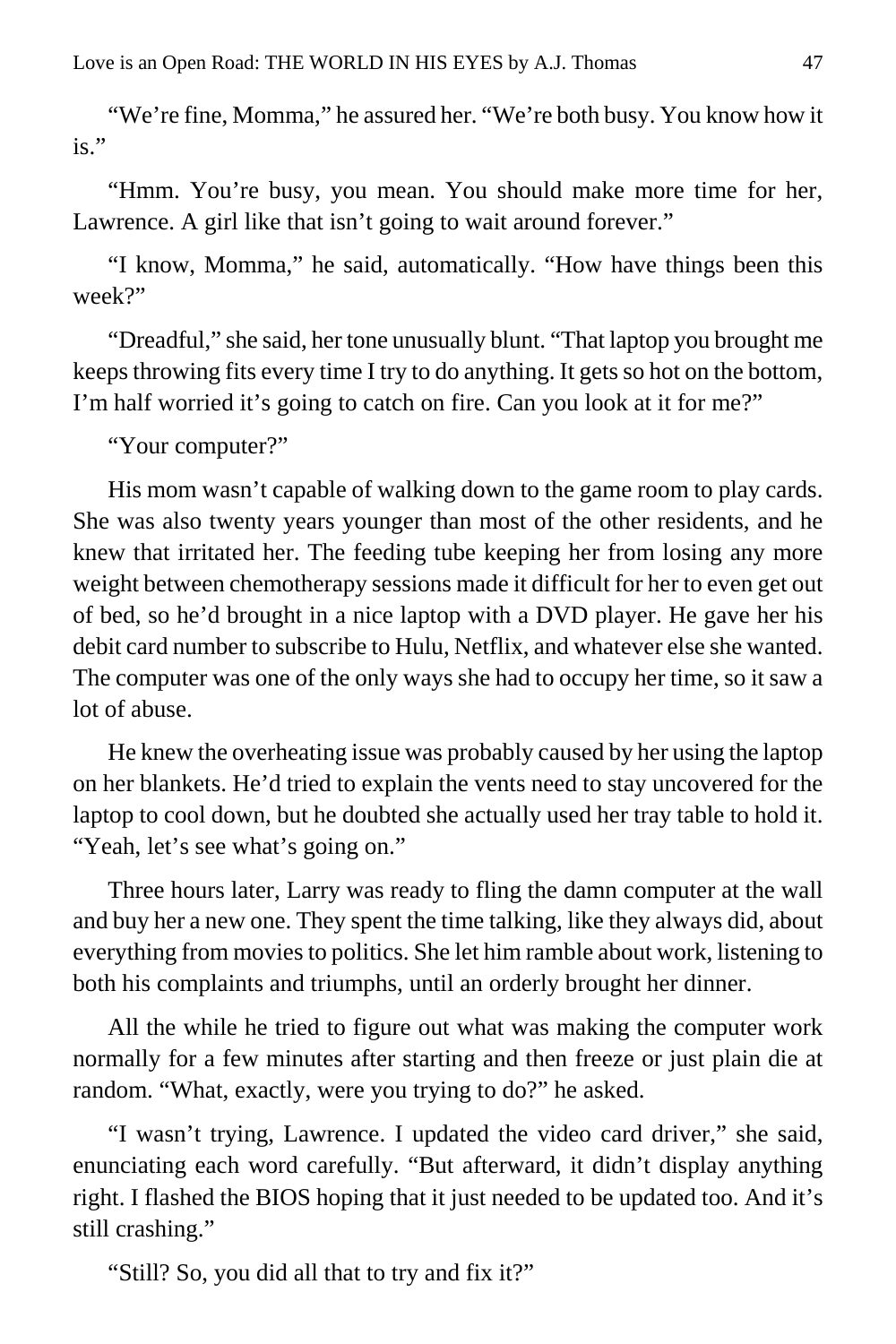"We're fine, Momma," he assured her. "We're both busy. You know how it is."

"Hmm. You're busy, you mean. You should make more time for her, Lawrence. A girl like that isn't going to wait around forever."

"I know, Momma," he said, automatically. "How have things been this week?"

"Dreadful," she said, her tone unusually blunt. "That laptop you brought me keeps throwing fits every time I try to do anything. It gets so hot on the bottom, I'm half worried it's going to catch on fire. Can you look at it for me?"

"Your computer?"

His mom wasn't capable of walking down to the game room to play cards. She was also twenty years younger than most of the other residents, and he knew that irritated her. The feeding tube keeping her from losing any more weight between chemotherapy sessions made it difficult for her to even get out of bed, so he'd brought in a nice laptop with a DVD player. He gave her his debit card number to subscribe to Hulu, Netflix, and whatever else she wanted. The computer was one of the only ways she had to occupy her time, so it saw a lot of abuse.

He knew the overheating issue was probably caused by her using the laptop on her blankets. He'd tried to explain the vents need to stay uncovered for the laptop to cool down, but he doubted she actually used her tray table to hold it. "Yeah, let's see what's going on."

Three hours later, Larry was ready to fling the damn computer at the wall and buy her a new one. They spent the time talking, like they always did, about everything from movies to politics. She let him ramble about work, listening to both his complaints and triumphs, until an orderly brought her dinner.

All the while he tried to figure out what was making the computer work normally for a few minutes after starting and then freeze or just plain die at random. "What, exactly, were you trying to do?" he asked.

"I wasn't trying, Lawrence. I updated the video card driver," she said, enunciating each word carefully. "But afterward, it didn't display anything right. I flashed the BIOS hoping that it just needed to be updated too. And it's still crashing."

"Still? So, you did all that to try and fix it?"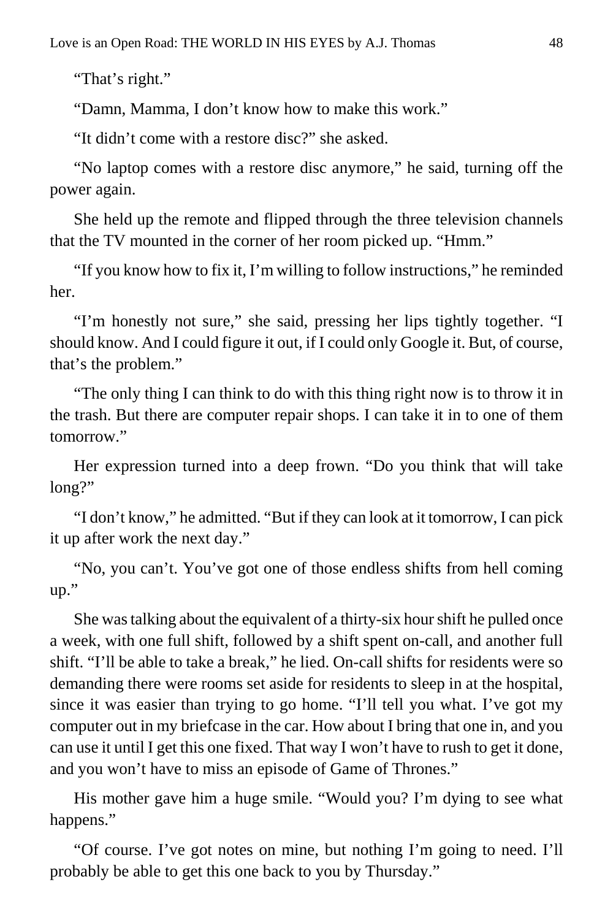"That's right."

"Damn, Mamma, I don't know how to make this work."

"It didn't come with a restore disc?" she asked.

"No laptop comes with a restore disc anymore," he said, turning off the power again.

She held up the remote and flipped through the three television channels that the TV mounted in the corner of her room picked up. "Hmm."

"If you know how to fix it, I'm willing to follow instructions," he reminded her.

"I'm honestly not sure," she said, pressing her lips tightly together. "I should know. And I could figure it out, if I could only Google it. But, of course, that's the problem."

"The only thing I can think to do with this thing right now is to throw it in the trash. But there are computer repair shops. I can take it in to one of them tomorrow."

Her expression turned into a deep frown. "Do you think that will take long?"

"I don't know," he admitted. "But if they can look at it tomorrow, I can pick it up after work the next day."

"No, you can't. You've got one of those endless shifts from hell coming up."

She was talking about the equivalent of a thirty-six hour shift he pulled once a week, with one full shift, followed by a shift spent on-call, and another full shift. "I'll be able to take a break," he lied. On-call shifts for residents were so demanding there were rooms set aside for residents to sleep in at the hospital, since it was easier than trying to go home. "I'll tell you what. I've got my computer out in my briefcase in the car. How about I bring that one in, and you can use it until I get this one fixed. That way I won't have to rush to get it done, and you won't have to miss an episode of Game of Thrones."

His mother gave him a huge smile. "Would you? I'm dying to see what happens."

"Of course. I've got notes on mine, but nothing I'm going to need. I'll probably be able to get this one back to you by Thursday."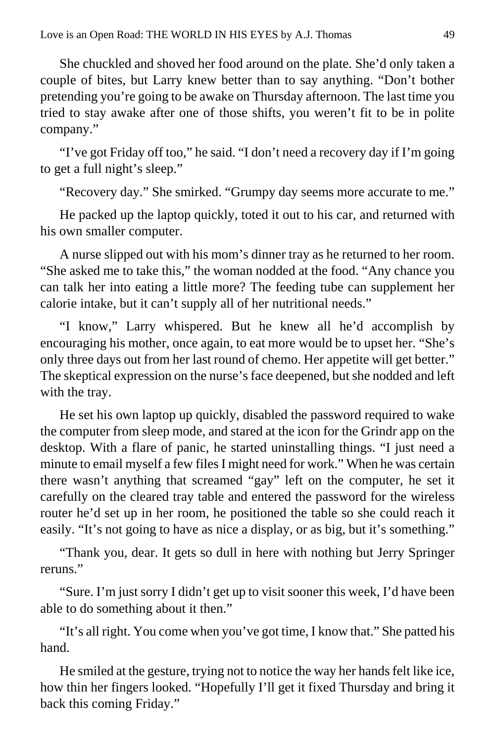She chuckled and shoved her food around on the plate. She'd only taken a couple of bites, but Larry knew better than to say anything. "Don't bother pretending you're going to be awake on Thursday afternoon. The last time you tried to stay awake after one of those shifts, you weren't fit to be in polite company."

"I've got Friday off too," he said. "I don't need a recovery day if I'm going to get a full night's sleep."

"Recovery day." She smirked. "Grumpy day seems more accurate to me."

He packed up the laptop quickly, toted it out to his car, and returned with his own smaller computer.

A nurse slipped out with his mom's dinner tray as he returned to her room. "She asked me to take this," the woman nodded at the food. "Any chance you can talk her into eating a little more? The feeding tube can supplement her calorie intake, but it can't supply all of her nutritional needs."

"I know," Larry whispered. But he knew all he'd accomplish by encouraging his mother, once again, to eat more would be to upset her. "She's only three days out from her last round of chemo. Her appetite will get better." The skeptical expression on the nurse's face deepened, but she nodded and left with the tray.

He set his own laptop up quickly, disabled the password required to wake the computer from sleep mode, and stared at the icon for the Grindr app on the desktop. With a flare of panic, he started uninstalling things. "I just need a minute to email myself a few files I might need for work." When he was certain there wasn't anything that screamed "gay" left on the computer, he set it carefully on the cleared tray table and entered the password for the wireless router he'd set up in her room, he positioned the table so she could reach it easily. "It's not going to have as nice a display, or as big, but it's something."

"Thank you, dear. It gets so dull in here with nothing but Jerry Springer reruns."

"Sure. I'm just sorry I didn't get up to visit sooner this week, I'd have been able to do something about it then."

"It's all right. You come when you've got time, I know that." She patted his hand.

He smiled at the gesture, trying not to notice the way her hands felt like ice, how thin her fingers looked. "Hopefully I'll get it fixed Thursday and bring it back this coming Friday."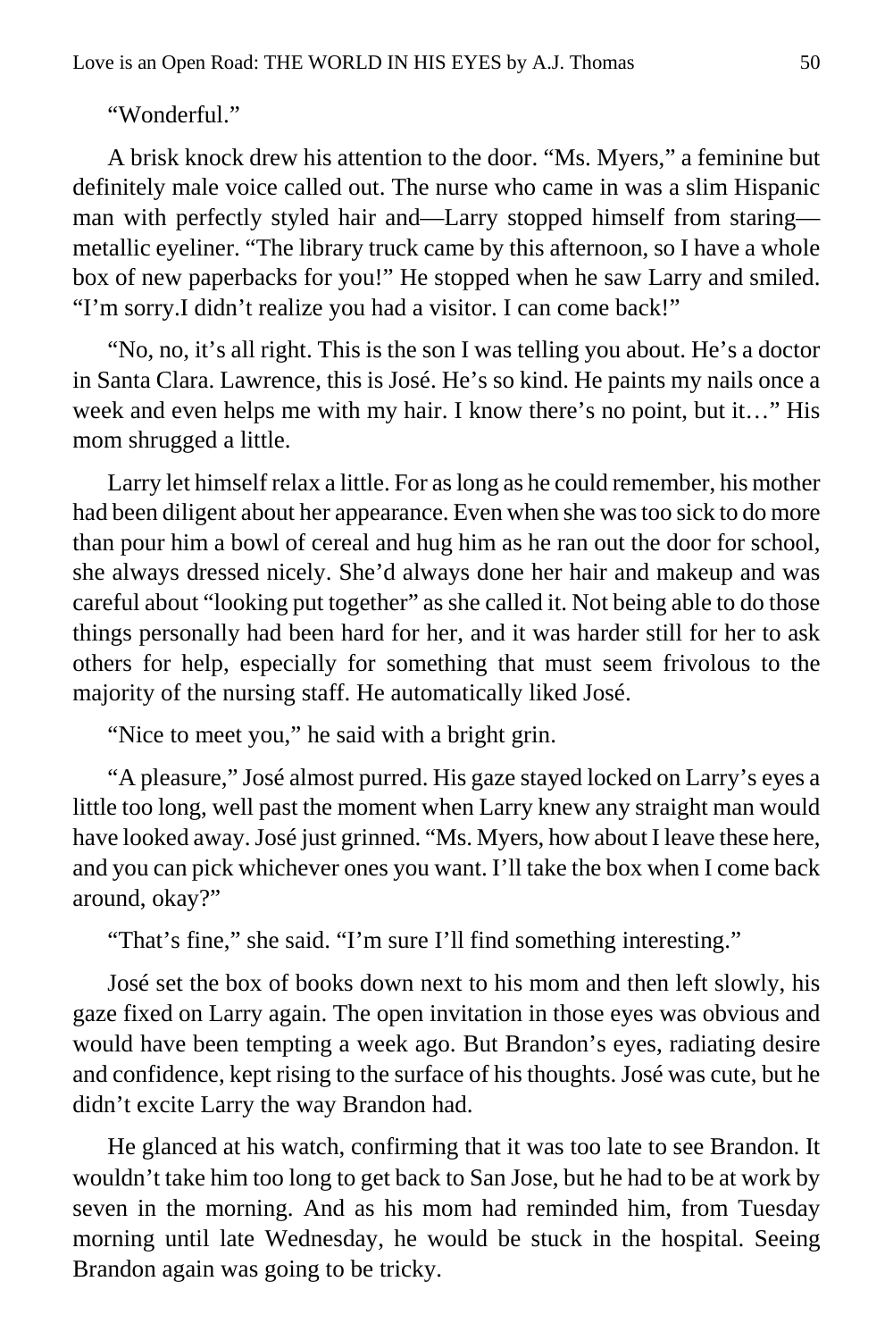"Wonderful."

A brisk knock drew his attention to the door. "Ms. Myers," a feminine but definitely male voice called out. The nurse who came in was a slim Hispanic man with perfectly styled hair and—Larry stopped himself from staring—metallic eyeliner. "The library truck came by this afternoon, so I have a whole box of new paperbacks for you!" He stopped when he saw Larry and smiled. "I'm sorry.I didn't realize you had a visitor. I can come back!"

"No, no, it's all right. This is the son I was telling you about. He's a doctor in Santa Clara. Lawrence, this is José. He's so kind. He paints my nails once a week and even helps me with my hair. I know there's no point, but it…" His mom shrugged a little.

Larry let himself relax a little. For as long as he could remember, his mother had been diligent about her appearance. Even when she was too sick to do more than pour him a bowl of cereal and hug him as he ran out the door for school, she always dressed nicely. She'd always done her hair and makeup and was careful about "looking put together" as she called it. Not being able to do those things personally had been hard for her, and it was harder still for her to ask others for help, especially for something that must seem frivolous to the majority of the nursing staff. He automatically liked José.

"Nice to meet you," he said with a bright grin.

"A pleasure," José almost purred. His gaze stayed locked on Larry's eyes a little too long, well past the moment when Larry knew any straight man would have looked away. José just grinned. "Ms. Myers, how about I leave these here, and you can pick whichever ones you want. I'll take the box when I come back around, okay?"

"That's fine," she said. "I'm sure I'll find something interesting."

José set the box of books down next to his mom and then left slowly, his gaze fixed on Larry again. The open invitation in those eyes was obvious and would have been tempting a week ago. But Brandon's eyes, radiating desire and confidence, kept rising to the surface of his thoughts. José was cute, but he didn't excite Larry the way Brandon had.

He glanced at his watch, confirming that it was too late to see Brandon. It wouldn't take him too long to get back to San Jose, but he had to be at work by seven in the morning. And as his mom had reminded him, from Tuesday morning until late Wednesday, he would be stuck in the hospital. Seeing Brandon again was going to be tricky.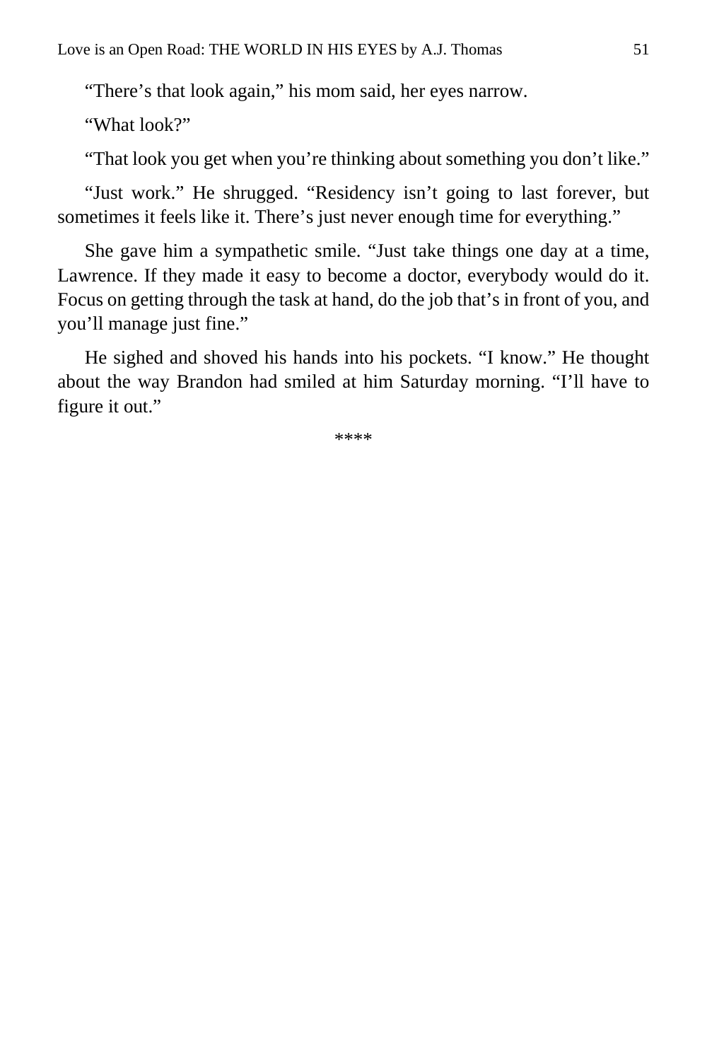“There’s that look again,” his mom said, her eyes narrow.

“What look?”

“That look you get when you’re thinking about something you don’t like.”

“Just work.” He shrugged. “Residency isn’t going to last forever, but sometimes it feels like it. There’s just never enough time for everything.”

She gave him a sympathetic smile. “Just take things one day at a time, Lawrence. If they made it easy to become a doctor, everybody would do it. Focus on getting through the task at hand, do the job that’s in front of you, and you’ll manage just fine.”

He sighed and shoved his hands into his pockets. “I know.” He thought about the way Brandon had smiled at him Saturday morning. “I’ll have to figure it out.”

****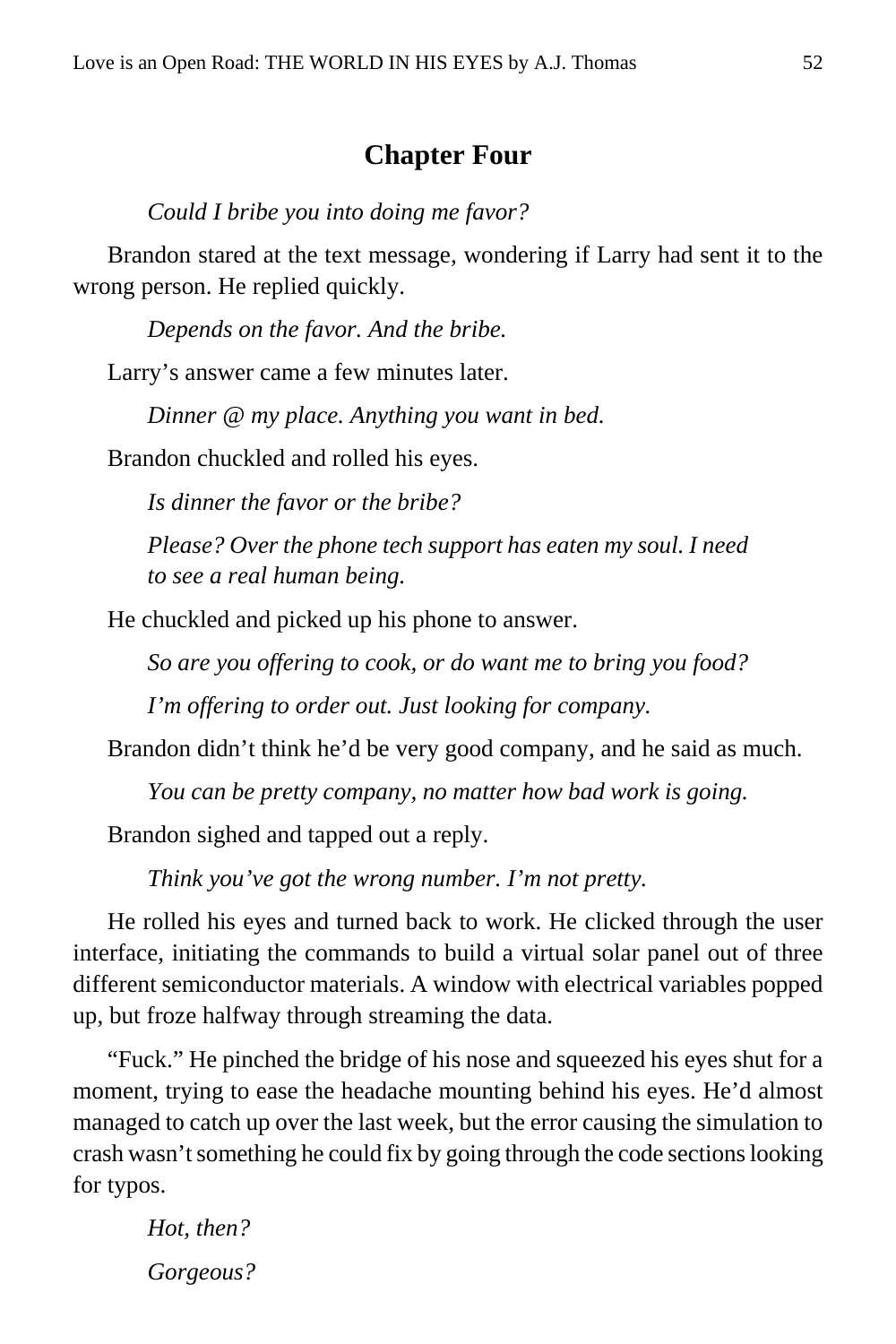## Chapter Four

*Could I bribe you into doing me favor?*

Brandon stared at the text message, wondering if Larry had sent it to the wrong person. He replied quickly.

*Depends on the favor. And the bribe.*

Larry's answer came a few minutes later.

*Dinner @ my place. Anything you want in bed.*

Brandon chuckled and rolled his eyes.

*Is dinner the favor or the bribe?*

*Please? Over the phone tech support has eaten my soul. I need to see a real human being.*

He chuckled and picked up his phone to answer.

*So are you offering to cook, or do want me to bring you food?*

*I'm offering to order out. Just looking for company.*

Brandon didn't think he'd be very good company, and he said as much.

*You can be pretty company, no matter how bad work is going.*

Brandon sighed and tapped out a reply.

*Think you've got the wrong number. I'm not pretty.*

He rolled his eyes and turned back to work. He clicked through the user interface, initiating the commands to build a virtual solar panel out of three different semiconductor materials. A window with electrical variables popped up, but froze halfway through streaming the data.

"Fuck." He pinched the bridge of his nose and squeezed his eyes shut for a moment, trying to ease the headache mounting behind his eyes. He'd almost managed to catch up over the last week, but the error causing the simulation to crash wasn't something he could fix by going through the code sections looking for typos.

*Hot, then?*

*Gorgeous?*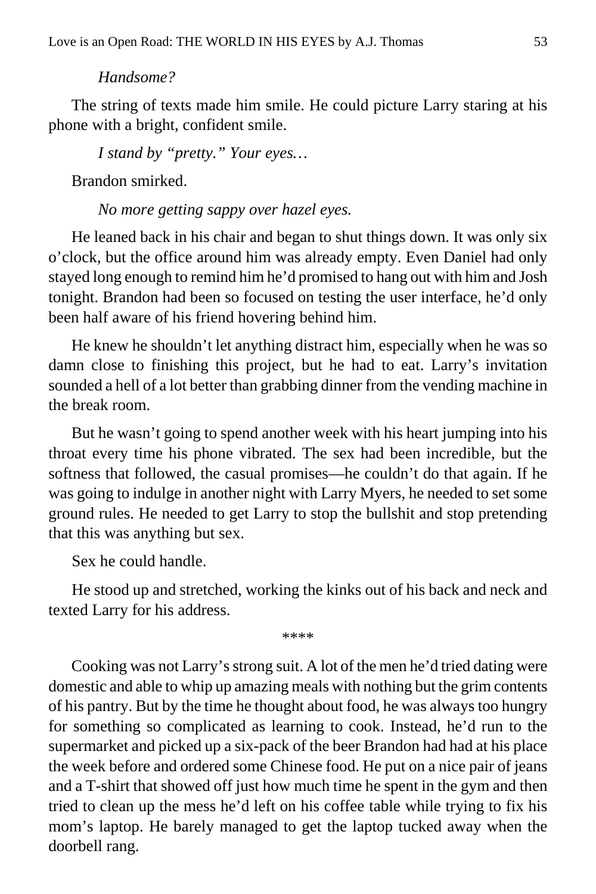*Handsome?*

The string of texts made him smile. He could picture Larry staring at his phone with a bright, confident smile.

*I stand by "pretty." Your eyes…*

Brandon smirked.

*No more getting sappy over hazel eyes.*

He leaned back in his chair and began to shut things down. It was only six o'clock, but the office around him was already empty. Even Daniel had only stayed long enough to remind him he'd promised to hang out with him and Josh tonight. Brandon had been so focused on testing the user interface, he'd only been half aware of his friend hovering behind him.

He knew he shouldn't let anything distract him, especially when he was so damn close to finishing this project, but he had to eat. Larry's invitation sounded a hell of a lot better than grabbing dinner from the vending machine in the break room.

But he wasn't going to spend another week with his heart jumping into his throat every time his phone vibrated. The sex had been incredible, but the softness that followed, the casual promises—he couldn't do that again. If he was going to indulge in another night with Larry Myers, he needed to set some ground rules. He needed to get Larry to stop the bullshit and stop pretending that this was anything but sex.

Sex he could handle.

He stood up and stretched, working the kinks out of his back and neck and texted Larry for his address.

****

Cooking was not Larry's strong suit. A lot of the men he'd tried dating were domestic and able to whip up amazing meals with nothing but the grim contents of his pantry. But by the time he thought about food, he was always too hungry for something so complicated as learning to cook. Instead, he'd run to the supermarket and picked up a six-pack of the beer Brandon had had at his place the week before and ordered some Chinese food. He put on a nice pair of jeans and a T-shirt that showed off just how much time he spent in the gym and then tried to clean up the mess he'd left on his coffee table while trying to fix his mom's laptop. He barely managed to get the laptop tucked away when the doorbell rang.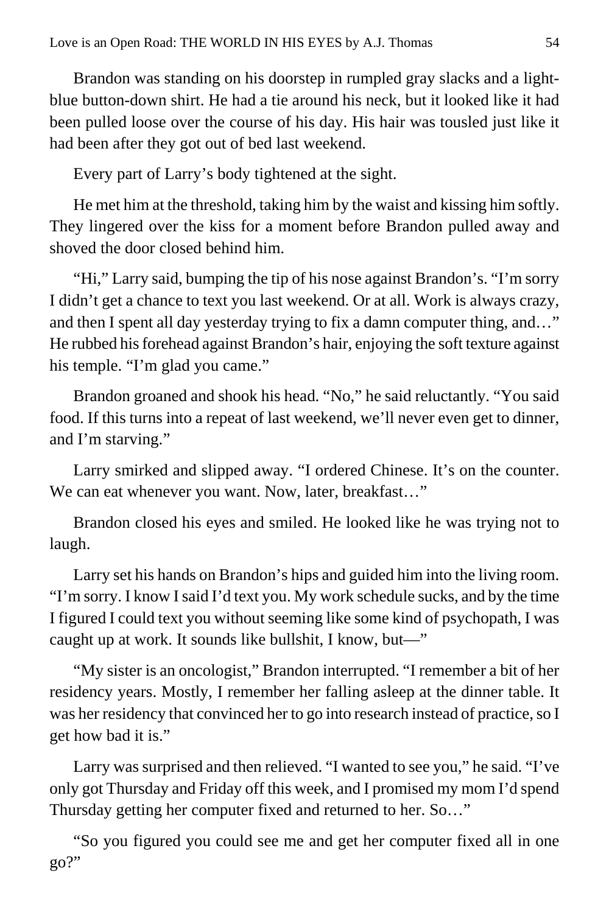Brandon was standing on his doorstep in rumpled gray slacks and a light-blue button-down shirt. He had a tie around his neck, but it looked like it had been pulled loose over the course of his day. His hair was tousled just like it had been after they got out of bed last weekend.

Every part of Larry's body tightened at the sight.

He met him at the threshold, taking him by the waist and kissing him softly. They lingered over the kiss for a moment before Brandon pulled away and shoved the door closed behind him.

"Hi," Larry said, bumping the tip of his nose against Brandon's. "I'm sorry I didn't get a chance to text you last weekend. Or at all. Work is always crazy, and then I spent all day yesterday trying to fix a damn computer thing, and…" He rubbed his forehead against Brandon's hair, enjoying the soft texture against his temple. "I'm glad you came."

Brandon groaned and shook his head. "No," he said reluctantly. "You said food. If this turns into a repeat of last weekend, we'll never even get to dinner, and I'm starving."

Larry smirked and slipped away. "I ordered Chinese. It's on the counter. We can eat whenever you want. Now, later, breakfast…"

Brandon closed his eyes and smiled. He looked like he was trying not to laugh.

Larry set his hands on Brandon's hips and guided him into the living room. "I'm sorry. I know I said I'd text you. My work schedule sucks, and by the time I figured I could text you without seeming like some kind of psychopath, I was caught up at work. It sounds like bullshit, I know, but—"

"My sister is an oncologist," Brandon interrupted. "I remember a bit of her residency years. Mostly, I remember her falling asleep at the dinner table. It was her residency that convinced her to go into research instead of practice, so I get how bad it is."

Larry was surprised and then relieved. "I wanted to see you," he said. "I've only got Thursday and Friday off this week, and I promised my mom I'd spend Thursday getting her computer fixed and returned to her. So…"

"So you figured you could see me and get her computer fixed all in one go?"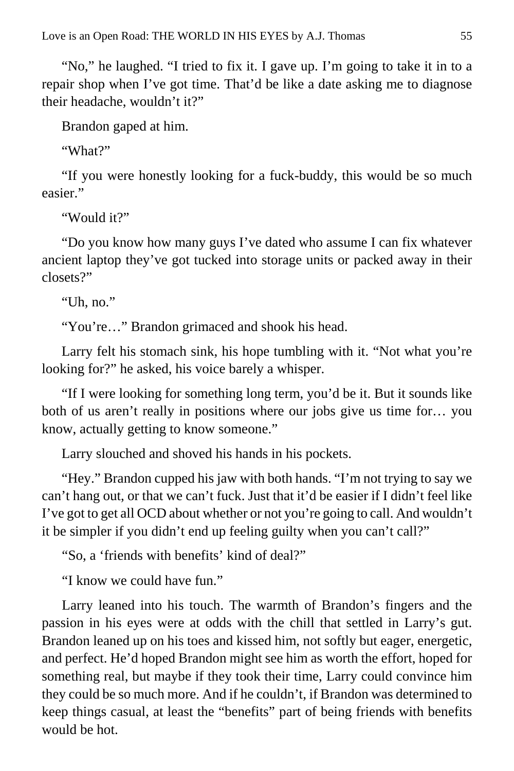"No," he laughed. "I tried to fix it. I gave up. I'm going to take it in to a repair shop when I've got time. That'd be like a date asking me to diagnose their headache, wouldn't it?"

Brandon gaped at him.

"What?"

"If you were honestly looking for a fuck-buddy, this would be so much easier."

"Would it?"

"Do you know how many guys I've dated who assume I can fix whatever ancient laptop they've got tucked into storage units or packed away in their closets?"

"Uh, no."

"You're…" Brandon grimaced and shook his head.

Larry felt his stomach sink, his hope tumbling with it. "Not what you're looking for?" he asked, his voice barely a whisper.

"If I were looking for something long term, you'd be it. But it sounds like both of us aren't really in positions where our jobs give us time for… you know, actually getting to know someone."

Larry slouched and shoved his hands in his pockets.

"Hey." Brandon cupped his jaw with both hands. "I'm not trying to say we can't hang out, or that we can't fuck. Just that it'd be easier if I didn't feel like I've got to get all OCD about whether or not you're going to call. And wouldn't it be simpler if you didn't end up feeling guilty when you can't call?"

"So, a 'friends with benefits' kind of deal?"

"I know we could have fun."

Larry leaned into his touch. The warmth of Brandon's fingers and the passion in his eyes were at odds with the chill that settled in Larry's gut. Brandon leaned up on his toes and kissed him, not softly but eager, energetic, and perfect. He'd hoped Brandon might see him as worth the effort, hoped for something real, but maybe if they took their time, Larry could convince him they could be so much more. And if he couldn't, if Brandon was determined to keep things casual, at least the "benefits" part of being friends with benefits would be hot.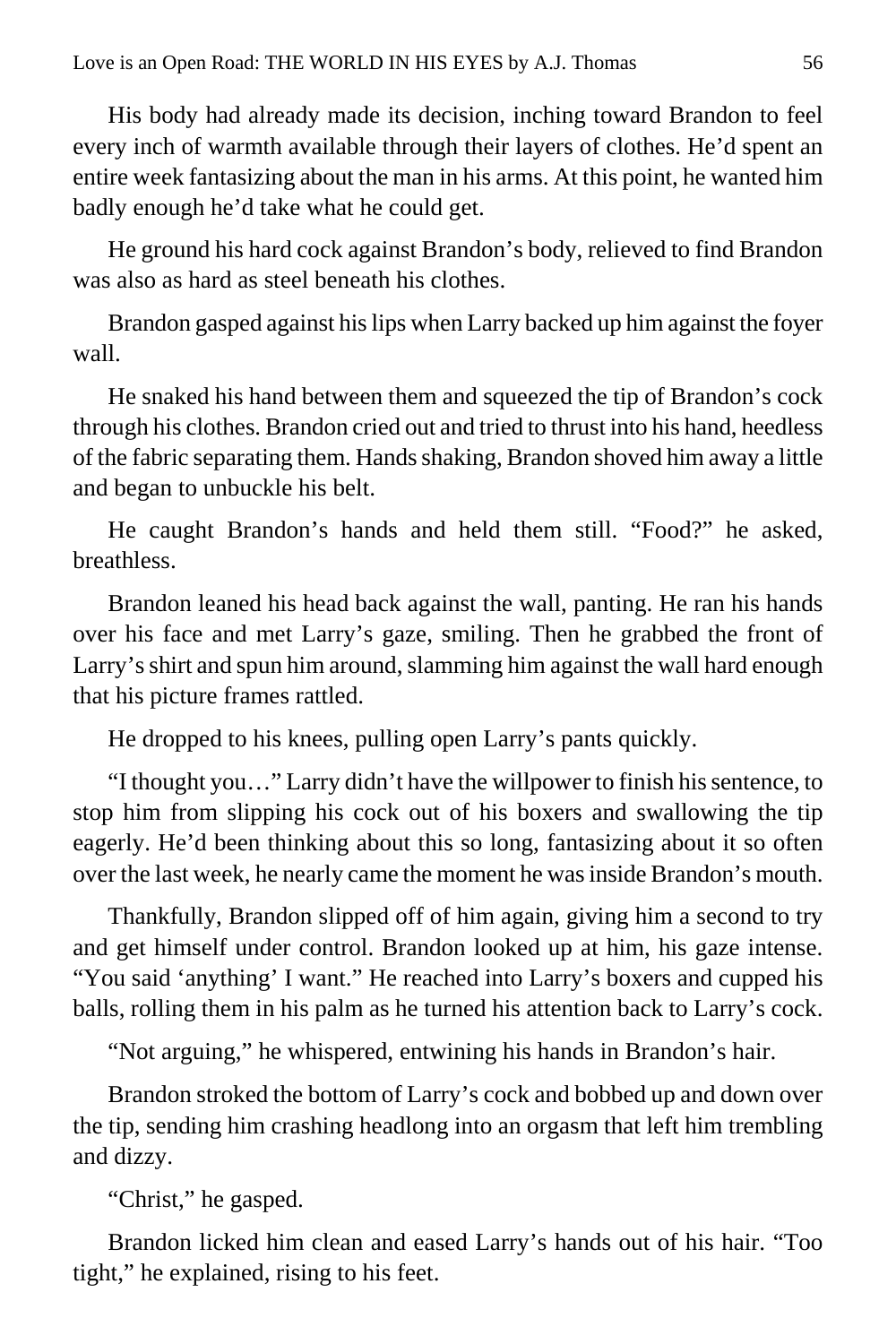His body had already made its decision, inching toward Brandon to feel every inch of warmth available through their layers of clothes. He'd spent an entire week fantasizing about the man in his arms. At this point, he wanted him badly enough he'd take what he could get.

He ground his hard cock against Brandon's body, relieved to find Brandon was also as hard as steel beneath his clothes.

Brandon gasped against his lips when Larry backed up him against the foyer wall.

He snaked his hand between them and squeezed the tip of Brandon's cock through his clothes. Brandon cried out and tried to thrust into his hand, heedless of the fabric separating them. Hands shaking, Brandon shoved him away a little and began to unbuckle his belt.

He caught Brandon's hands and held them still. "Food?" he asked, breathless.

Brandon leaned his head back against the wall, panting. He ran his hands over his face and met Larry's gaze, smiling. Then he grabbed the front of Larry's shirt and spun him around, slamming him against the wall hard enough that his picture frames rattled.

He dropped to his knees, pulling open Larry's pants quickly.

"I thought you…" Larry didn't have the willpower to finish his sentence, to stop him from slipping his cock out of his boxers and swallowing the tip eagerly. He'd been thinking about this so long, fantasizing about it so often over the last week, he nearly came the moment he was inside Brandon's mouth.

Thankfully, Brandon slipped off of him again, giving him a second to try and get himself under control. Brandon looked up at him, his gaze intense. "You said 'anything' I want." He reached into Larry's boxers and cupped his balls, rolling them in his palm as he turned his attention back to Larry's cock.

"Not arguing," he whispered, entwining his hands in Brandon's hair.

Brandon stroked the bottom of Larry's cock and bobbed up and down over the tip, sending him crashing headlong into an orgasm that left him trembling and dizzy.

"Christ," he gasped.

Brandon licked him clean and eased Larry's hands out of his hair. "Too tight," he explained, rising to his feet.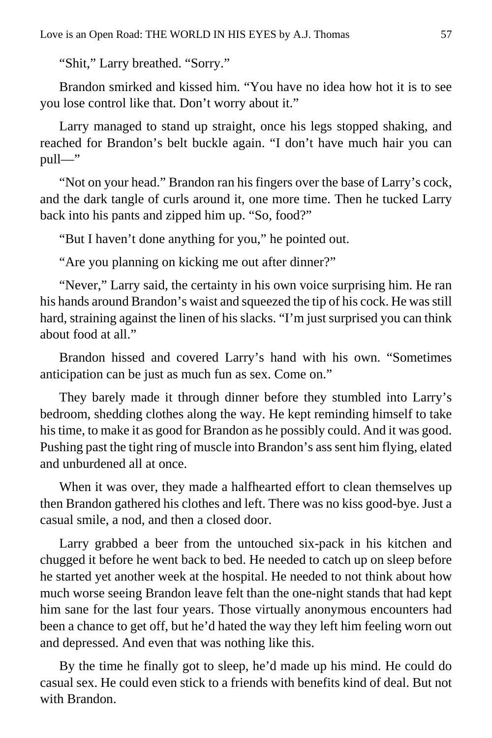“Shit,” Larry breathed. “Sorry.”

Brandon smirked and kissed him. “You have no idea how hot it is to see you lose control like that. Don’t worry about it.”

Larry managed to stand up straight, once his legs stopped shaking, and reached for Brandon’s belt buckle again. “I don’t have much hair you can pull—”

“Not on your head.” Brandon ran his fingers over the base of Larry’s cock, and the dark tangle of curls around it, one more time. Then he tucked Larry back into his pants and zipped him up. “So, food?”

“But I haven’t done anything for you,” he pointed out.

“Are you planning on kicking me out after dinner?”

“Never,” Larry said, the certainty in his own voice surprising him. He ran his hands around Brandon’s waist and squeezed the tip of his cock. He was still hard, straining against the linen of his slacks. “I’m just surprised you can think about food at all.”

Brandon hissed and covered Larry’s hand with his own. “Sometimes anticipation can be just as much fun as sex. Come on.”

They barely made it through dinner before they stumbled into Larry’s bedroom, shedding clothes along the way. He kept reminding himself to take his time, to make it as good for Brandon as he possibly could. And it was good. Pushing past the tight ring of muscle into Brandon’s ass sent him flying, elated and unburdened all at once.

When it was over, they made a halfhearted effort to clean themselves up then Brandon gathered his clothes and left. There was no kiss good-bye. Just a casual smile, a nod, and then a closed door.

Larry grabbed a beer from the untouched six-pack in his kitchen and chugged it before he went back to bed. He needed to catch up on sleep before he started yet another week at the hospital. He needed to not think about how much worse seeing Brandon leave felt than the one-night stands that had kept him sane for the last four years. Those virtually anonymous encounters had been a chance to get off, but he’d hated the way they left him feeling worn out and depressed. And even that was nothing like this.

By the time he finally got to sleep, he’d made up his mind. He could do casual sex. He could even stick to a friends with benefits kind of deal. But not with Brandon.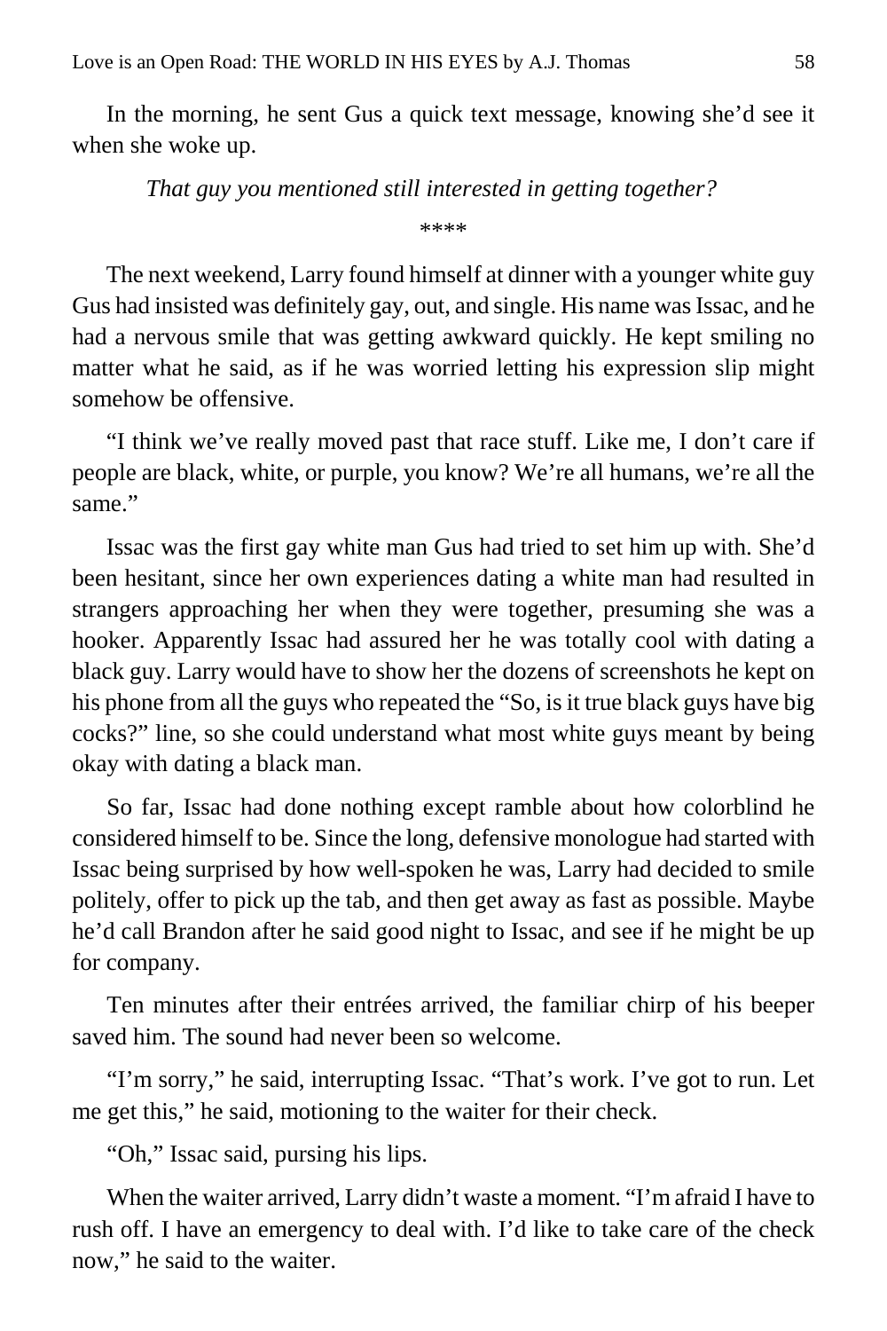In the morning, he sent Gus a quick text message, knowing she'd see it when she woke up.

*That guy you mentioned still interested in getting together?*

****

The next weekend, Larry found himself at dinner with a younger white guy Gus had insisted was definitely gay, out, and single. His name was Issac, and he had a nervous smile that was getting awkward quickly. He kept smiling no matter what he said, as if he was worried letting his expression slip might somehow be offensive.

"I think we've really moved past that race stuff. Like me, I don't care if people are black, white, or purple, you know? We're all humans, we're all the same."

Issac was the first gay white man Gus had tried to set him up with. She'd been hesitant, since her own experiences dating a white man had resulted in strangers approaching her when they were together, presuming she was a hooker. Apparently Issac had assured her he was totally cool with dating a black guy. Larry would have to show her the dozens of screenshots he kept on his phone from all the guys who repeated the "So, is it true black guys have big cocks?" line, so she could understand what most white guys meant by being okay with dating a black man.

So far, Issac had done nothing except ramble about how colorblind he considered himself to be. Since the long, defensive monologue had started with Issac being surprised by how well-spoken he was, Larry had decided to smile politely, offer to pick up the tab, and then get away as fast as possible. Maybe he'd call Brandon after he said good night to Issac, and see if he might be up for company.

Ten minutes after their entrées arrived, the familiar chirp of his beeper saved him. The sound had never been so welcome.

"I'm sorry," he said, interrupting Issac. "That's work. I've got to run. Let me get this," he said, motioning to the waiter for their check.

"Oh," Issac said, pursing his lips.

When the waiter arrived, Larry didn't waste a moment. "I'm afraid I have to rush off. I have an emergency to deal with. I'd like to take care of the check now," he said to the waiter.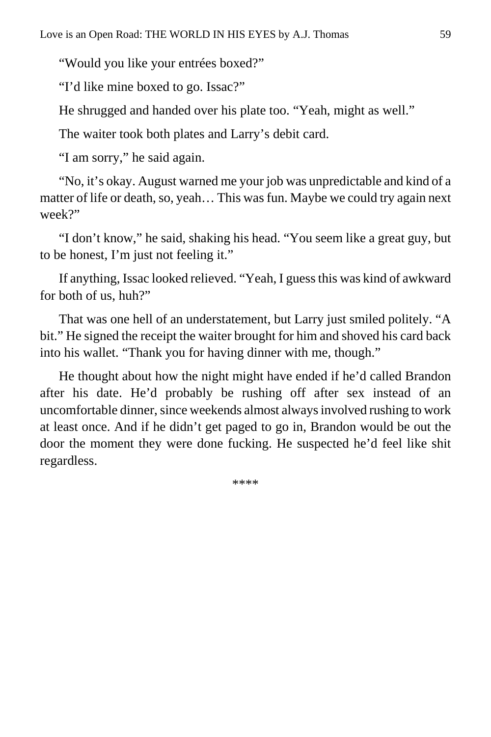"Would you like your entrées boxed?"

"I'd like mine boxed to go. Issac?"

He shrugged and handed over his plate too. "Yeah, might as well."

The waiter took both plates and Larry's debit card.

"I am sorry," he said again.

"No, it's okay. August warned me your job was unpredictable and kind of a matter of life or death, so, yeah… This was fun. Maybe we could try again next week?"

"I don't know," he said, shaking his head. "You seem like a great guy, but to be honest, I'm just not feeling it."

If anything, Issac looked relieved. "Yeah, I guess this was kind of awkward for both of us, huh?"

That was one hell of an understatement, but Larry just smiled politely. "A bit." He signed the receipt the waiter brought for him and shoved his card back into his wallet. "Thank you for having dinner with me, though."

He thought about how the night might have ended if he'd called Brandon after his date. He'd probably be rushing off after sex instead of an uncomfortable dinner, since weekends almost always involved rushing to work at least once. And if he didn't get paged to go in, Brandon would be out the door the moment they were done fucking. He suspected he'd feel like shit regardless.

****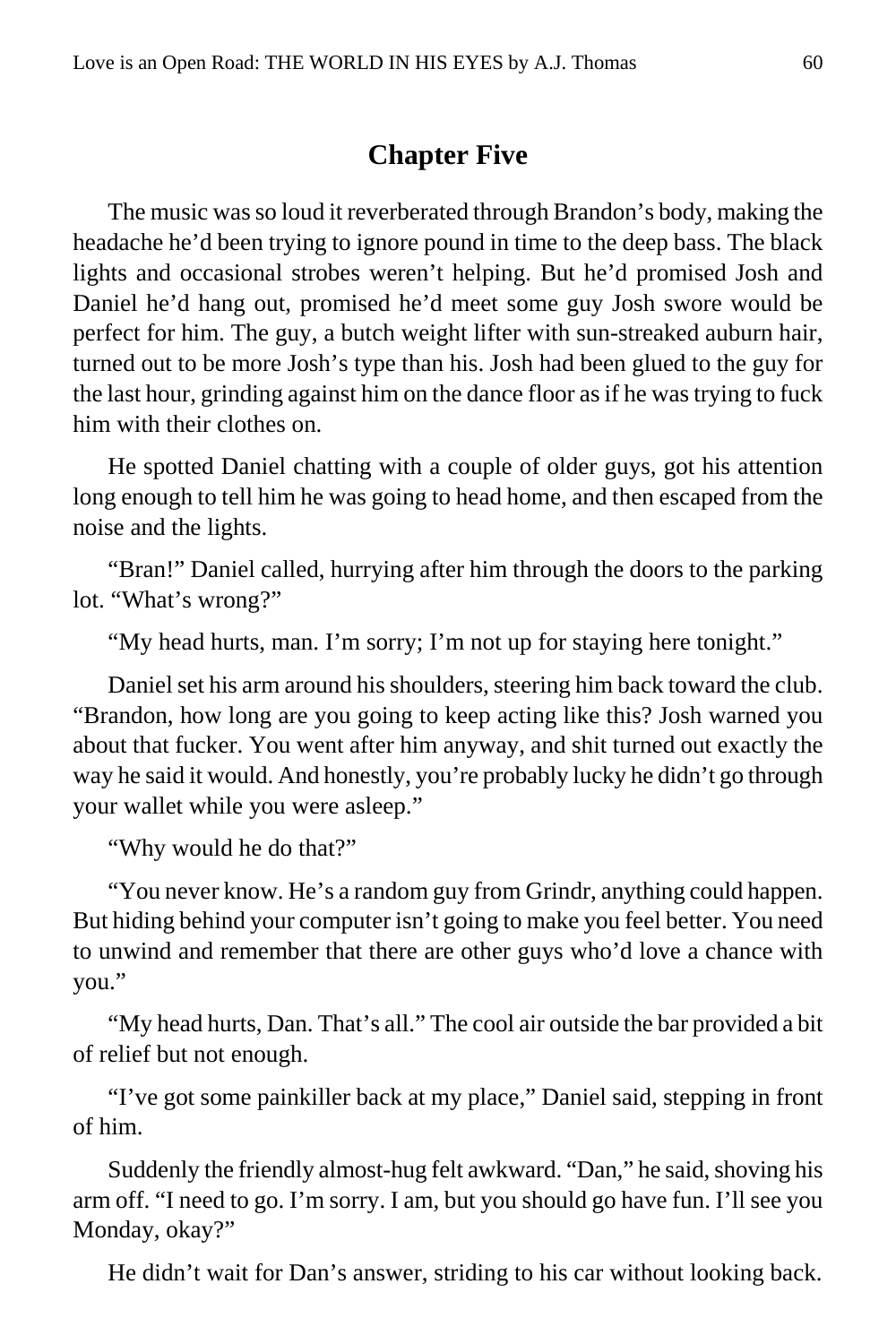# Chapter Five

The music was so loud it reverberated through Brandon's body, making the headache he'd been trying to ignore pound in time to the deep bass. The black lights and occasional strobes weren't helping. But he'd promised Josh and Daniel he'd hang out, promised he'd meet some guy Josh swore would be perfect for him. The guy, a butch weight lifter with sun-streaked auburn hair, turned out to be more Josh's type than his. Josh had been glued to the guy for the last hour, grinding against him on the dance floor as if he was trying to fuck him with their clothes on.

He spotted Daniel chatting with a couple of older guys, got his attention long enough to tell him he was going to head home, and then escaped from the noise and the lights.

"Bran!" Daniel called, hurrying after him through the doors to the parking lot. "What's wrong?"

"My head hurts, man. I'm sorry; I'm not up for staying here tonight."

Daniel set his arm around his shoulders, steering him back toward the club. "Brandon, how long are you going to keep acting like this? Josh warned you about that fucker. You went after him anyway, and shit turned out exactly the way he said it would. And honestly, you're probably lucky he didn't go through your wallet while you were asleep."

"Why would he do that?"

"You never know. He's a random guy from Grindr, anything could happen. But hiding behind your computer isn't going to make you feel better. You need to unwind and remember that there are other guys who'd love a chance with you."

"My head hurts, Dan. That's all." The cool air outside the bar provided a bit of relief but not enough.

"I've got some painkiller back at my place," Daniel said, stepping in front of him.

Suddenly the friendly almost-hug felt awkward. "Dan," he said, shoving his arm off. "I need to go. I'm sorry. I am, but you should go have fun. I'll see you Monday, okay?"

He didn't wait for Dan's answer, striding to his car without looking back.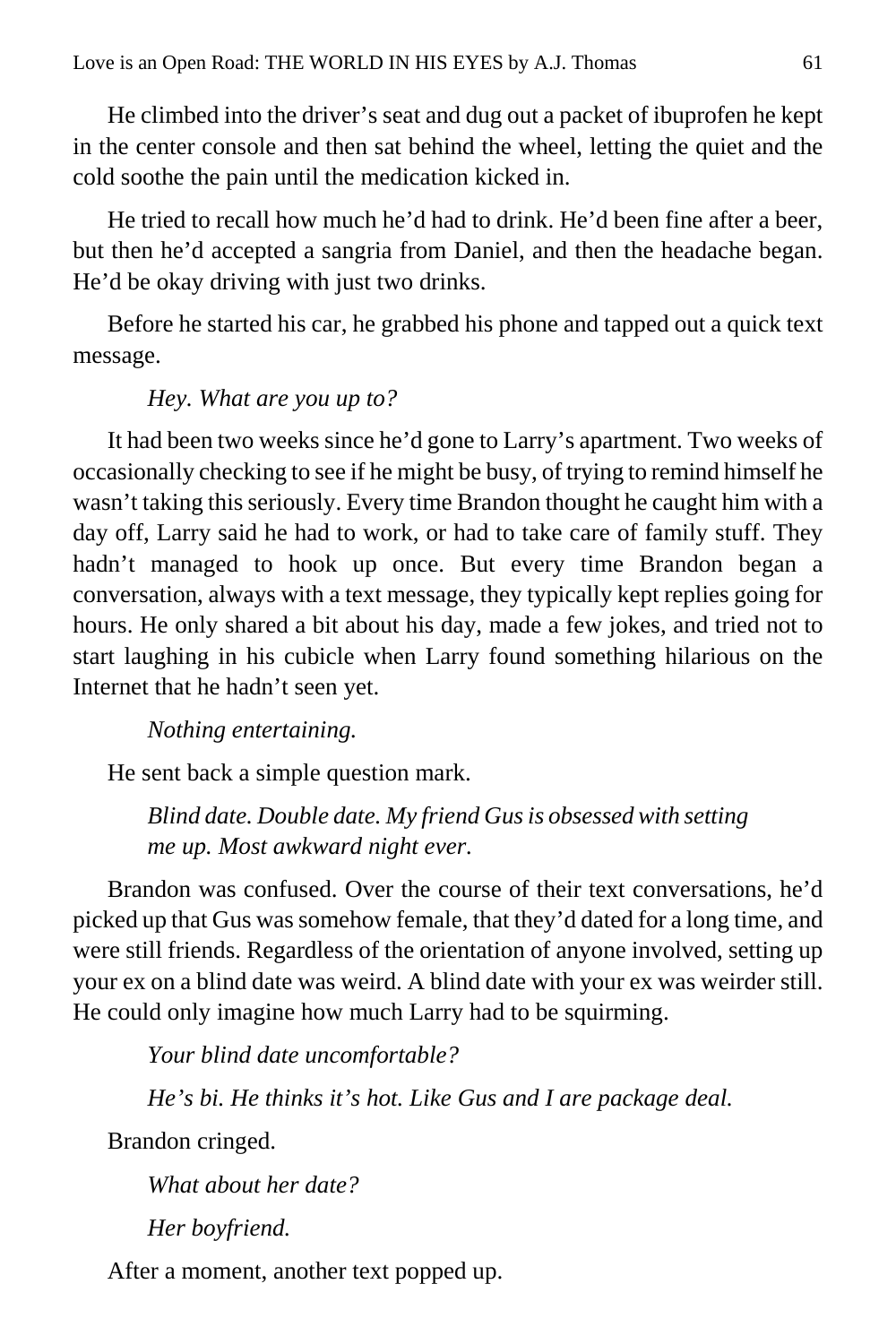He climbed into the driver's seat and dug out a packet of ibuprofen he kept in the center console and then sat behind the wheel, letting the quiet and the cold soothe the pain until the medication kicked in.

He tried to recall how much he'd had to drink. He'd been fine after a beer, but then he'd accepted a sangria from Daniel, and then the headache began. He'd be okay driving with just two drinks.

Before he started his car, he grabbed his phone and tapped out a quick text message.

*Hey. What are you up to?*

It had been two weeks since he'd gone to Larry's apartment. Two weeks of occasionally checking to see if he might be busy, of trying to remind himself he wasn't taking this seriously. Every time Brandon thought he caught him with a day off, Larry said he had to work, or had to take care of family stuff. They hadn't managed to hook up once. But every time Brandon began a conversation, always with a text message, they typically kept replies going for hours. He only shared a bit about his day, made a few jokes, and tried not to start laughing in his cubicle when Larry found something hilarious on the Internet that he hadn't seen yet.

*Nothing entertaining.*

He sent back a simple question mark.

*Blind date. Double date. My friend Gus is obsessed with setting me up. Most awkward night ever.*

Brandon was confused. Over the course of their text conversations, he'd picked up that Gus was somehow female, that they'd dated for a long time, and were still friends. Regardless of the orientation of anyone involved, setting up your ex on a blind date was weird. A blind date with your ex was weirder still. He could only imagine how much Larry had to be squirming.

*Your blind date uncomfortable?*

*He's bi. He thinks it's hot. Like Gus and I are package deal.*

Brandon cringed.

*What about her date?*

*Her boyfriend.*

After a moment, another text popped up.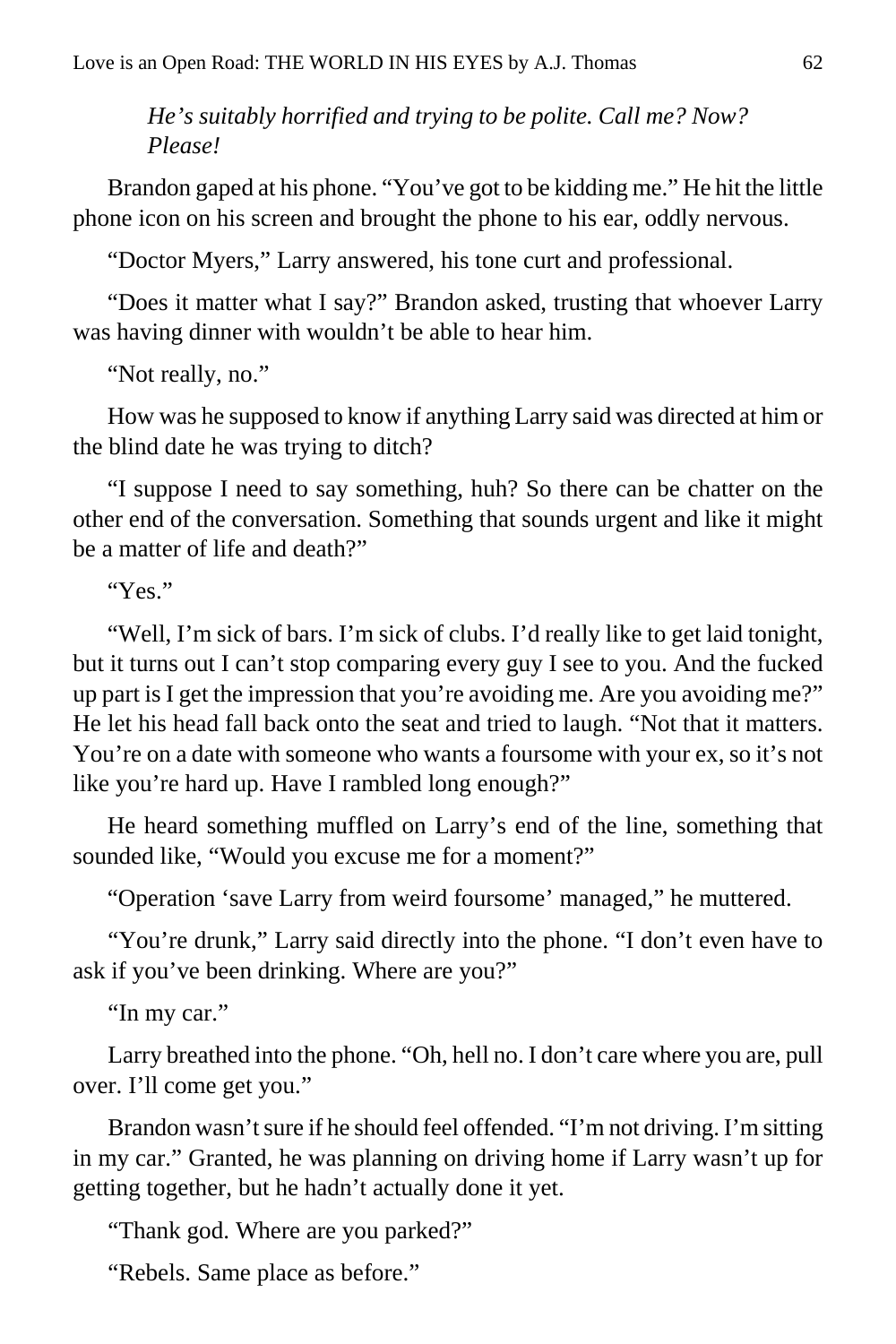*He's suitably horrified and trying to be polite. Call me? Now? Please!*

Brandon gaped at his phone. "You've got to be kidding me." He hit the little phone icon on his screen and brought the phone to his ear, oddly nervous.

"Doctor Myers," Larry answered, his tone curt and professional.

"Does it matter what I say?" Brandon asked, trusting that whoever Larry was having dinner with wouldn't be able to hear him.

"Not really, no."

How was he supposed to know if anything Larry said was directed at him or the blind date he was trying to ditch?

"I suppose I need to say something, huh? So there can be chatter on the other end of the conversation. Something that sounds urgent and like it might be a matter of life and death?"

"Yes."

"Well, I'm sick of bars. I'm sick of clubs. I'd really like to get laid tonight, but it turns out I can't stop comparing every guy I see to you. And the fucked up part is I get the impression that you're avoiding me. Are you avoiding me?" He let his head fall back onto the seat and tried to laugh. "Not that it matters. You're on a date with someone who wants a foursome with your ex, so it's not like you're hard up. Have I rambled long enough?"

He heard something muffled on Larry's end of the line, something that sounded like, "Would you excuse me for a moment?"

"Operation 'save Larry from weird foursome' managed," he muttered.

"You're drunk," Larry said directly into the phone. "I don't even have to ask if you've been drinking. Where are you?"

"In my car."

Larry breathed into the phone. "Oh, hell no. I don't care where you are, pull over. I'll come get you."

Brandon wasn't sure if he should feel offended. "I'm not driving. I'm sitting in my car." Granted, he was planning on driving home if Larry wasn't up for getting together, but he hadn't actually done it yet.

"Thank god. Where are you parked?"

"Rebels. Same place as before."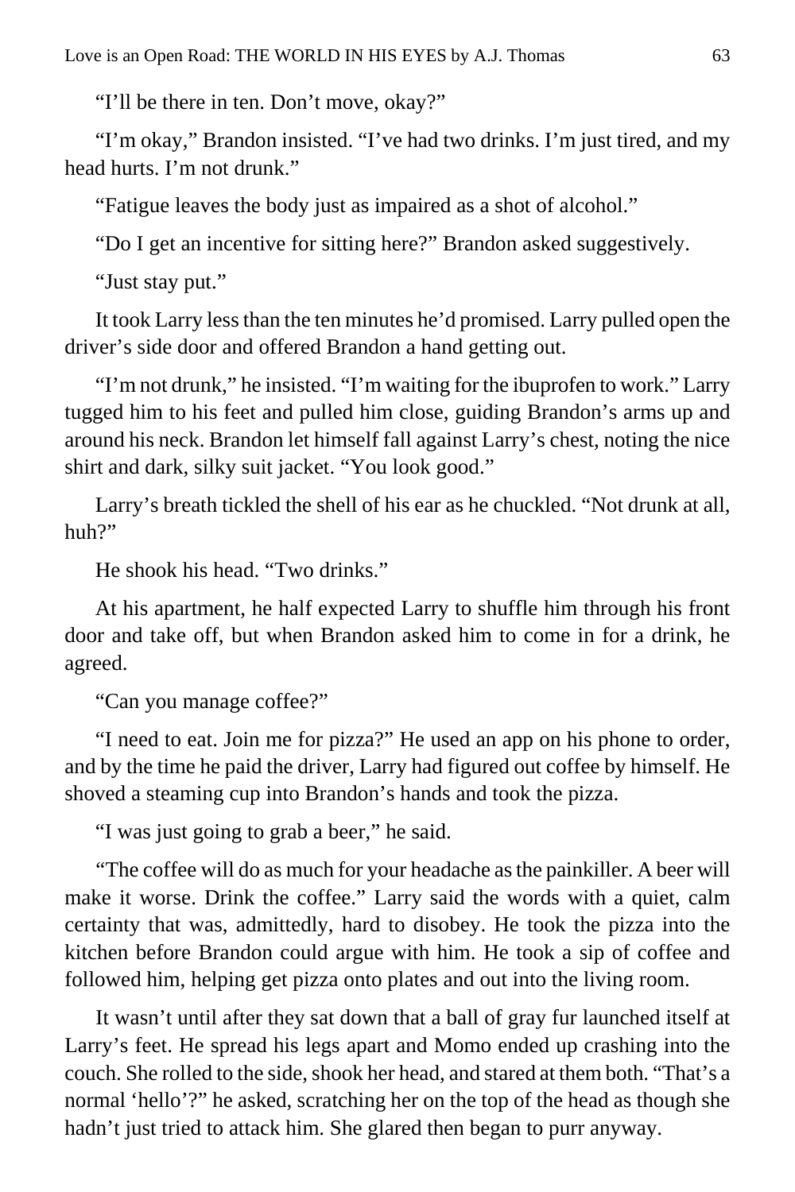"I'll be there in ten. Don't move, okay?"

"I'm okay," Brandon insisted. "I've had two drinks. I'm just tired, and my head hurts. I'm not drunk."

"Fatigue leaves the body just as impaired as a shot of alcohol."

"Do I get an incentive for sitting here?" Brandon asked suggestively.

"Just stay put."

It took Larry less than the ten minutes he'd promised. Larry pulled open the driver's side door and offered Brandon a hand getting out.

"I'm not drunk," he insisted. "I'm waiting for the ibuprofen to work." Larry tugged him to his feet and pulled him close, guiding Brandon's arms up and around his neck. Brandon let himself fall against Larry's chest, noting the nice shirt and dark, silky suit jacket. "You look good."

Larry's breath tickled the shell of his ear as he chuckled. "Not drunk at all, huh?"

He shook his head. "Two drinks."

At his apartment, he half expected Larry to shuffle him through his front door and take off, but when Brandon asked him to come in for a drink, he agreed.

"Can you manage coffee?"

"I need to eat. Join me for pizza?" He used an app on his phone to order, and by the time he paid the driver, Larry had figured out coffee by himself. He shoved a steaming cup into Brandon's hands and took the pizza.

"I was just going to grab a beer," he said.

"The coffee will do as much for your headache as the painkiller. A beer will make it worse. Drink the coffee." Larry said the words with a quiet, calm certainty that was, admittedly, hard to disobey. He took the pizza into the kitchen before Brandon could argue with him. He took a sip of coffee and followed him, helping get pizza onto plates and out into the living room.

It wasn't until after they sat down that a ball of gray fur launched itself at Larry's feet. He spread his legs apart and Momo ended up crashing into the couch. She rolled to the side, shook her head, and stared at them both. "That's a normal 'hello'?" he asked, scratching her on the top of the head as though she hadn't just tried to attack him. She glared then began to purr anyway.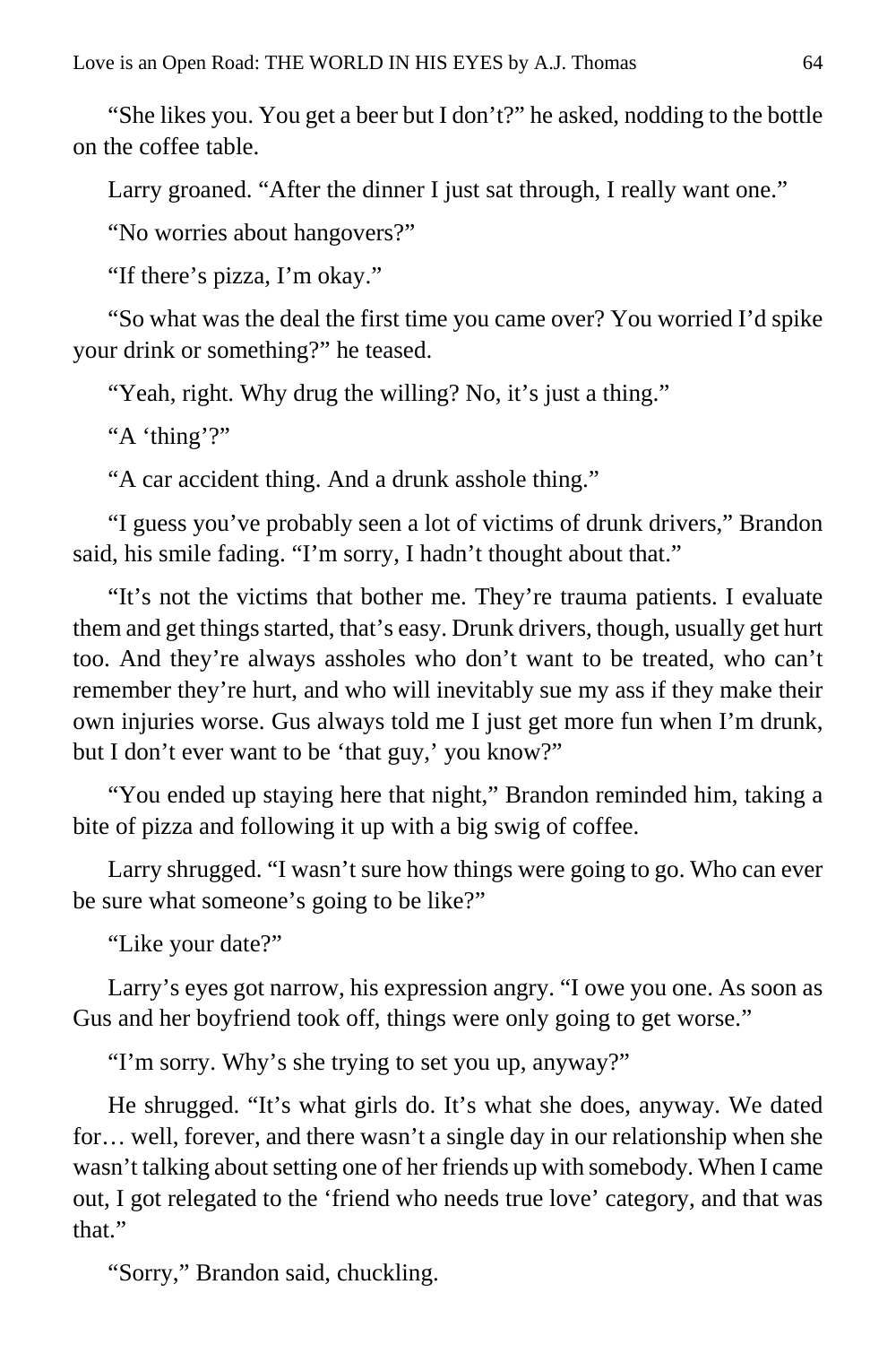"She likes you. You get a beer but I don't?" he asked, nodding to the bottle on the coffee table.

Larry groaned. "After the dinner I just sat through, I really want one."

"No worries about hangovers?"

"If there's pizza, I'm okay."

"So what was the deal the first time you came over? You worried I'd spike your drink or something?" he teased.

"Yeah, right. Why drug the willing? No, it's just a thing."

"A 'thing'?"

"A car accident thing. And a drunk asshole thing."

"I guess you've probably seen a lot of victims of drunk drivers," Brandon said, his smile fading. "I'm sorry, I hadn't thought about that."

"It's not the victims that bother me. They're trauma patients. I evaluate them and get things started, that's easy. Drunk drivers, though, usually get hurt too. And they're always assholes who don't want to be treated, who can't remember they're hurt, and who will inevitably sue my ass if they make their own injuries worse. Gus always told me I just get more fun when I'm drunk, but I don't ever want to be 'that guy,' you know?"

"You ended up staying here that night," Brandon reminded him, taking a bite of pizza and following it up with a big swig of coffee.

Larry shrugged. "I wasn't sure how things were going to go. Who can ever be sure what someone's going to be like?"

"Like your date?"

Larry's eyes got narrow, his expression angry. "I owe you one. As soon as Gus and her boyfriend took off, things were only going to get worse."

"I'm sorry. Why's she trying to set you up, anyway?"

He shrugged. "It's what girls do. It's what she does, anyway. We dated for… well, forever, and there wasn't a single day in our relationship when she wasn't talking about setting one of her friends up with somebody. When I came out, I got relegated to the 'friend who needs true love' category, and that was that."

"Sorry," Brandon said, chuckling.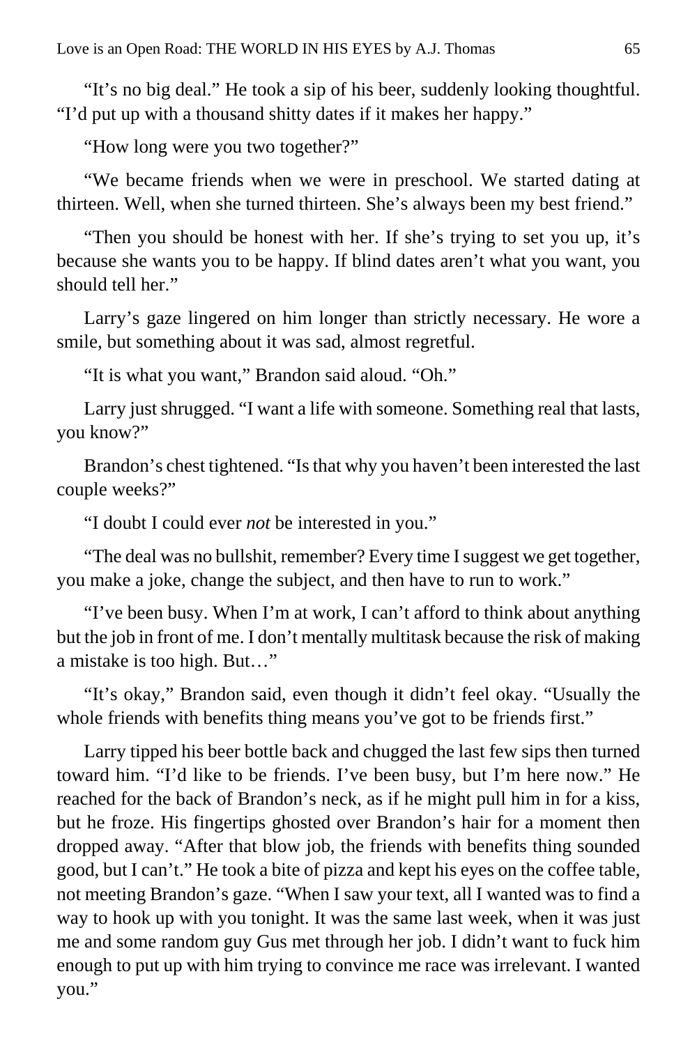"It's no big deal." He took a sip of his beer, suddenly looking thoughtful. "I'd put up with a thousand shitty dates if it makes her happy."

"How long were you two together?"

"We became friends when we were in preschool. We started dating at thirteen. Well, when she turned thirteen. She's always been my best friend."

"Then you should be honest with her. If she's trying to set you up, it's because she wants you to be happy. If blind dates aren't what you want, you should tell her."

Larry's gaze lingered on him longer than strictly necessary. He wore a smile, but something about it was sad, almost regretful.

"It is what you want," Brandon said aloud. "Oh."

Larry just shrugged. "I want a life with someone. Something real that lasts, you know?"

Brandon's chest tightened. "Is that why you haven't been interested the last couple weeks?"

"I doubt I could ever *not* be interested in you."

"The deal was no bullshit, remember? Every time I suggest we get together, you make a joke, change the subject, and then have to run to work."

"I've been busy. When I'm at work, I can't afford to think about anything but the job in front of me. I don't mentally multitask because the risk of making a mistake is too high. But…"

"It's okay," Brandon said, even though it didn't feel okay. "Usually the whole friends with benefits thing means you've got to be friends first."

Larry tipped his beer bottle back and chugged the last few sips then turned toward him. "I'd like to be friends. I've been busy, but I'm here now." He reached for the back of Brandon's neck, as if he might pull him in for a kiss, but he froze. His fingertips ghosted over Brandon's hair for a moment then dropped away. "After that blow job, the friends with benefits thing sounded good, but I can't." He took a bite of pizza and kept his eyes on the coffee table, not meeting Brandon's gaze. "When I saw your text, all I wanted was to find a way to hook up with you tonight. It was the same last week, when it was just me and some random guy Gus met through her job. I didn't want to fuck him enough to put up with him trying to convince me race was irrelevant. I wanted you."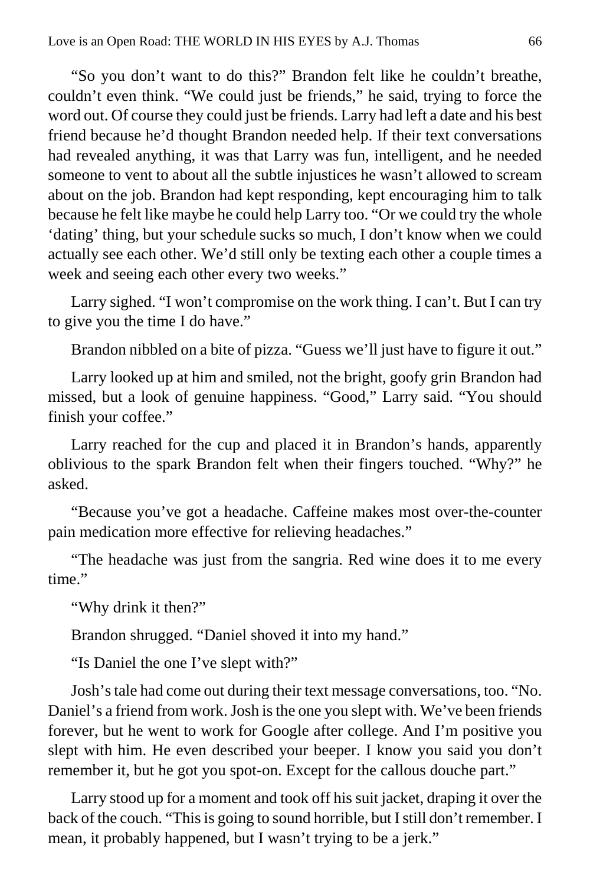"So you don't want to do this?" Brandon felt like he couldn't breathe, couldn't even think. "We could just be friends," he said, trying to force the word out. Of course they could just be friends. Larry had left a date and his best friend because he'd thought Brandon needed help. If their text conversations had revealed anything, it was that Larry was fun, intelligent, and he needed someone to vent to about all the subtle injustices he wasn't allowed to scream about on the job. Brandon had kept responding, kept encouraging him to talk because he felt like maybe he could help Larry too. "Or we could try the whole 'dating' thing, but your schedule sucks so much, I don't know when we could actually see each other. We'd still only be texting each other a couple times a week and seeing each other every two weeks."

Larry sighed. "I won't compromise on the work thing. I can't. But I can try to give you the time I do have."

Brandon nibbled on a bite of pizza. "Guess we'll just have to figure it out."

Larry looked up at him and smiled, not the bright, goofy grin Brandon had missed, but a look of genuine happiness. "Good," Larry said. "You should finish your coffee."

Larry reached for the cup and placed it in Brandon's hands, apparently oblivious to the spark Brandon felt when their fingers touched. "Why?" he asked.

"Because you've got a headache. Caffeine makes most over-the-counter pain medication more effective for relieving headaches."

"The headache was just from the sangria. Red wine does it to me every time."

"Why drink it then?"

Brandon shrugged. "Daniel shoved it into my hand."

"Is Daniel the one I've slept with?"

Josh's tale had come out during their text message conversations, too. "No. Daniel's a friend from work. Josh is the one you slept with. We've been friends forever, but he went to work for Google after college. And I'm positive you slept with him. He even described your beeper. I know you said you don't remember it, but he got you spot-on. Except for the callous douche part."

Larry stood up for a moment and took off his suit jacket, draping it over the back of the couch. "This is going to sound horrible, but I still don't remember. I mean, it probably happened, but I wasn't trying to be a jerk."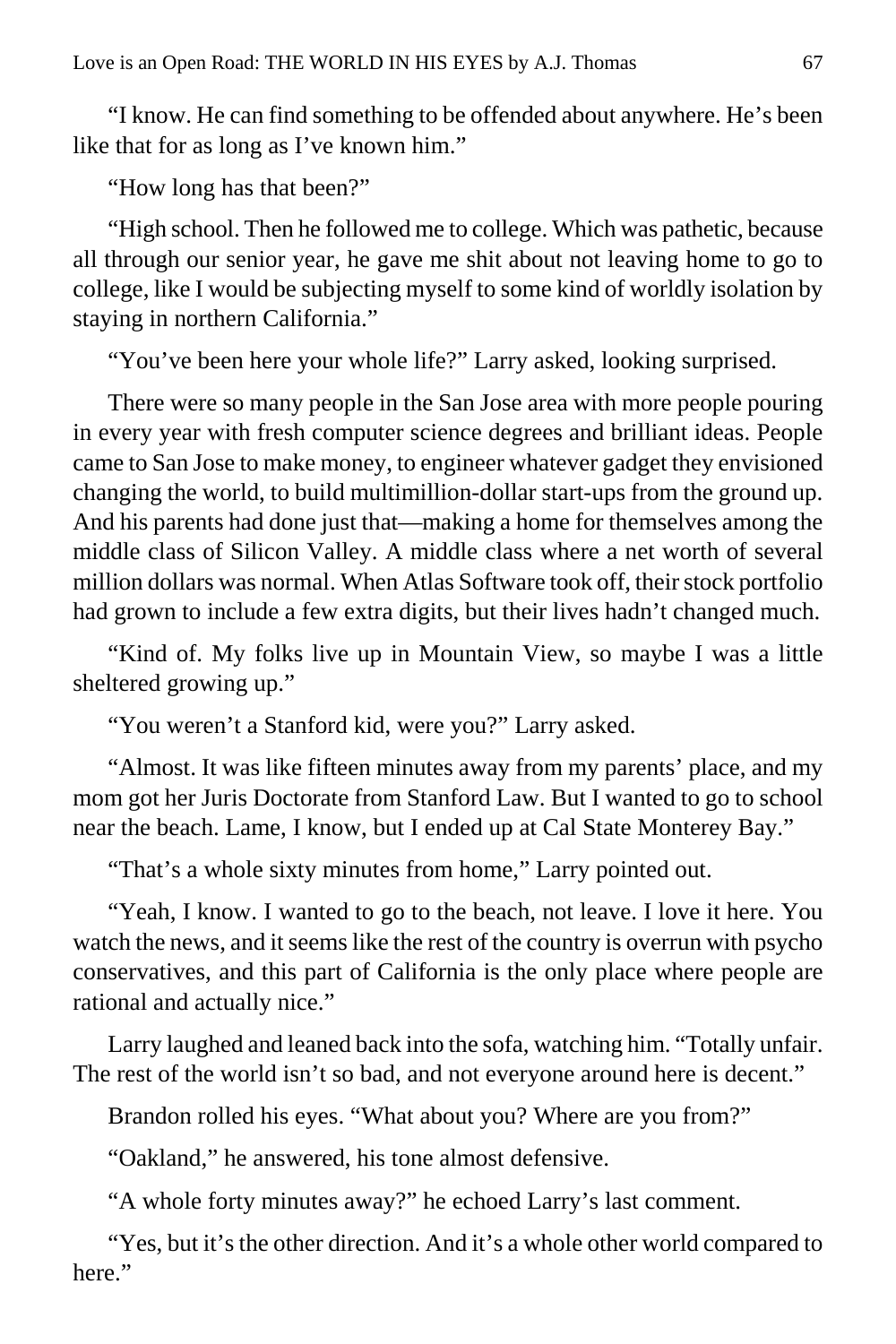"I know. He can find something to be offended about anywhere. He's been like that for as long as I've known him."

"How long has that been?"

"High school. Then he followed me to college. Which was pathetic, because all through our senior year, he gave me shit about not leaving home to go to college, like I would be subjecting myself to some kind of worldly isolation by staying in northern California."

"You've been here your whole life?" Larry asked, looking surprised.

There were so many people in the San Jose area with more people pouring in every year with fresh computer science degrees and brilliant ideas. People came to San Jose to make money, to engineer whatever gadget they envisioned changing the world, to build multimillion-dollar start-ups from the ground up. And his parents had done just that—making a home for themselves among the middle class of Silicon Valley. A middle class where a net worth of several million dollars was normal. When Atlas Software took off, their stock portfolio had grown to include a few extra digits, but their lives hadn't changed much.

"Kind of. My folks live up in Mountain View, so maybe I was a little sheltered growing up."

"You weren't a Stanford kid, were you?" Larry asked.

"Almost. It was like fifteen minutes away from my parents' place, and my mom got her Juris Doctorate from Stanford Law. But I wanted to go to school near the beach. Lame, I know, but I ended up at Cal State Monterey Bay."

"That's a whole sixty minutes from home," Larry pointed out.

"Yeah, I know. I wanted to go to the beach, not leave. I love it here. You watch the news, and it seems like the rest of the country is overrun with psycho conservatives, and this part of California is the only place where people are rational and actually nice."

Larry laughed and leaned back into the sofa, watching him. "Totally unfair. The rest of the world isn't so bad, and not everyone around here is decent."

Brandon rolled his eyes. "What about you? Where are you from?"

"Oakland," he answered, his tone almost defensive.

"A whole forty minutes away?" he echoed Larry's last comment.

"Yes, but it's the other direction. And it's a whole other world compared to here."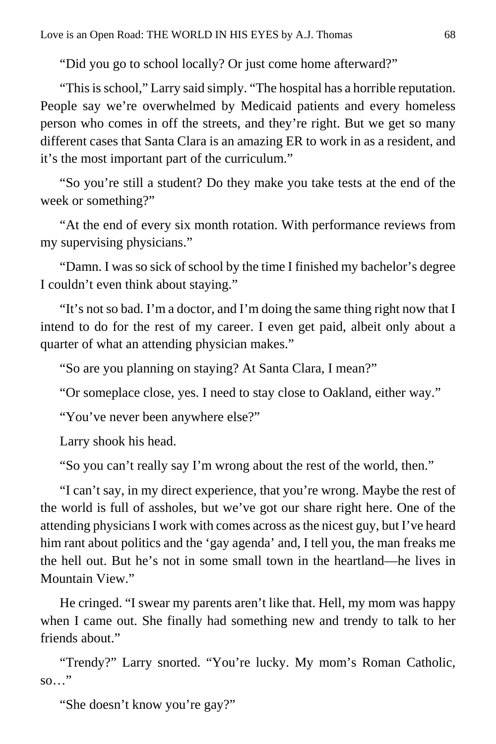"Did you go to school locally? Or just come home afterward?"

"This is school," Larry said simply. "The hospital has a horrible reputation. People say we're overwhelmed by Medicaid patients and every homeless person who comes in off the streets, and they're right. But we get so many different cases that Santa Clara is an amazing ER to work in as a resident, and it's the most important part of the curriculum."

"So you're still a student? Do they make you take tests at the end of the week or something?"

"At the end of every six month rotation. With performance reviews from my supervising physicians."

"Damn. I was so sick of school by the time I finished my bachelor's degree I couldn't even think about staying."

"It's not so bad. I'm a doctor, and I'm doing the same thing right now that I intend to do for the rest of my career. I even get paid, albeit only about a quarter of what an attending physician makes."

"So are you planning on staying? At Santa Clara, I mean?"

"Or someplace close, yes. I need to stay close to Oakland, either way."

"You've never been anywhere else?"

Larry shook his head.

"So you can't really say I'm wrong about the rest of the world, then."

"I can't say, in my direct experience, that you're wrong. Maybe the rest of the world is full of assholes, but we've got our share right here. One of the attending physicians I work with comes across as the nicest guy, but I've heard him rant about politics and the 'gay agenda' and, I tell you, the man freaks me the hell out. But he's not in some small town in the heartland—he lives in Mountain View."

He cringed. "I swear my parents aren't like that. Hell, my mom was happy when I came out. She finally had something new and trendy to talk to her friends about."

"Trendy?" Larry snorted. "You're lucky. My mom's Roman Catholic, so…"

"She doesn't know you're gay?"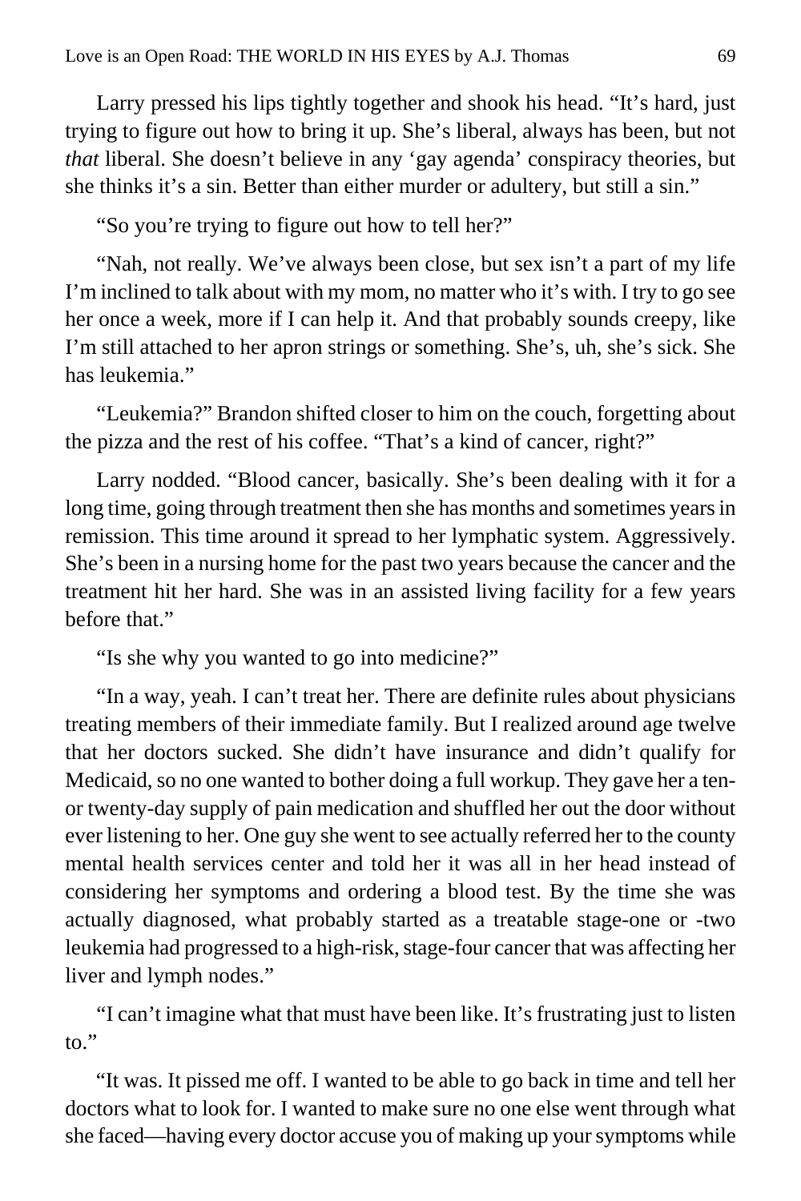Larry pressed his lips tightly together and shook his head. "It's hard, just trying to figure out how to bring it up. She's liberal, always has been, but not *that* liberal. She doesn't believe in any 'gay agenda' conspiracy theories, but she thinks it's a sin. Better than either murder or adultery, but still a sin."

"So you're trying to figure out how to tell her?"

"Nah, not really. We've always been close, but sex isn't a part of my life I'm inclined to talk about with my mom, no matter who it's with. I try to go see her once a week, more if I can help it. And that probably sounds creepy, like I'm still attached to her apron strings or something. She's, uh, she's sick. She has leukemia."

"Leukemia?" Brandon shifted closer to him on the couch, forgetting about the pizza and the rest of his coffee. "That's a kind of cancer, right?"

Larry nodded. "Blood cancer, basically. She's been dealing with it for a long time, going through treatment then she has months and sometimes years in remission. This time around it spread to her lymphatic system. Aggressively. She's been in a nursing home for the past two years because the cancer and the treatment hit her hard. She was in an assisted living facility for a few years before that."

"Is she why you wanted to go into medicine?"

"In a way, yeah. I can't treat her. There are definite rules about physicians treating members of their immediate family. But I realized around age twelve that her doctors sucked. She didn't have insurance and didn't qualify for Medicaid, so no one wanted to bother doing a full workup. They gave her a ten- or twenty-day supply of pain medication and shuffled her out the door without ever listening to her. One guy she went to see actually referred her to the county mental health services center and told her it was all in her head instead of considering her symptoms and ordering a blood test. By the time she was actually diagnosed, what probably started as a treatable stage-one or -two leukemia had progressed to a high-risk, stage-four cancer that was affecting her liver and lymph nodes."

"I can't imagine what that must have been like. It's frustrating just to listen to."

"It was. It pissed me off. I wanted to be able to go back in time and tell her doctors what to look for. I wanted to make sure no one else went through what she faced—having every doctor accuse you of making up your symptoms while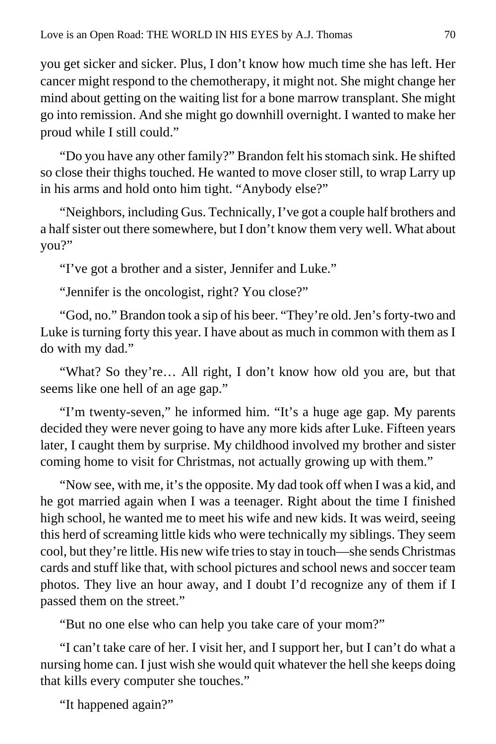you get sicker and sicker. Plus, I don't know how much time she has left. Her cancer might respond to the chemotherapy, it might not. She might change her mind about getting on the waiting list for a bone marrow transplant. She might go into remission. And she might go downhill overnight. I wanted to make her proud while I still could."

"Do you have any other family?" Brandon felt his stomach sink. He shifted so close their thighs touched. He wanted to move closer still, to wrap Larry up in his arms and hold onto him tight. "Anybody else?"

"Neighbors, including Gus. Technically, I've got a couple half brothers and a half sister out there somewhere, but I don't know them very well. What about you?"

"I've got a brother and a sister, Jennifer and Luke."

"Jennifer is the oncologist, right? You close?"

"God, no." Brandon took a sip of his beer. "They're old. Jen's forty-two and Luke is turning forty this year. I have about as much in common with them as I do with my dad."

"What? So they're… All right, I don't know how old you are, but that seems like one hell of an age gap."

"I'm twenty-seven," he informed him. "It's a huge age gap. My parents decided they were never going to have any more kids after Luke. Fifteen years later, I caught them by surprise. My childhood involved my brother and sister coming home to visit for Christmas, not actually growing up with them."

"Now see, with me, it's the opposite. My dad took off when I was a kid, and he got married again when I was a teenager. Right about the time I finished high school, he wanted me to meet his wife and new kids. It was weird, seeing this herd of screaming little kids who were technically my siblings. They seem cool, but they're little. His new wife tries to stay in touch—she sends Christmas cards and stuff like that, with school pictures and school news and soccer team photos. They live an hour away, and I doubt I'd recognize any of them if I passed them on the street."

"But no one else who can help you take care of your mom?"

"I can't take care of her. I visit her, and I support her, but I can't do what a nursing home can. I just wish she would quit whatever the hell she keeps doing that kills every computer she touches."

"It happened again?"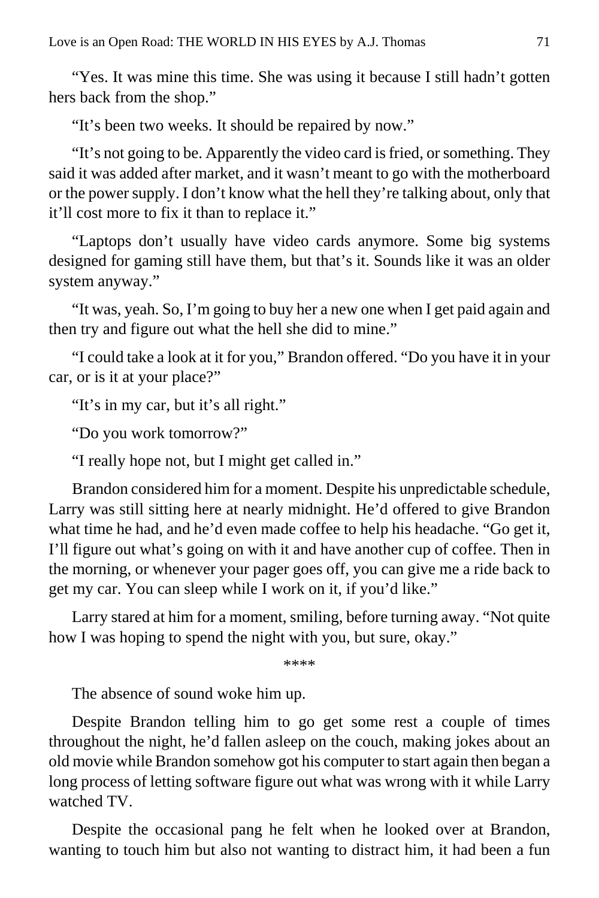"Yes. It was mine this time. She was using it because I still hadn't gotten hers back from the shop."

"It's been two weeks. It should be repaired by now."

"It's not going to be. Apparently the video card is fried, or something. They said it was added after market, and it wasn't meant to go with the motherboard or the power supply. I don't know what the hell they're talking about, only that it'll cost more to fix it than to replace it."

"Laptops don't usually have video cards anymore. Some big systems designed for gaming still have them, but that's it. Sounds like it was an older system anyway."

"It was, yeah. So, I'm going to buy her a new one when I get paid again and then try and figure out what the hell she did to mine."

"I could take a look at it for you," Brandon offered. "Do you have it in your car, or is it at your place?"

"It's in my car, but it's all right."

"Do you work tomorrow?"

"I really hope not, but I might get called in."

Brandon considered him for a moment. Despite his unpredictable schedule, Larry was still sitting here at nearly midnight. He'd offered to give Brandon what time he had, and he'd even made coffee to help his headache. "Go get it, I'll figure out what's going on with it and have another cup of coffee. Then in the morning, or whenever your pager goes off, you can give me a ride back to get my car. You can sleep while I work on it, if you'd like."

Larry stared at him for a moment, smiling, before turning away. "Not quite how I was hoping to spend the night with you, but sure, okay."

****

The absence of sound woke him up.

Despite Brandon telling him to go get some rest a couple of times throughout the night, he'd fallen asleep on the couch, making jokes about an old movie while Brandon somehow got his computer to start again then began a long process of letting software figure out what was wrong with it while Larry watched TV.

Despite the occasional pang he felt when he looked over at Brandon, wanting to touch him but also not wanting to distract him, it had been a fun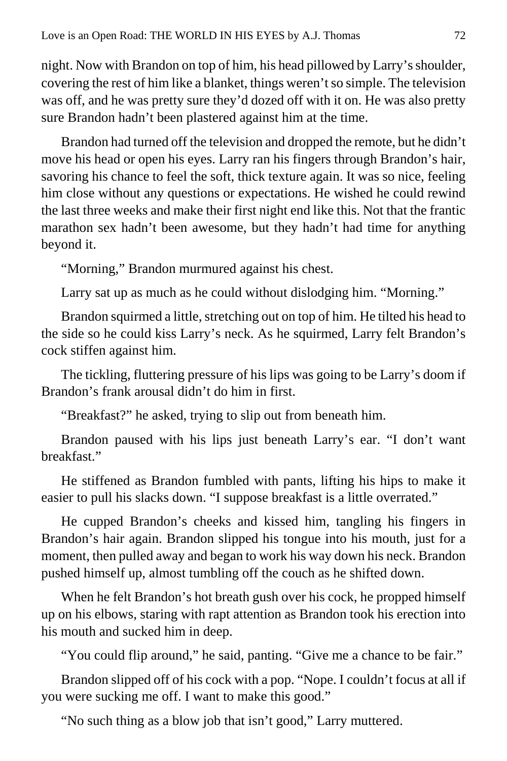night. Now with Brandon on top of him, his head pillowed by Larry's shoulder, covering the rest of him like a blanket, things weren't so simple. The television was off, and he was pretty sure they'd dozed off with it on. He was also pretty sure Brandon hadn't been plastered against him at the time.

Brandon had turned off the television and dropped the remote, but he didn't move his head or open his eyes. Larry ran his fingers through Brandon's hair, savoring his chance to feel the soft, thick texture again. It was so nice, feeling him close without any questions or expectations. He wished he could rewind the last three weeks and make their first night end like this. Not that the frantic marathon sex hadn't been awesome, but they hadn't had time for anything beyond it.

"Morning," Brandon murmured against his chest.

Larry sat up as much as he could without dislodging him. "Morning."

Brandon squirmed a little, stretching out on top of him. He tilted his head to the side so he could kiss Larry's neck. As he squirmed, Larry felt Brandon's cock stiffen against him.

The tickling, fluttering pressure of his lips was going to be Larry's doom if Brandon's frank arousal didn't do him in first.

"Breakfast?" he asked, trying to slip out from beneath him.

Brandon paused with his lips just beneath Larry's ear. "I don't want breakfast."

He stiffened as Brandon fumbled with pants, lifting his hips to make it easier to pull his slacks down. "I suppose breakfast is a little overrated."

He cupped Brandon's cheeks and kissed him, tangling his fingers in Brandon's hair again. Brandon slipped his tongue into his mouth, just for a moment, then pulled away and began to work his way down his neck. Brandon pushed himself up, almost tumbling off the couch as he shifted down.

When he felt Brandon's hot breath gush over his cock, he propped himself up on his elbows, staring with rapt attention as Brandon took his erection into his mouth and sucked him in deep.

"You could flip around," he said, panting. "Give me a chance to be fair."

Brandon slipped off of his cock with a pop. "Nope. I couldn't focus at all if you were sucking me off. I want to make this good."

"No such thing as a blow job that isn't good," Larry muttered.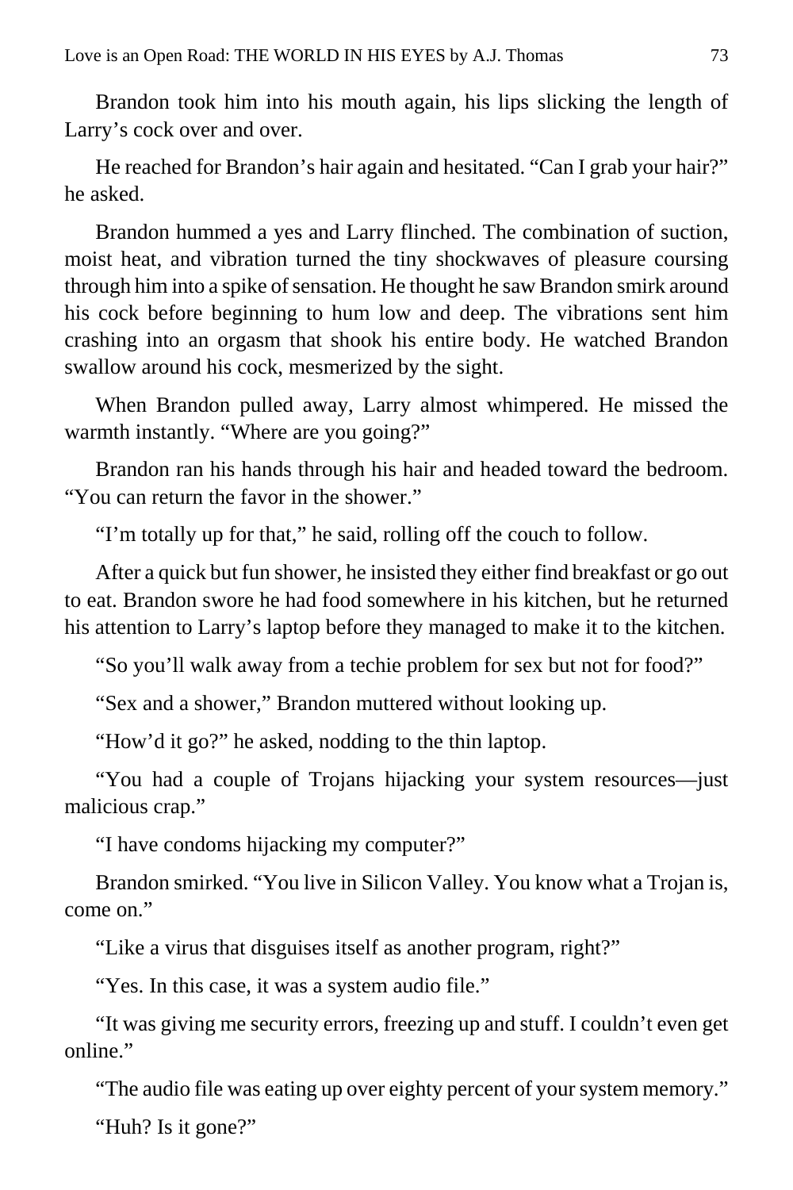Brandon took him into his mouth again, his lips slicking the length of Larry's cock over and over.

He reached for Brandon's hair again and hesitated. "Can I grab your hair?" he asked.

Brandon hummed a yes and Larry flinched. The combination of suction, moist heat, and vibration turned the tiny shockwaves of pleasure coursing through him into a spike of sensation. He thought he saw Brandon smirk around his cock before beginning to hum low and deep. The vibrations sent him crashing into an orgasm that shook his entire body. He watched Brandon swallow around his cock, mesmerized by the sight.

When Brandon pulled away, Larry almost whimpered. He missed the warmth instantly. "Where are you going?"

Brandon ran his hands through his hair and headed toward the bedroom. "You can return the favor in the shower."

"I'm totally up for that," he said, rolling off the couch to follow.

After a quick but fun shower, he insisted they either find breakfast or go out to eat. Brandon swore he had food somewhere in his kitchen, but he returned his attention to Larry's laptop before they managed to make it to the kitchen.

"So you'll walk away from a techie problem for sex but not for food?"

"Sex and a shower," Brandon muttered without looking up.

"How'd it go?" he asked, nodding to the thin laptop.

"You had a couple of Trojans hijacking your system resources—just malicious crap."

"I have condoms hijacking my computer?"

Brandon smirked. "You live in Silicon Valley. You know what a Trojan is, come on."

"Like a virus that disguises itself as another program, right?"

"Yes. In this case, it was a system audio file."

"It was giving me security errors, freezing up and stuff. I couldn't even get online."

"The audio file was eating up over eighty percent of your system memory."

"Huh? Is it gone?"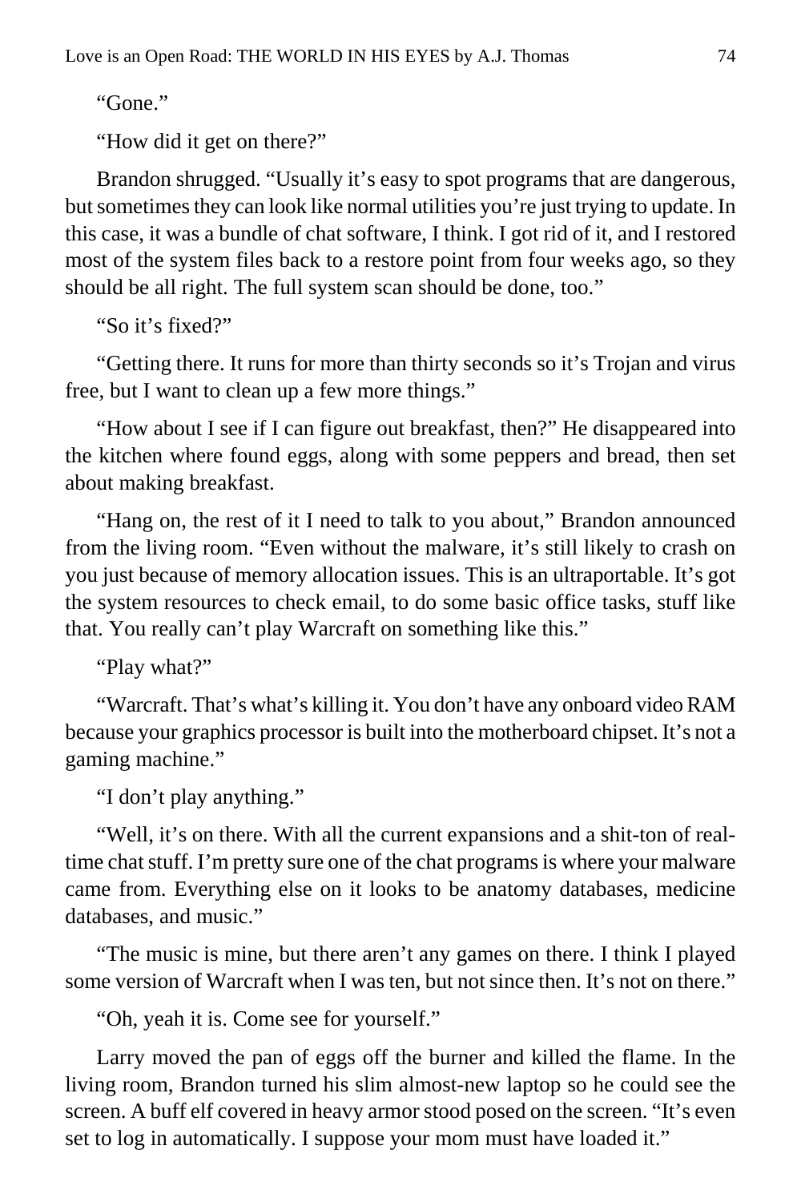"Gone."

"How did it get on there?"

Brandon shrugged. "Usually it's easy to spot programs that are dangerous, but sometimes they can look like normal utilities you're just trying to update. In this case, it was a bundle of chat software, I think. I got rid of it, and I restored most of the system files back to a restore point from four weeks ago, so they should be all right. The full system scan should be done, too."

"So it's fixed?"

"Getting there. It runs for more than thirty seconds so it's Trojan and virus free, but I want to clean up a few more things."

"How about I see if I can figure out breakfast, then?" He disappeared into the kitchen where found eggs, along with some peppers and bread, then set about making breakfast.

"Hang on, the rest of it I need to talk to you about," Brandon announced from the living room. "Even without the malware, it's still likely to crash on you just because of memory allocation issues. This is an ultraportable. It's got the system resources to check email, to do some basic office tasks, stuff like that. You really can't play Warcraft on something like this."

"Play what?"

"Warcraft. That's what's killing it. You don't have any onboard video RAM because your graphics processor is built into the motherboard chipset. It's not a gaming machine."

"I don't play anything."

"Well, it's on there. With all the current expansions and a shit-ton of real-time chat stuff. I'm pretty sure one of the chat programs is where your malware came from. Everything else on it looks to be anatomy databases, medicine databases, and music."

"The music is mine, but there aren't any games on there. I think I played some version of Warcraft when I was ten, but not since then. It's not on there."

"Oh, yeah it is. Come see for yourself."

Larry moved the pan of eggs off the burner and killed the flame. In the living room, Brandon turned his slim almost-new laptop so he could see the screen. A buff elf covered in heavy armor stood posed on the screen. "It's even set to log in automatically. I suppose your mom must have loaded it."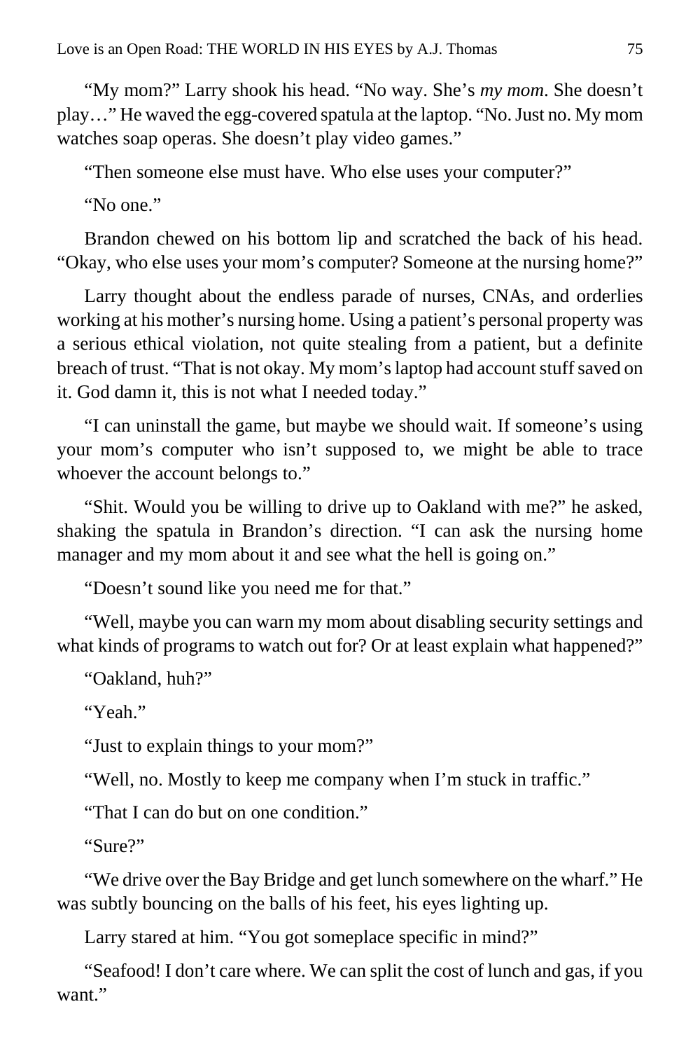"My mom?" Larry shook his head. "No way. She's *my mom*. She doesn't play…" He waved the egg-covered spatula at the laptop. "No. Just no. My mom watches soap operas. She doesn't play video games."

"Then someone else must have. Who else uses your computer?"

"No one."

Brandon chewed on his bottom lip and scratched the back of his head. "Okay, who else uses your mom's computer? Someone at the nursing home?"

Larry thought about the endless parade of nurses, CNAs, and orderlies working at his mother's nursing home. Using a patient's personal property was a serious ethical violation, not quite stealing from a patient, but a definite breach of trust. "That is not okay. My mom's laptop had account stuff saved on it. God damn it, this is not what I needed today."

"I can uninstall the game, but maybe we should wait. If someone's using your mom's computer who isn't supposed to, we might be able to trace whoever the account belongs to."

"Shit. Would you be willing to drive up to Oakland with me?" he asked, shaking the spatula in Brandon's direction. "I can ask the nursing home manager and my mom about it and see what the hell is going on."

"Doesn't sound like you need me for that."

"Well, maybe you can warn my mom about disabling security settings and what kinds of programs to watch out for? Or at least explain what happened?"

"Oakland, huh?"

"Yeah."

"Just to explain things to your mom?"

"Well, no. Mostly to keep me company when I'm stuck in traffic."

"That I can do but on one condition."

"Sure?"

"We drive over the Bay Bridge and get lunch somewhere on the wharf." He was subtly bouncing on the balls of his feet, his eyes lighting up.

Larry stared at him. "You got someplace specific in mind?"

"Seafood! I don't care where. We can split the cost of lunch and gas, if you want."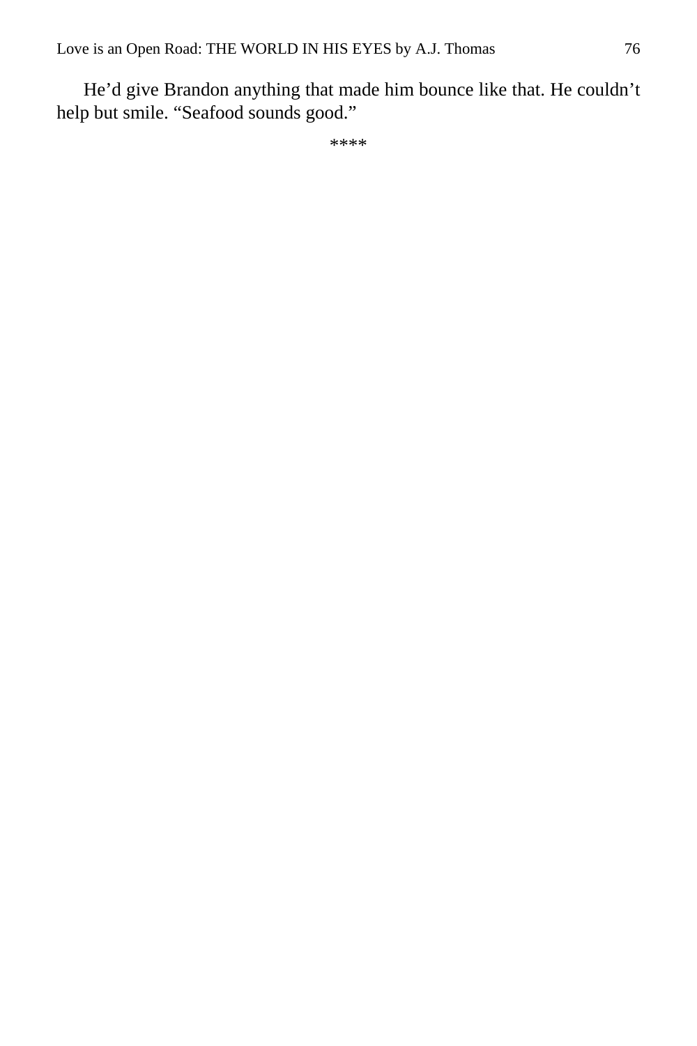He’d give Brandon anything that made him bounce like that. He couldn’t help but smile. “Seafood sounds good.”

****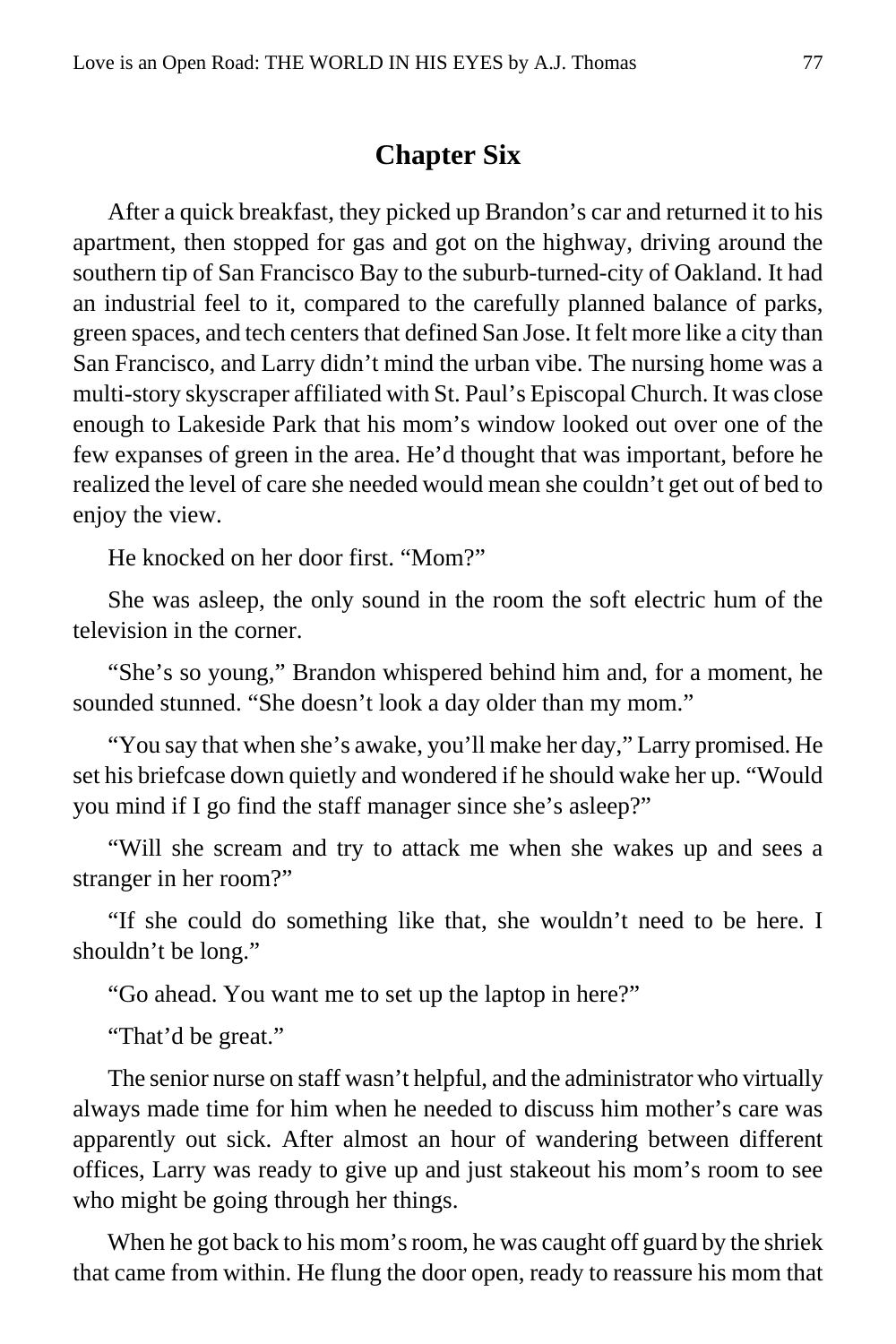# Chapter Six

After a quick breakfast, they picked up Brandon's car and returned it to his apartment, then stopped for gas and got on the highway, driving around the southern tip of San Francisco Bay to the suburb-turned-city of Oakland. It had an industrial feel to it, compared to the carefully planned balance of parks, green spaces, and tech centers that defined San Jose. It felt more like a city than San Francisco, and Larry didn't mind the urban vibe. The nursing home was a multi-story skyscraper affiliated with St. Paul's Episcopal Church. It was close enough to Lakeside Park that his mom's window looked out over one of the few expanses of green in the area. He'd thought that was important, before he realized the level of care she needed would mean she couldn't get out of bed to enjoy the view.

He knocked on her door first. "Mom?"

She was asleep, the only sound in the room the soft electric hum of the television in the corner.

"She's so young," Brandon whispered behind him and, for a moment, he sounded stunned. "She doesn't look a day older than my mom."

"You say that when she's awake, you'll make her day," Larry promised. He set his briefcase down quietly and wondered if he should wake her up. "Would you mind if I go find the staff manager since she's asleep?"

"Will she scream and try to attack me when she wakes up and sees a stranger in her room?"

"If she could do something like that, she wouldn't need to be here. I shouldn't be long."

"Go ahead. You want me to set up the laptop in here?"

"That'd be great."

The senior nurse on staff wasn't helpful, and the administrator who virtually always made time for him when he needed to discuss him mother's care was apparently out sick. After almost an hour of wandering between different offices, Larry was ready to give up and just stakeout his mom's room to see who might be going through her things.

When he got back to his mom's room, he was caught off guard by the shriek that came from within. He flung the door open, ready to reassure his mom that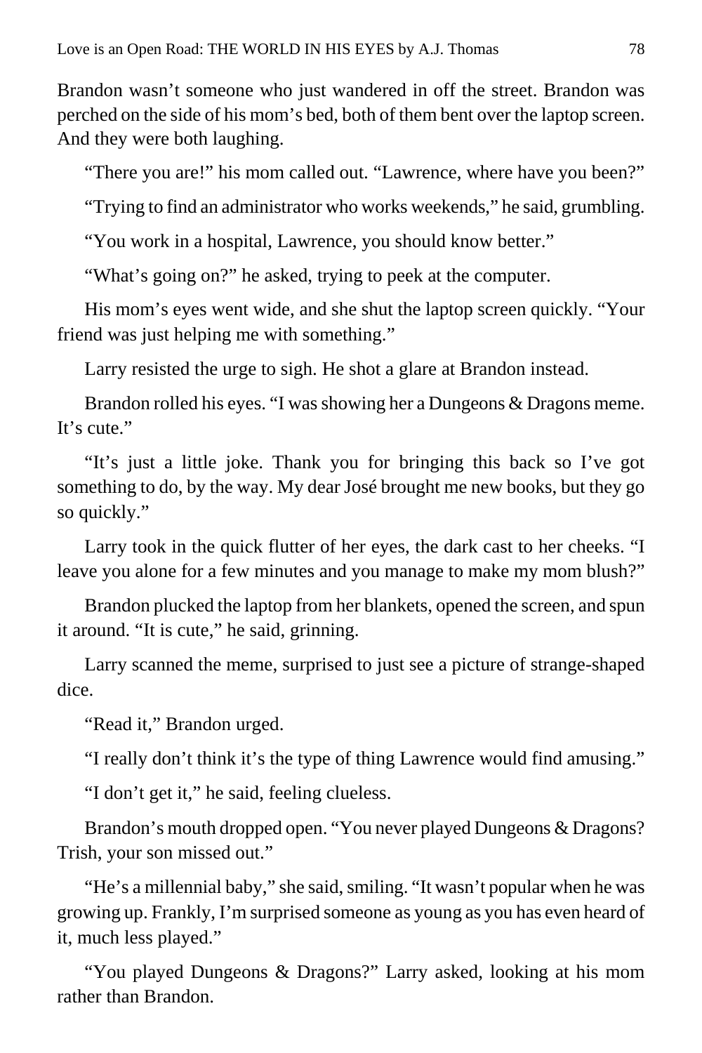Brandon wasn’t someone who just wandered in off the street. Brandon was perched on the side of his mom’s bed, both of them bent over the laptop screen. And they were both laughing.

“There you are!” his mom called out. “Lawrence, where have you been?”

“Trying to find an administrator who works weekends,” he said, grumbling.

“You work in a hospital, Lawrence, you should know better.”

“What’s going on?” he asked, trying to peek at the computer.

His mom’s eyes went wide, and she shut the laptop screen quickly. “Your friend was just helping me with something.”

Larry resisted the urge to sigh. He shot a glare at Brandon instead.

Brandon rolled his eyes. “I was showing her a Dungeons & Dragons meme. It’s cute.”

“It’s just a little joke. Thank you for bringing this back so I’ve got something to do, by the way. My dear José brought me new books, but they go so quickly.”

Larry took in the quick flutter of her eyes, the dark cast to her cheeks. “I leave you alone for a few minutes and you manage to make my mom blush?”

Brandon plucked the laptop from her blankets, opened the screen, and spun it around. “It is cute,” he said, grinning.

Larry scanned the meme, surprised to just see a picture of strange-shaped dice.

“Read it,” Brandon urged.

“I really don’t think it’s the type of thing Lawrence would find amusing.”

“I don’t get it,” he said, feeling clueless.

Brandon’s mouth dropped open. “You never played Dungeons & Dragons? Trish, your son missed out.”

“He’s a millennial baby,” she said, smiling. “It wasn’t popular when he was growing up. Frankly, I’m surprised someone as young as you has even heard of it, much less played.”

“You played Dungeons & Dragons?” Larry asked, looking at his mom rather than Brandon.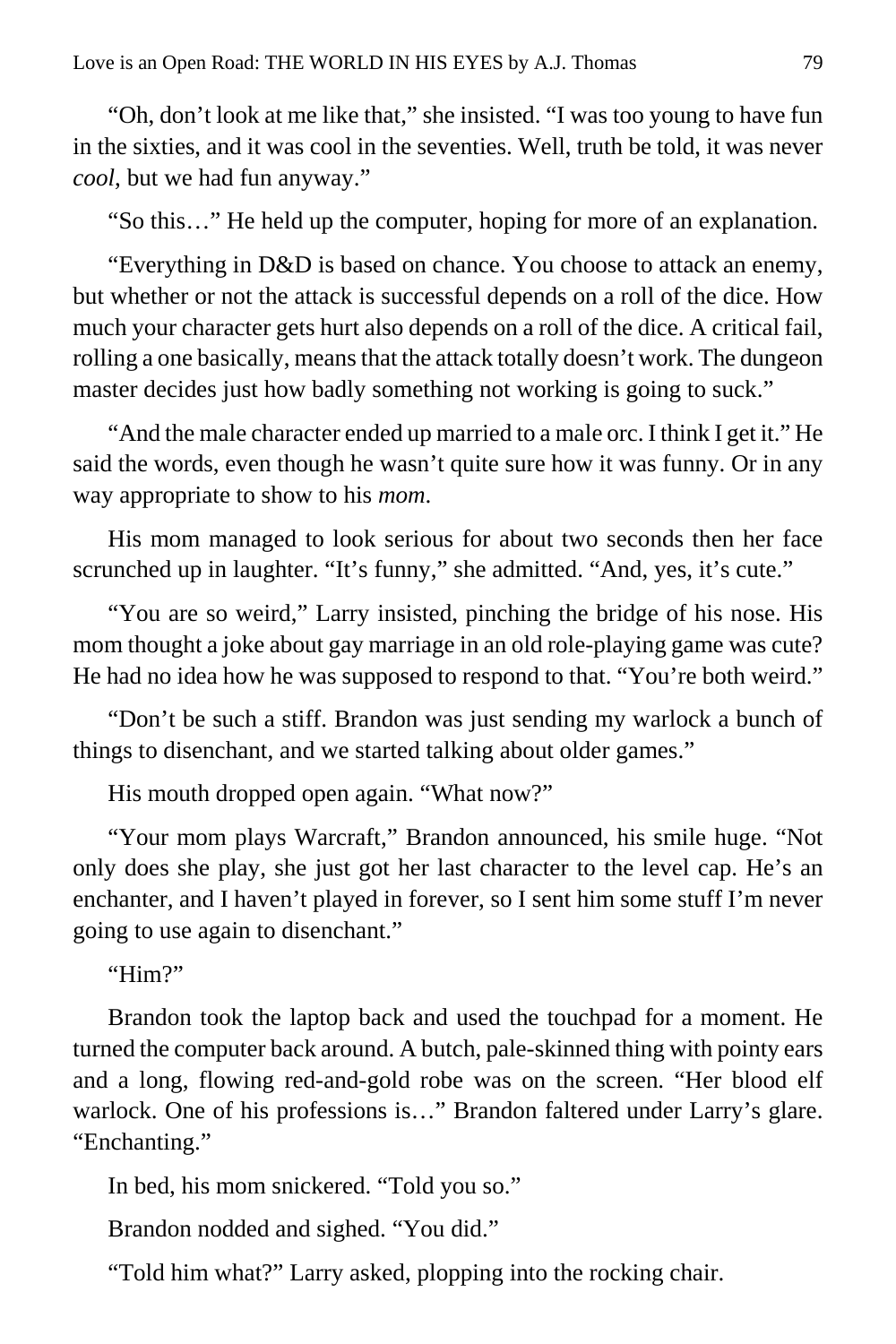"Oh, don't look at me like that," she insisted. "I was too young to have fun in the sixties, and it was cool in the seventies. Well, truth be told, it was never *cool*, but we had fun anyway."

"So this…" He held up the computer, hoping for more of an explanation.

"Everything in D&D is based on chance. You choose to attack an enemy, but whether or not the attack is successful depends on a roll of the dice. How much your character gets hurt also depends on a roll of the dice. A critical fail, rolling a one basically, means that the attack totally doesn't work. The dungeon master decides just how badly something not working is going to suck."

"And the male character ended up married to a male orc. I think I get it." He said the words, even though he wasn't quite sure how it was funny. Or in any way appropriate to show to his *mom*.

His mom managed to look serious for about two seconds then her face scrunched up in laughter. "It's funny," she admitted. "And, yes, it's cute."

"You are so weird," Larry insisted, pinching the bridge of his nose. His mom thought a joke about gay marriage in an old role-playing game was cute? He had no idea how he was supposed to respond to that. "You're both weird."

"Don't be such a stiff. Brandon was just sending my warlock a bunch of things to disenchant, and we started talking about older games."

His mouth dropped open again. "What now?"

"Your mom plays Warcraft," Brandon announced, his smile huge. "Not only does she play, she just got her last character to the level cap. He's an enchanter, and I haven't played in forever, so I sent him some stuff I'm never going to use again to disenchant."

"Him?"

Brandon took the laptop back and used the touchpad for a moment. He turned the computer back around. A butch, pale-skinned thing with pointy ears and a long, flowing red-and-gold robe was on the screen. "Her blood elf warlock. One of his professions is…" Brandon faltered under Larry's glare. "Enchanting."

In bed, his mom snickered. "Told you so."

Brandon nodded and sighed. "You did."

"Told him what?" Larry asked, plopping into the rocking chair.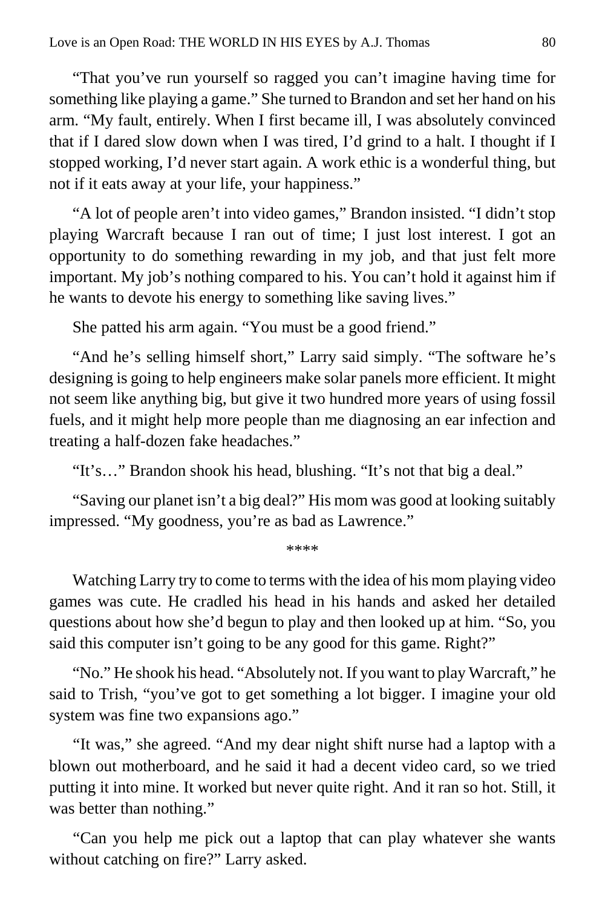"That you've run yourself so ragged you can't imagine having time for something like playing a game." She turned to Brandon and set her hand on his arm. "My fault, entirely. When I first became ill, I was absolutely convinced that if I dared slow down when I was tired, I'd grind to a halt. I thought if I stopped working, I'd never start again. A work ethic is a wonderful thing, but not if it eats away at your life, your happiness."

"A lot of people aren't into video games," Brandon insisted. "I didn't stop playing Warcraft because I ran out of time; I just lost interest. I got an opportunity to do something rewarding in my job, and that just felt more important. My job's nothing compared to his. You can't hold it against him if he wants to devote his energy to something like saving lives."

She patted his arm again. "You must be a good friend."

"And he's selling himself short," Larry said simply. "The software he's designing is going to help engineers make solar panels more efficient. It might not seem like anything big, but give it two hundred more years of using fossil fuels, and it might help more people than me diagnosing an ear infection and treating a half-dozen fake headaches."

"It's…" Brandon shook his head, blushing. "It's not that big a deal."

"Saving our planet isn't a big deal?" His mom was good at looking suitably impressed. "My goodness, you're as bad as Lawrence."

\*\*\*\*

Watching Larry try to come to terms with the idea of his mom playing video games was cute. He cradled his head in his hands and asked her detailed questions about how she'd begun to play and then looked up at him. "So, you said this computer isn't going to be any good for this game. Right?"

"No." He shook his head. "Absolutely not. If you want to play Warcraft," he said to Trish, "you've got to get something a lot bigger. I imagine your old system was fine two expansions ago."

"It was," she agreed. "And my dear night shift nurse had a laptop with a blown out motherboard, and he said it had a decent video card, so we tried putting it into mine. It worked but never quite right. And it ran so hot. Still, it was better than nothing."

"Can you help me pick out a laptop that can play whatever she wants without catching on fire?" Larry asked.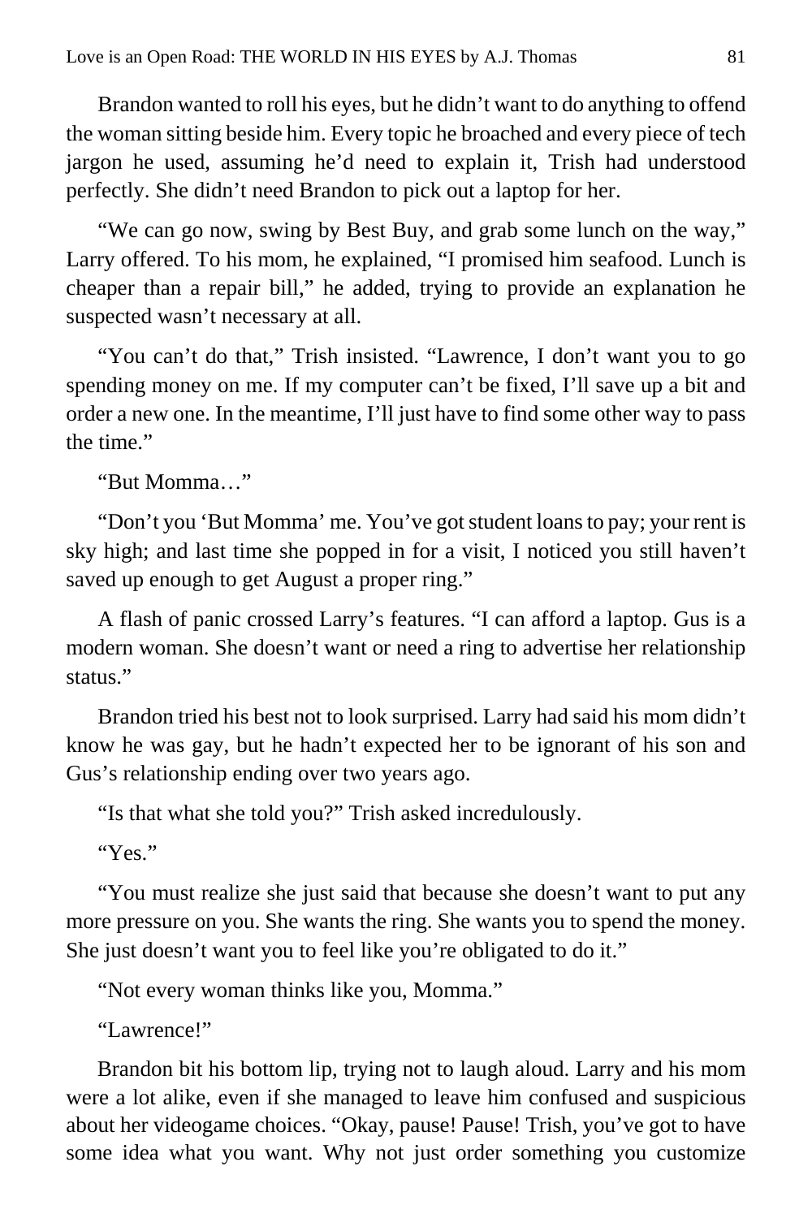Brandon wanted to roll his eyes, but he didn't want to do anything to offend the woman sitting beside him. Every topic he broached and every piece of tech jargon he used, assuming he'd need to explain it, Trish had understood perfectly. She didn't need Brandon to pick out a laptop for her.

"We can go now, swing by Best Buy, and grab some lunch on the way," Larry offered. To his mom, he explained, "I promised him seafood. Lunch is cheaper than a repair bill," he added, trying to provide an explanation he suspected wasn't necessary at all.

"You can't do that," Trish insisted. "Lawrence, I don't want you to go spending money on me. If my computer can't be fixed, I'll save up a bit and order a new one. In the meantime, I'll just have to find some other way to pass the time."

"But Momma…"

"Don't you 'But Momma' me. You've got student loans to pay; your rent is sky high; and last time she popped in for a visit, I noticed you still haven't saved up enough to get August a proper ring."

A flash of panic crossed Larry's features. "I can afford a laptop. Gus is a modern woman. She doesn't want or need a ring to advertise her relationship status."

Brandon tried his best not to look surprised. Larry had said his mom didn't know he was gay, but he hadn't expected her to be ignorant of his son and Gus's relationship ending over two years ago.

"Is that what she told you?" Trish asked incredulously.

"Yes."

"You must realize she just said that because she doesn't want to put any more pressure on you. She wants the ring. She wants you to spend the money. She just doesn't want you to feel like you're obligated to do it."

"Not every woman thinks like you, Momma."

"Lawrence!"

Brandon bit his bottom lip, trying not to laugh aloud. Larry and his mom were a lot alike, even if she managed to leave him confused and suspicious about her videogame choices. "Okay, pause! Pause! Trish, you've got to have some idea what you want. Why not just order something you customize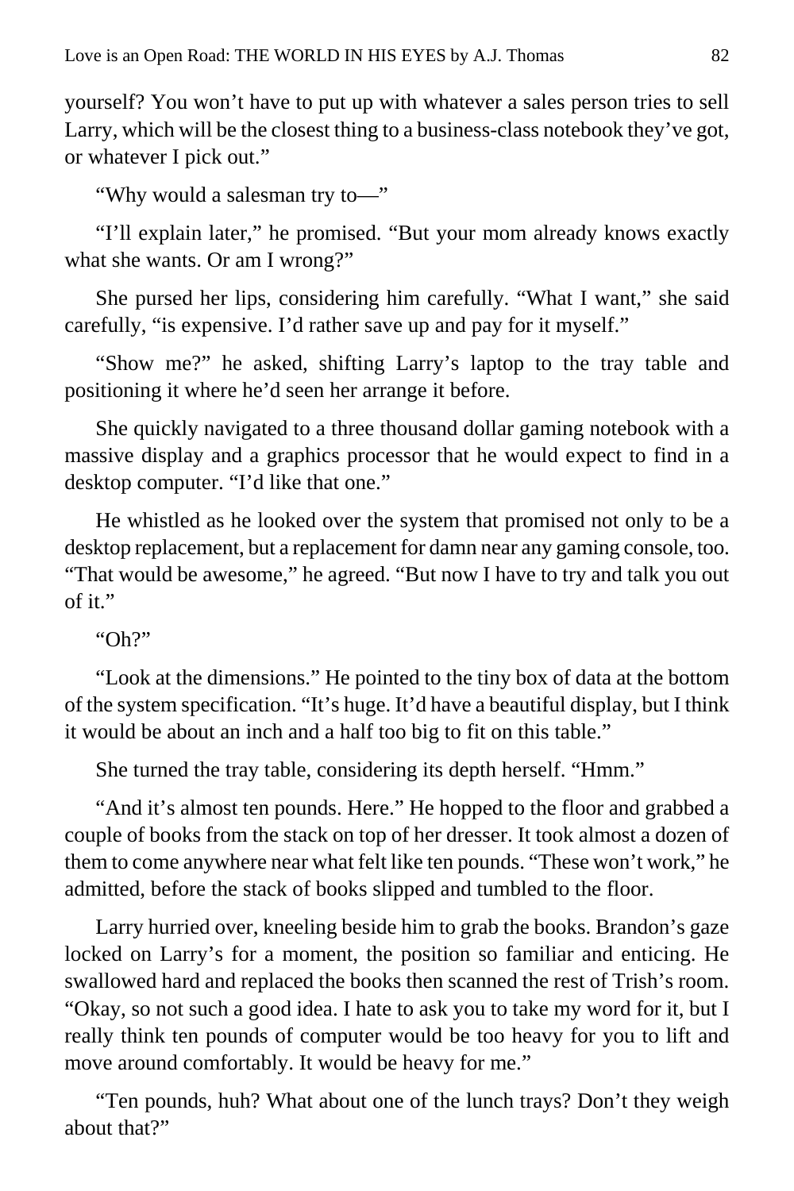yourself? You won't have to put up with whatever a sales person tries to sell Larry, which will be the closest thing to a business-class notebook they've got, or whatever I pick out."

"Why would a salesman try to—"

"I'll explain later," he promised. "But your mom already knows exactly what she wants. Or am I wrong?"

She pursed her lips, considering him carefully. "What I want," she said carefully, "is expensive. I'd rather save up and pay for it myself."

"Show me?" he asked, shifting Larry's laptop to the tray table and positioning it where he'd seen her arrange it before.

She quickly navigated to a three thousand dollar gaming notebook with a massive display and a graphics processor that he would expect to find in a desktop computer. "I'd like that one."

He whistled as he looked over the system that promised not only to be a desktop replacement, but a replacement for damn near any gaming console, too. "That would be awesome," he agreed. "But now I have to try and talk you out of it."

"Oh?"

"Look at the dimensions." He pointed to the tiny box of data at the bottom of the system specification. "It's huge. It'd have a beautiful display, but I think it would be about an inch and a half too big to fit on this table."

She turned the tray table, considering its depth herself. "Hmm."

"And it's almost ten pounds. Here." He hopped to the floor and grabbed a couple of books from the stack on top of her dresser. It took almost a dozen of them to come anywhere near what felt like ten pounds. "These won't work," he admitted, before the stack of books slipped and tumbled to the floor.

Larry hurried over, kneeling beside him to grab the books. Brandon's gaze locked on Larry's for a moment, the position so familiar and enticing. He swallowed hard and replaced the books then scanned the rest of Trish's room. "Okay, so not such a good idea. I hate to ask you to take my word for it, but I really think ten pounds of computer would be too heavy for you to lift and move around comfortably. It would be heavy for me."

"Ten pounds, huh? What about one of the lunch trays? Don't they weigh about that?"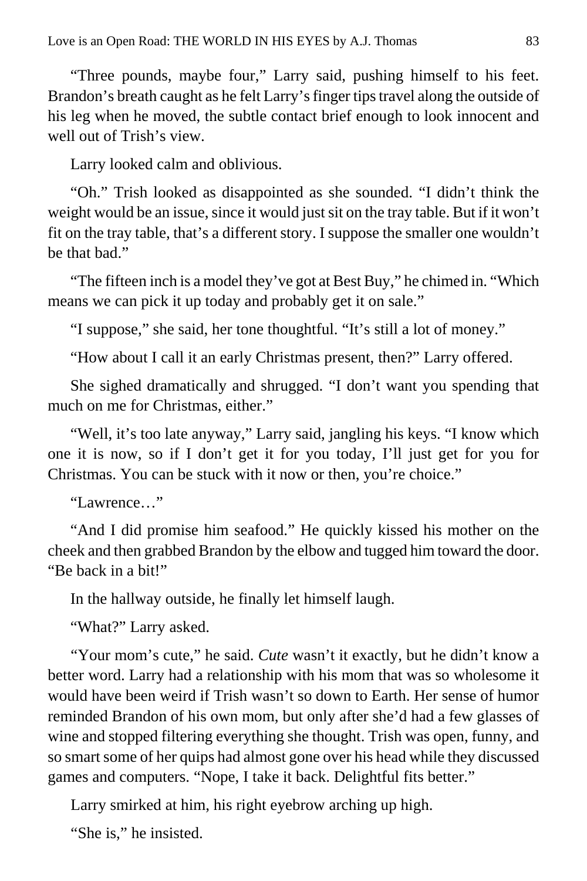"Three pounds, maybe four," Larry said, pushing himself to his feet. Brandon's breath caught as he felt Larry's finger tips travel along the outside of his leg when he moved, the subtle contact brief enough to look innocent and well out of Trish's view.

Larry looked calm and oblivious.

"Oh." Trish looked as disappointed as she sounded. "I didn't think the weight would be an issue, since it would just sit on the tray table. But if it won't fit on the tray table, that's a different story. I suppose the smaller one wouldn't be that bad."

"The fifteen inch is a model they've got at Best Buy," he chimed in. "Which means we can pick it up today and probably get it on sale."

"I suppose," she said, her tone thoughtful. "It's still a lot of money."

"How about I call it an early Christmas present, then?" Larry offered.

She sighed dramatically and shrugged. "I don't want you spending that much on me for Christmas, either."

"Well, it's too late anyway," Larry said, jangling his keys. "I know which one it is now, so if I don't get it for you today, I'll just get for you for Christmas. You can be stuck with it now or then, you're choice."

"Lawrence…"

"And I did promise him seafood." He quickly kissed his mother on the cheek and then grabbed Brandon by the elbow and tugged him toward the door. "Be back in a bit!"

In the hallway outside, he finally let himself laugh.

"What?" Larry asked.

"Your mom's cute," he said. *Cute* wasn't it exactly, but he didn't know a better word. Larry had a relationship with his mom that was so wholesome it would have been weird if Trish wasn't so down to Earth. Her sense of humor reminded Brandon of his own mom, but only after she'd had a few glasses of wine and stopped filtering everything she thought. Trish was open, funny, and so smart some of her quips had almost gone over his head while they discussed games and computers. "Nope, I take it back. Delightful fits better."

Larry smirked at him, his right eyebrow arching up high.

"She is," he insisted.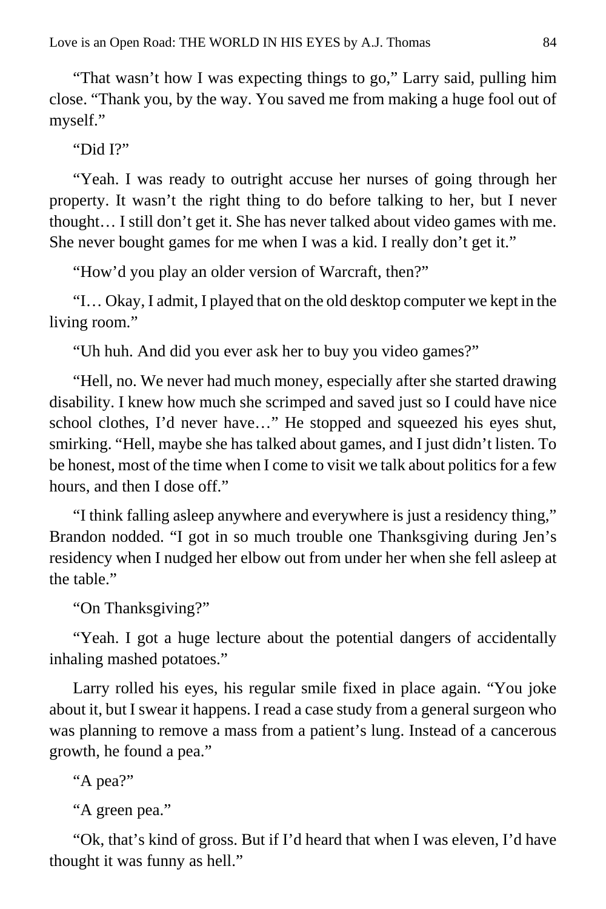“That wasn’t how I was expecting things to go,” Larry said, pulling him close. “Thank you, by the way. You saved me from making a huge fool out of myself.”

“Did I?”

“Yeah. I was ready to outright accuse her nurses of going through her property. It wasn’t the right thing to do before talking to her, but I never thought… I still don’t get it. She has never talked about video games with me. She never bought games for me when I was a kid. I really don’t get it.”

“How’d you play an older version of Warcraft, then?”

“I… Okay, I admit, I played that on the old desktop computer we kept in the living room.”

“Uh huh. And did you ever ask her to buy you video games?”

“Hell, no. We never had much money, especially after she started drawing disability. I knew how much she scrimped and saved just so I could have nice school clothes, I’d never have…” He stopped and squeezed his eyes shut, smirking. “Hell, maybe she has talked about games, and I just didn’t listen. To be honest, most of the time when I come to visit we talk about politics for a few hours, and then I dose off.”

“I think falling asleep anywhere and everywhere is just a residency thing,” Brandon nodded. “I got in so much trouble one Thanksgiving during Jen’s residency when I nudged her elbow out from under her when she fell asleep at the table.”

“On Thanksgiving?”

“Yeah. I got a huge lecture about the potential dangers of accidentally inhaling mashed potatoes.”

Larry rolled his eyes, his regular smile fixed in place again. “You joke about it, but I swear it happens. I read a case study from a general surgeon who was planning to remove a mass from a patient’s lung. Instead of a cancerous growth, he found a pea.”

“A pea?”

“A green pea.”

“Ok, that’s kind of gross. But if I’d heard that when I was eleven, I’d have thought it was funny as hell.”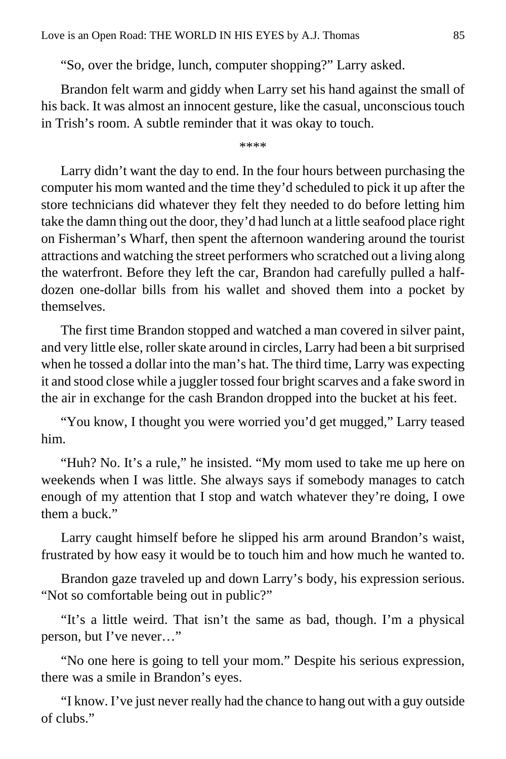"So, over the bridge, lunch, computer shopping?" Larry asked.

Brandon felt warm and giddy when Larry set his hand against the small of his back. It was almost an innocent gesture, like the casual, unconscious touch in Trish's room. A subtle reminder that it was okay to touch.

****

Larry didn't want the day to end. In the four hours between purchasing the computer his mom wanted and the time they'd scheduled to pick it up after the store technicians did whatever they felt they needed to do before letting him take the damn thing out the door, they'd had lunch at a little seafood place right on Fisherman's Wharf, then spent the afternoon wandering around the tourist attractions and watching the street performers who scratched out a living along the waterfront. Before they left the car, Brandon had carefully pulled a half-dozen one-dollar bills from his wallet and shoved them into a pocket by themselves.

The first time Brandon stopped and watched a man covered in silver paint, and very little else, roller skate around in circles, Larry had been a bit surprised when he tossed a dollar into the man's hat. The third time, Larry was expecting it and stood close while a juggler tossed four bright scarves and a fake sword in the air in exchange for the cash Brandon dropped into the bucket at his feet.

"You know, I thought you were worried you'd get mugged," Larry teased him.

"Huh? No. It's a rule," he insisted. "My mom used to take me up here on weekends when I was little. She always says if somebody manages to catch enough of my attention that I stop and watch whatever they're doing, I owe them a buck."

Larry caught himself before he slipped his arm around Brandon's waist, frustrated by how easy it would be to touch him and how much he wanted to.

Brandon gaze traveled up and down Larry's body, his expression serious. "Not so comfortable being out in public?"

"It's a little weird. That isn't the same as bad, though. I'm a physical person, but I've never…"

"No one here is going to tell your mom." Despite his serious expression, there was a smile in Brandon's eyes.

"I know. I've just never really had the chance to hang out with a guy outside of clubs."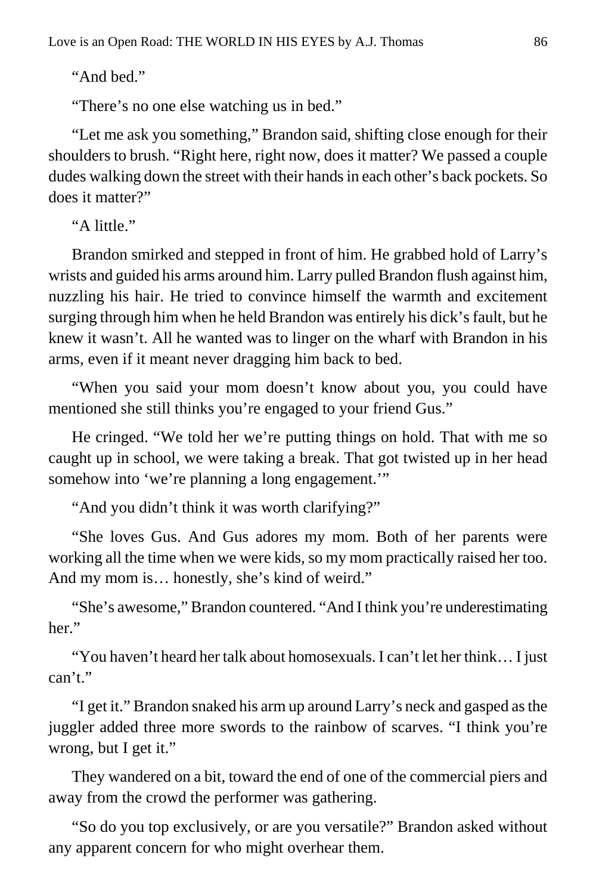"And bed."

"There's no one else watching us in bed."

"Let me ask you something," Brandon said, shifting close enough for their shoulders to brush. "Right here, right now, does it matter? We passed a couple dudes walking down the street with their hands in each other's back pockets. So does it matter?"

"A little."

Brandon smirked and stepped in front of him. He grabbed hold of Larry's wrists and guided his arms around him. Larry pulled Brandon flush against him, nuzzling his hair. He tried to convince himself the warmth and excitement surging through him when he held Brandon was entirely his dick's fault, but he knew it wasn't. All he wanted was to linger on the wharf with Brandon in his arms, even if it meant never dragging him back to bed.

"When you said your mom doesn't know about you, you could have mentioned she still thinks you're engaged to your friend Gus."

He cringed. "We told her we're putting things on hold. That with me so caught up in school, we were taking a break. That got twisted up in her head somehow into 'we're planning a long engagement.'"

"And you didn't think it was worth clarifying?"

"She loves Gus. And Gus adores my mom. Both of her parents were working all the time when we were kids, so my mom practically raised her too. And my mom is… honestly, she's kind of weird."

"She's awesome," Brandon countered. "And I think you're underestimating her."

"You haven't heard her talk about homosexuals. I can't let her think… I just can't."

"I get it." Brandon snaked his arm up around Larry's neck and gasped as the juggler added three more swords to the rainbow of scarves. "I think you're wrong, but I get it."

They wandered on a bit, toward the end of one of the commercial piers and away from the crowd the performer was gathering.

"So do you top exclusively, or are you versatile?" Brandon asked without any apparent concern for who might overhear them.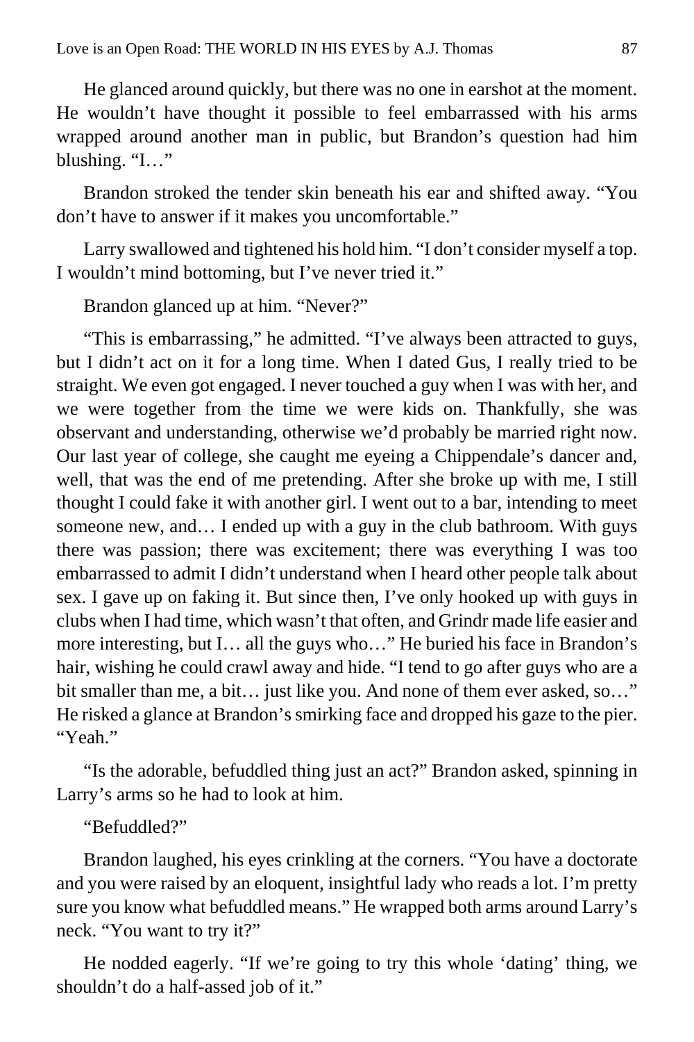He glanced around quickly, but there was no one in earshot at the moment. He wouldn't have thought it possible to feel embarrassed with his arms wrapped around another man in public, but Brandon's question had him blushing. "I…"

Brandon stroked the tender skin beneath his ear and shifted away. "You don't have to answer if it makes you uncomfortable."

Larry swallowed and tightened his hold him. "I don't consider myself a top. I wouldn't mind bottoming, but I've never tried it."

Brandon glanced up at him. "Never?"

"This is embarrassing," he admitted. "I've always been attracted to guys, but I didn't act on it for a long time. When I dated Gus, I really tried to be straight. We even got engaged. I never touched a guy when I was with her, and we were together from the time we were kids on. Thankfully, she was observant and understanding, otherwise we'd probably be married right now. Our last year of college, she caught me eyeing a Chippendale's dancer and, well, that was the end of me pretending. After she broke up with me, I still thought I could fake it with another girl. I went out to a bar, intending to meet someone new, and… I ended up with a guy in the club bathroom. With guys there was passion; there was excitement; there was everything I was too embarrassed to admit I didn't understand when I heard other people talk about sex. I gave up on faking it. But since then, I've only hooked up with guys in clubs when I had time, which wasn't that often, and Grindr made life easier and more interesting, but I… all the guys who…" He buried his face in Brandon's hair, wishing he could crawl away and hide. "I tend to go after guys who are a bit smaller than me, a bit… just like you. And none of them ever asked, so…" He risked a glance at Brandon's smirking face and dropped his gaze to the pier. "Yeah."

"Is the adorable, befuddled thing just an act?" Brandon asked, spinning in Larry's arms so he had to look at him.

"Befuddled?"

Brandon laughed, his eyes crinkling at the corners. "You have a doctorate and you were raised by an eloquent, insightful lady who reads a lot. I'm pretty sure you know what befuddled means." He wrapped both arms around Larry's neck. "You want to try it?"

He nodded eagerly. "If we're going to try this whole 'dating' thing, we shouldn't do a half-assed job of it."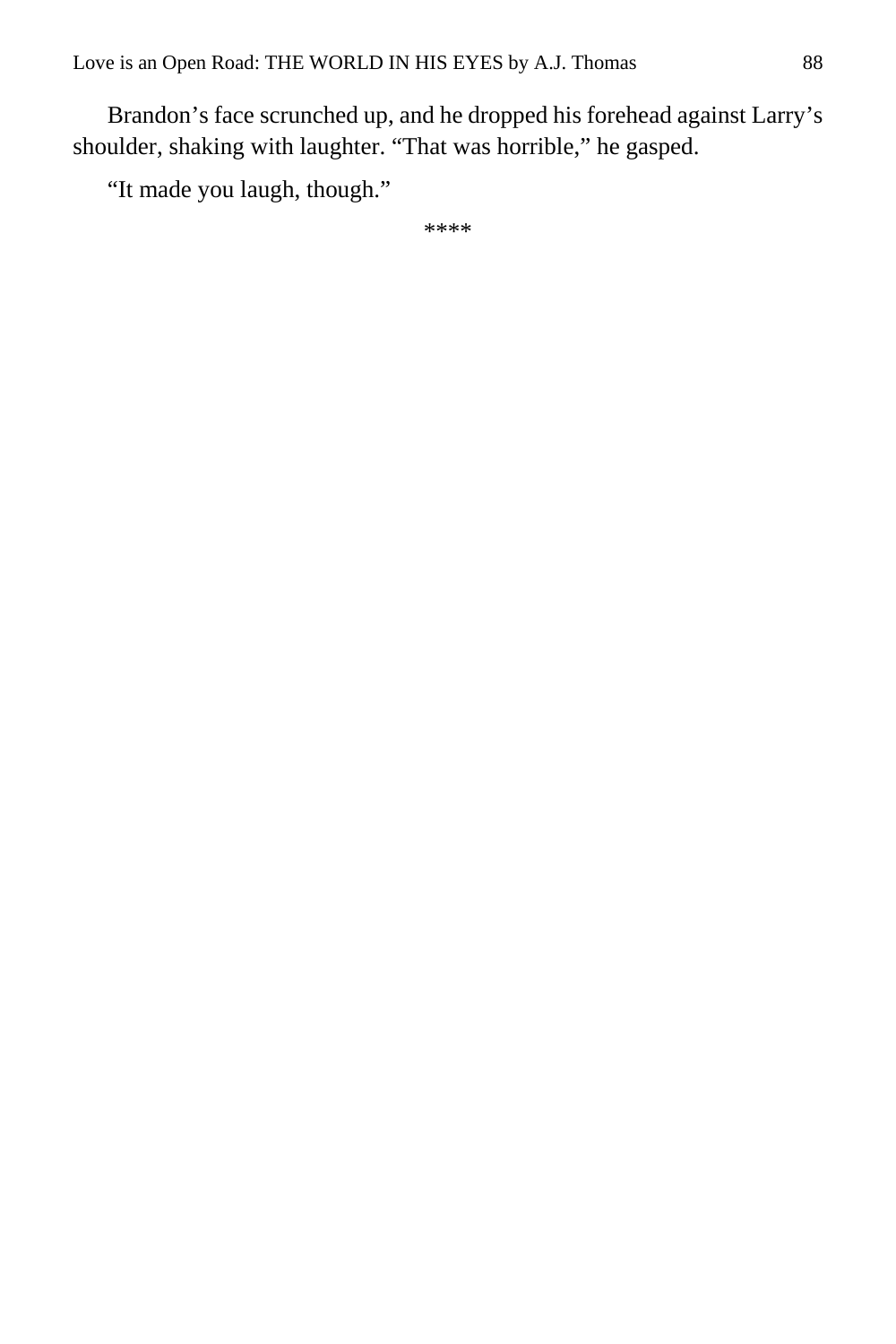Brandon’s face scrunched up, and he dropped his forehead against Larry’s shoulder, shaking with laughter. “That was horrible,” he gasped.

“It made you laugh, though.”

****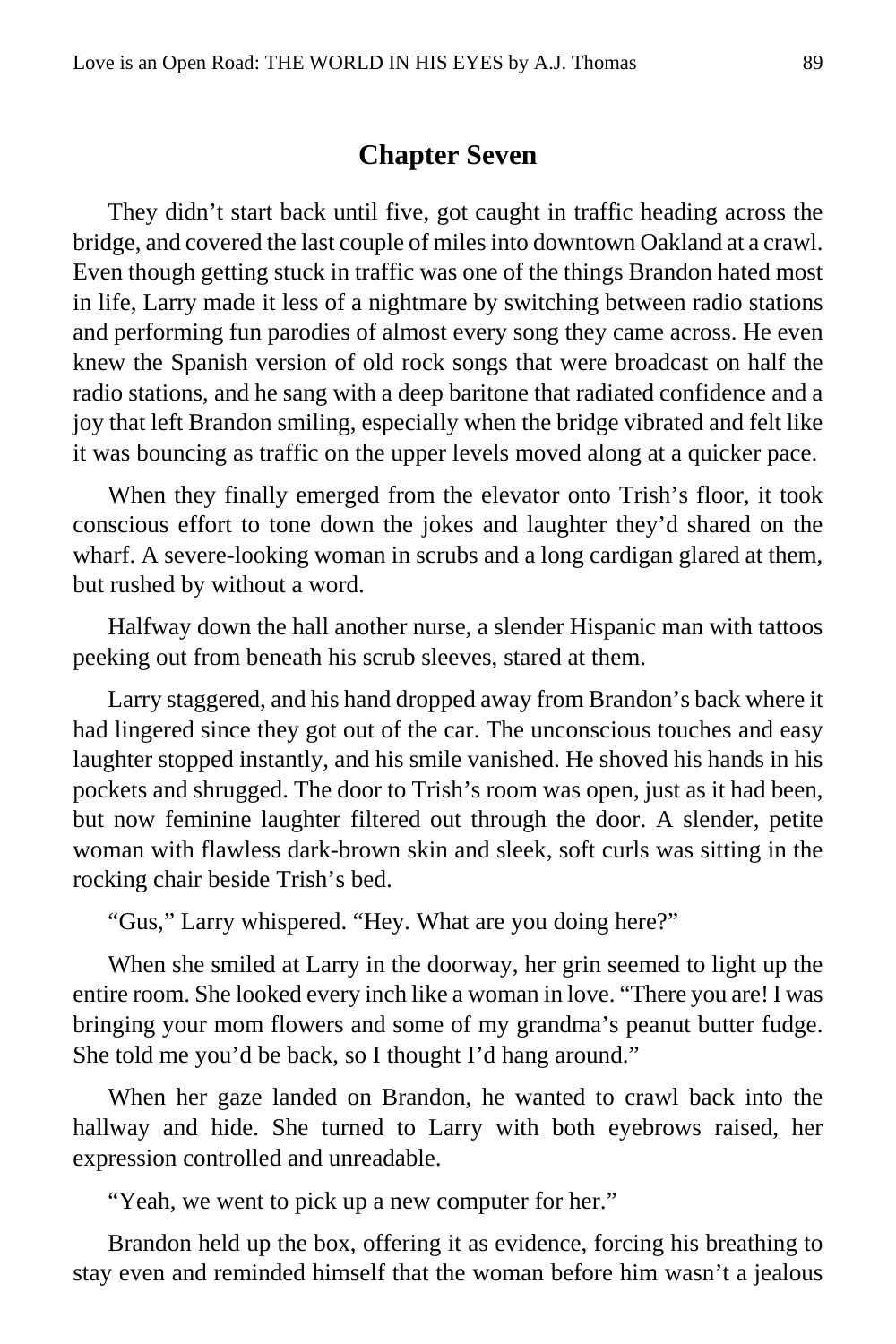## Chapter Seven

They didn't start back until five, got caught in traffic heading across the bridge, and covered the last couple of miles into downtown Oakland at a crawl. Even though getting stuck in traffic was one of the things Brandon hated most in life, Larry made it less of a nightmare by switching between radio stations and performing fun parodies of almost every song they came across. He even knew the Spanish version of old rock songs that were broadcast on half the radio stations, and he sang with a deep baritone that radiated confidence and a joy that left Brandon smiling, especially when the bridge vibrated and felt like it was bouncing as traffic on the upper levels moved along at a quicker pace.

When they finally emerged from the elevator onto Trish's floor, it took conscious effort to tone down the jokes and laughter they'd shared on the wharf. A severe-looking woman in scrubs and a long cardigan glared at them, but rushed by without a word.

Halfway down the hall another nurse, a slender Hispanic man with tattoos peeking out from beneath his scrub sleeves, stared at them.

Larry staggered, and his hand dropped away from Brandon's back where it had lingered since they got out of the car. The unconscious touches and easy laughter stopped instantly, and his smile vanished. He shoved his hands in his pockets and shrugged. The door to Trish's room was open, just as it had been, but now feminine laughter filtered out through the door. A slender, petite woman with flawless dark-brown skin and sleek, soft curls was sitting in the rocking chair beside Trish's bed.

"Gus," Larry whispered. "Hey. What are you doing here?"

When she smiled at Larry in the doorway, her grin seemed to light up the entire room. She looked every inch like a woman in love. "There you are! I was bringing your mom flowers and some of my grandma's peanut butter fudge. She told me you'd be back, so I thought I'd hang around."

When her gaze landed on Brandon, he wanted to crawl back into the hallway and hide. She turned to Larry with both eyebrows raised, her expression controlled and unreadable.

"Yeah, we went to pick up a new computer for her."

Brandon held up the box, offering it as evidence, forcing his breathing to stay even and reminded himself that the woman before him wasn't a jealous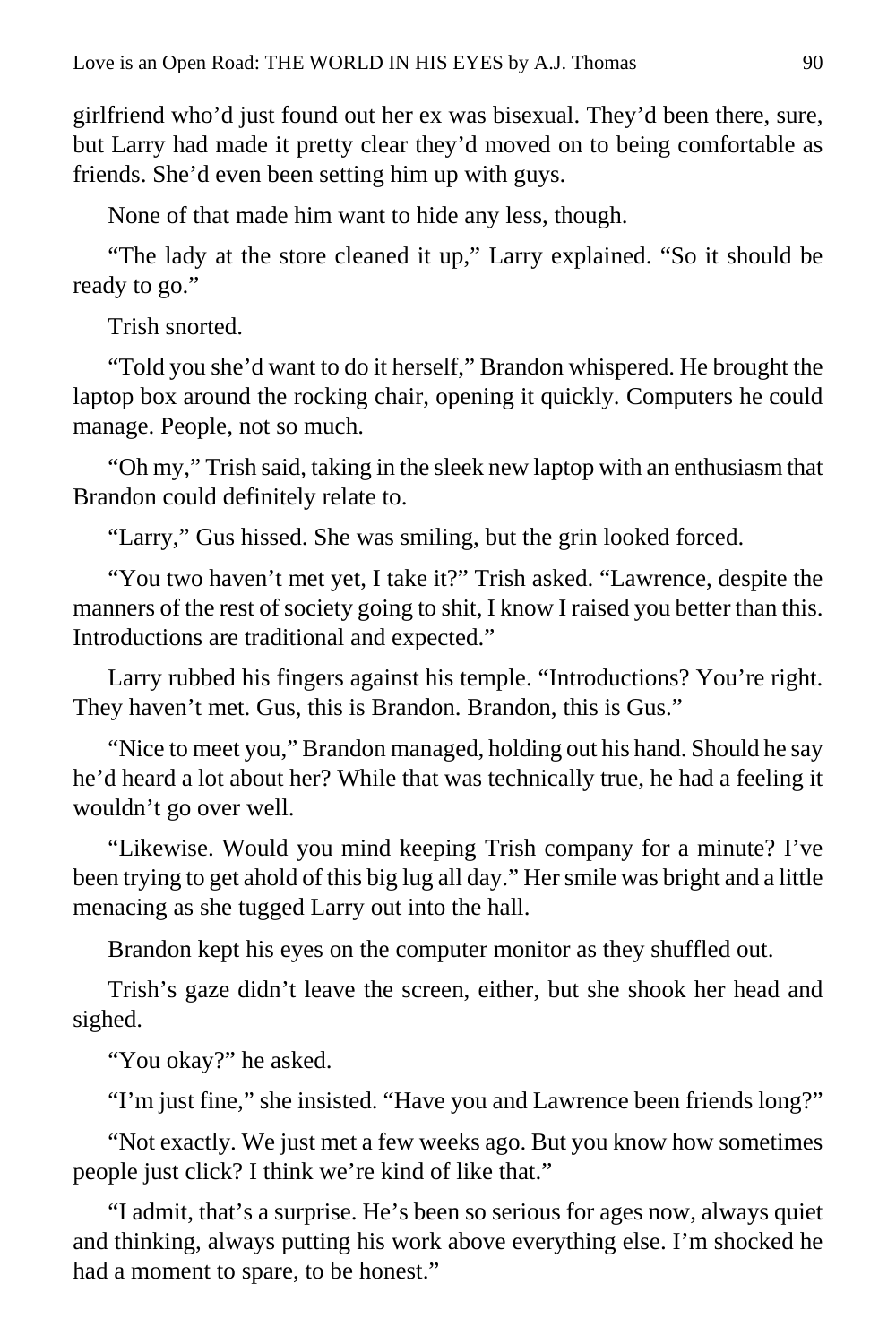girlfriend who'd just found out her ex was bisexual. They'd been there, sure, but Larry had made it pretty clear they'd moved on to being comfortable as friends. She'd even been setting him up with guys.

None of that made him want to hide any less, though.

"The lady at the store cleaned it up," Larry explained. "So it should be ready to go."

Trish snorted.

"Told you she'd want to do it herself," Brandon whispered. He brought the laptop box around the rocking chair, opening it quickly. Computers he could manage. People, not so much.

"Oh my," Trish said, taking in the sleek new laptop with an enthusiasm that Brandon could definitely relate to.

"Larry," Gus hissed. She was smiling, but the grin looked forced.

"You two haven't met yet, I take it?" Trish asked. "Lawrence, despite the manners of the rest of society going to shit, I know I raised you better than this. Introductions are traditional and expected."

Larry rubbed his fingers against his temple. "Introductions? You're right. They haven't met. Gus, this is Brandon. Brandon, this is Gus."

"Nice to meet you," Brandon managed, holding out his hand. Should he say he'd heard a lot about her? While that was technically true, he had a feeling it wouldn't go over well.

"Likewise. Would you mind keeping Trish company for a minute? I've been trying to get ahold of this big lug all day." Her smile was bright and a little menacing as she tugged Larry out into the hall.

Brandon kept his eyes on the computer monitor as they shuffled out.

Trish's gaze didn't leave the screen, either, but she shook her head and sighed.

"You okay?" he asked.

"I'm just fine," she insisted. "Have you and Lawrence been friends long?"

"Not exactly. We just met a few weeks ago. But you know how sometimes people just click? I think we're kind of like that."

"I admit, that's a surprise. He's been so serious for ages now, always quiet and thinking, always putting his work above everything else. I'm shocked he had a moment to spare, to be honest."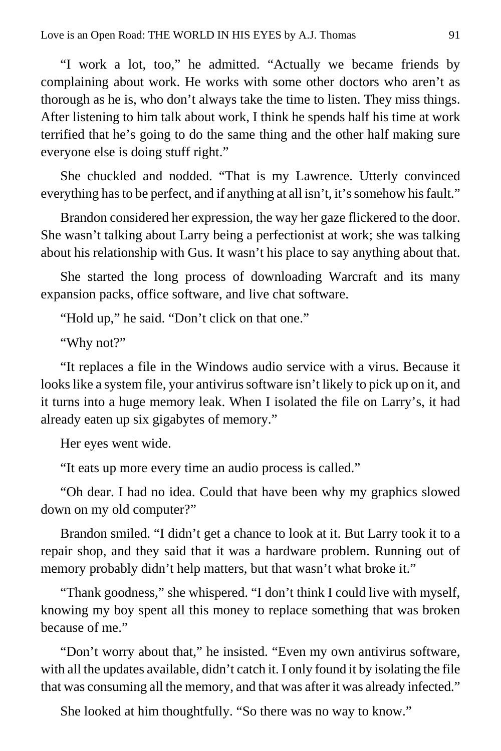"I work a lot, too," he admitted. "Actually we became friends by complaining about work. He works with some other doctors who aren't as thorough as he is, who don't always take the time to listen. They miss things. After listening to him talk about work, I think he spends half his time at work terrified that he's going to do the same thing and the other half making sure everyone else is doing stuff right."

She chuckled and nodded. "That is my Lawrence. Utterly convinced everything has to be perfect, and if anything at all isn't, it's somehow his fault."

Brandon considered her expression, the way her gaze flickered to the door. She wasn't talking about Larry being a perfectionist at work; she was talking about his relationship with Gus. It wasn't his place to say anything about that.

She started the long process of downloading Warcraft and its many expansion packs, office software, and live chat software.

"Hold up," he said. "Don't click on that one."

"Why not?"

"It replaces a file in the Windows audio service with a virus. Because it looks like a system file, your antivirus software isn't likely to pick up on it, and it turns into a huge memory leak. When I isolated the file on Larry's, it had already eaten up six gigabytes of memory."

Her eyes went wide.

"It eats up more every time an audio process is called."

"Oh dear. I had no idea. Could that have been why my graphics slowed down on my old computer?"

Brandon smiled. "I didn't get a chance to look at it. But Larry took it to a repair shop, and they said that it was a hardware problem. Running out of memory probably didn't help matters, but that wasn't what broke it."

"Thank goodness," she whispered. "I don't think I could live with myself, knowing my boy spent all this money to replace something that was broken because of me."

"Don't worry about that," he insisted. "Even my own antivirus software, with all the updates available, didn't catch it. I only found it by isolating the file that was consuming all the memory, and that was after it was already infected."

She looked at him thoughtfully. "So there was no way to know."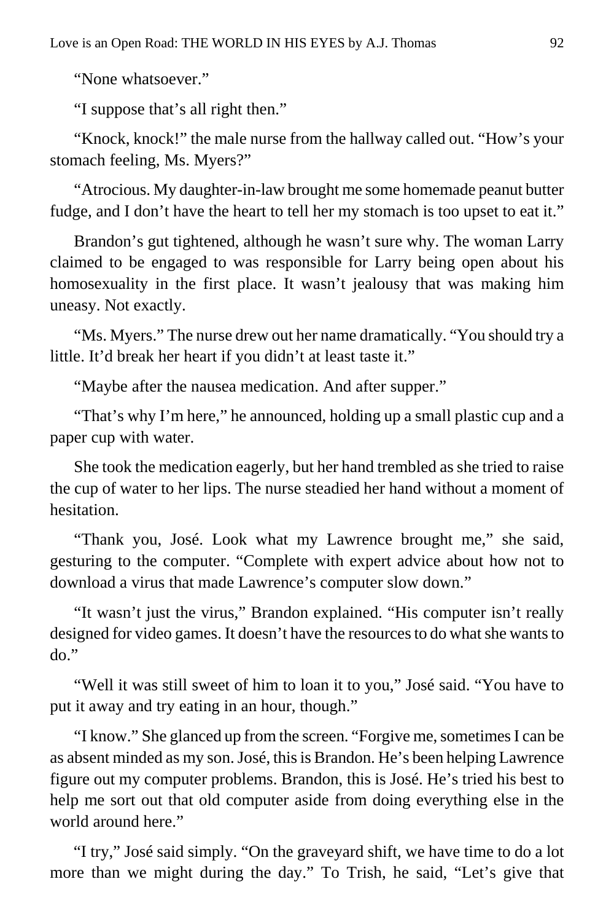"None whatsoever."

"I suppose that's all right then."

"Knock, knock!" the male nurse from the hallway called out. "How's your stomach feeling, Ms. Myers?"

"Atrocious. My daughter-in-law brought me some homemade peanut butter fudge, and I don't have the heart to tell her my stomach is too upset to eat it."

Brandon's gut tightened, although he wasn't sure why. The woman Larry claimed to be engaged to was responsible for Larry being open about his homosexuality in the first place. It wasn't jealousy that was making him uneasy. Not exactly.

"Ms. Myers." The nurse drew out her name dramatically. "You should try a little. It'd break her heart if you didn't at least taste it."

"Maybe after the nausea medication. And after supper."

"That's why I'm here," he announced, holding up a small plastic cup and a paper cup with water.

She took the medication eagerly, but her hand trembled as she tried to raise the cup of water to her lips. The nurse steadied her hand without a moment of hesitation.

"Thank you, José. Look what my Lawrence brought me," she said, gesturing to the computer. "Complete with expert advice about how not to download a virus that made Lawrence's computer slow down."

"It wasn't just the virus," Brandon explained. "His computer isn't really designed for video games. It doesn't have the resources to do what she wants to do."

"Well it was still sweet of him to loan it to you," José said. "You have to put it away and try eating in an hour, though."

"I know." She glanced up from the screen. "Forgive me, sometimes I can be as absent minded as my son. José, this is Brandon. He's been helping Lawrence figure out my computer problems. Brandon, this is José. He's tried his best to help me sort out that old computer aside from doing everything else in the world around here."

"I try," José said simply. "On the graveyard shift, we have time to do a lot more than we might during the day." To Trish, he said, "Let's give that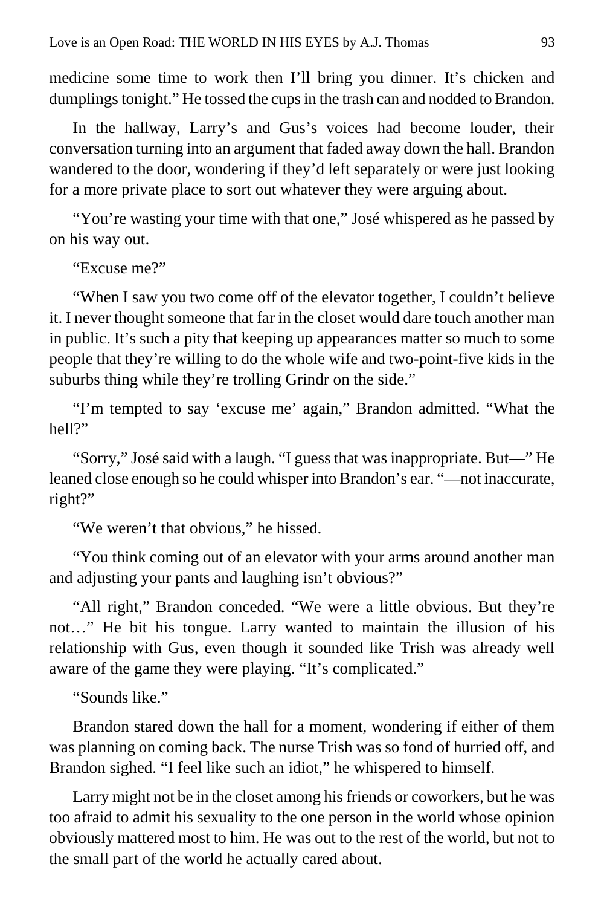medicine some time to work then I'll bring you dinner. It's chicken and dumplings tonight." He tossed the cups in the trash can and nodded to Brandon.

In the hallway, Larry's and Gus's voices had become louder, their conversation turning into an argument that faded away down the hall. Brandon wandered to the door, wondering if they'd left separately or were just looking for a more private place to sort out whatever they were arguing about.

"You're wasting your time with that one," José whispered as he passed by on his way out.

"Excuse me?"

"When I saw you two come off of the elevator together, I couldn't believe it. I never thought someone that far in the closet would dare touch another man in public. It's such a pity that keeping up appearances matter so much to some people that they're willing to do the whole wife and two-point-five kids in the suburbs thing while they're trolling Grindr on the side."

"I'm tempted to say 'excuse me' again," Brandon admitted. "What the hell?"

"Sorry," José said with a laugh. "I guess that was inappropriate. But—" He leaned close enough so he could whisper into Brandon's ear. "—not inaccurate, right?"

"We weren't that obvious," he hissed.

"You think coming out of an elevator with your arms around another man and adjusting your pants and laughing isn't obvious?"

"All right," Brandon conceded. "We were a little obvious. But they're not…" He bit his tongue. Larry wanted to maintain the illusion of his relationship with Gus, even though it sounded like Trish was already well aware of the game they were playing. "It's complicated."

"Sounds like."

Brandon stared down the hall for a moment, wondering if either of them was planning on coming back. The nurse Trish was so fond of hurried off, and Brandon sighed. "I feel like such an idiot," he whispered to himself.

Larry might not be in the closet among his friends or coworkers, but he was too afraid to admit his sexuality to the one person in the world whose opinion obviously mattered most to him. He was out to the rest of the world, but not to the small part of the world he actually cared about.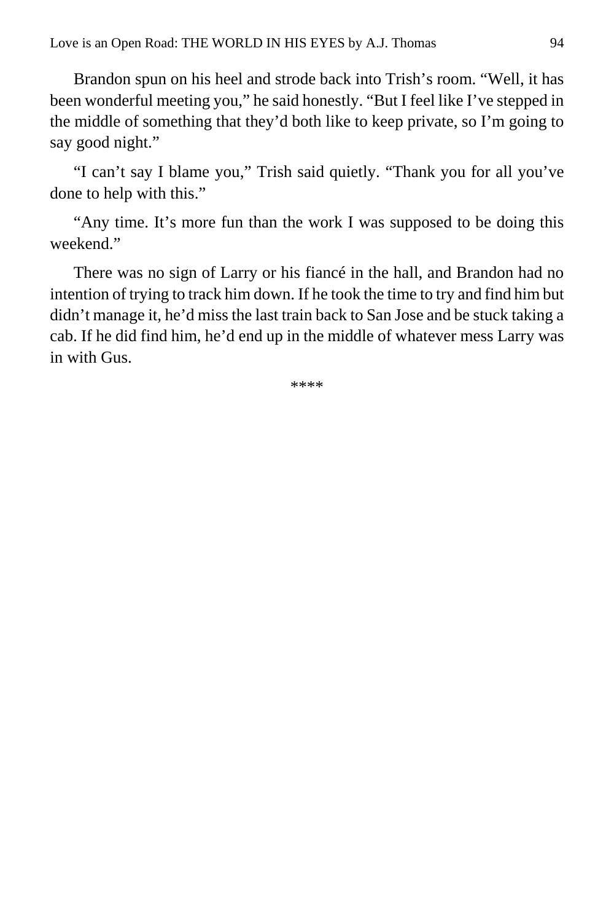Brandon spun on his heel and strode back into Trish's room. "Well, it has been wonderful meeting you," he said honestly. "But I feel like I've stepped in the middle of something that they'd both like to keep private, so I'm going to say good night."

"I can't say I blame you," Trish said quietly. "Thank you for all you've done to help with this."

"Any time. It's more fun than the work I was supposed to be doing this weekend."

There was no sign of Larry or his fiancé in the hall, and Brandon had no intention of trying to track him down. If he took the time to try and find him but didn't manage it, he'd miss the last train back to San Jose and be stuck taking a cab. If he did find him, he'd end up in the middle of whatever mess Larry was in with Gus.

****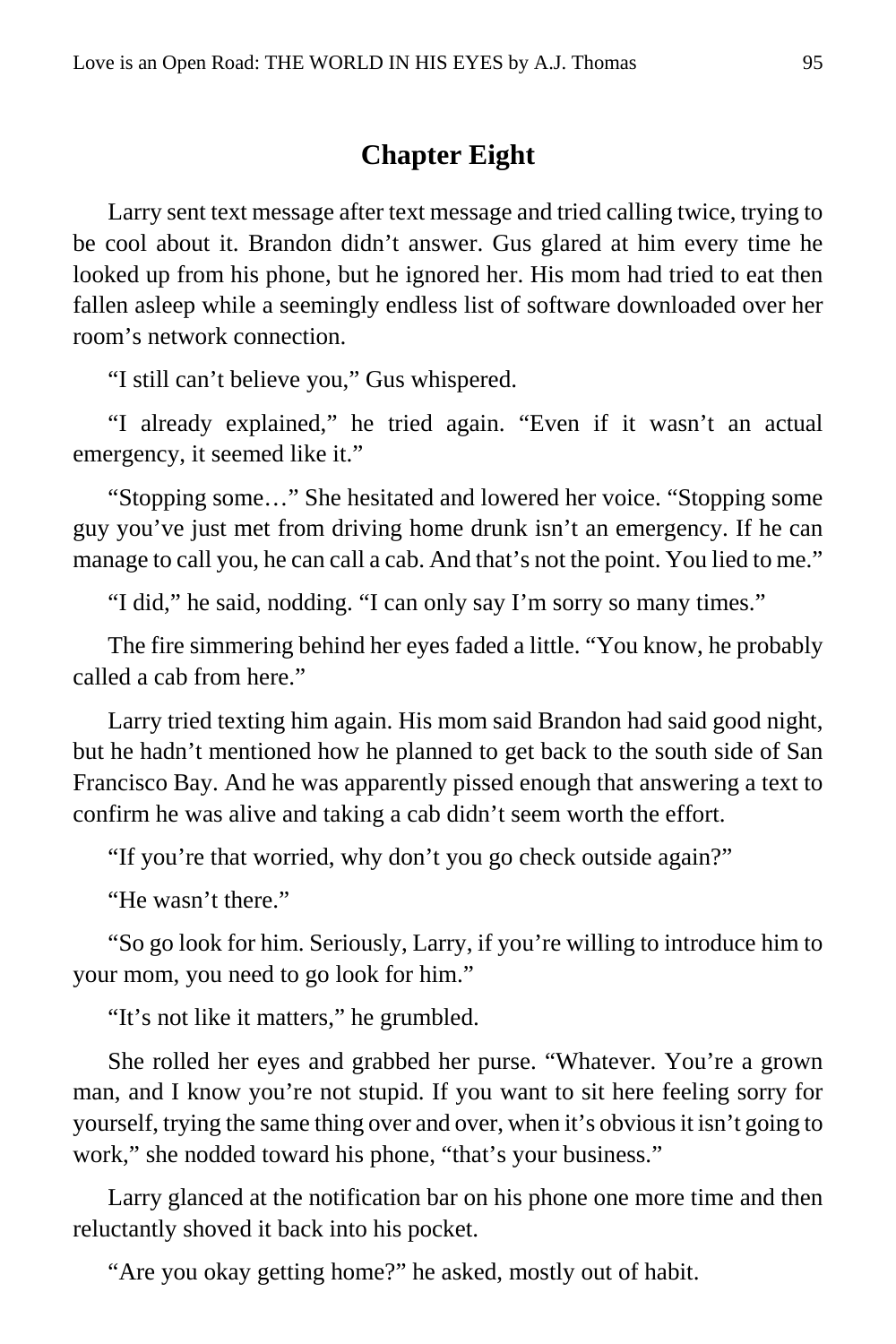## Chapter Eight

Larry sent text message after text message and tried calling twice, trying to be cool about it. Brandon didn't answer. Gus glared at him every time he looked up from his phone, but he ignored her. His mom had tried to eat then fallen asleep while a seemingly endless list of software downloaded over her room's network connection.

"I still can't believe you," Gus whispered.

"I already explained," he tried again. "Even if it wasn't an actual emergency, it seemed like it."

"Stopping some…" She hesitated and lowered her voice. "Stopping some guy you've just met from driving home drunk isn't an emergency. If he can manage to call you, he can call a cab. And that's not the point. You lied to me."

"I did," he said, nodding. "I can only say I'm sorry so many times."

The fire simmering behind her eyes faded a little. "You know, he probably called a cab from here."

Larry tried texting him again. His mom said Brandon had said good night, but he hadn't mentioned how he planned to get back to the south side of San Francisco Bay. And he was apparently pissed enough that answering a text to confirm he was alive and taking a cab didn't seem worth the effort.

"If you're that worried, why don't you go check outside again?"

"He wasn't there."

"So go look for him. Seriously, Larry, if you're willing to introduce him to your mom, you need to go look for him."

"It's not like it matters," he grumbled.

She rolled her eyes and grabbed her purse. "Whatever. You're a grown man, and I know you're not stupid. If you want to sit here feeling sorry for yourself, trying the same thing over and over, when it's obvious it isn't going to work," she nodded toward his phone, "that's your business."

Larry glanced at the notification bar on his phone one more time and then reluctantly shoved it back into his pocket.

"Are you okay getting home?" he asked, mostly out of habit.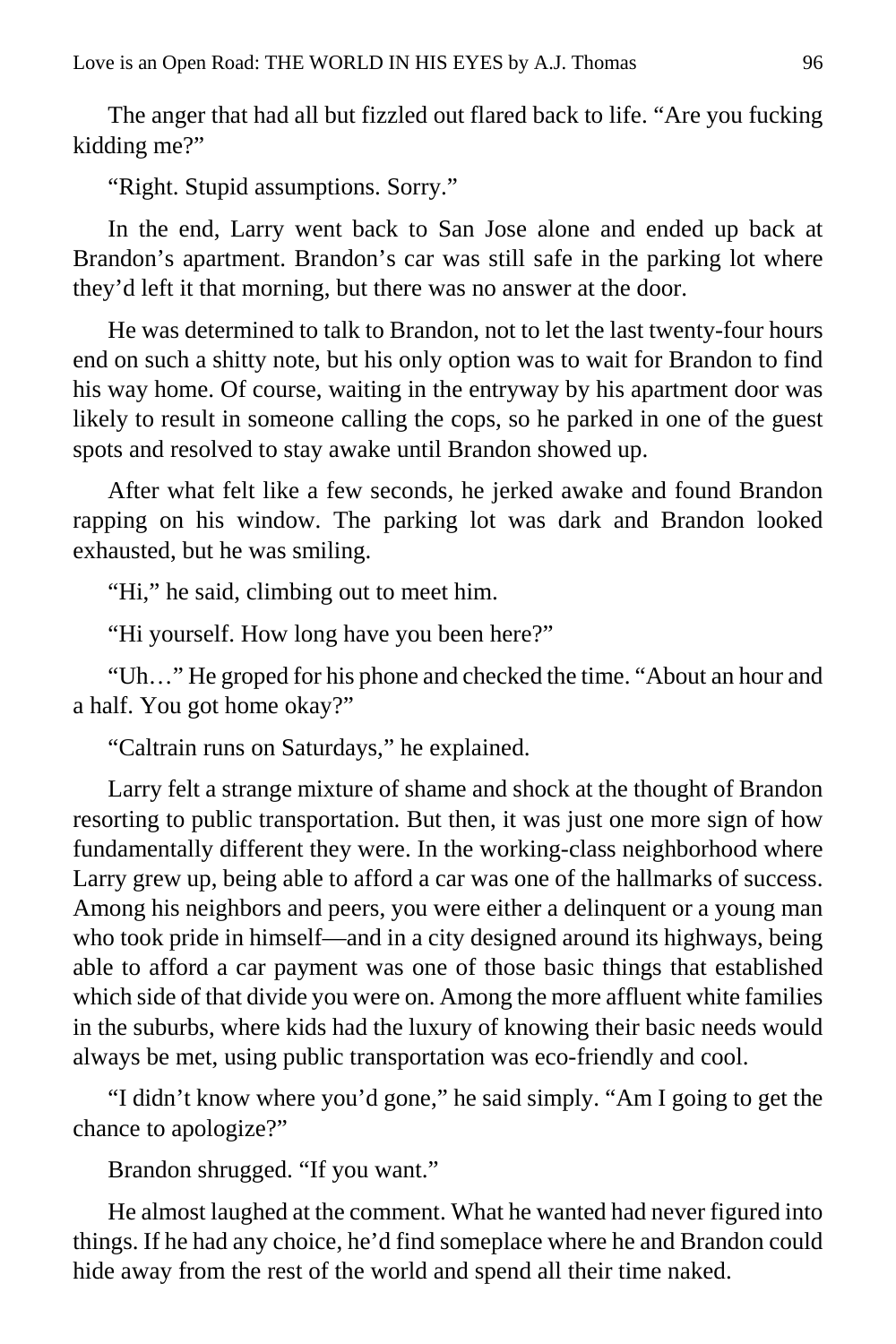The anger that had all but fizzled out flared back to life. "Are you fucking kidding me?"

"Right. Stupid assumptions. Sorry."

In the end, Larry went back to San Jose alone and ended up back at Brandon's apartment. Brandon's car was still safe in the parking lot where they'd left it that morning, but there was no answer at the door.

He was determined to talk to Brandon, not to let the last twenty-four hours end on such a shitty note, but his only option was to wait for Brandon to find his way home. Of course, waiting in the entryway by his apartment door was likely to result in someone calling the cops, so he parked in one of the guest spots and resolved to stay awake until Brandon showed up.

After what felt like a few seconds, he jerked awake and found Brandon rapping on his window. The parking lot was dark and Brandon looked exhausted, but he was smiling.

"Hi," he said, climbing out to meet him.

"Hi yourself. How long have you been here?"

"Uh…" He groped for his phone and checked the time. "About an hour and a half. You got home okay?"

"Caltrain runs on Saturdays," he explained.

Larry felt a strange mixture of shame and shock at the thought of Brandon resorting to public transportation. But then, it was just one more sign of how fundamentally different they were. In the working-class neighborhood where Larry grew up, being able to afford a car was one of the hallmarks of success. Among his neighbors and peers, you were either a delinquent or a young man who took pride in himself—and in a city designed around its highways, being able to afford a car payment was one of those basic things that established which side of that divide you were on. Among the more affluent white families in the suburbs, where kids had the luxury of knowing their basic needs would always be met, using public transportation was eco-friendly and cool.

"I didn't know where you'd gone," he said simply. "Am I going to get the chance to apologize?"

Brandon shrugged. "If you want."

He almost laughed at the comment. What he wanted had never figured into things. If he had any choice, he'd find someplace where he and Brandon could hide away from the rest of the world and spend all their time naked.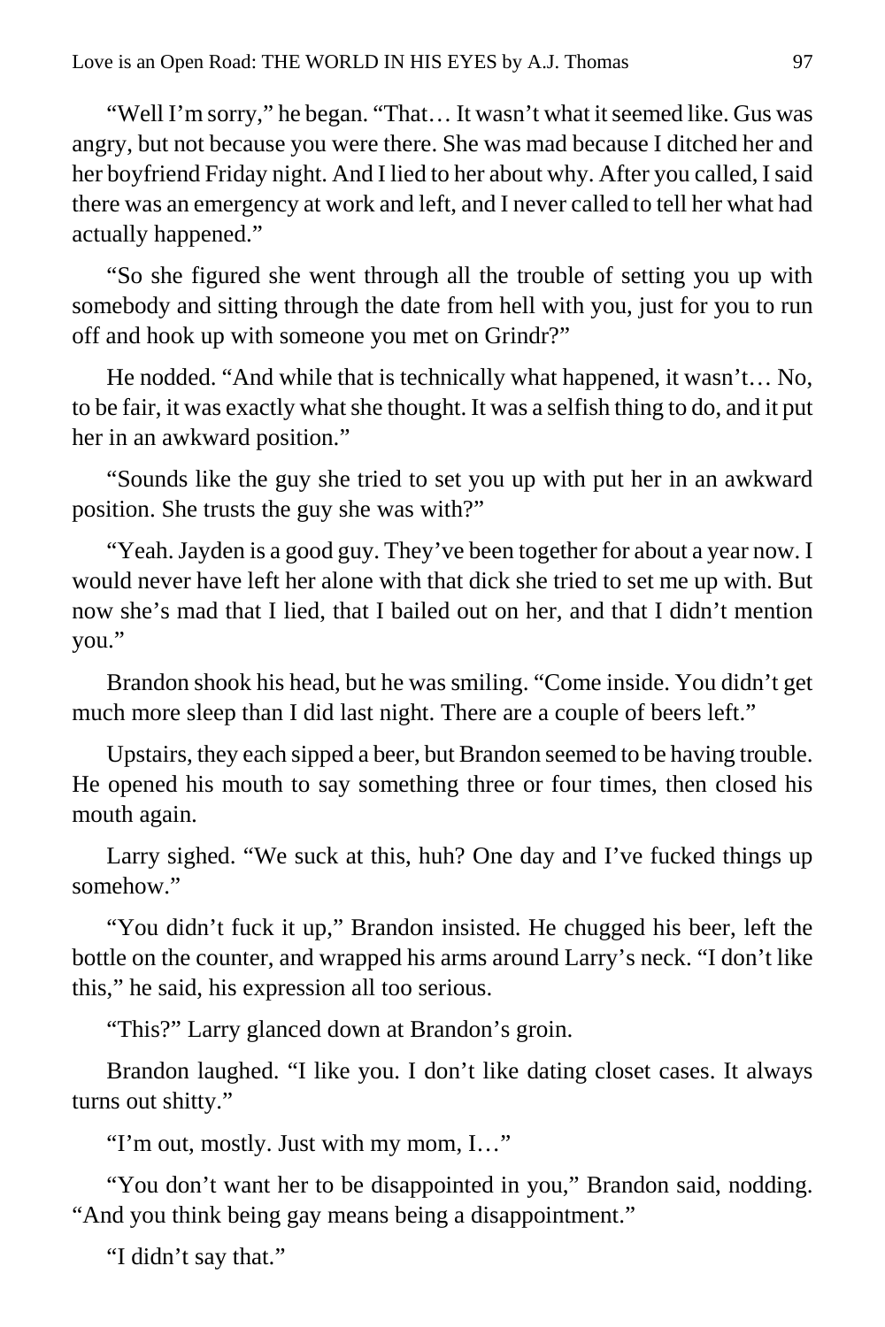"Well I'm sorry," he began. "That… It wasn't what it seemed like. Gus was angry, but not because you were there. She was mad because I ditched her and her boyfriend Friday night. And I lied to her about why. After you called, I said there was an emergency at work and left, and I never called to tell her what had actually happened."

"So she figured she went through all the trouble of setting you up with somebody and sitting through the date from hell with you, just for you to run off and hook up with someone you met on Grindr?"

He nodded. "And while that is technically what happened, it wasn't… No, to be fair, it was exactly what she thought. It was a selfish thing to do, and it put her in an awkward position."

"Sounds like the guy she tried to set you up with put her in an awkward position. She trusts the guy she was with?"

"Yeah. Jayden is a good guy. They've been together for about a year now. I would never have left her alone with that dick she tried to set me up with. But now she's mad that I lied, that I bailed out on her, and that I didn't mention you."

Brandon shook his head, but he was smiling. "Come inside. You didn't get much more sleep than I did last night. There are a couple of beers left."

Upstairs, they each sipped a beer, but Brandon seemed to be having trouble. He opened his mouth to say something three or four times, then closed his mouth again.

Larry sighed. "We suck at this, huh? One day and I've fucked things up somehow."

"You didn't fuck it up," Brandon insisted. He chugged his beer, left the bottle on the counter, and wrapped his arms around Larry's neck. "I don't like this," he said, his expression all too serious.

"This?" Larry glanced down at Brandon's groin.

Brandon laughed. "I like you. I don't like dating closet cases. It always turns out shitty."

"I'm out, mostly. Just with my mom, I…"

"You don't want her to be disappointed in you," Brandon said, nodding. "And you think being gay means being a disappointment."

"I didn't say that."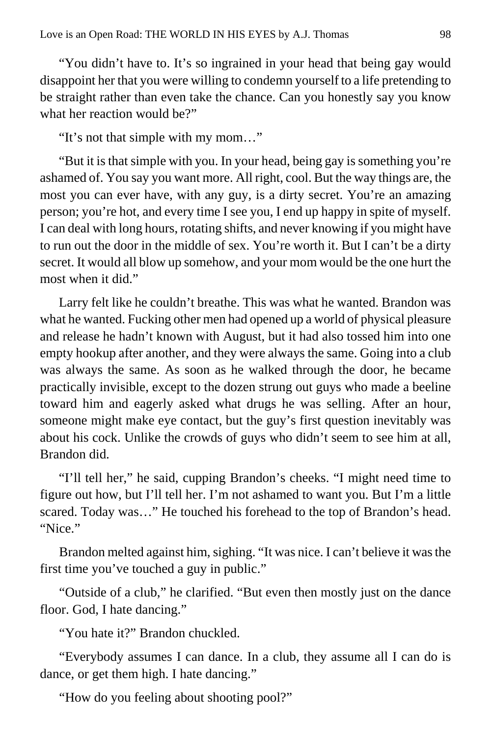"You didn't have to. It's so ingrained in your head that being gay would disappoint her that you were willing to condemn yourself to a life pretending to be straight rather than even take the chance. Can you honestly say you know what her reaction would be?"

"It's not that simple with my mom…"

"But it is that simple with you. In your head, being gay is something you're ashamed of. You say you want more. All right, cool. But the way things are, the most you can ever have, with any guy, is a dirty secret. You're an amazing person; you're hot, and every time I see you, I end up happy in spite of myself. I can deal with long hours, rotating shifts, and never knowing if you might have to run out the door in the middle of sex. You're worth it. But I can't be a dirty secret. It would all blow up somehow, and your mom would be the one hurt the most when it did."

Larry felt like he couldn't breathe. This was what he wanted. Brandon was what he wanted. Fucking other men had opened up a world of physical pleasure and release he hadn't known with August, but it had also tossed him into one empty hookup after another, and they were always the same. Going into a club was always the same. As soon as he walked through the door, he became practically invisible, except to the dozen strung out guys who made a beeline toward him and eagerly asked what drugs he was selling. After an hour, someone might make eye contact, but the guy's first question inevitably was about his cock. Unlike the crowds of guys who didn't seem to see him at all, Brandon did.

"I'll tell her," he said, cupping Brandon's cheeks. "I might need time to figure out how, but I'll tell her. I'm not ashamed to want you. But I'm a little scared. Today was…" He touched his forehead to the top of Brandon's head. "Nice."

Brandon melted against him, sighing. "It was nice. I can't believe it was the first time you've touched a guy in public."

"Outside of a club," he clarified. "But even then mostly just on the dance floor. God, I hate dancing."

"You hate it?" Brandon chuckled.

"Everybody assumes I can dance. In a club, they assume all I can do is dance, or get them high. I hate dancing."

"How do you feeling about shooting pool?"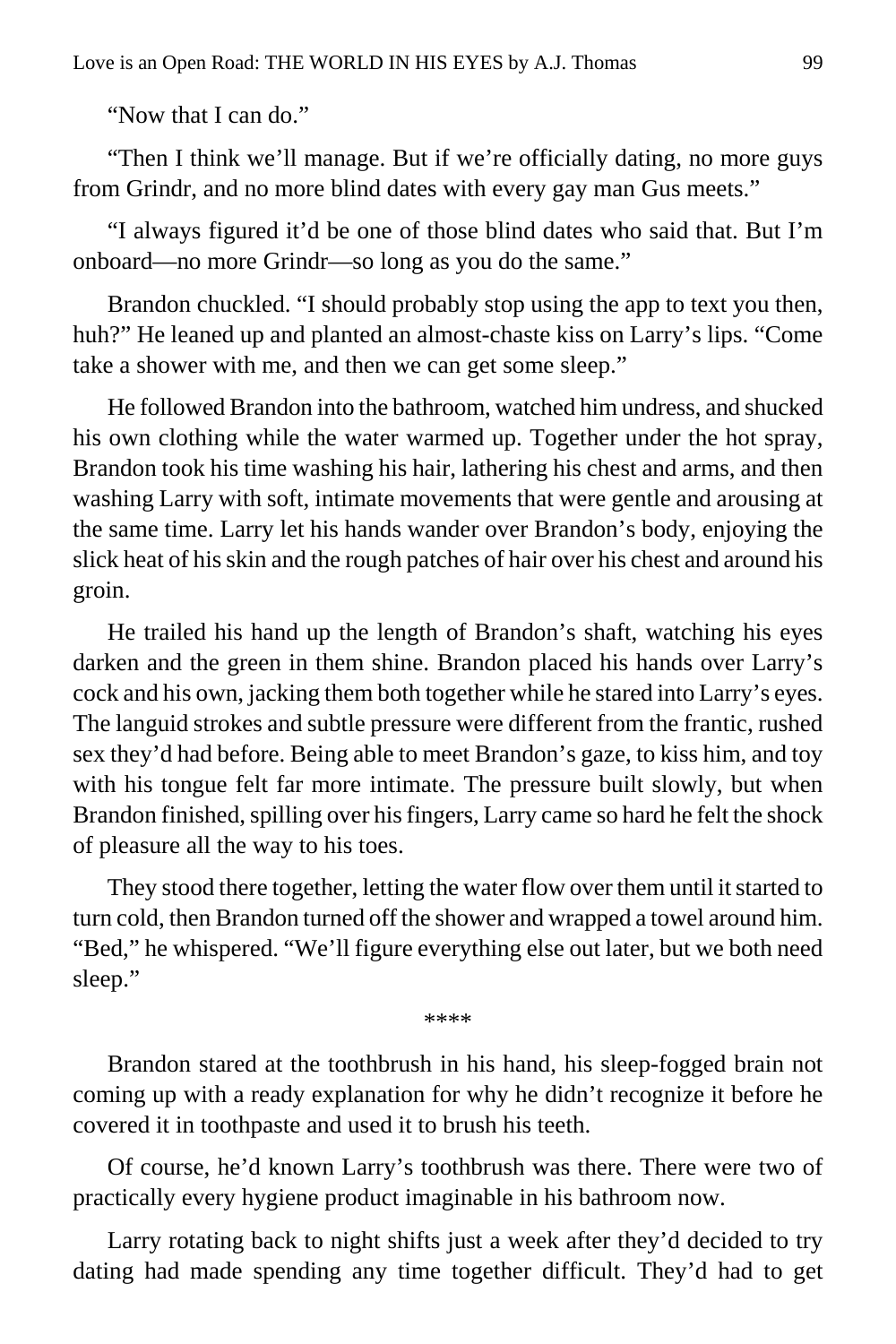"Now that I can do."

"Then I think we'll manage. But if we're officially dating, no more guys from Grindr, and no more blind dates with every gay man Gus meets."

"I always figured it'd be one of those blind dates who said that. But I'm onboard—no more Grindr—so long as you do the same."

Brandon chuckled. "I should probably stop using the app to text you then, huh?" He leaned up and planted an almost-chaste kiss on Larry's lips. "Come take a shower with me, and then we can get some sleep."

He followed Brandon into the bathroom, watched him undress, and shucked his own clothing while the water warmed up. Together under the hot spray, Brandon took his time washing his hair, lathering his chest and arms, and then washing Larry with soft, intimate movements that were gentle and arousing at the same time. Larry let his hands wander over Brandon's body, enjoying the slick heat of his skin and the rough patches of hair over his chest and around his groin.

He trailed his hand up the length of Brandon's shaft, watching his eyes darken and the green in them shine. Brandon placed his hands over Larry's cock and his own, jacking them both together while he stared into Larry's eyes. The languid strokes and subtle pressure were different from the frantic, rushed sex they'd had before. Being able to meet Brandon's gaze, to kiss him, and toy with his tongue felt far more intimate. The pressure built slowly, but when Brandon finished, spilling over his fingers, Larry came so hard he felt the shock of pleasure all the way to his toes.

They stood there together, letting the water flow over them until it started to turn cold, then Brandon turned off the shower and wrapped a towel around him. "Bed," he whispered. "We'll figure everything else out later, but we both need sleep."

****

Brandon stared at the toothbrush in his hand, his sleep-fogged brain not coming up with a ready explanation for why he didn't recognize it before he covered it in toothpaste and used it to brush his teeth.

Of course, he'd known Larry's toothbrush was there. There were two of practically every hygiene product imaginable in his bathroom now.

Larry rotating back to night shifts just a week after they'd decided to try dating had made spending any time together difficult. They'd had to get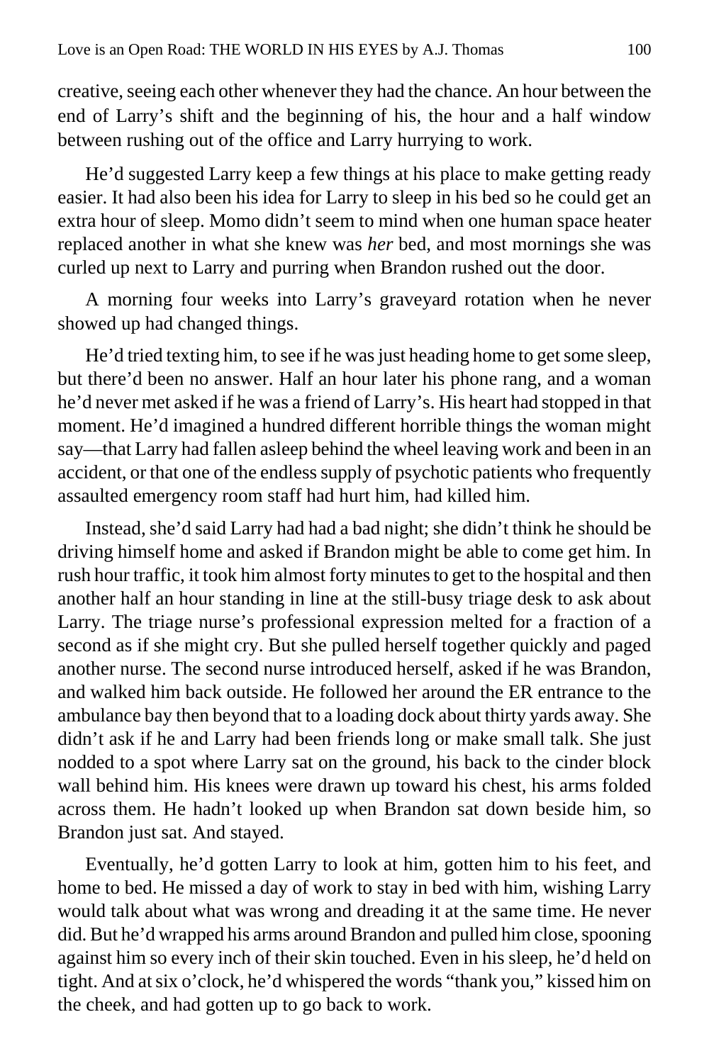creative, seeing each other whenever they had the chance. An hour between the end of Larry's shift and the beginning of his, the hour and a half window between rushing out of the office and Larry hurrying to work.

He'd suggested Larry keep a few things at his place to make getting ready easier. It had also been his idea for Larry to sleep in his bed so he could get an extra hour of sleep. Momo didn't seem to mind when one human space heater replaced another in what she knew was *her* bed, and most mornings she was curled up next to Larry and purring when Brandon rushed out the door.

A morning four weeks into Larry's graveyard rotation when he never showed up had changed things.

He'd tried texting him, to see if he was just heading home to get some sleep, but there'd been no answer. Half an hour later his phone rang, and a woman he'd never met asked if he was a friend of Larry's. His heart had stopped in that moment. He'd imagined a hundred different horrible things the woman might say—that Larry had fallen asleep behind the wheel leaving work and been in an accident, or that one of the endless supply of psychotic patients who frequently assaulted emergency room staff had hurt him, had killed him.

Instead, she'd said Larry had had a bad night; she didn't think he should be driving himself home and asked if Brandon might be able to come get him. In rush hour traffic, it took him almost forty minutes to get to the hospital and then another half an hour standing in line at the still-busy triage desk to ask about Larry. The triage nurse's professional expression melted for a fraction of a second as if she might cry. But she pulled herself together quickly and paged another nurse. The second nurse introduced herself, asked if he was Brandon, and walked him back outside. He followed her around the ER entrance to the ambulance bay then beyond that to a loading dock about thirty yards away. She didn't ask if he and Larry had been friends long or make small talk. She just nodded to a spot where Larry sat on the ground, his back to the cinder block wall behind him. His knees were drawn up toward his chest, his arms folded across them. He hadn't looked up when Brandon sat down beside him, so Brandon just sat. And stayed.

Eventually, he'd gotten Larry to look at him, gotten him to his feet, and home to bed. He missed a day of work to stay in bed with him, wishing Larry would talk about what was wrong and dreading it at the same time. He never did. But he'd wrapped his arms around Brandon and pulled him close, spooning against him so every inch of their skin touched. Even in his sleep, he'd held on tight. And at six o'clock, he'd whispered the words "thank you," kissed him on the cheek, and had gotten up to go back to work.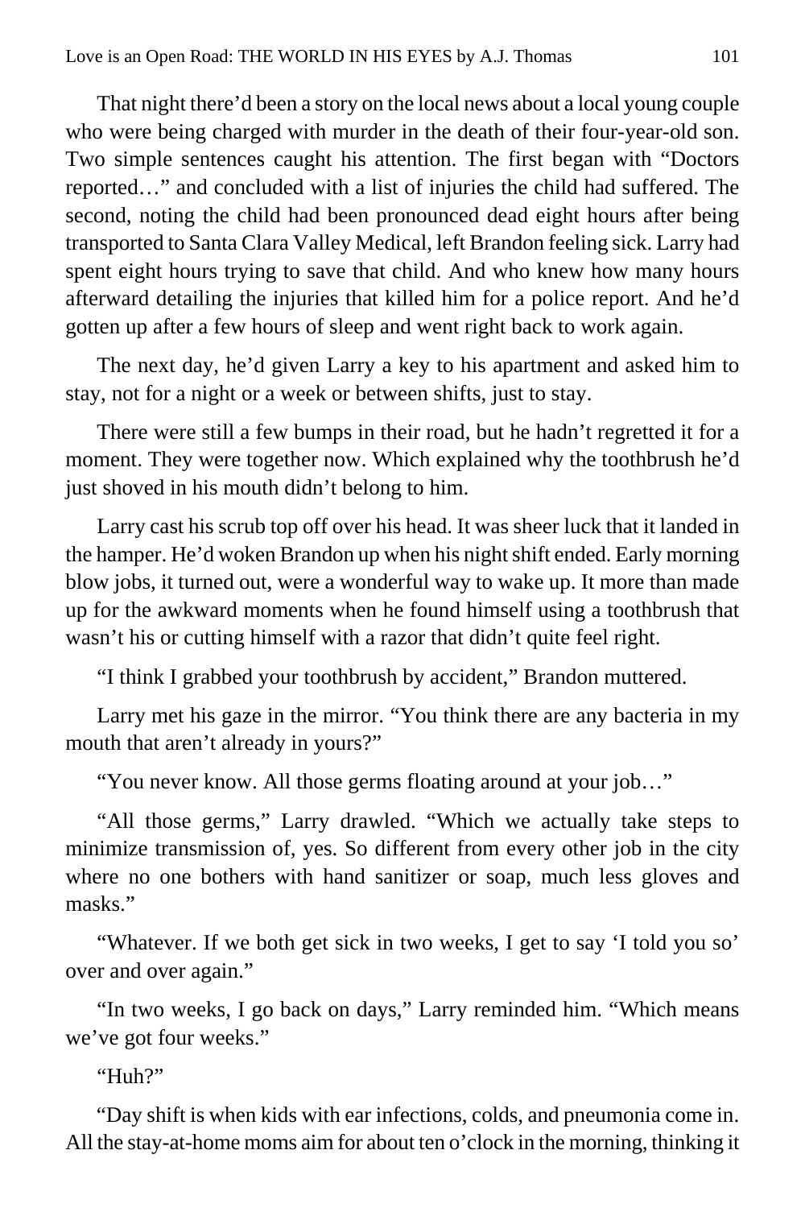That night there'd been a story on the local news about a local young couple who were being charged with murder in the death of their four-year-old son. Two simple sentences caught his attention. The first began with "Doctors reported…" and concluded with a list of injuries the child had suffered. The second, noting the child had been pronounced dead eight hours after being transported to Santa Clara Valley Medical, left Brandon feeling sick. Larry had spent eight hours trying to save that child. And who knew how many hours afterward detailing the injuries that killed him for a police report. And he'd gotten up after a few hours of sleep and went right back to work again.

The next day, he'd given Larry a key to his apartment and asked him to stay, not for a night or a week or between shifts, just to stay.

There were still a few bumps in their road, but he hadn't regretted it for a moment. They were together now. Which explained why the toothbrush he'd just shoved in his mouth didn't belong to him.

Larry cast his scrub top off over his head. It was sheer luck that it landed in the hamper. He'd woken Brandon up when his night shift ended. Early morning blow jobs, it turned out, were a wonderful way to wake up. It more than made up for the awkward moments when he found himself using a toothbrush that wasn't his or cutting himself with a razor that didn't quite feel right.

"I think I grabbed your toothbrush by accident," Brandon muttered.

Larry met his gaze in the mirror. "You think there are any bacteria in my mouth that aren't already in yours?"

"You never know. All those germs floating around at your job…"

"All those germs," Larry drawled. "Which we actually take steps to minimize transmission of, yes. So different from every other job in the city where no one bothers with hand sanitizer or soap, much less gloves and masks."

"Whatever. If we both get sick in two weeks, I get to say 'I told you so' over and over again."

"In two weeks, I go back on days," Larry reminded him. "Which means we've got four weeks."

"Huh?"

"Day shift is when kids with ear infections, colds, and pneumonia come in. All the stay-at-home moms aim for about ten o'clock in the morning, thinking it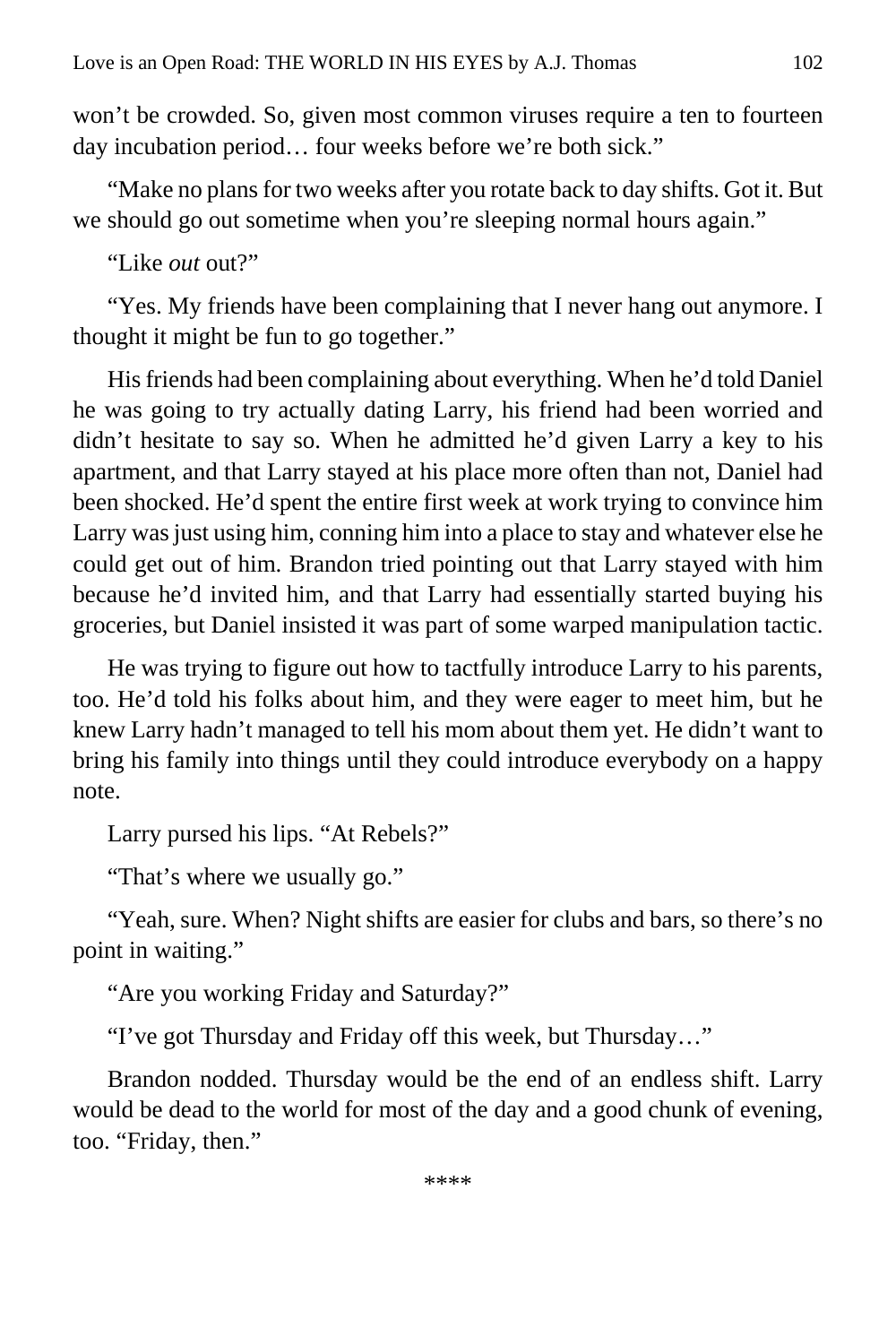won’t be crowded. So, given most common viruses require a ten to fourteen day incubation period… four weeks before we’re both sick.”

“Make no plans for two weeks after you rotate back to day shifts. Got it. But we should go out sometime when you’re sleeping normal hours again.”

“Like *out* out?”

“Yes. My friends have been complaining that I never hang out anymore. I thought it might be fun to go together.”

His friends had been complaining about everything. When he’d told Daniel he was going to try actually dating Larry, his friend had been worried and didn’t hesitate to say so. When he admitted he’d given Larry a key to his apartment, and that Larry stayed at his place more often than not, Daniel had been shocked. He’d spent the entire first week at work trying to convince him Larry was just using him, conning him into a place to stay and whatever else he could get out of him. Brandon tried pointing out that Larry stayed with him because he’d invited him, and that Larry had essentially started buying his groceries, but Daniel insisted it was part of some warped manipulation tactic.

He was trying to figure out how to tactfully introduce Larry to his parents, too. He’d told his folks about him, and they were eager to meet him, but he knew Larry hadn’t managed to tell his mom about them yet. He didn’t want to bring his family into things until they could introduce everybody on a happy note.

Larry pursed his lips. “At Rebels?”

“That’s where we usually go.”

“Yeah, sure. When? Night shifts are easier for clubs and bars, so there’s no point in waiting.”

“Are you working Friday and Saturday?”

“I’ve got Thursday and Friday off this week, but Thursday…”

Brandon nodded. Thursday would be the end of an endless shift. Larry would be dead to the world for most of the day and a good chunk of evening, too. “Friday, then.”

****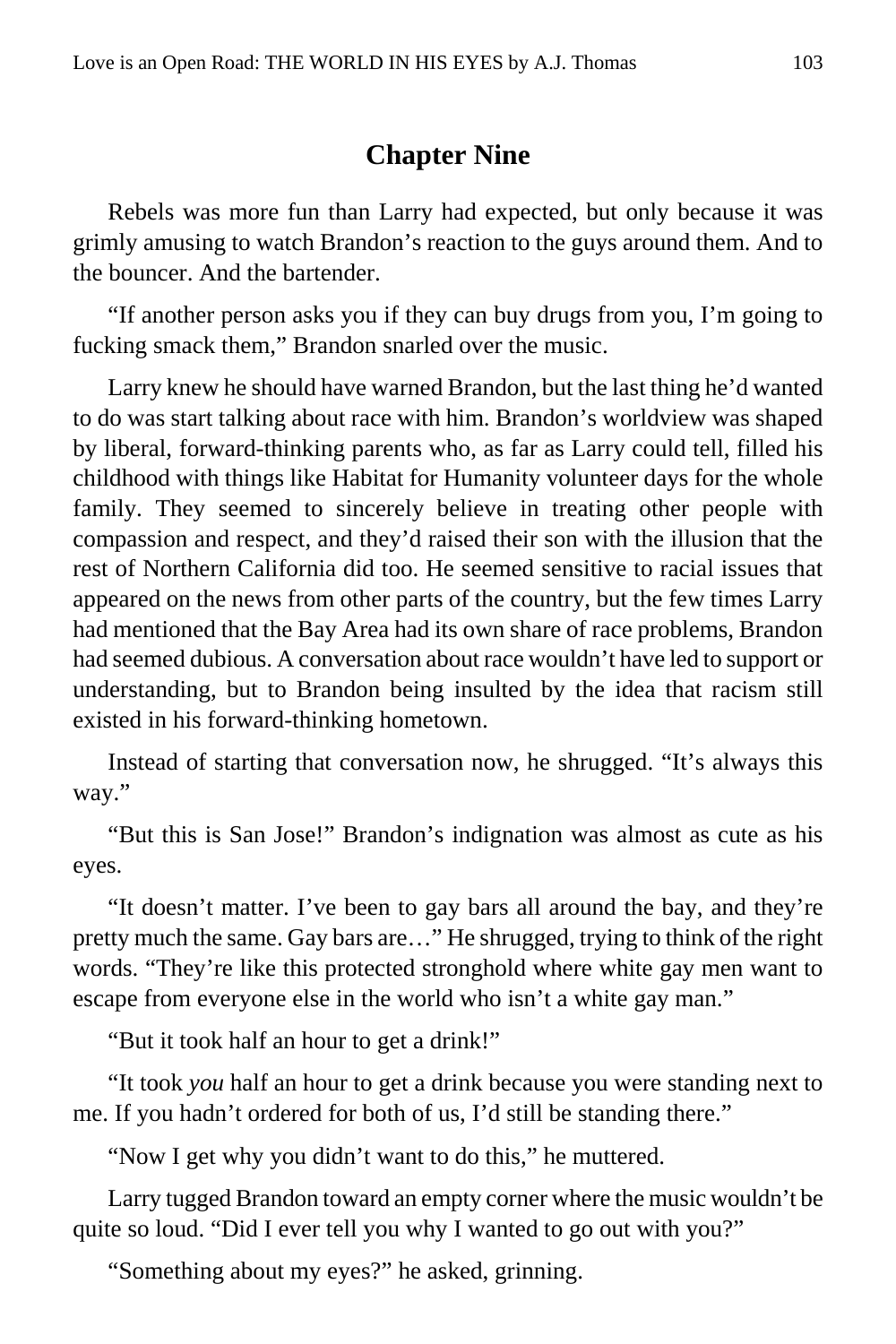## Chapter Nine

Rebels was more fun than Larry had expected, but only because it was grimly amusing to watch Brandon's reaction to the guys around them. And to the bouncer. And the bartender.

"If another person asks you if they can buy drugs from you, I'm going to fucking smack them," Brandon snarled over the music.

Larry knew he should have warned Brandon, but the last thing he'd wanted to do was start talking about race with him. Brandon's worldview was shaped by liberal, forward-thinking parents who, as far as Larry could tell, filled his childhood with things like Habitat for Humanity volunteer days for the whole family. They seemed to sincerely believe in treating other people with compassion and respect, and they'd raised their son with the illusion that the rest of Northern California did too. He seemed sensitive to racial issues that appeared on the news from other parts of the country, but the few times Larry had mentioned that the Bay Area had its own share of race problems, Brandon had seemed dubious. A conversation about race wouldn't have led to support or understanding, but to Brandon being insulted by the idea that racism still existed in his forward-thinking hometown.

Instead of starting that conversation now, he shrugged. "It's always this way."

"But this is San Jose!" Brandon's indignation was almost as cute as his eyes.

"It doesn't matter. I've been to gay bars all around the bay, and they're pretty much the same. Gay bars are…" He shrugged, trying to think of the right words. "They're like this protected stronghold where white gay men want to escape from everyone else in the world who isn't a white gay man."

"But it took half an hour to get a drink!"

"It took *you* half an hour to get a drink because you were standing next to me. If you hadn't ordered for both of us, I'd still be standing there."

"Now I get why you didn't want to do this," he muttered.

Larry tugged Brandon toward an empty corner where the music wouldn't be quite so loud. "Did I ever tell you why I wanted to go out with you?"

"Something about my eyes?" he asked, grinning.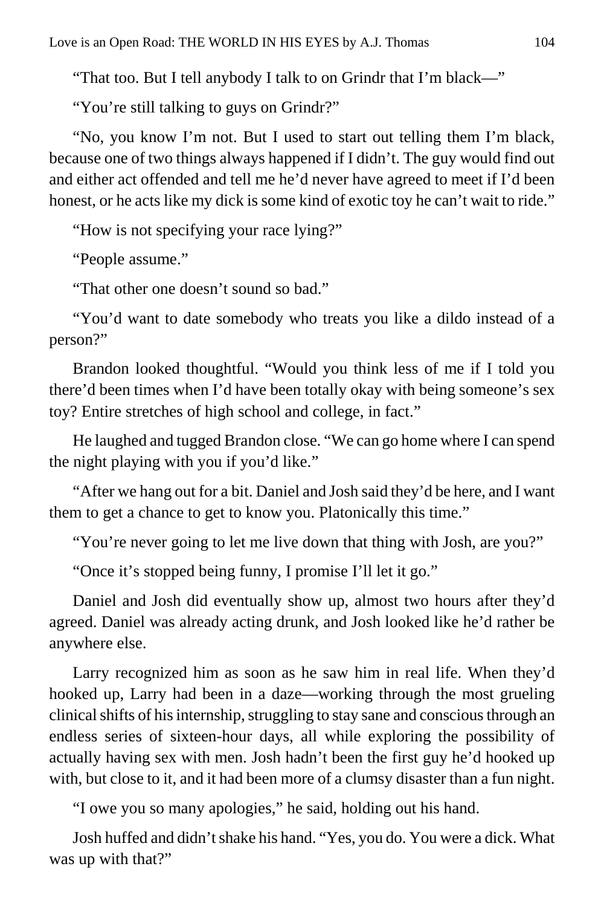"That too. But I tell anybody I talk to on Grindr that I'm black—"

"You're still talking to guys on Grindr?"

"No, you know I'm not. But I used to start out telling them I'm black, because one of two things always happened if I didn't. The guy would find out and either act offended and tell me he'd never have agreed to meet if I'd been honest, or he acts like my dick is some kind of exotic toy he can't wait to ride."

"How is not specifying your race lying?"

"People assume."

"That other one doesn't sound so bad."

"You'd want to date somebody who treats you like a dildo instead of a person?"

Brandon looked thoughtful. "Would you think less of me if I told you there'd been times when I'd have been totally okay with being someone's sex toy? Entire stretches of high school and college, in fact."

He laughed and tugged Brandon close. "We can go home where I can spend the night playing with you if you'd like."

"After we hang out for a bit. Daniel and Josh said they'd be here, and I want them to get a chance to get to know you. Platonically this time."

"You're never going to let me live down that thing with Josh, are you?"

"Once it's stopped being funny, I promise I'll let it go."

Daniel and Josh did eventually show up, almost two hours after they'd agreed. Daniel was already acting drunk, and Josh looked like he'd rather be anywhere else.

Larry recognized him as soon as he saw him in real life. When they'd hooked up, Larry had been in a daze—working through the most grueling clinical shifts of his internship, struggling to stay sane and conscious through an endless series of sixteen-hour days, all while exploring the possibility of actually having sex with men. Josh hadn't been the first guy he'd hooked up with, but close to it, and it had been more of a clumsy disaster than a fun night.

"I owe you so many apologies," he said, holding out his hand.

Josh huffed and didn't shake his hand. "Yes, you do. You were a dick. What was up with that?"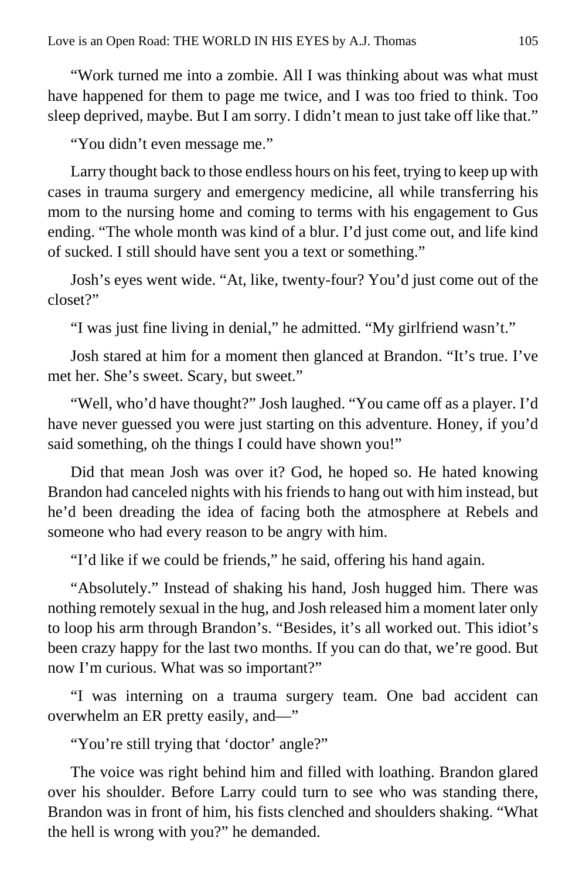"Work turned me into a zombie. All I was thinking about was what must have happened for them to page me twice, and I was too fried to think. Too sleep deprived, maybe. But I am sorry. I didn't mean to just take off like that."

"You didn't even message me."

Larry thought back to those endless hours on his feet, trying to keep up with cases in trauma surgery and emergency medicine, all while transferring his mom to the nursing home and coming to terms with his engagement to Gus ending. "The whole month was kind of a blur. I'd just come out, and life kind of sucked. I still should have sent you a text or something."

Josh's eyes went wide. "At, like, twenty-four? You'd just come out of the closet?"

"I was just fine living in denial," he admitted. "My girlfriend wasn't."

Josh stared at him for a moment then glanced at Brandon. "It's true. I've met her. She's sweet. Scary, but sweet."

"Well, who'd have thought?" Josh laughed. "You came off as a player. I'd have never guessed you were just starting on this adventure. Honey, if you'd said something, oh the things I could have shown you!"

Did that mean Josh was over it? God, he hoped so. He hated knowing Brandon had canceled nights with his friends to hang out with him instead, but he'd been dreading the idea of facing both the atmosphere at Rebels and someone who had every reason to be angry with him.

"I'd like if we could be friends," he said, offering his hand again.

"Absolutely." Instead of shaking his hand, Josh hugged him. There was nothing remotely sexual in the hug, and Josh released him a moment later only to loop his arm through Brandon's. "Besides, it's all worked out. This idiot's been crazy happy for the last two months. If you can do that, we're good. But now I'm curious. What was so important?"

"I was interning on a trauma surgery team. One bad accident can overwhelm an ER pretty easily, and—"

"You're still trying that 'doctor' angle?"

The voice was right behind him and filled with loathing. Brandon glared over his shoulder. Before Larry could turn to see who was standing there, Brandon was in front of him, his fists clenched and shoulders shaking. "What the hell is wrong with you?" he demanded.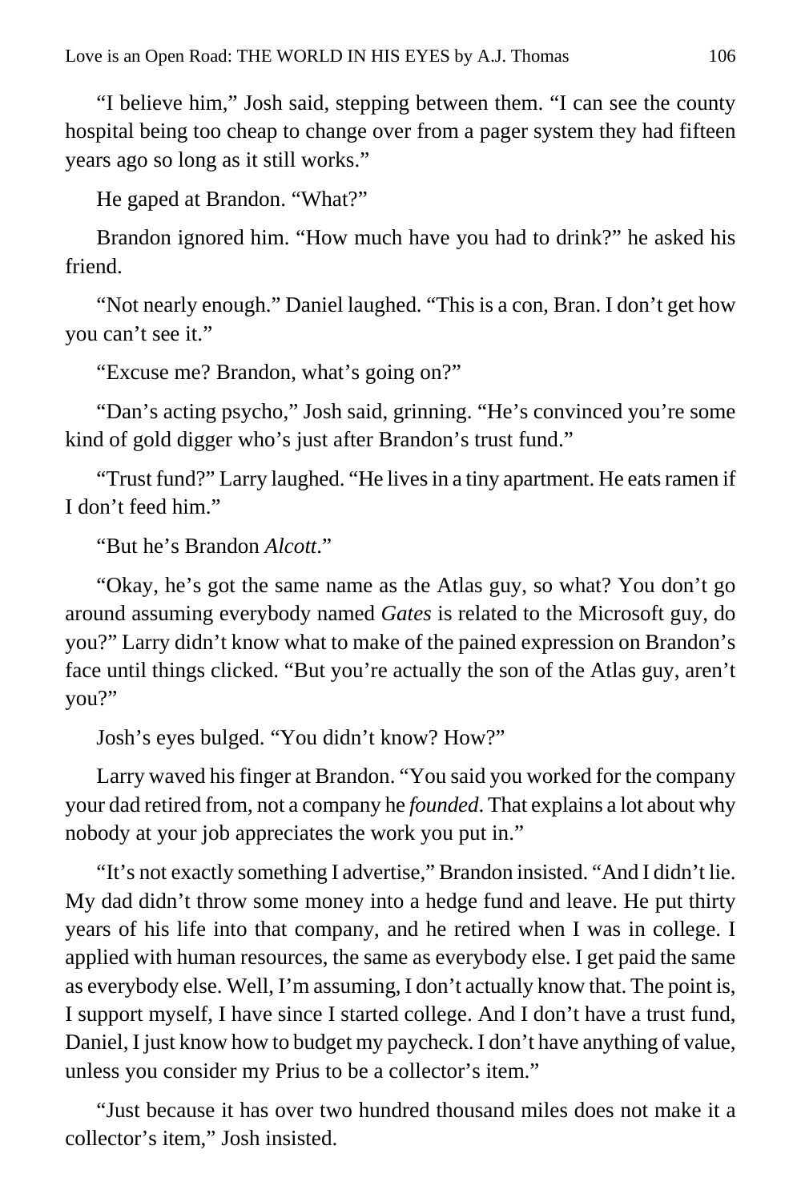"I believe him," Josh said, stepping between them. "I can see the county hospital being too cheap to change over from a pager system they had fifteen years ago so long as it still works."

He gaped at Brandon. "What?"

Brandon ignored him. "How much have you had to drink?" he asked his friend.

"Not nearly enough." Daniel laughed. "This is a con, Bran. I don't get how you can't see it."

"Excuse me? Brandon, what's going on?"

"Dan's acting psycho," Josh said, grinning. "He's convinced you're some kind of gold digger who's just after Brandon's trust fund."

"Trust fund?" Larry laughed. "He lives in a tiny apartment. He eats ramen if I don't feed him."

"But he's Brandon *Alcott*."

"Okay, he's got the same name as the Atlas guy, so what? You don't go around assuming everybody named *Gates* is related to the Microsoft guy, do you?" Larry didn't know what to make of the pained expression on Brandon's face until things clicked. "But you're actually the son of the Atlas guy, aren't you?"

Josh's eyes bulged. "You didn't know? How?"

Larry waved his finger at Brandon. "You said you worked for the company your dad retired from, not a company he *founded*. That explains a lot about why nobody at your job appreciates the work you put in."

"It's not exactly something I advertise," Brandon insisted. "And I didn't lie. My dad didn't throw some money into a hedge fund and leave. He put thirty years of his life into that company, and he retired when I was in college. I applied with human resources, the same as everybody else. I get paid the same as everybody else. Well, I'm assuming, I don't actually know that. The point is, I support myself, I have since I started college. And I don't have a trust fund, Daniel, I just know how to budget my paycheck. I don't have anything of value, unless you consider my Prius to be a collector's item."

"Just because it has over two hundred thousand miles does not make it a collector's item," Josh insisted.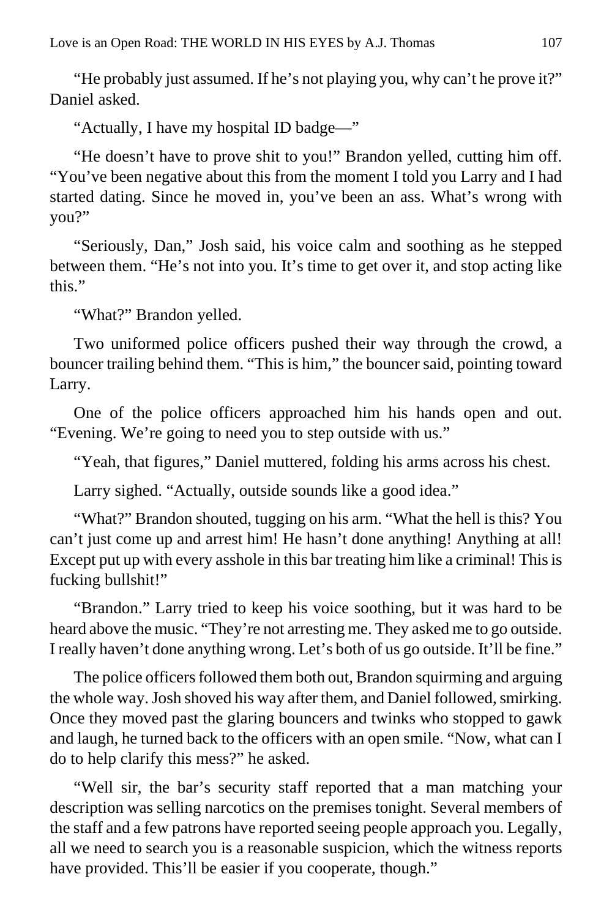"He probably just assumed. If he's not playing you, why can't he prove it?" Daniel asked.

"Actually, I have my hospital ID badge—"

"He doesn't have to prove shit to you!" Brandon yelled, cutting him off. "You've been negative about this from the moment I told you Larry and I had started dating. Since he moved in, you've been an ass. What's wrong with you?"

"Seriously, Dan," Josh said, his voice calm and soothing as he stepped between them. "He's not into you. It's time to get over it, and stop acting like this."

"What?" Brandon yelled.

Two uniformed police officers pushed their way through the crowd, a bouncer trailing behind them. "This is him," the bouncer said, pointing toward Larry.

One of the police officers approached him his hands open and out. "Evening. We're going to need you to step outside with us."

"Yeah, that figures," Daniel muttered, folding his arms across his chest.

Larry sighed. "Actually, outside sounds like a good idea."

"What?" Brandon shouted, tugging on his arm. "What the hell is this? You can't just come up and arrest him! He hasn't done anything! Anything at all! Except put up with every asshole in this bar treating him like a criminal! This is fucking bullshit!"

"Brandon." Larry tried to keep his voice soothing, but it was hard to be heard above the music. "They're not arresting me. They asked me to go outside. I really haven't done anything wrong. Let's both of us go outside. It'll be fine."

The police officers followed them both out, Brandon squirming and arguing the whole way. Josh shoved his way after them, and Daniel followed, smirking. Once they moved past the glaring bouncers and twinks who stopped to gawk and laugh, he turned back to the officers with an open smile. "Now, what can I do to help clarify this mess?" he asked.

"Well sir, the bar's security staff reported that a man matching your description was selling narcotics on the premises tonight. Several members of the staff and a few patrons have reported seeing people approach you. Legally, all we need to search you is a reasonable suspicion, which the witness reports have provided. This'll be easier if you cooperate, though."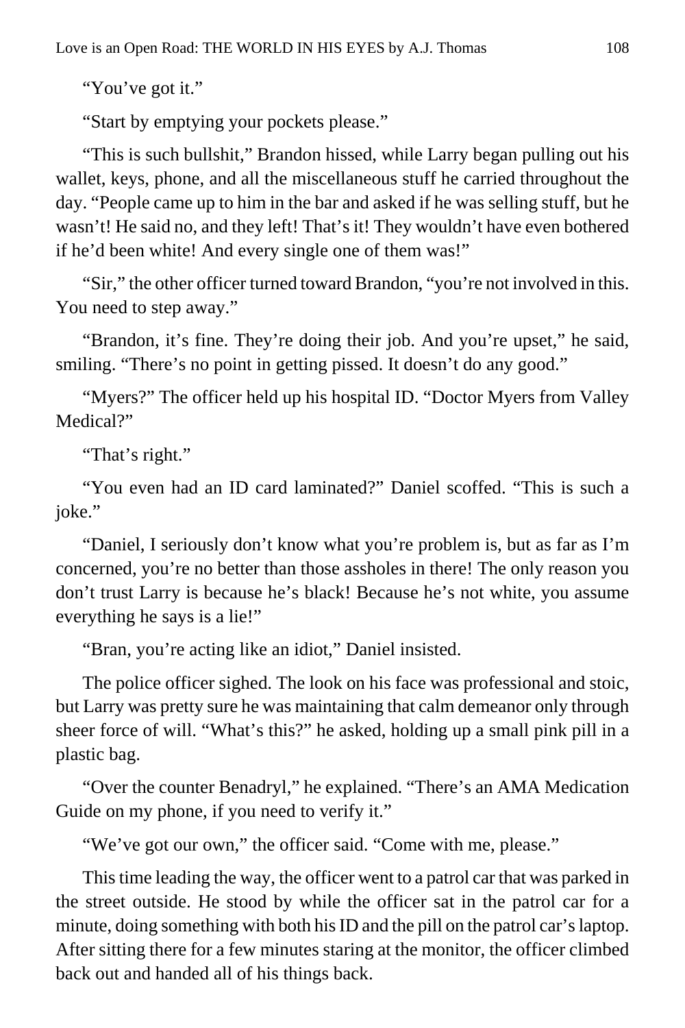"You've got it."

"Start by emptying your pockets please."

"This is such bullshit," Brandon hissed, while Larry began pulling out his wallet, keys, phone, and all the miscellaneous stuff he carried throughout the day. "People came up to him in the bar and asked if he was selling stuff, but he wasn't! He said no, and they left! That's it! They wouldn't have even bothered if he'd been white! And every single one of them was!"

"Sir," the other officer turned toward Brandon, "you're not involved in this. You need to step away."

"Brandon, it's fine. They're doing their job. And you're upset," he said, smiling. "There's no point in getting pissed. It doesn't do any good."

"Myers?" The officer held up his hospital ID. "Doctor Myers from Valley Medical?"

"That's right."

"You even had an ID card laminated?" Daniel scoffed. "This is such a joke."

"Daniel, I seriously don't know what you're problem is, but as far as I'm concerned, you're no better than those assholes in there! The only reason you don't trust Larry is because he's black! Because he's not white, you assume everything he says is a lie!"

"Bran, you're acting like an idiot," Daniel insisted.

The police officer sighed. The look on his face was professional and stoic, but Larry was pretty sure he was maintaining that calm demeanor only through sheer force of will. "What's this?" he asked, holding up a small pink pill in a plastic bag.

"Over the counter Benadryl," he explained. "There's an AMA Medication Guide on my phone, if you need to verify it."

"We've got our own," the officer said. "Come with me, please."

This time leading the way, the officer went to a patrol car that was parked in the street outside. He stood by while the officer sat in the patrol car for a minute, doing something with both his ID and the pill on the patrol car's laptop. After sitting there for a few minutes staring at the monitor, the officer climbed back out and handed all of his things back.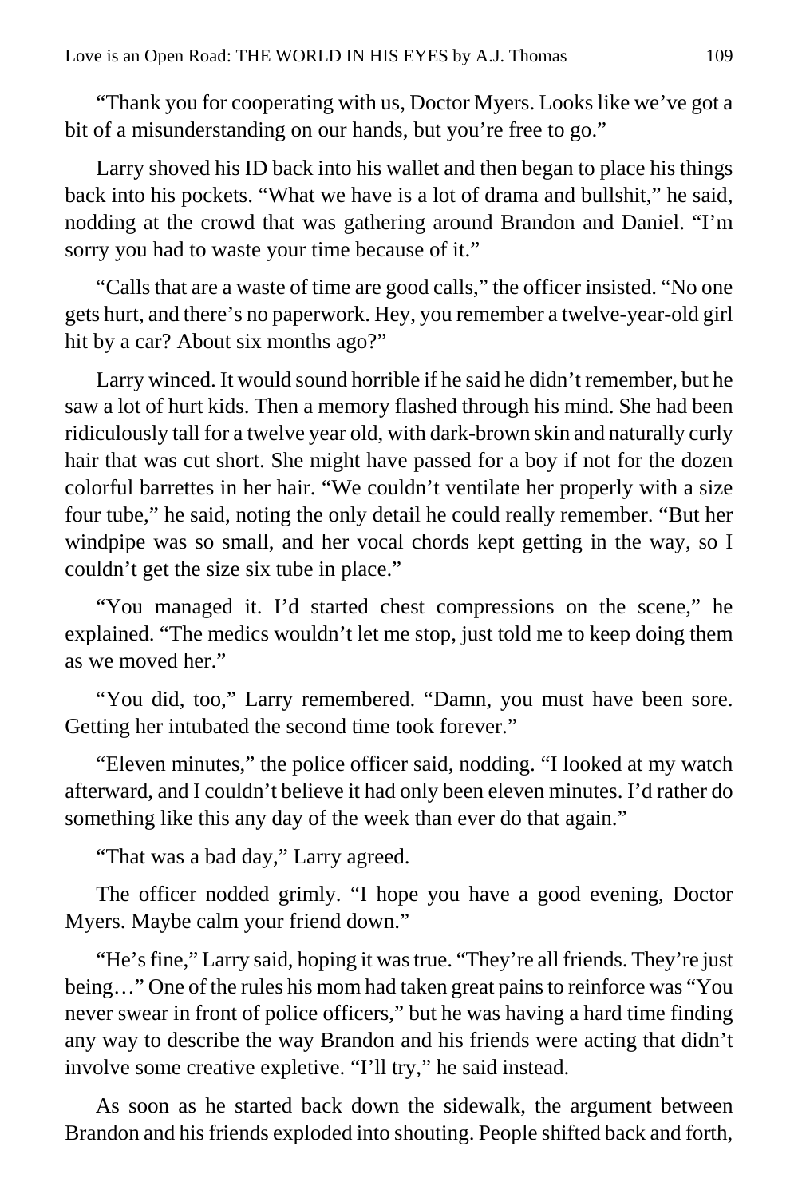"Thank you for cooperating with us, Doctor Myers. Looks like we've got a bit of a misunderstanding on our hands, but you're free to go."

Larry shoved his ID back into his wallet and then began to place his things back into his pockets. "What we have is a lot of drama and bullshit," he said, nodding at the crowd that was gathering around Brandon and Daniel. "I'm sorry you had to waste your time because of it."

"Calls that are a waste of time are good calls," the officer insisted. "No one gets hurt, and there's no paperwork. Hey, you remember a twelve-year-old girl hit by a car? About six months ago?"

Larry winced. It would sound horrible if he said he didn't remember, but he saw a lot of hurt kids. Then a memory flashed through his mind. She had been ridiculously tall for a twelve year old, with dark-brown skin and naturally curly hair that was cut short. She might have passed for a boy if not for the dozen colorful barrettes in her hair. "We couldn't ventilate her properly with a size four tube," he said, noting the only detail he could really remember. "But her windpipe was so small, and her vocal chords kept getting in the way, so I couldn't get the size six tube in place."

"You managed it. I'd started chest compressions on the scene," he explained. "The medics wouldn't let me stop, just told me to keep doing them as we moved her."

"You did, too," Larry remembered. "Damn, you must have been sore. Getting her intubated the second time took forever."

"Eleven minutes," the police officer said, nodding. "I looked at my watch afterward, and I couldn't believe it had only been eleven minutes. I'd rather do something like this any day of the week than ever do that again."

"That was a bad day," Larry agreed.

The officer nodded grimly. "I hope you have a good evening, Doctor Myers. Maybe calm your friend down."

"He's fine," Larry said, hoping it was true. "They're all friends. They're just being…" One of the rules his mom had taken great pains to reinforce was "You never swear in front of police officers," but he was having a hard time finding any way to describe the way Brandon and his friends were acting that didn't involve some creative expletive. "I'll try," he said instead.

As soon as he started back down the sidewalk, the argument between Brandon and his friends exploded into shouting. People shifted back and forth,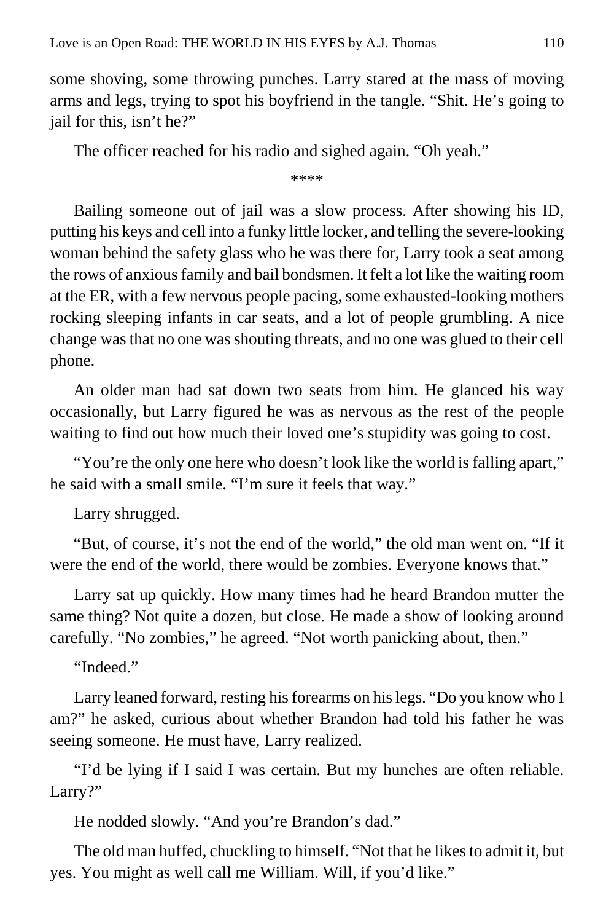some shoving, some throwing punches. Larry stared at the mass of moving arms and legs, trying to spot his boyfriend in the tangle. "Shit. He's going to jail for this, isn't he?"

The officer reached for his radio and sighed again. "Oh yeah."

****

Bailing someone out of jail was a slow process. After showing his ID, putting his keys and cell into a funky little locker, and telling the severe-looking woman behind the safety glass who he was there for, Larry took a seat among the rows of anxious family and bail bondsmen. It felt a lot like the waiting room at the ER, with a few nervous people pacing, some exhausted-looking mothers rocking sleeping infants in car seats, and a lot of people grumbling. A nice change was that no one was shouting threats, and no one was glued to their cell phone.

An older man had sat down two seats from him. He glanced his way occasionally, but Larry figured he was as nervous as the rest of the people waiting to find out how much their loved one's stupidity was going to cost.

"You're the only one here who doesn't look like the world is falling apart," he said with a small smile. "I'm sure it feels that way."

Larry shrugged.

"But, of course, it's not the end of the world," the old man went on. "If it were the end of the world, there would be zombies. Everyone knows that."

Larry sat up quickly. How many times had he heard Brandon mutter the same thing? Not quite a dozen, but close. He made a show of looking around carefully. "No zombies," he agreed. "Not worth panicking about, then."

"Indeed."

Larry leaned forward, resting his forearms on his legs. "Do you know who I am?" he asked, curious about whether Brandon had told his father he was seeing someone. He must have, Larry realized.

"I'd be lying if I said I was certain. But my hunches are often reliable. Larry?"

He nodded slowly. "And you're Brandon's dad."

The old man huffed, chuckling to himself. "Not that he likes to admit it, but yes. You might as well call me William. Will, if you'd like."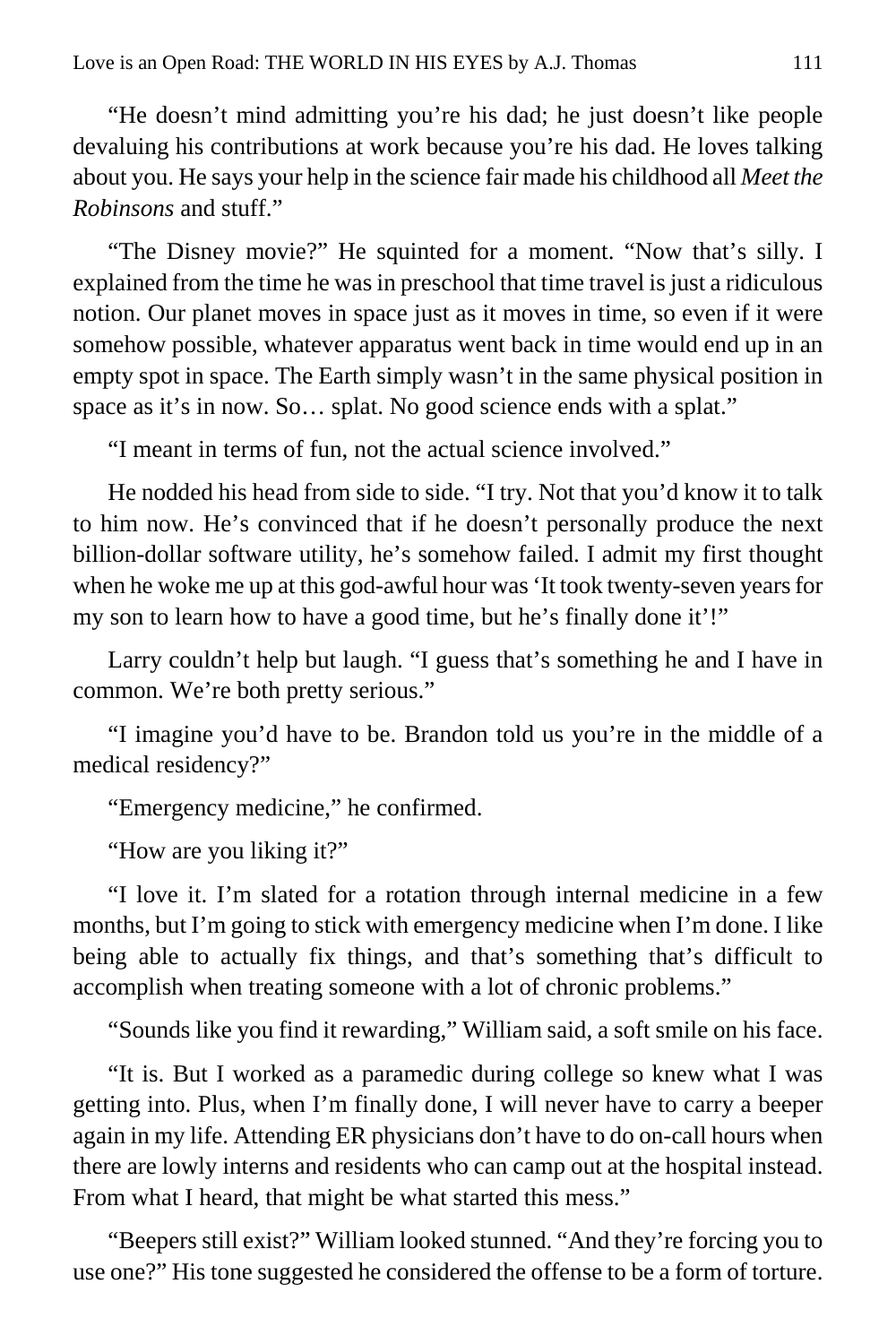"He doesn't mind admitting you're his dad; he just doesn't like people devaluing his contributions at work because you're his dad. He loves talking about you. He says your help in the science fair made his childhood all *Meet the Robinsons* and stuff."

"The Disney movie?" He squinted for a moment. "Now that's silly. I explained from the time he was in preschool that time travel is just a ridiculous notion. Our planet moves in space just as it moves in time, so even if it were somehow possible, whatever apparatus went back in time would end up in an empty spot in space. The Earth simply wasn't in the same physical position in space as it's in now. So… splat. No good science ends with a splat."

"I meant in terms of fun, not the actual science involved."

He nodded his head from side to side. "I try. Not that you'd know it to talk to him now. He's convinced that if he doesn't personally produce the next billion-dollar software utility, he's somehow failed. I admit my first thought when he woke me up at this god-awful hour was 'It took twenty-seven years for my son to learn how to have a good time, but he's finally done it'!"

Larry couldn't help but laugh. "I guess that's something he and I have in common. We're both pretty serious."

"I imagine you'd have to be. Brandon told us you're in the middle of a medical residency?"

"Emergency medicine," he confirmed.

"How are you liking it?"

"I love it. I'm slated for a rotation through internal medicine in a few months, but I'm going to stick with emergency medicine when I'm done. I like being able to actually fix things, and that's something that's difficult to accomplish when treating someone with a lot of chronic problems."

"Sounds like you find it rewarding," William said, a soft smile on his face.

"It is. But I worked as a paramedic during college so knew what I was getting into. Plus, when I'm finally done, I will never have to carry a beeper again in my life. Attending ER physicians don't have to do on-call hours when there are lowly interns and residents who can camp out at the hospital instead. From what I heard, that might be what started this mess."

"Beepers still exist?" William looked stunned. "And they're forcing you to use one?" His tone suggested he considered the offense to be a form of torture.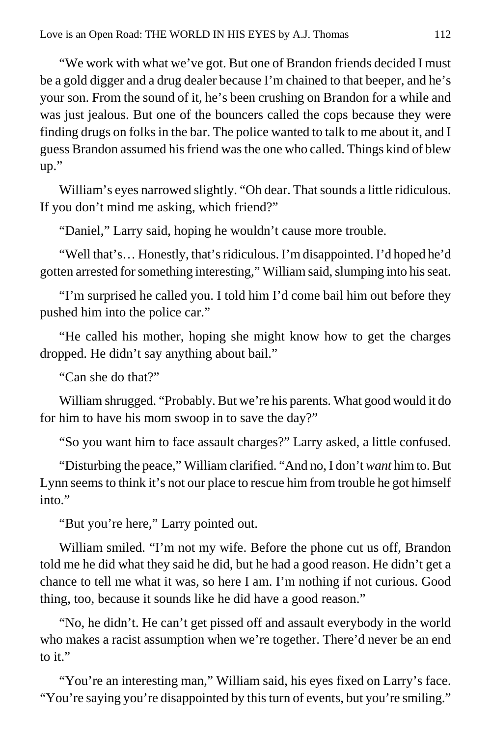"We work with what we've got. But one of Brandon friends decided I must be a gold digger and a drug dealer because I'm chained to that beeper, and he's your son. From the sound of it, he's been crushing on Brandon for a while and was just jealous. But one of the bouncers called the cops because they were finding drugs on folks in the bar. The police wanted to talk to me about it, and I guess Brandon assumed his friend was the one who called. Things kind of blew up."

William's eyes narrowed slightly. "Oh dear. That sounds a little ridiculous. If you don't mind me asking, which friend?"

"Daniel," Larry said, hoping he wouldn't cause more trouble.

"Well that's… Honestly, that's ridiculous. I'm disappointed. I'd hoped he'd gotten arrested for something interesting," William said, slumping into his seat.

"I'm surprised he called you. I told him I'd come bail him out before they pushed him into the police car."

"He called his mother, hoping she might know how to get the charges dropped. He didn't say anything about bail."

"Can she do that?"

William shrugged. "Probably. But we're his parents. What good would it do for him to have his mom swoop in to save the day?"

"So you want him to face assault charges?" Larry asked, a little confused.

"Disturbing the peace," William clarified. "And no, I don't *want* him to. But Lynn seems to think it's not our place to rescue him from trouble he got himself into."

"But you're here," Larry pointed out.

William smiled. "I'm not my wife. Before the phone cut us off, Brandon told me he did what they said he did, but he had a good reason. He didn't get a chance to tell me what it was, so here I am. I'm nothing if not curious. Good thing, too, because it sounds like he did have a good reason."

"No, he didn't. He can't get pissed off and assault everybody in the world who makes a racist assumption when we're together. There'd never be an end to it."

"You're an interesting man," William said, his eyes fixed on Larry's face. "You're saying you're disappointed by this turn of events, but you're smiling."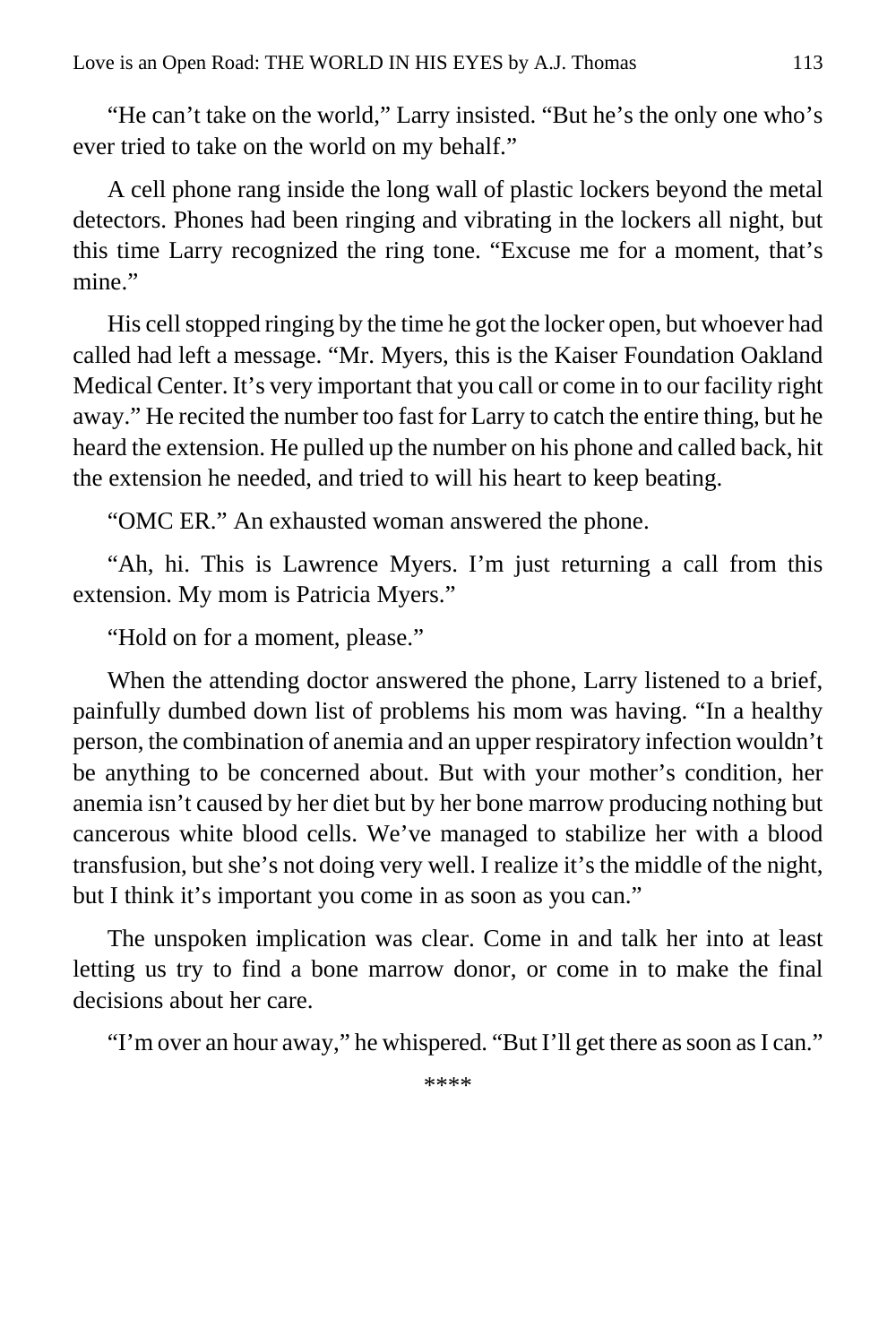"He can't take on the world," Larry insisted. "But he's the only one who's ever tried to take on the world on my behalf."

A cell phone rang inside the long wall of plastic lockers beyond the metal detectors. Phones had been ringing and vibrating in the lockers all night, but this time Larry recognized the ring tone. "Excuse me for a moment, that's mine."

His cell stopped ringing by the time he got the locker open, but whoever had called had left a message. "Mr. Myers, this is the Kaiser Foundation Oakland Medical Center. It's very important that you call or come in to our facility right away." He recited the number too fast for Larry to catch the entire thing, but he heard the extension. He pulled up the number on his phone and called back, hit the extension he needed, and tried to will his heart to keep beating.

"OMC ER." An exhausted woman answered the phone.

"Ah, hi. This is Lawrence Myers. I'm just returning a call from this extension. My mom is Patricia Myers."

"Hold on for a moment, please."

When the attending doctor answered the phone, Larry listened to a brief, painfully dumbed down list of problems his mom was having. "In a healthy person, the combination of anemia and an upper respiratory infection wouldn't be anything to be concerned about. But with your mother's condition, her anemia isn't caused by her diet but by her bone marrow producing nothing but cancerous white blood cells. We've managed to stabilize her with a blood transfusion, but she's not doing very well. I realize it's the middle of the night, but I think it's important you come in as soon as you can."

The unspoken implication was clear. Come in and talk her into at least letting us try to find a bone marrow donor, or come in to make the final decisions about her care.

"I'm over an hour away," he whispered. "But I'll get there as soon as I can."

****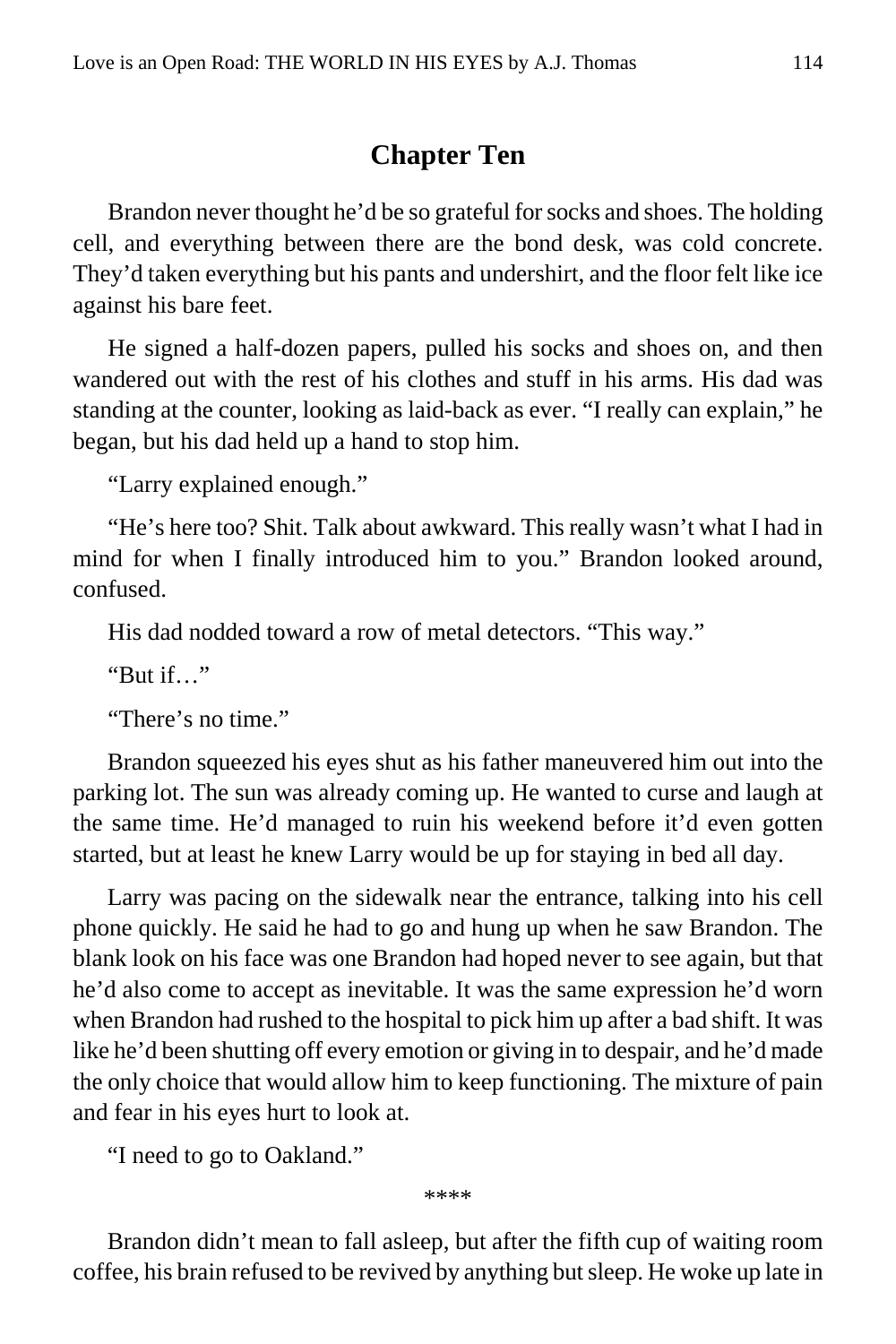## Chapter Ten

Brandon never thought he'd be so grateful for socks and shoes. The holding cell, and everything between there are the bond desk, was cold concrete. They'd taken everything but his pants and undershirt, and the floor felt like ice against his bare feet.

He signed a half-dozen papers, pulled his socks and shoes on, and then wandered out with the rest of his clothes and stuff in his arms. His dad was standing at the counter, looking as laid-back as ever. "I really can explain," he began, but his dad held up a hand to stop him.

"Larry explained enough."

"He's here too? Shit. Talk about awkward. This really wasn't what I had in mind for when I finally introduced him to you." Brandon looked around, confused.

His dad nodded toward a row of metal detectors. "This way."

"But if…"

"There's no time."

Brandon squeezed his eyes shut as his father maneuvered him out into the parking lot. The sun was already coming up. He wanted to curse and laugh at the same time. He'd managed to ruin his weekend before it'd even gotten started, but at least he knew Larry would be up for staying in bed all day.

Larry was pacing on the sidewalk near the entrance, talking into his cell phone quickly. He said he had to go and hung up when he saw Brandon. The blank look on his face was one Brandon had hoped never to see again, but that he'd also come to accept as inevitable. It was the same expression he'd worn when Brandon had rushed to the hospital to pick him up after a bad shift. It was like he'd been shutting off every emotion or giving in to despair, and he'd made the only choice that would allow him to keep functioning. The mixture of pain and fear in his eyes hurt to look at.

"I need to go to Oakland."

\*\*\*\*

Brandon didn't mean to fall asleep, but after the fifth cup of waiting room coffee, his brain refused to be revived by anything but sleep. He woke up late in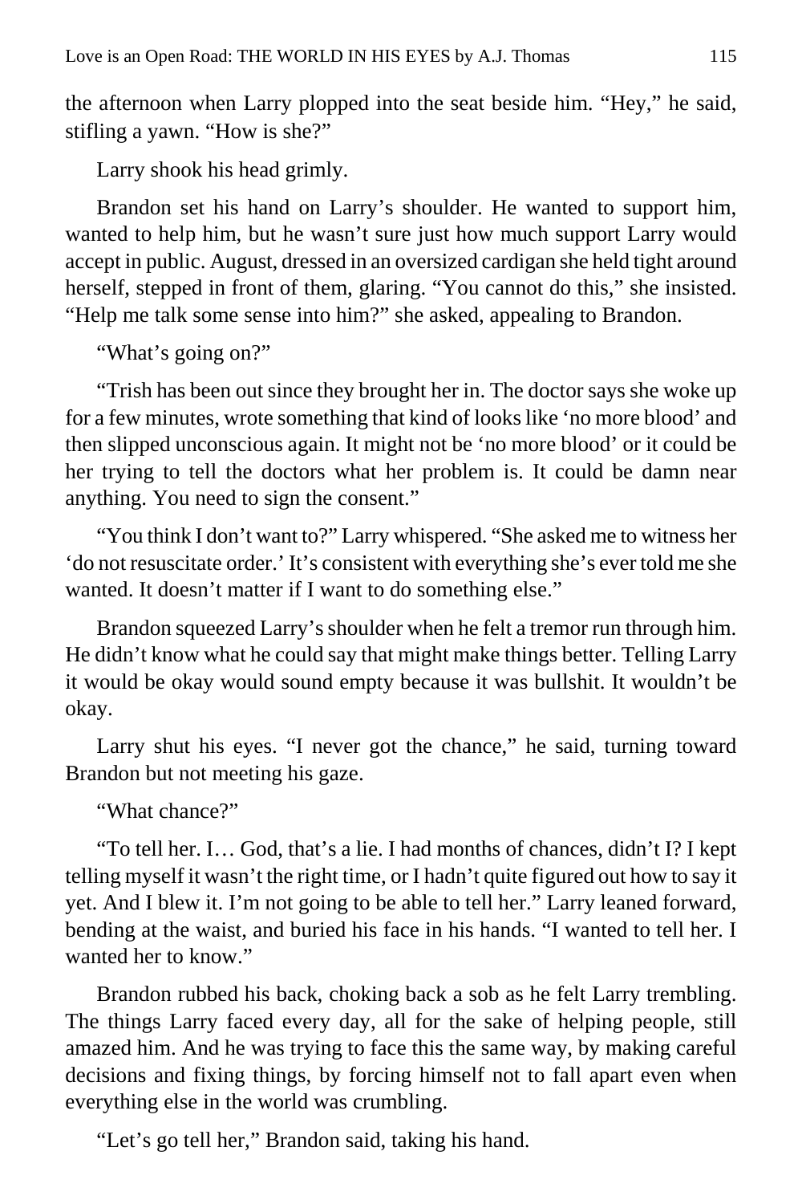the afternoon when Larry plopped into the seat beside him. "Hey," he said, stifling a yawn. "How is she?"

Larry shook his head grimly.

Brandon set his hand on Larry's shoulder. He wanted to support him, wanted to help him, but he wasn't sure just how much support Larry would accept in public. August, dressed in an oversized cardigan she held tight around herself, stepped in front of them, glaring. "You cannot do this," she insisted. "Help me talk some sense into him?" she asked, appealing to Brandon.

"What's going on?"

"Trish has been out since they brought her in. The doctor says she woke up for a few minutes, wrote something that kind of looks like 'no more blood' and then slipped unconscious again. It might not be 'no more blood' or it could be her trying to tell the doctors what her problem is. It could be damn near anything. You need to sign the consent."

"You think I don't want to?" Larry whispered. "She asked me to witness her 'do not resuscitate order.' It's consistent with everything she's ever told me she wanted. It doesn't matter if I want to do something else."

Brandon squeezed Larry's shoulder when he felt a tremor run through him. He didn't know what he could say that might make things better. Telling Larry it would be okay would sound empty because it was bullshit. It wouldn't be okay.

Larry shut his eyes. "I never got the chance," he said, turning toward Brandon but not meeting his gaze.

"What chance?"

"To tell her. I… God, that's a lie. I had months of chances, didn't I? I kept telling myself it wasn't the right time, or I hadn't quite figured out how to say it yet. And I blew it. I'm not going to be able to tell her." Larry leaned forward, bending at the waist, and buried his face in his hands. "I wanted to tell her. I wanted her to know."

Brandon rubbed his back, choking back a sob as he felt Larry trembling. The things Larry faced every day, all for the sake of helping people, still amazed him. And he was trying to face this the same way, by making careful decisions and fixing things, by forcing himself not to fall apart even when everything else in the world was crumbling.

"Let's go tell her," Brandon said, taking his hand.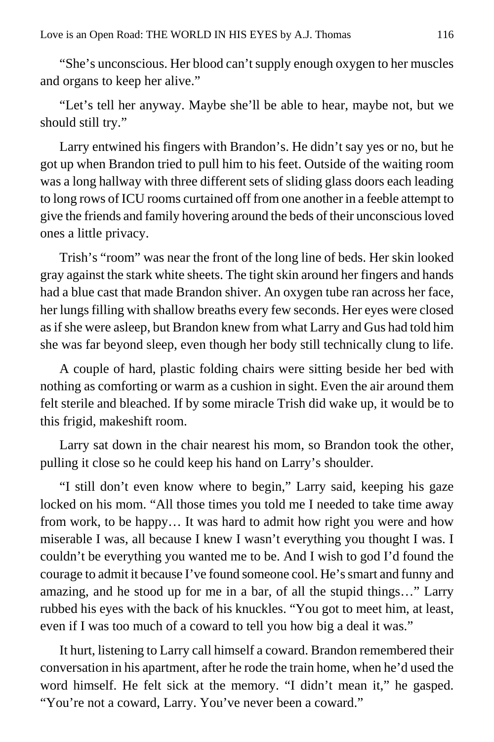"She's unconscious. Her blood can't supply enough oxygen to her muscles and organs to keep her alive."

"Let's tell her anyway. Maybe she'll be able to hear, maybe not, but we should still try."

Larry entwined his fingers with Brandon's. He didn't say yes or no, but he got up when Brandon tried to pull him to his feet. Outside of the waiting room was a long hallway with three different sets of sliding glass doors each leading to long rows of ICU rooms curtained off from one another in a feeble attempt to give the friends and family hovering around the beds of their unconscious loved ones a little privacy.

Trish's "room" was near the front of the long line of beds. Her skin looked gray against the stark white sheets. The tight skin around her fingers and hands had a blue cast that made Brandon shiver. An oxygen tube ran across her face, her lungs filling with shallow breaths every few seconds. Her eyes were closed as if she were asleep, but Brandon knew from what Larry and Gus had told him she was far beyond sleep, even though her body still technically clung to life.

A couple of hard, plastic folding chairs were sitting beside her bed with nothing as comforting or warm as a cushion in sight. Even the air around them felt sterile and bleached. If by some miracle Trish did wake up, it would be to this frigid, makeshift room.

Larry sat down in the chair nearest his mom, so Brandon took the other, pulling it close so he could keep his hand on Larry's shoulder.

"I still don't even know where to begin," Larry said, keeping his gaze locked on his mom. "All those times you told me I needed to take time away from work, to be happy… It was hard to admit how right you were and how miserable I was, all because I knew I wasn't everything you thought I was. I couldn't be everything you wanted me to be. And I wish to god I'd found the courage to admit it because I've found someone cool. He's smart and funny and amazing, and he stood up for me in a bar, of all the stupid things…" Larry rubbed his eyes with the back of his knuckles. "You got to meet him, at least, even if I was too much of a coward to tell you how big a deal it was."

It hurt, listening to Larry call himself a coward. Brandon remembered their conversation in his apartment, after he rode the train home, when he'd used the word himself. He felt sick at the memory. "I didn't mean it," he gasped. "You're not a coward, Larry. You've never been a coward."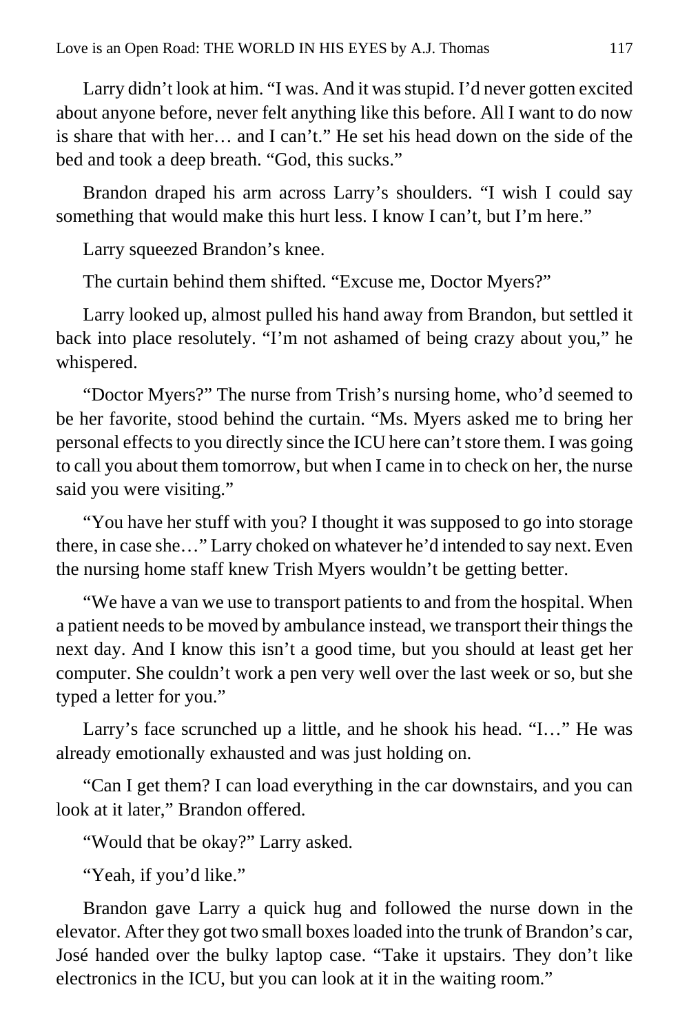Larry didn't look at him. "I was. And it was stupid. I'd never gotten excited about anyone before, never felt anything like this before. All I want to do now is share that with her… and I can't." He set his head down on the side of the bed and took a deep breath. "God, this sucks."

Brandon draped his arm across Larry's shoulders. "I wish I could say something that would make this hurt less. I know I can't, but I'm here."

Larry squeezed Brandon's knee.

The curtain behind them shifted. "Excuse me, Doctor Myers?"

Larry looked up, almost pulled his hand away from Brandon, but settled it back into place resolutely. "I'm not ashamed of being crazy about you," he whispered.

"Doctor Myers?" The nurse from Trish's nursing home, who'd seemed to be her favorite, stood behind the curtain. "Ms. Myers asked me to bring her personal effects to you directly since the ICU here can't store them. I was going to call you about them tomorrow, but when I came in to check on her, the nurse said you were visiting."

"You have her stuff with you? I thought it was supposed to go into storage there, in case she…" Larry choked on whatever he'd intended to say next. Even the nursing home staff knew Trish Myers wouldn't be getting better.

"We have a van we use to transport patients to and from the hospital. When a patient needs to be moved by ambulance instead, we transport their things the next day. And I know this isn't a good time, but you should at least get her computer. She couldn't work a pen very well over the last week or so, but she typed a letter for you."

Larry's face scrunched up a little, and he shook his head. "I…" He was already emotionally exhausted and was just holding on.

"Can I get them? I can load everything in the car downstairs, and you can look at it later," Brandon offered.

"Would that be okay?" Larry asked.

"Yeah, if you'd like."

Brandon gave Larry a quick hug and followed the nurse down in the elevator. After they got two small boxes loaded into the trunk of Brandon's car, José handed over the bulky laptop case. "Take it upstairs. They don't like electronics in the ICU, but you can look at it in the waiting room."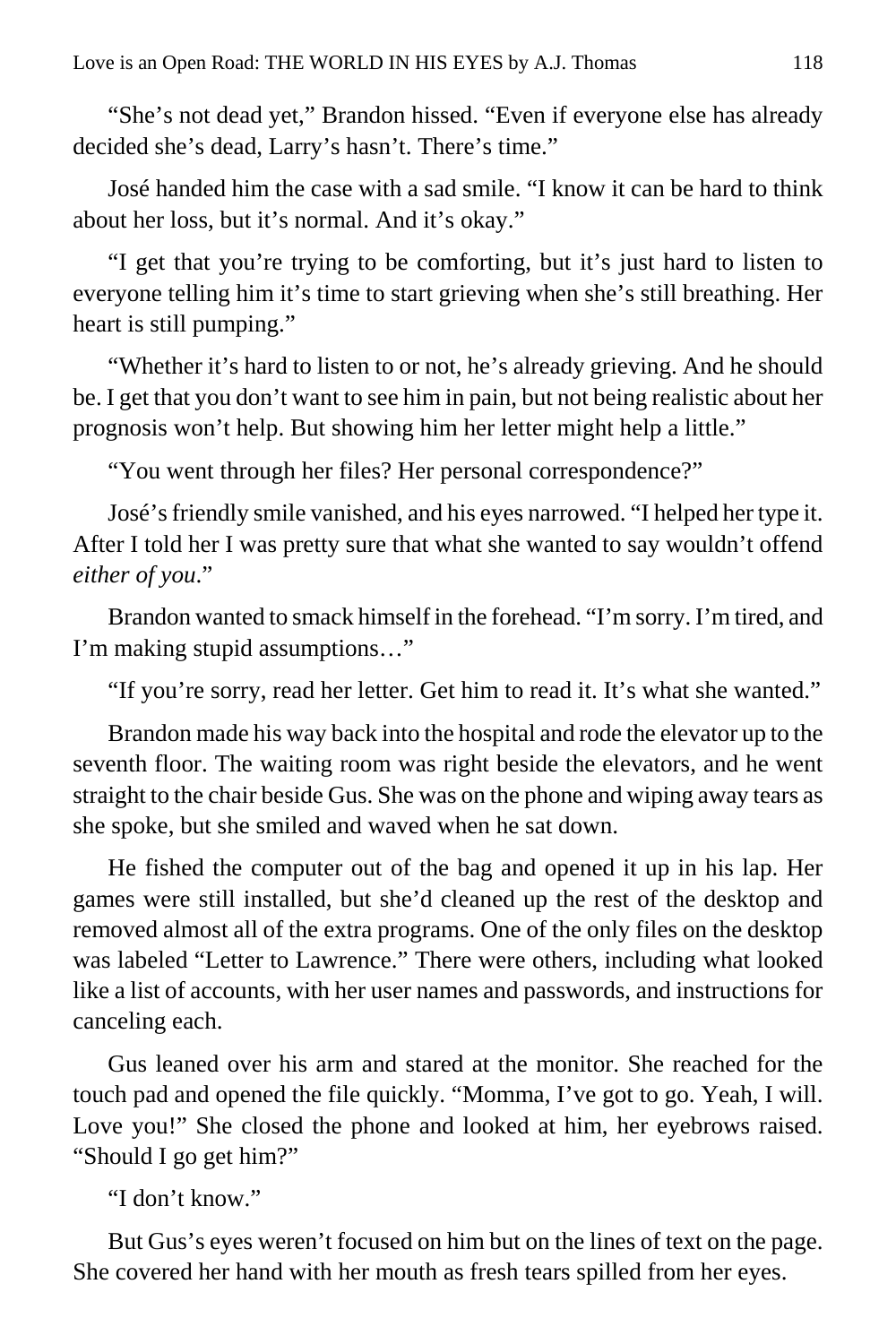"She's not dead yet," Brandon hissed. "Even if everyone else has already decided she's dead, Larry's hasn't. There's time."

José handed him the case with a sad smile. "I know it can be hard to think about her loss, but it's normal. And it's okay."

"I get that you're trying to be comforting, but it's just hard to listen to everyone telling him it's time to start grieving when she's still breathing. Her heart is still pumping."

"Whether it's hard to listen to or not, he's already grieving. And he should be. I get that you don't want to see him in pain, but not being realistic about her prognosis won't help. But showing him her letter might help a little."

"You went through her files? Her personal correspondence?"

José's friendly smile vanished, and his eyes narrowed. "I helped her type it. After I told her I was pretty sure that what she wanted to say wouldn't offend *either of you*."

Brandon wanted to smack himself in the forehead. "I'm sorry. I'm tired, and I'm making stupid assumptions…"

"If you're sorry, read her letter. Get him to read it. It's what she wanted."

Brandon made his way back into the hospital and rode the elevator up to the seventh floor. The waiting room was right beside the elevators, and he went straight to the chair beside Gus. She was on the phone and wiping away tears as she spoke, but she smiled and waved when he sat down.

He fished the computer out of the bag and opened it up in his lap. Her games were still installed, but she'd cleaned up the rest of the desktop and removed almost all of the extra programs. One of the only files on the desktop was labeled "Letter to Lawrence." There were others, including what looked like a list of accounts, with her user names and passwords, and instructions for canceling each.

Gus leaned over his arm and stared at the monitor. She reached for the touch pad and opened the file quickly. "Momma, I've got to go. Yeah, I will. Love you!" She closed the phone and looked at him, her eyebrows raised. "Should I go get him?"

"I don't know."

But Gus's eyes weren't focused on him but on the lines of text on the page. She covered her hand with her mouth as fresh tears spilled from her eyes.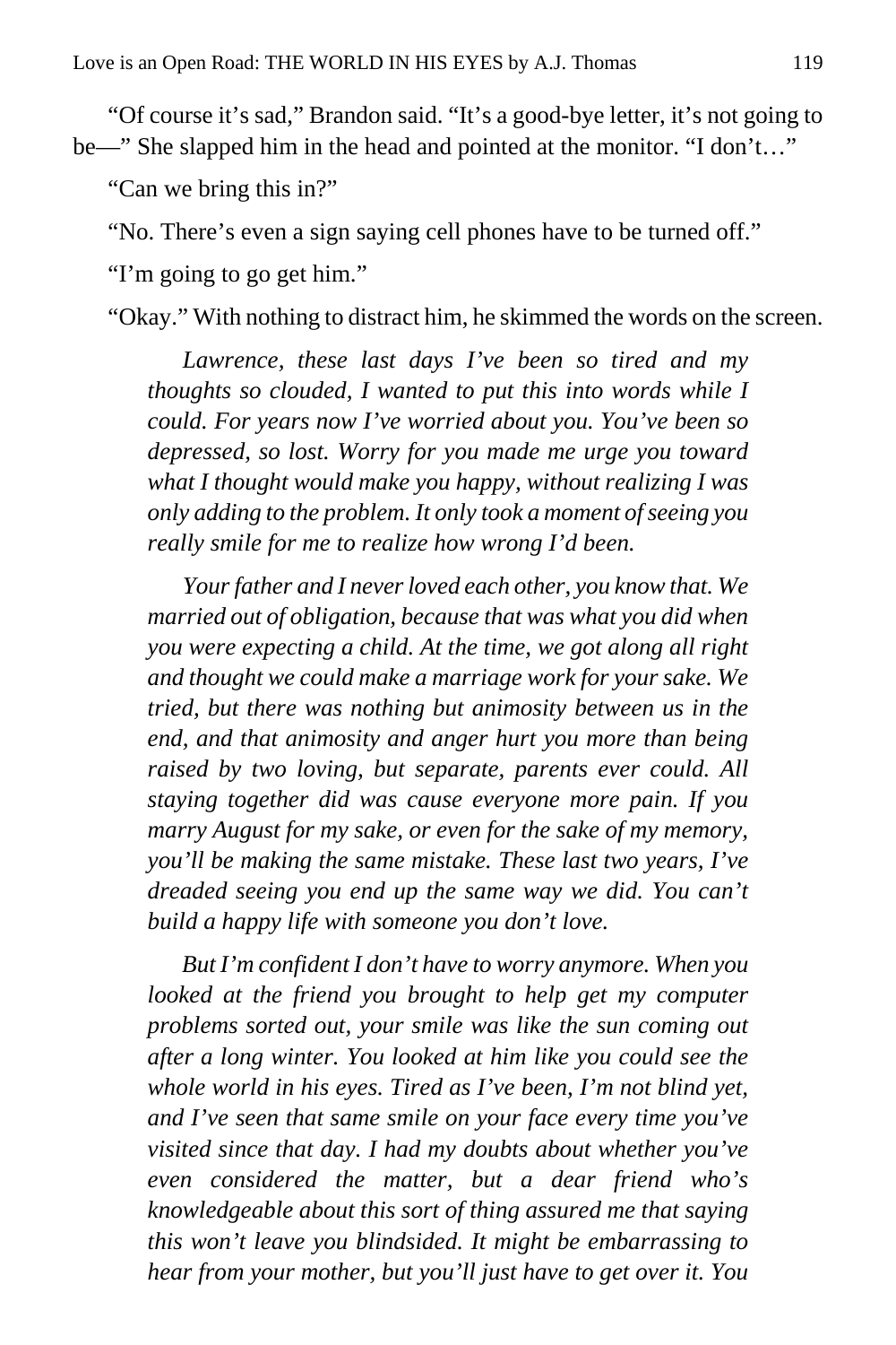"Of course it's sad," Brandon said. "It's a good-bye letter, it's not going to be—" She slapped him in the head and pointed at the monitor. "I don't…"

"Can we bring this in?"

"No. There's even a sign saying cell phones have to be turned off."

"I'm going to go get him."

"Okay." With nothing to distract him, he skimmed the words on the screen.

> *Lawrence, these last days I've been so tired and my thoughts so clouded, I wanted to put this into words while I could. For years now I've worried about you. You've been so depressed, so lost. Worry for you made me urge you toward what I thought would make you happy, without realizing I was only adding to the problem. It only took a moment of seeing you really smile for me to realize how wrong I'd been.*
>
> *Your father and I never loved each other, you know that. We married out of obligation, because that was what you did when you were expecting a child. At the time, we got along all right and thought we could make a marriage work for your sake. We tried, but there was nothing but animosity between us in the end, and that animosity and anger hurt you more than being raised by two loving, but separate, parents ever could. All staying together did was cause everyone more pain. If you marry August for my sake, or even for the sake of my memory, you'll be making the same mistake. These last two years, I've dreaded seeing you end up the same way we did. You can't build a happy life with someone you don't love.*
>
> *But I'm confident I don't have to worry anymore. When you looked at the friend you brought to help get my computer problems sorted out, your smile was like the sun coming out after a long winter. You looked at him like you could see the whole world in his eyes. Tired as I've been, I'm not blind yet, and I've seen that same smile on your face every time you've visited since that day. I had my doubts about whether you've even considered the matter, but a dear friend who's knowledgeable about this sort of thing assured me that saying this won't leave you blindsided. It might be embarrassing to hear from your mother, but you'll just have to get over it. You*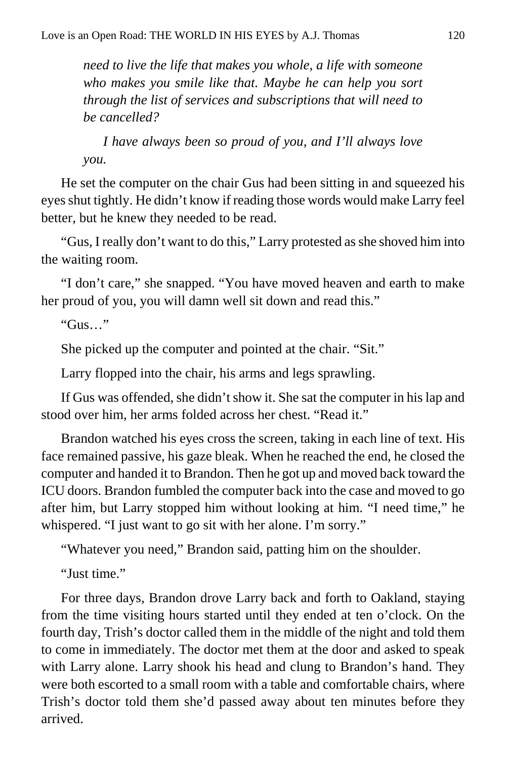*need to live the life that makes you whole, a life with someone who makes you smile like that. Maybe he can help you sort through the list of services and subscriptions that will need to be cancelled?*

*I have always been so proud of you, and I'll always love you.*

He set the computer on the chair Gus had been sitting in and squeezed his eyes shut tightly. He didn't know if reading those words would make Larry feel better, but he knew they needed to be read.

"Gus, I really don't want to do this," Larry protested as she shoved him into the waiting room.

"I don't care," she snapped. "You have moved heaven and earth to make her proud of you, you will damn well sit down and read this."

"Gus…"

She picked up the computer and pointed at the chair. "Sit."

Larry flopped into the chair, his arms and legs sprawling.

If Gus was offended, she didn't show it. She sat the computer in his lap and stood over him, her arms folded across her chest. "Read it."

Brandon watched his eyes cross the screen, taking in each line of text. His face remained passive, his gaze bleak. When he reached the end, he closed the computer and handed it to Brandon. Then he got up and moved back toward the ICU doors. Brandon fumbled the computer back into the case and moved to go after him, but Larry stopped him without looking at him. "I need time," he whispered. "I just want to go sit with her alone. I'm sorry."

"Whatever you need," Brandon said, patting him on the shoulder.

"Just time."

For three days, Brandon drove Larry back and forth to Oakland, staying from the time visiting hours started until they ended at ten o'clock. On the fourth day, Trish's doctor called them in the middle of the night and told them to come in immediately. The doctor met them at the door and asked to speak with Larry alone. Larry shook his head and clung to Brandon's hand. They were both escorted to a small room with a table and comfortable chairs, where Trish's doctor told them she'd passed away about ten minutes before they arrived.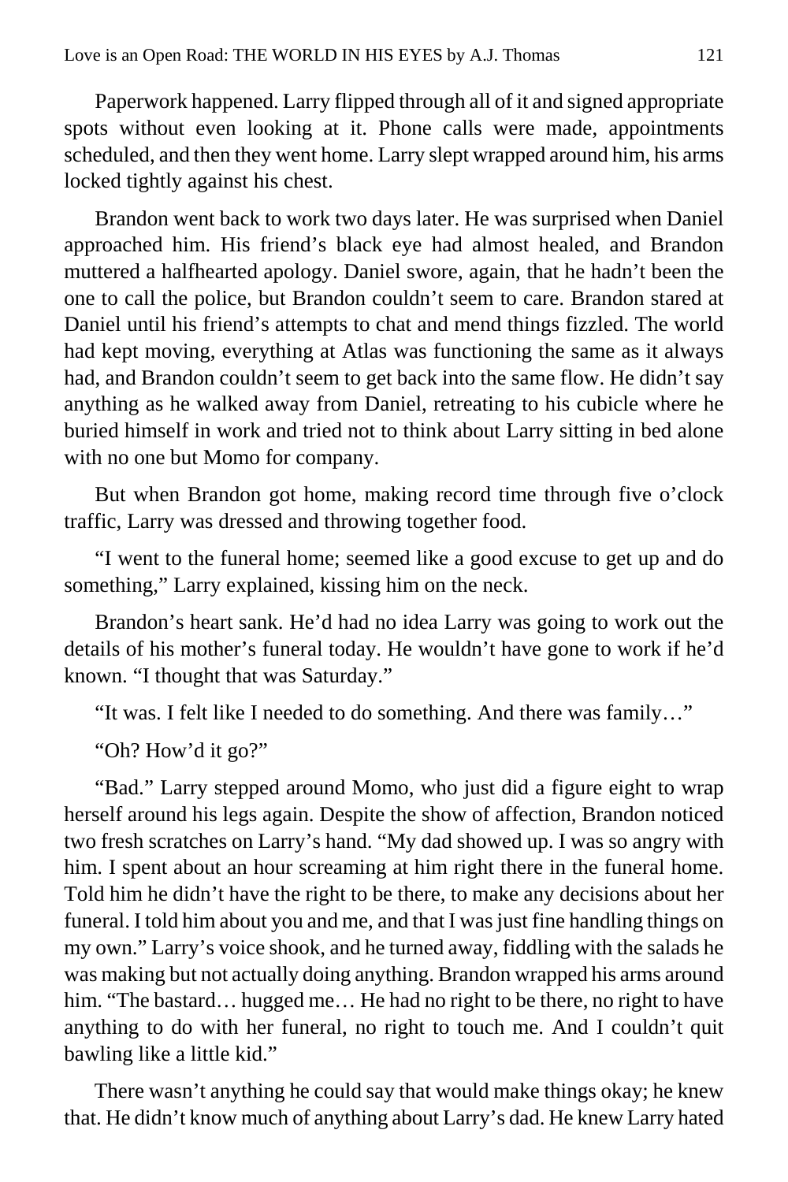Paperwork happened. Larry flipped through all of it and signed appropriate spots without even looking at it. Phone calls were made, appointments scheduled, and then they went home. Larry slept wrapped around him, his arms locked tightly against his chest.

Brandon went back to work two days later. He was surprised when Daniel approached him. His friend's black eye had almost healed, and Brandon muttered a halfhearted apology. Daniel swore, again, that he hadn't been the one to call the police, but Brandon couldn't seem to care. Brandon stared at Daniel until his friend's attempts to chat and mend things fizzled. The world had kept moving, everything at Atlas was functioning the same as it always had, and Brandon couldn't seem to get back into the same flow. He didn't say anything as he walked away from Daniel, retreating to his cubicle where he buried himself in work and tried not to think about Larry sitting in bed alone with no one but Momo for company.

But when Brandon got home, making record time through five o'clock traffic, Larry was dressed and throwing together food.

"I went to the funeral home; seemed like a good excuse to get up and do something," Larry explained, kissing him on the neck.

Brandon's heart sank. He'd had no idea Larry was going to work out the details of his mother's funeral today. He wouldn't have gone to work if he'd known. "I thought that was Saturday."

"It was. I felt like I needed to do something. And there was family…"

"Oh? How'd it go?"

"Bad." Larry stepped around Momo, who just did a figure eight to wrap herself around his legs again. Despite the show of affection, Brandon noticed two fresh scratches on Larry's hand. "My dad showed up. I was so angry with him. I spent about an hour screaming at him right there in the funeral home. Told him he didn't have the right to be there, to make any decisions about her funeral. I told him about you and me, and that I was just fine handling things on my own." Larry's voice shook, and he turned away, fiddling with the salads he was making but not actually doing anything. Brandon wrapped his arms around him. "The bastard… hugged me… He had no right to be there, no right to have anything to do with her funeral, no right to touch me. And I couldn't quit bawling like a little kid."

There wasn't anything he could say that would make things okay; he knew that. He didn't know much of anything about Larry's dad. He knew Larry hated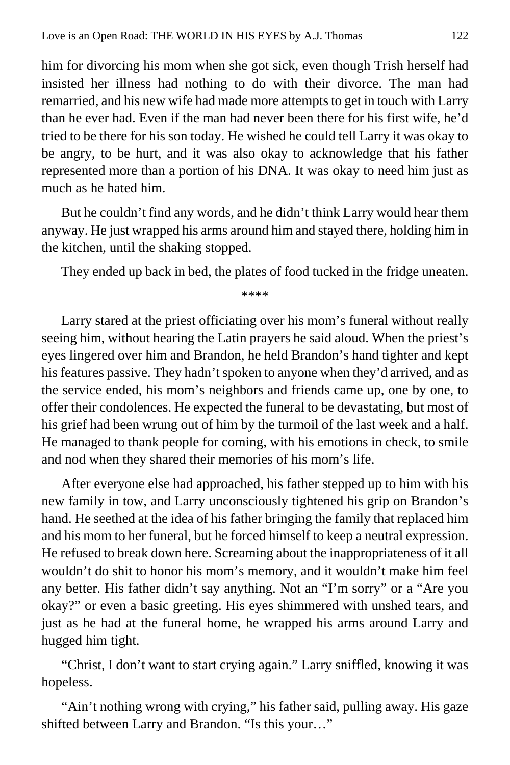him for divorcing his mom when she got sick, even though Trish herself had insisted her illness had nothing to do with their divorce. The man had remarried, and his new wife had made more attempts to get in touch with Larry than he ever had. Even if the man had never been there for his first wife, he'd tried to be there for his son today. He wished he could tell Larry it was okay to be angry, to be hurt, and it was also okay to acknowledge that his father represented more than a portion of his DNA. It was okay to need him just as much as he hated him.

But he couldn't find any words, and he didn't think Larry would hear them anyway. He just wrapped his arms around him and stayed there, holding him in the kitchen, until the shaking stopped.

They ended up back in bed, the plates of food tucked in the fridge uneaten.

****

Larry stared at the priest officiating over his mom's funeral without really seeing him, without hearing the Latin prayers he said aloud. When the priest's eyes lingered over him and Brandon, he held Brandon's hand tighter and kept his features passive. They hadn't spoken to anyone when they'd arrived, and as the service ended, his mom's neighbors and friends came up, one by one, to offer their condolences. He expected the funeral to be devastating, but most of his grief had been wrung out of him by the turmoil of the last week and a half. He managed to thank people for coming, with his emotions in check, to smile and nod when they shared their memories of his mom's life.

After everyone else had approached, his father stepped up to him with his new family in tow, and Larry unconsciously tightened his grip on Brandon's hand. He seethed at the idea of his father bringing the family that replaced him and his mom to her funeral, but he forced himself to keep a neutral expression. He refused to break down here. Screaming about the inappropriateness of it all wouldn't do shit to honor his mom's memory, and it wouldn't make him feel any better. His father didn't say anything. Not an "I'm sorry" or a "Are you okay?" or even a basic greeting. His eyes shimmered with unshed tears, and just as he had at the funeral home, he wrapped his arms around Larry and hugged him tight.

"Christ, I don't want to start crying again." Larry sniffled, knowing it was hopeless.

"Ain't nothing wrong with crying," his father said, pulling away. His gaze shifted between Larry and Brandon. "Is this your…"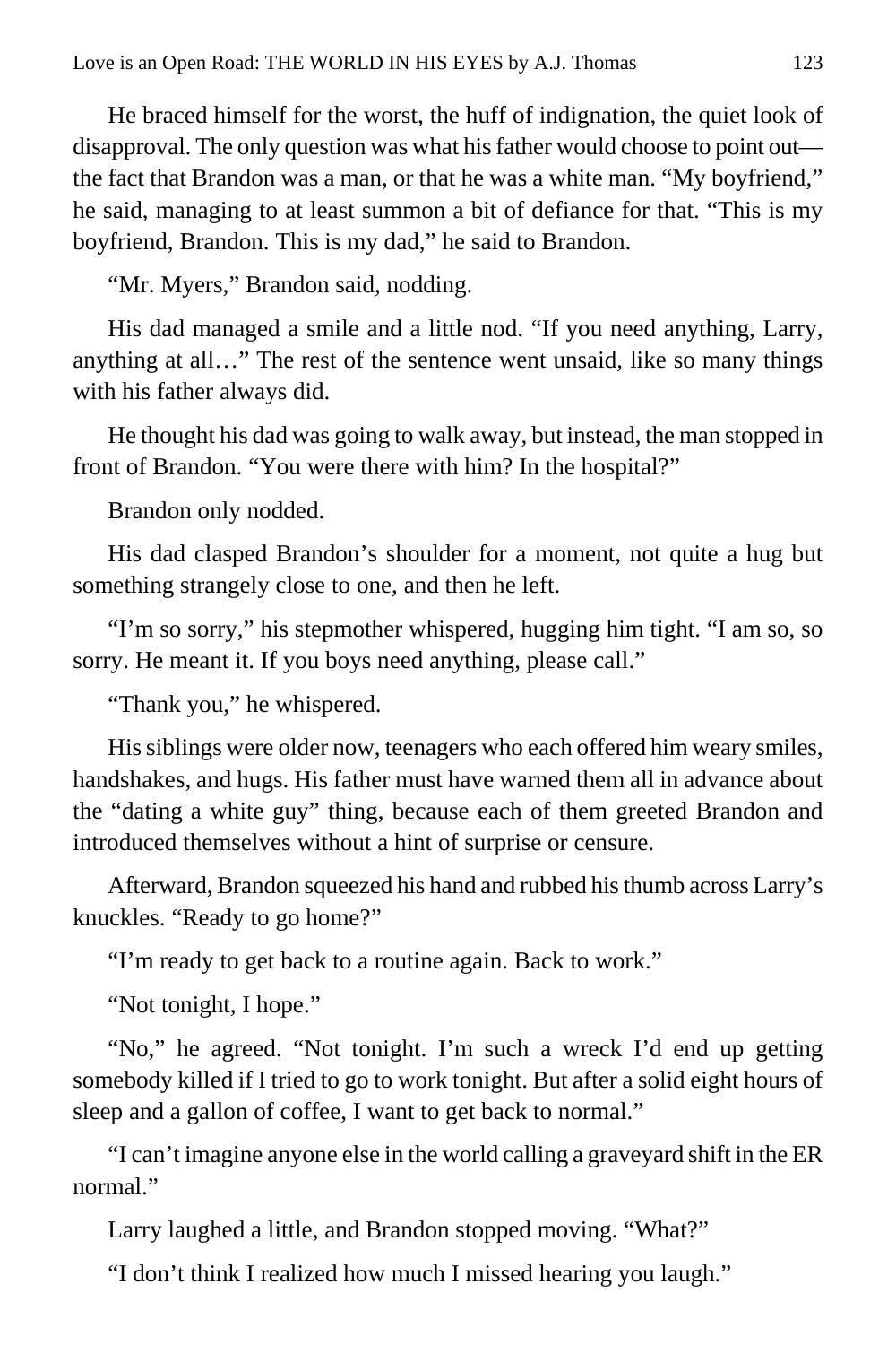He braced himself for the worst, the huff of indignation, the quiet look of disapproval. The only question was what his father would choose to point out—the fact that Brandon was a man, or that he was a white man. "My boyfriend," he said, managing to at least summon a bit of defiance for that. "This is my boyfriend, Brandon. This is my dad," he said to Brandon.

"Mr. Myers," Brandon said, nodding.

His dad managed a smile and a little nod. "If you need anything, Larry, anything at all…" The rest of the sentence went unsaid, like so many things with his father always did.

He thought his dad was going to walk away, but instead, the man stopped in front of Brandon. "You were there with him? In the hospital?"

Brandon only nodded.

His dad clasped Brandon's shoulder for a moment, not quite a hug but something strangely close to one, and then he left.

"I'm so sorry," his stepmother whispered, hugging him tight. "I am so, so sorry. He meant it. If you boys need anything, please call."

"Thank you," he whispered.

His siblings were older now, teenagers who each offered him weary smiles, handshakes, and hugs. His father must have warned them all in advance about the "dating a white guy" thing, because each of them greeted Brandon and introduced themselves without a hint of surprise or censure.

Afterward, Brandon squeezed his hand and rubbed his thumb across Larry's knuckles. "Ready to go home?"

"I'm ready to get back to a routine again. Back to work."

"Not tonight, I hope."

"No," he agreed. "Not tonight. I'm such a wreck I'd end up getting somebody killed if I tried to go to work tonight. But after a solid eight hours of sleep and a gallon of coffee, I want to get back to normal."

"I can't imagine anyone else in the world calling a graveyard shift in the ER normal."

Larry laughed a little, and Brandon stopped moving. "What?"

"I don't think I realized how much I missed hearing you laugh."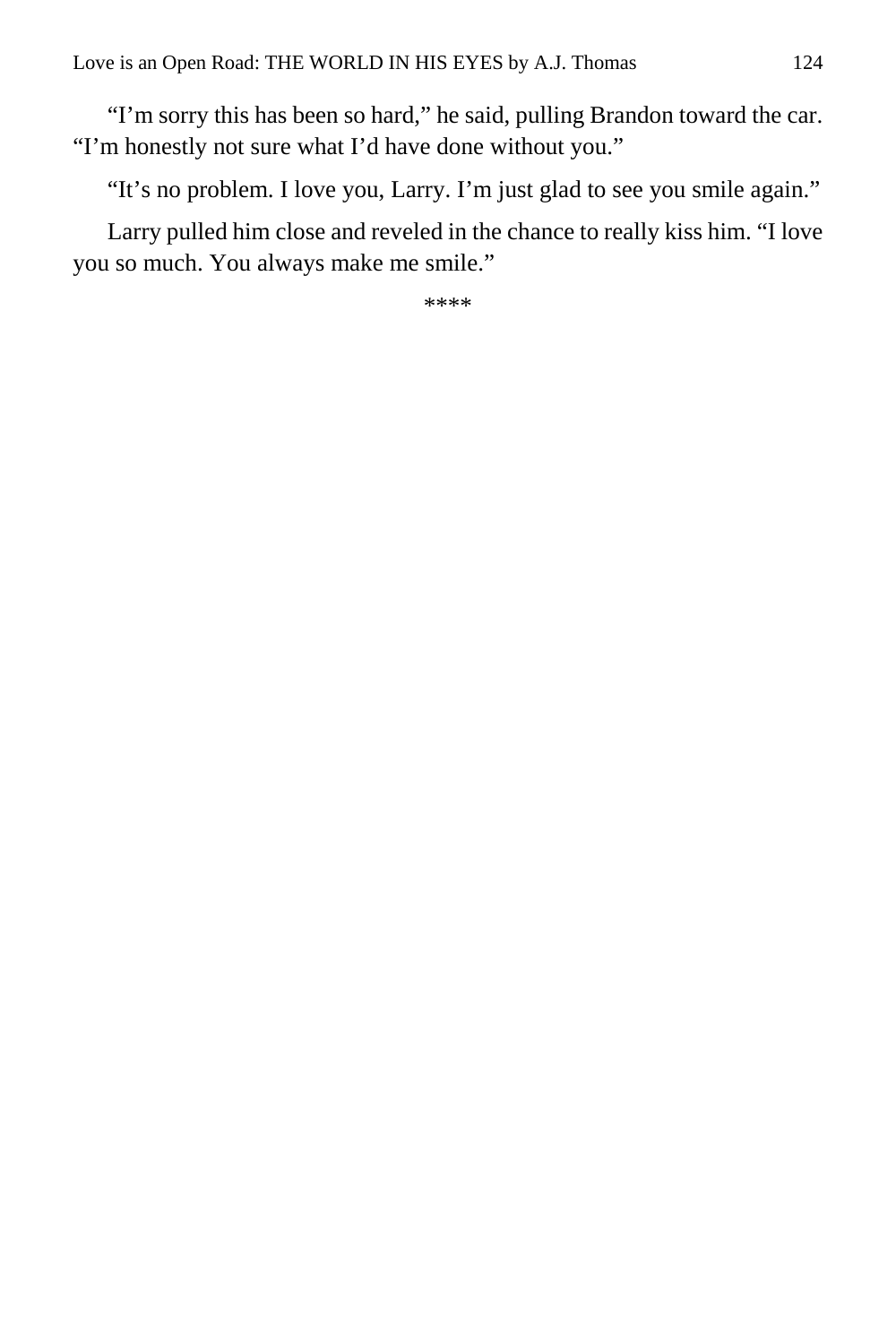"I'm sorry this has been so hard," he said, pulling Brandon toward the car. "I'm honestly not sure what I'd have done without you."

"It's no problem. I love you, Larry. I'm just glad to see you smile again."

Larry pulled him close and reveled in the chance to really kiss him. "I love you so much. You always make me smile."

****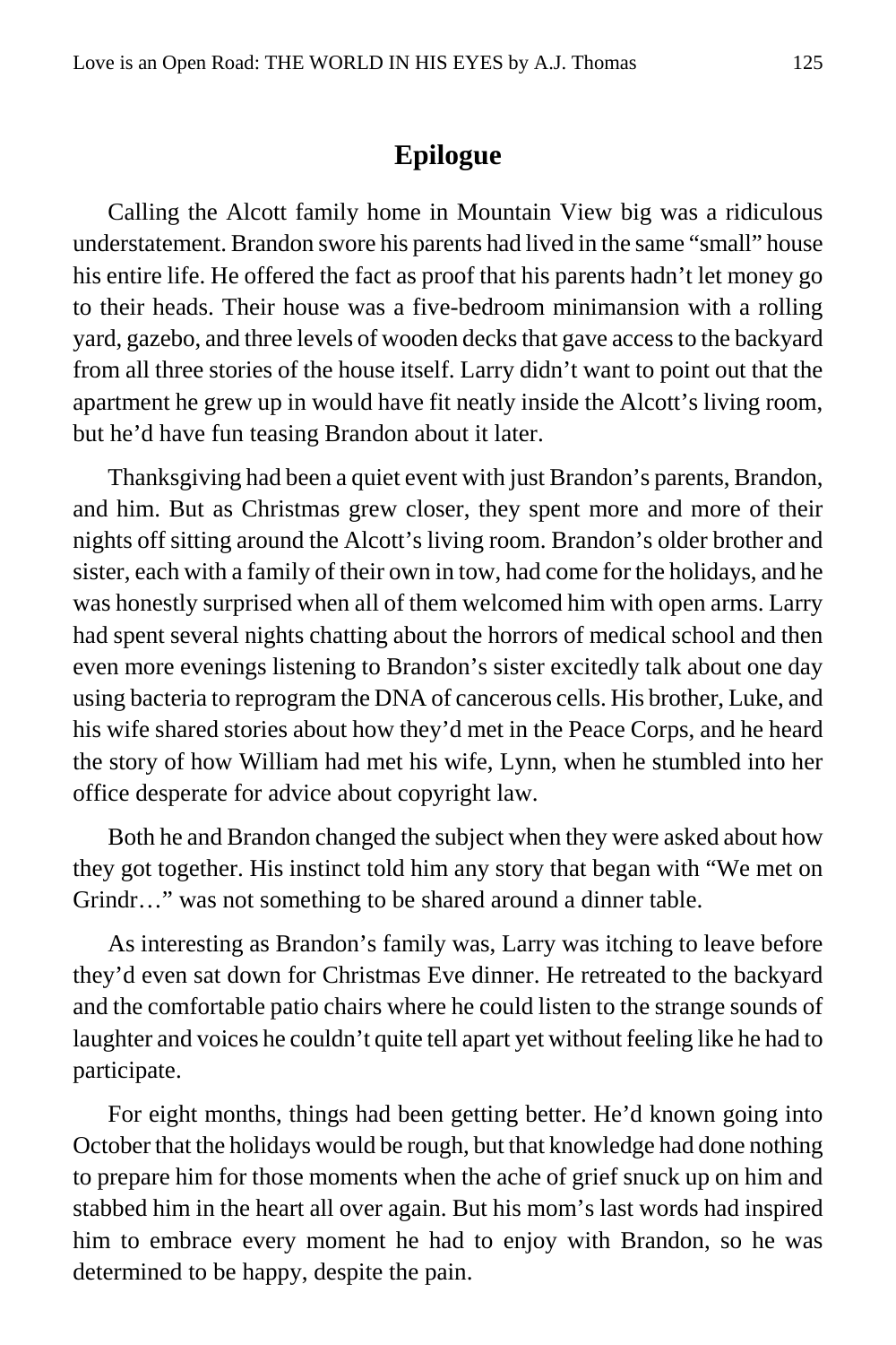## Epilogue

Calling the Alcott family home in Mountain View big was a ridiculous understatement. Brandon swore his parents had lived in the same "small" house his entire life. He offered the fact as proof that his parents hadn't let money go to their heads. Their house was a five-bedroom minimansion with a rolling yard, gazebo, and three levels of wooden decks that gave access to the backyard from all three stories of the house itself. Larry didn't want to point out that the apartment he grew up in would have fit neatly inside the Alcott's living room, but he'd have fun teasing Brandon about it later.

Thanksgiving had been a quiet event with just Brandon's parents, Brandon, and him. But as Christmas grew closer, they spent more and more of their nights off sitting around the Alcott's living room. Brandon's older brother and sister, each with a family of their own in tow, had come for the holidays, and he was honestly surprised when all of them welcomed him with open arms. Larry had spent several nights chatting about the horrors of medical school and then even more evenings listening to Brandon's sister excitedly talk about one day using bacteria to reprogram the DNA of cancerous cells. His brother, Luke, and his wife shared stories about how they'd met in the Peace Corps, and he heard the story of how William had met his wife, Lynn, when he stumbled into her office desperate for advice about copyright law.

Both he and Brandon changed the subject when they were asked about how they got together. His instinct told him any story that began with "We met on Grindr…" was not something to be shared around a dinner table.

As interesting as Brandon's family was, Larry was itching to leave before they'd even sat down for Christmas Eve dinner. He retreated to the backyard and the comfortable patio chairs where he could listen to the strange sounds of laughter and voices he couldn't quite tell apart yet without feeling like he had to participate.

For eight months, things had been getting better. He'd known going into October that the holidays would be rough, but that knowledge had done nothing to prepare him for those moments when the ache of grief snuck up on him and stabbed him in the heart all over again. But his mom's last words had inspired him to embrace every moment he had to enjoy with Brandon, so he was determined to be happy, despite the pain.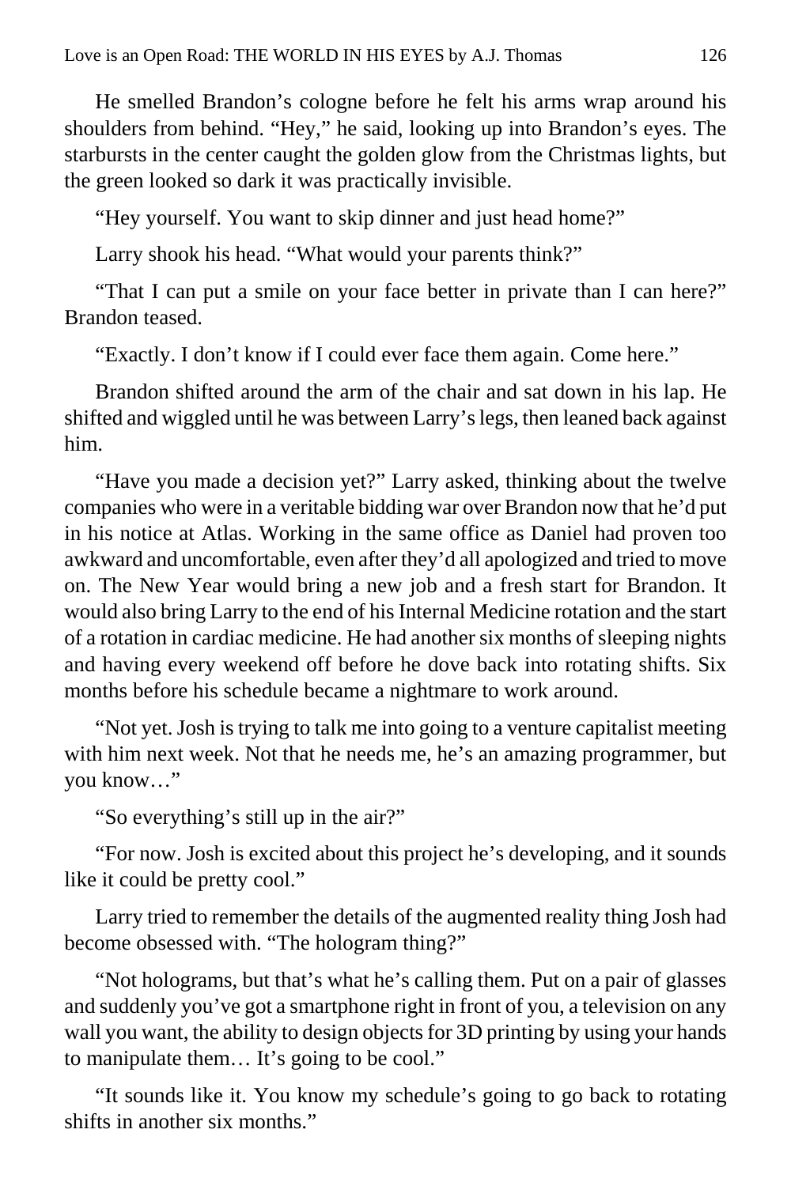He smelled Brandon's cologne before he felt his arms wrap around his shoulders from behind. "Hey," he said, looking up into Brandon's eyes. The starbursts in the center caught the golden glow from the Christmas lights, but the green looked so dark it was practically invisible.

"Hey yourself. You want to skip dinner and just head home?"

Larry shook his head. "What would your parents think?"

"That I can put a smile on your face better in private than I can here?" Brandon teased.

"Exactly. I don't know if I could ever face them again. Come here."

Brandon shifted around the arm of the chair and sat down in his lap. He shifted and wiggled until he was between Larry's legs, then leaned back against him.

"Have you made a decision yet?" Larry asked, thinking about the twelve companies who were in a veritable bidding war over Brandon now that he'd put in his notice at Atlas. Working in the same office as Daniel had proven too awkward and uncomfortable, even after they'd all apologized and tried to move on. The New Year would bring a new job and a fresh start for Brandon. It would also bring Larry to the end of his Internal Medicine rotation and the start of a rotation in cardiac medicine. He had another six months of sleeping nights and having every weekend off before he dove back into rotating shifts. Six months before his schedule became a nightmare to work around.

"Not yet. Josh is trying to talk me into going to a venture capitalist meeting with him next week. Not that he needs me, he's an amazing programmer, but you know…"

"So everything's still up in the air?"

"For now. Josh is excited about this project he's developing, and it sounds like it could be pretty cool."

Larry tried to remember the details of the augmented reality thing Josh had become obsessed with. "The hologram thing?"

"Not holograms, but that's what he's calling them. Put on a pair of glasses and suddenly you've got a smartphone right in front of you, a television on any wall you want, the ability to design objects for 3D printing by using your hands to manipulate them… It's going to be cool."

"It sounds like it. You know my schedule's going to go back to rotating shifts in another six months."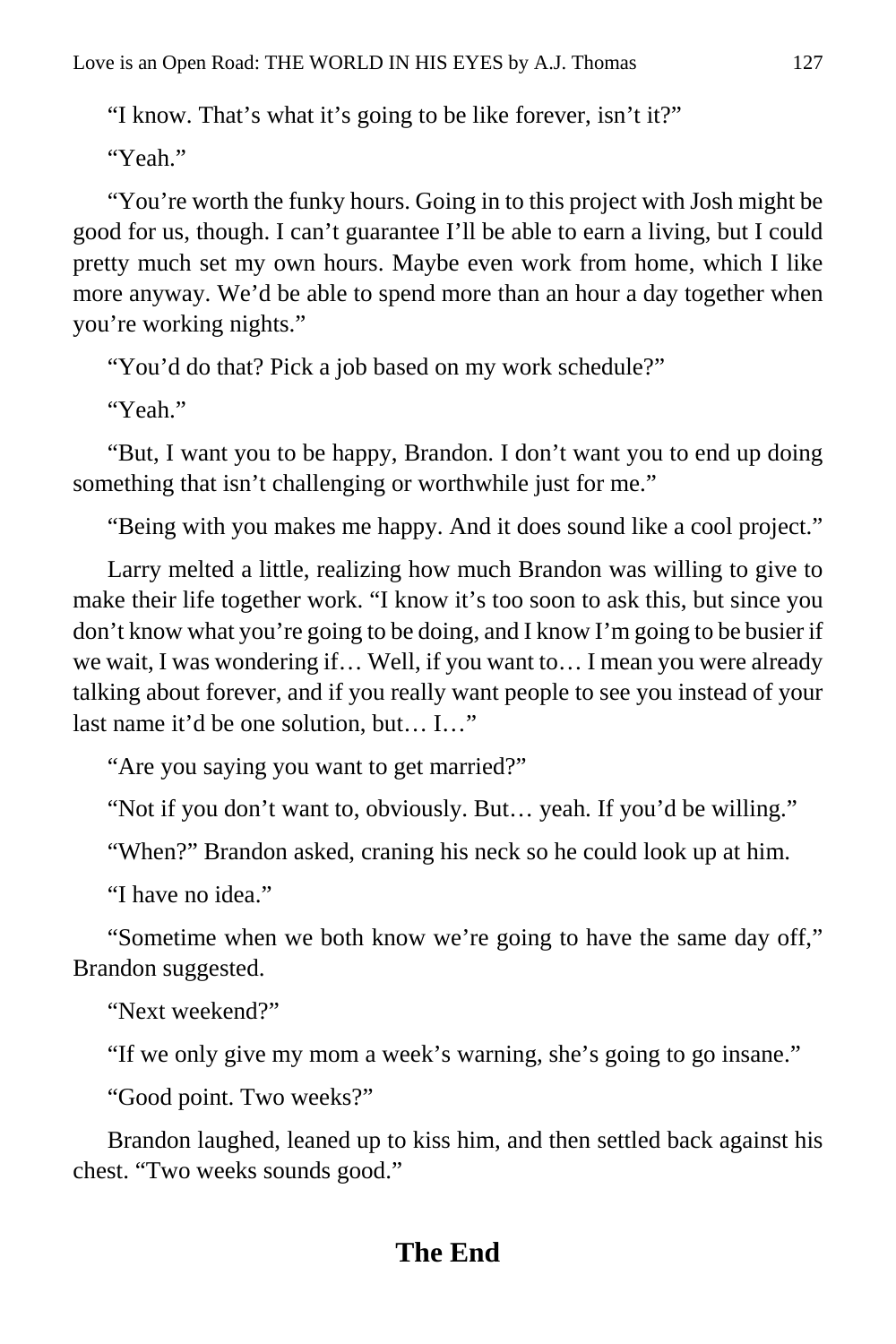"I know. That's what it's going to be like forever, isn't it?"

"Yeah."

"You're worth the funky hours. Going in to this project with Josh might be good for us, though. I can't guarantee I'll be able to earn a living, but I could pretty much set my own hours. Maybe even work from home, which I like more anyway. We'd be able to spend more than an hour a day together when you're working nights."

"You'd do that? Pick a job based on my work schedule?"

"Yeah."

"But, I want you to be happy, Brandon. I don't want you to end up doing something that isn't challenging or worthwhile just for me."

"Being with you makes me happy. And it does sound like a cool project."

Larry melted a little, realizing how much Brandon was willing to give to make their life together work. "I know it's too soon to ask this, but since you don't know what you're going to be doing, and I know I'm going to be busier if we wait, I was wondering if… Well, if you want to… I mean you were already talking about forever, and if you really want people to see you instead of your last name it'd be one solution, but… I…"

"Are you saying you want to get married?"

"Not if you don't want to, obviously. But… yeah. If you'd be willing."

"When?" Brandon asked, craning his neck so he could look up at him.

"I have no idea."

"Sometime when we both know we're going to have the same day off," Brandon suggested.

"Next weekend?"

"If we only give my mom a week's warning, she's going to go insane."

"Good point. Two weeks?"

Brandon laughed, leaned up to kiss him, and then settled back against his chest. "Two weeks sounds good."

## The End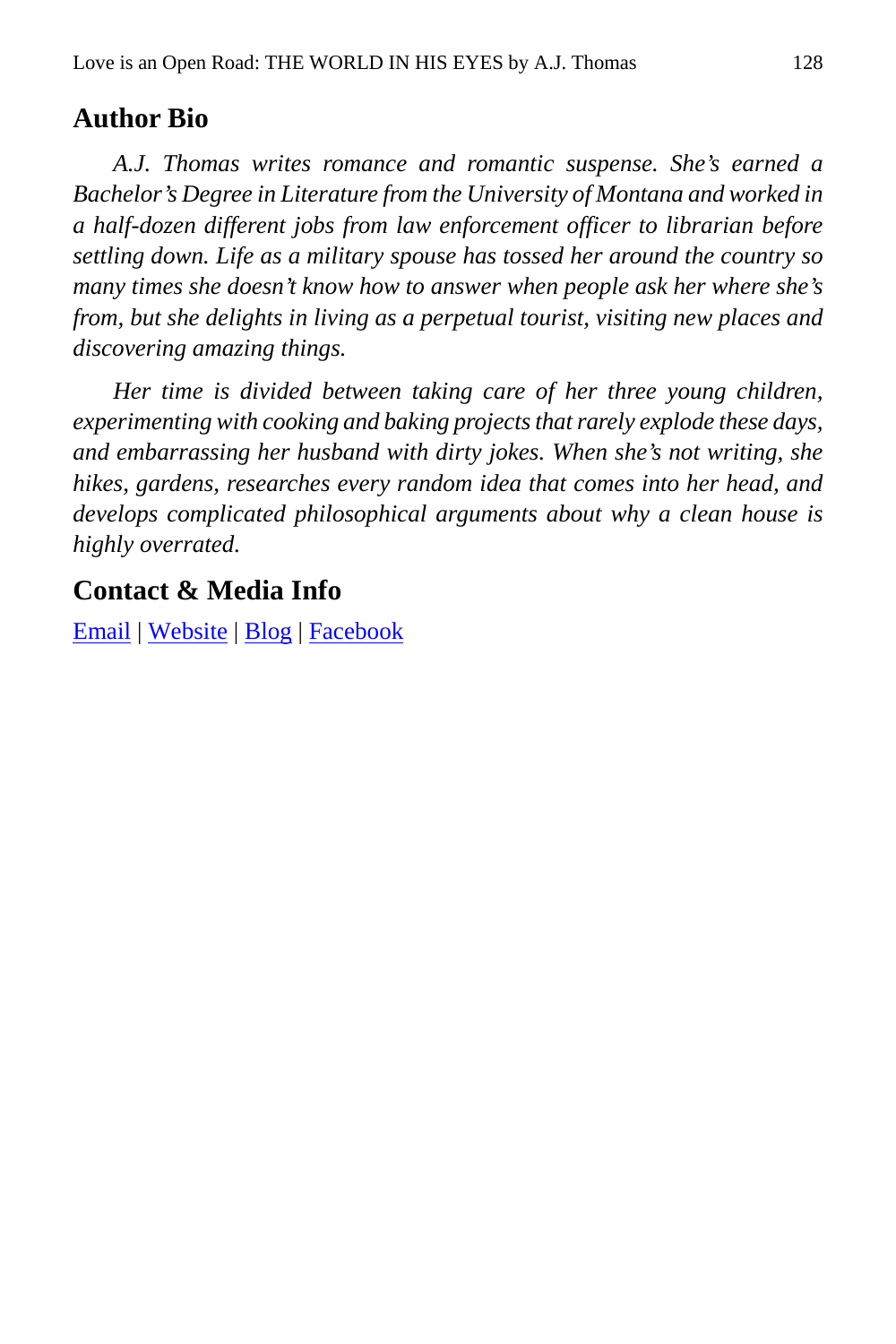## Author Bio

*A.J. Thomas writes romance and romantic suspense. She's earned a Bachelor's Degree in Literature from the University of Montana and worked in a half-dozen different jobs from law enforcement officer to librarian before settling down. Life as a military spouse has tossed her around the country so many times she doesn't know how to answer when people ask her where she's from, but she delights in living as a perpetual tourist, visiting new places and discovering amazing things.*

*Her time is divided between taking care of her three young children, experimenting with cooking and baking projects that rarely explode these days, and embarrassing her husband with dirty jokes. When she's not writing, she hikes, gardens, researches every random idea that comes into her head, and develops complicated philosophical arguments about why a clean house is highly overrated.*

## Contact & Media Info

Email | Website | Blog | Facebook